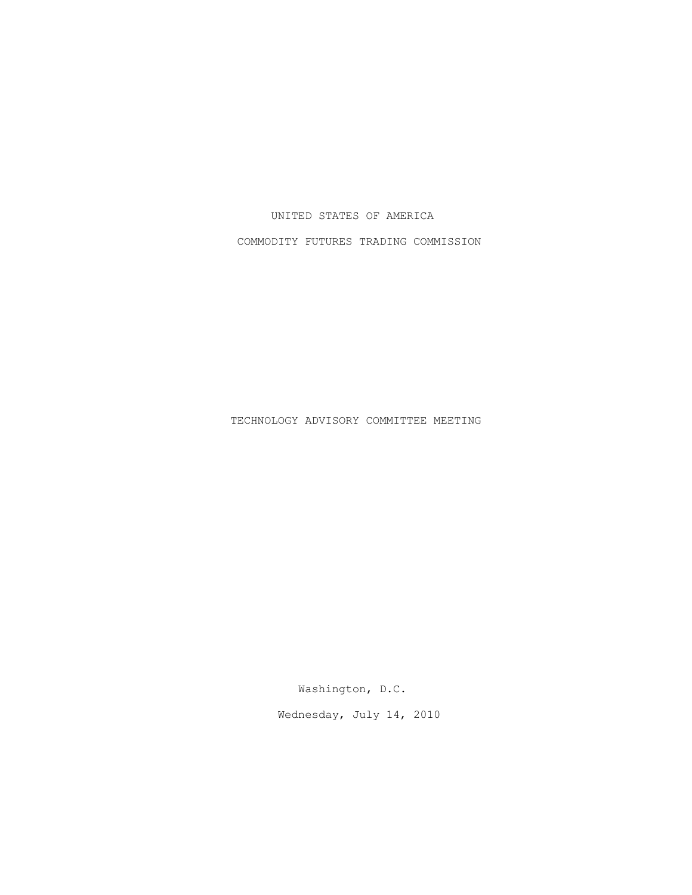UNITED STATES OF AMERICA

COMMODITY FUTURES TRADING COMMISSION

TECHNOLOGY ADVISORY COMMITTEE MEETING

Washington, D.C.

Wednesday, July 14, 2010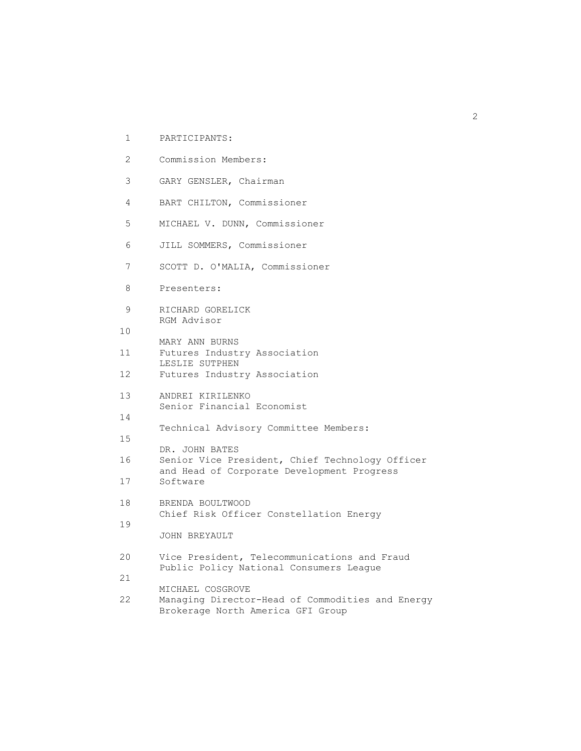PARTICIPANTS:

Commission Members:

GARY GENSLER, Chairman

BART CHILTON, Commissioner

MICHAEL V. DUNN, Commissioner

JILL SOMMERS, Commissioner

SCOTT D. O'MALIA, Commissioner

Presenters:

RICHARD GORELICK
RGM Advisor

MARY ANN BURNS
Futures Industry Association

LESLIE SUTPHEN
Futures Industry Association

ANDREI KIRILENKO
Senior Financial Economist

Technical Advisory Committee Members:

DR. JOHN BATES
Senior Vice President, Chief Technology Officer and Head of Corporate Development Progress Software

BRENDA BOULTWOOD
Chief Risk Officer Constellation Energy

JOHN BREYAULT
Vice President, Telecommunications and Fraud Public Policy National Consumers League

MICHAEL COSGROVE
Managing Director-Head of Commodities and Energy Brokerage North America GFI Group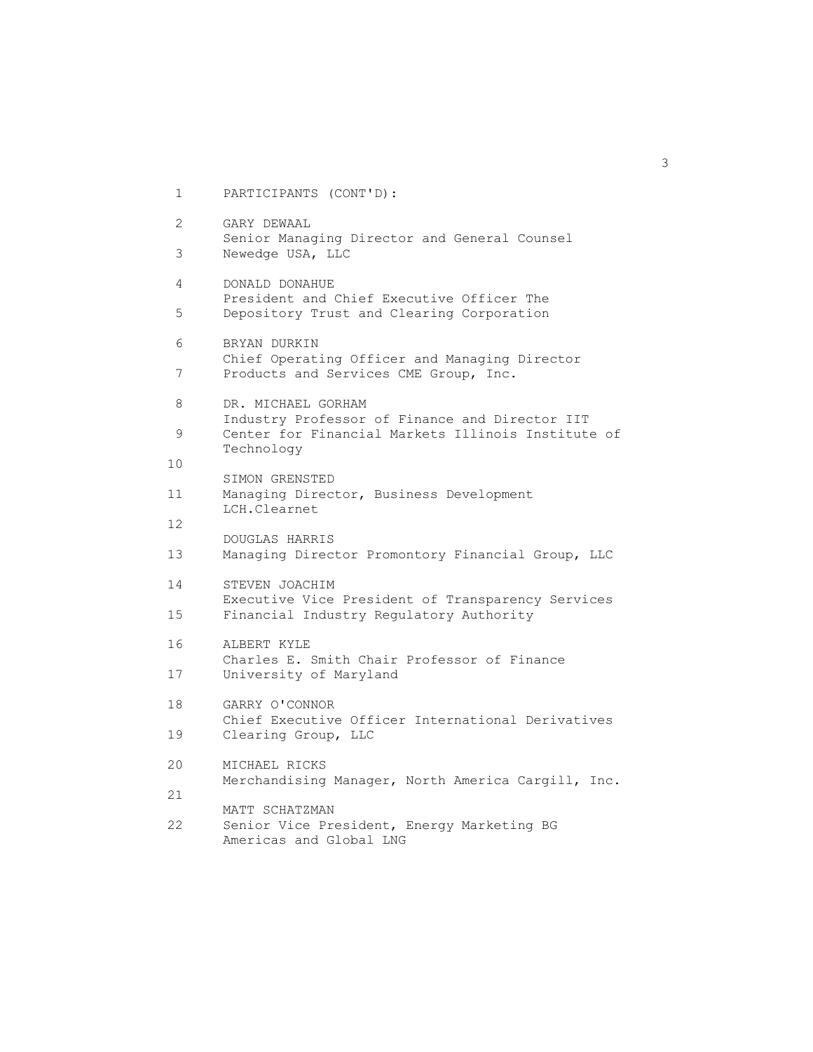PARTICIPANTS (CONT'D):

GARY DEWAAL
Senior Managing Director and General Counsel
Newedge USA, LLC

DONALD DONAHUE
President and Chief Executive Officer The
Depository Trust and Clearing Corporation

BRYAN DURKIN
Chief Operating Officer and Managing Director
Products and Services CME Group, Inc.

DR. MICHAEL GORHAM
Industry Professor of Finance and Director IIT
Center for Financial Markets Illinois Institute of
Technology

SIMON GRENSTED
Managing Director, Business Development
LCH.Clearnet

DOUGLAS HARRIS
Managing Director Promontory Financial Group, LLC

STEVEN JOACHIM
Executive Vice President of Transparency Services
Financial Industry Regulatory Authority

ALBERT KYLE
Charles E. Smith Chair Professor of Finance
University of Maryland

GARRY O'CONNOR
Chief Executive Officer International Derivatives
Clearing Group, LLC

MICHAEL RICKS
Merchandising Manager, North America Cargill, Inc.

MATT SCHATZMAN
Senior Vice President, Energy Marketing BG
Americas and Global LNG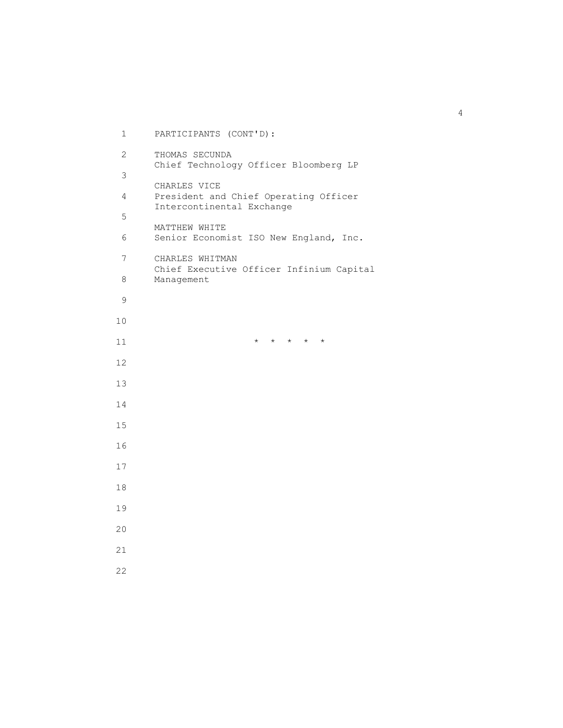PARTICIPANTS (CONT'D):

THOMAS SECUNDA
Chief Technology Officer Bloomberg LP

CHARLES VICE
President and Chief Operating Officer
Intercontinental Exchange

MATTHEW WHITE
Senior Economist ISO New England, Inc.

CHARLES WHITMAN
Chief Executive Officer Infinium Capital Management

\* \* \* \* \*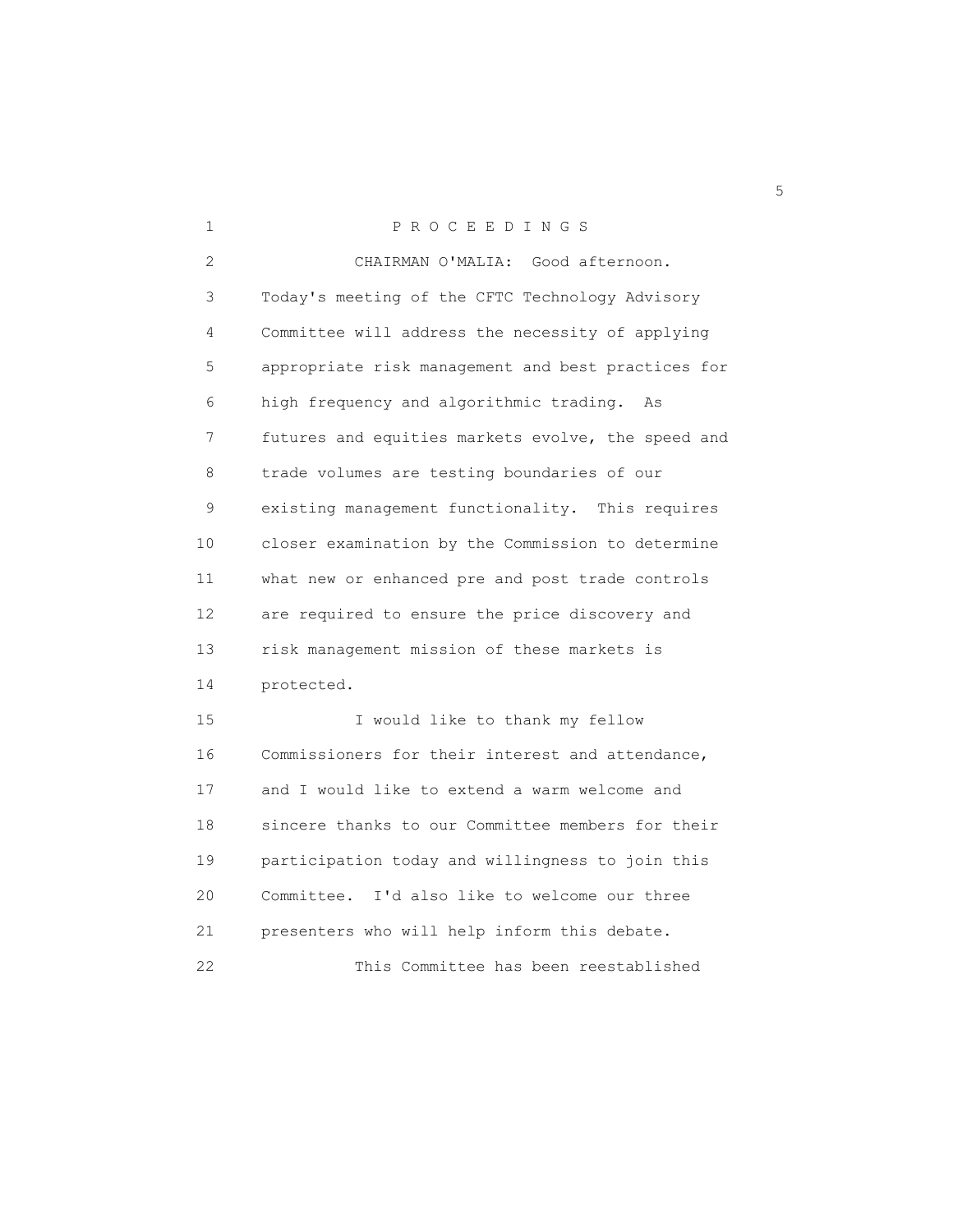P R O C E E D I N G S

CHAIRMAN O'MALIA: Good afternoon. Today's meeting of the CFTC Technology Advisory Committee will address the necessity of applying appropriate risk management and best practices for high frequency and algorithmic trading. As futures and equities markets evolve, the speed and trade volumes are testing boundaries of our existing management functionality. This requires closer examination by the Commission to determine what new or enhanced pre and post trade controls are required to ensure the price discovery and risk management mission of these markets is protected.

I would like to thank my fellow Commissioners for their interest and attendance, and I would like to extend a warm welcome and sincere thanks to our Committee members for their participation today and willingness to join this Committee. I'd also like to welcome our three presenters who will help inform this debate.

This Committee has been reestablished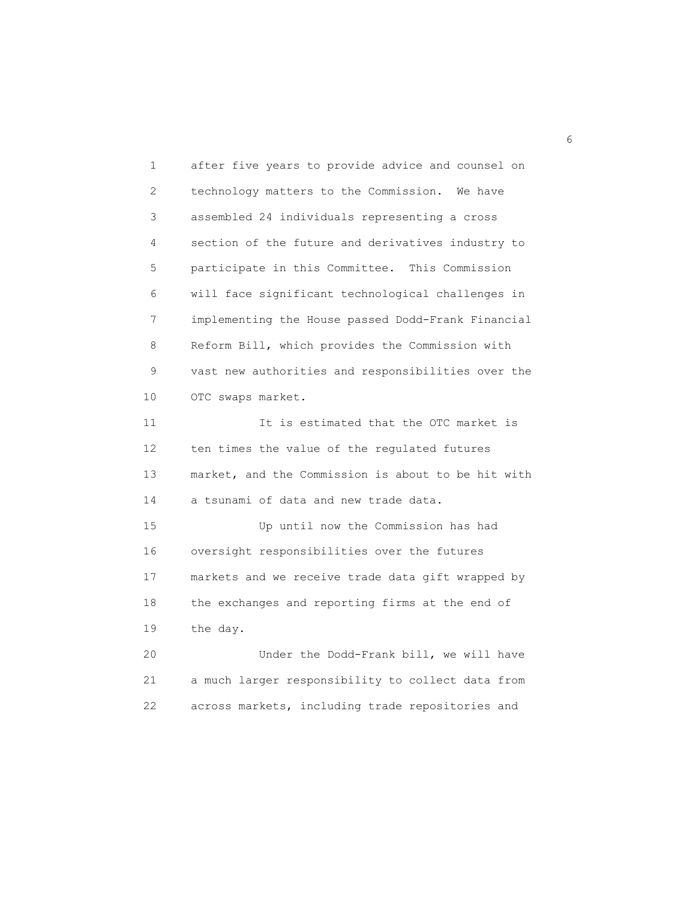after five years to provide advice and counsel on technology matters to the Commission. We have assembled 24 individuals representing a cross section of the future and derivatives industry to participate in this Committee. This Commission will face significant technological challenges in implementing the House passed Dodd-Frank Financial Reform Bill, which provides the Commission with vast new authorities and responsibilities over the OTC swaps market.

It is estimated that the OTC market is ten times the value of the regulated futures market, and the Commission is about to be hit with a tsunami of data and new trade data.

Up until now the Commission has had oversight responsibilities over the futures markets and we receive trade data gift wrapped by the exchanges and reporting firms at the end of the day.

Under the Dodd-Frank bill, we will have a much larger responsibility to collect data from across markets, including trade repositories and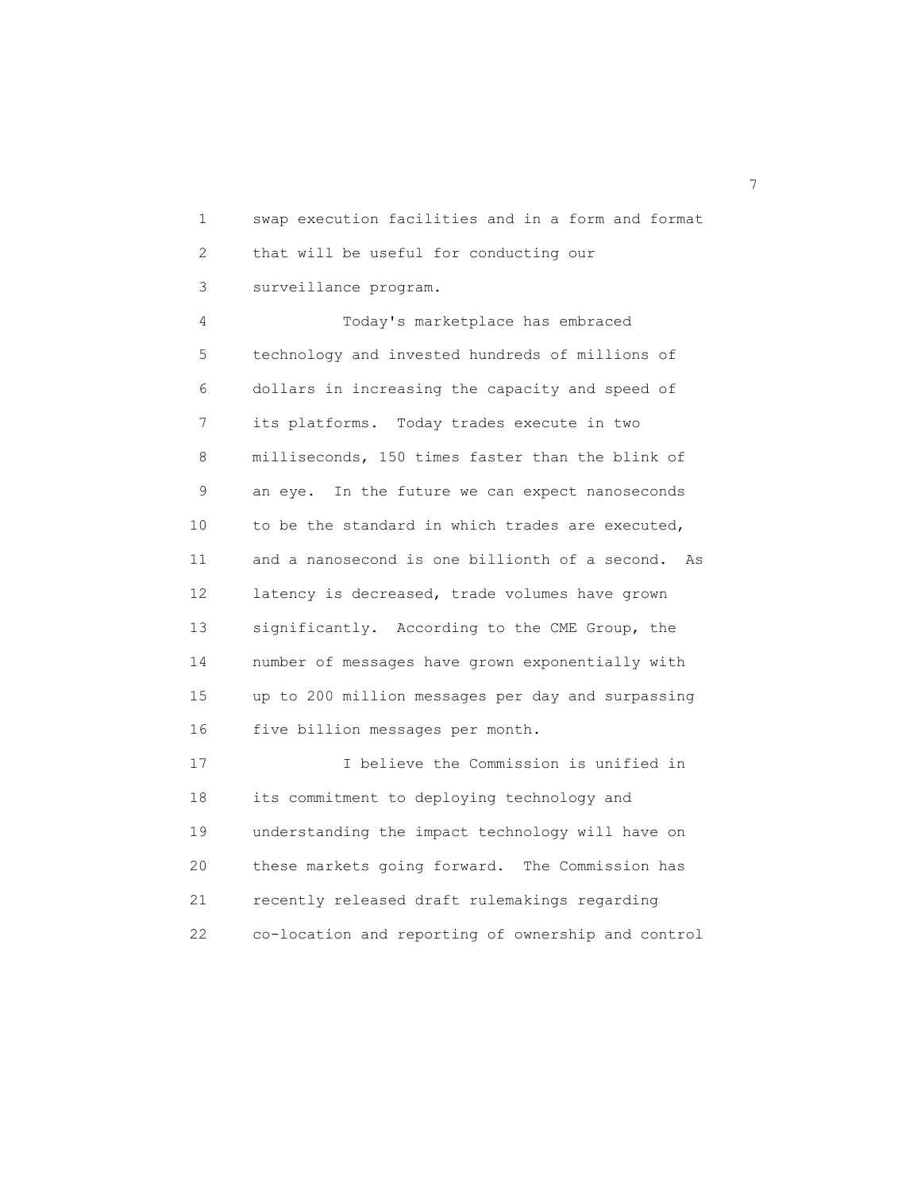swap execution facilities and in a form and format that will be useful for conducting our surveillance program.

Today's marketplace has embraced technology and invested hundreds of millions of dollars in increasing the capacity and speed of its platforms. Today trades execute in two milliseconds, 150 times faster than the blink of an eye. In the future we can expect nanoseconds to be the standard in which trades are executed, and a nanosecond is one billionth of a second. As latency is decreased, trade volumes have grown significantly. According to the CME Group, the number of messages have grown exponentially with up to 200 million messages per day and surpassing five billion messages per month.

I believe the Commission is unified in its commitment to deploying technology and understanding the impact technology will have on these markets going forward. The Commission has recently released draft rulemakings regarding co-location and reporting of ownership and control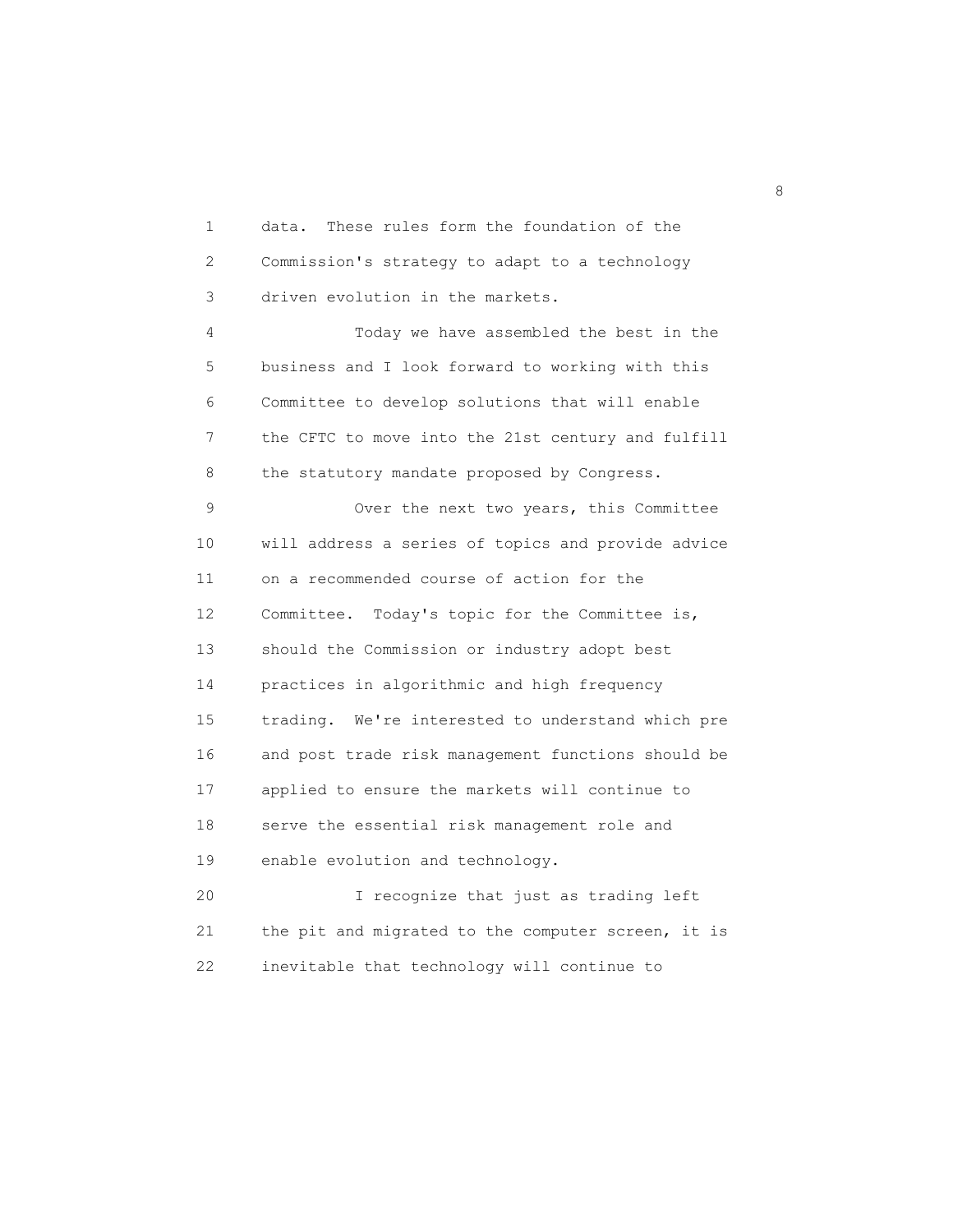data. These rules form the foundation of the Commission's strategy to adapt to a technology driven evolution in the markets.

Today we have assembled the best in the business and I look forward to working with this Committee to develop solutions that will enable the CFTC to move into the 21st century and fulfill the statutory mandate proposed by Congress.

Over the next two years, this Committee will address a series of topics and provide advice on a recommended course of action for the Committee. Today's topic for the Committee is, should the Commission or industry adopt best practices in algorithmic and high frequency trading. We're interested to understand which pre and post trade risk management functions should be applied to ensure the markets will continue to serve the essential risk management role and enable evolution and technology.

I recognize that just as trading left the pit and migrated to the computer screen, it is inevitable that technology will continue to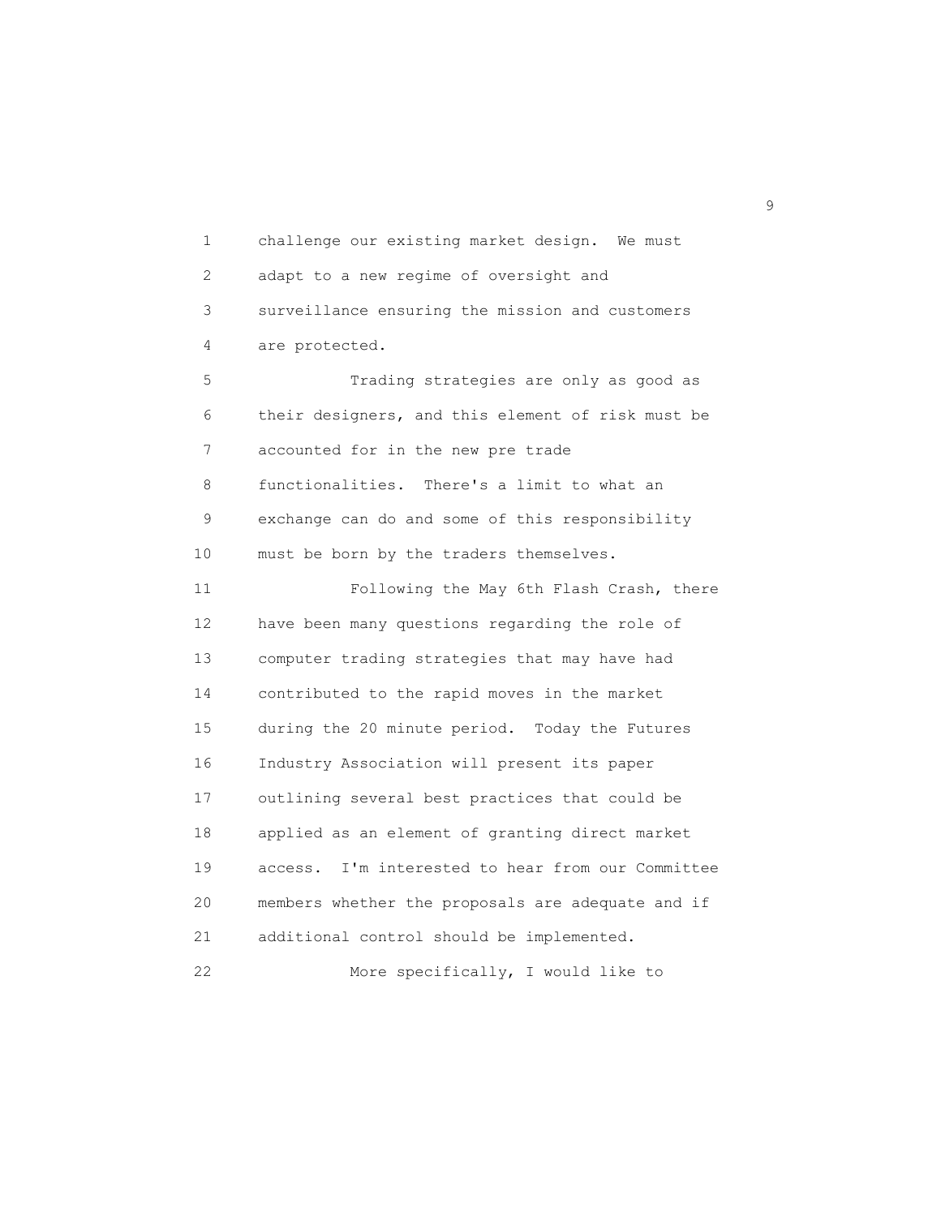challenge our existing market design. We must adapt to a new regime of oversight and surveillance ensuring the mission and customers are protected.

Trading strategies are only as good as their designers, and this element of risk must be accounted for in the new pre trade functionalities. There's a limit to what an exchange can do and some of this responsibility must be born by the traders themselves.

Following the May 6th Flash Crash, there have been many questions regarding the role of computer trading strategies that may have had contributed to the rapid moves in the market during the 20 minute period. Today the Futures Industry Association will present its paper outlining several best practices that could be applied as an element of granting direct market access. I'm interested to hear from our Committee members whether the proposals are adequate and if additional control should be implemented.

More specifically, I would like to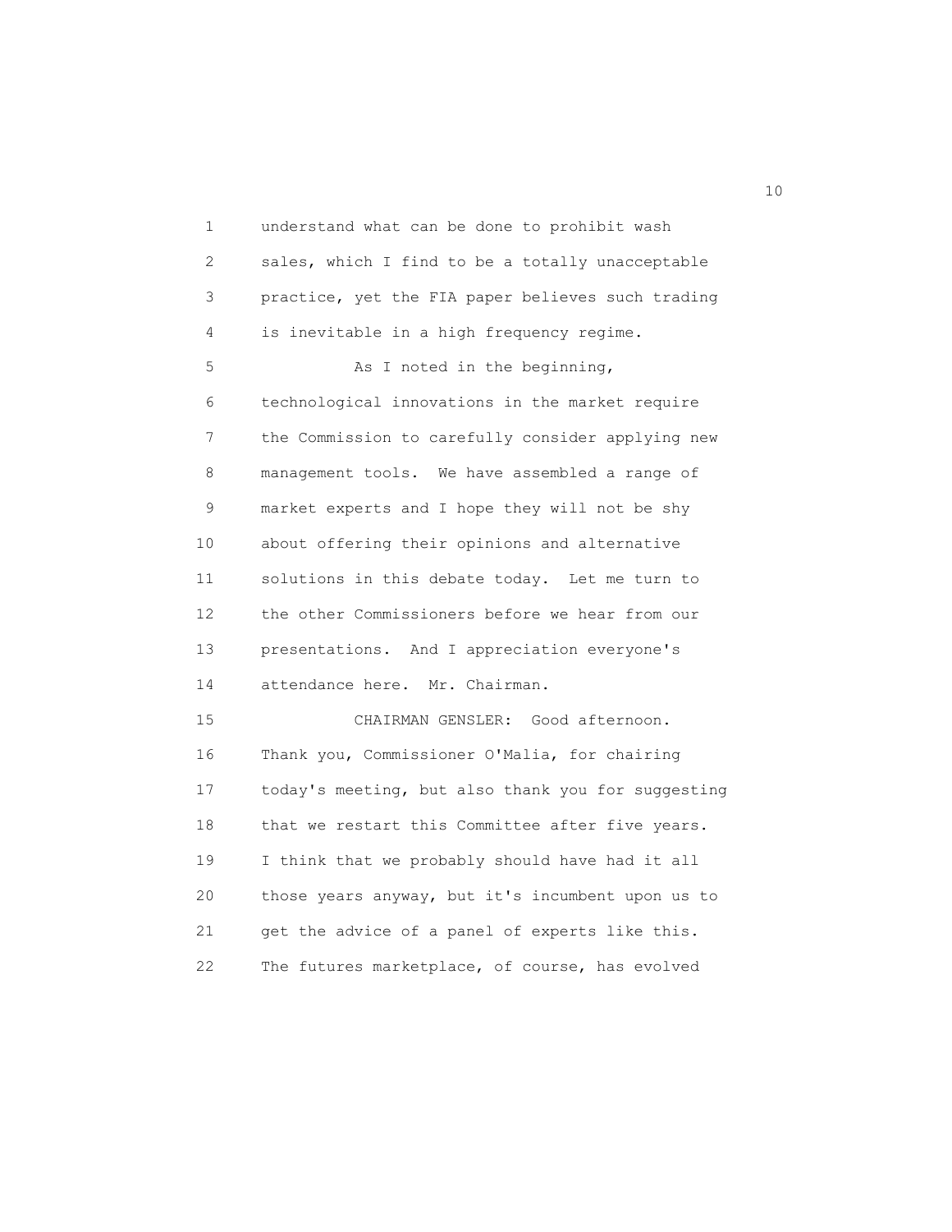understand what can be done to prohibit wash sales, which I find to be a totally unacceptable practice, yet the FIA paper believes such trading is inevitable in a high frequency regime.

As I noted in the beginning, technological innovations in the market require the Commission to carefully consider applying new management tools. We have assembled a range of market experts and I hope they will not be shy about offering their opinions and alternative solutions in this debate today. Let me turn to the other Commissioners before we hear from our presentations. And I appreciation everyone's attendance here. Mr. Chairman.

CHAIRMAN GENSLER: Good afternoon. Thank you, Commissioner O'Malia, for chairing today's meeting, but also thank you for suggesting that we restart this Committee after five years. I think that we probably should have had it all those years anyway, but it's incumbent upon us to get the advice of a panel of experts like this. The futures marketplace, of course, has evolved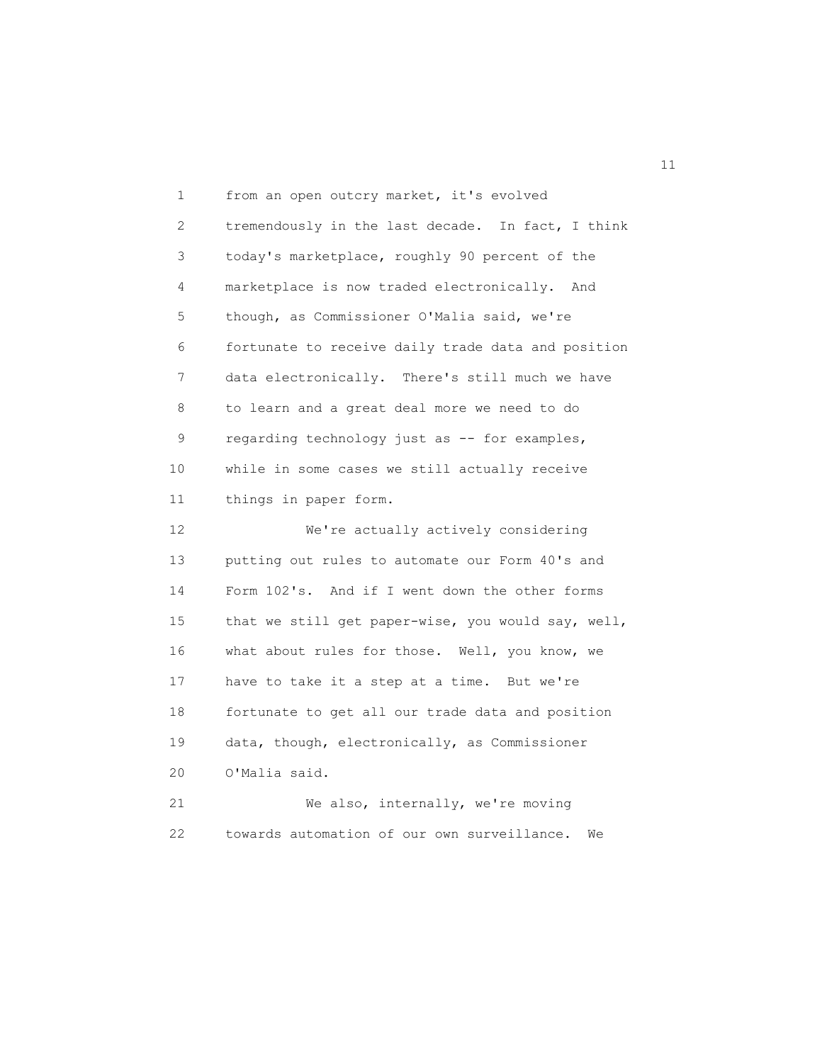from an open outcry market, it's evolved tremendously in the last decade. In fact, I think today's marketplace, roughly 90 percent of the marketplace is now traded electronically. And though, as Commissioner O'Malia said, we're fortunate to receive daily trade data and position data electronically. There's still much we have to learn and a great deal more we need to do regarding technology just as -- for examples, while in some cases we still actually receive things in paper form.

We're actually actively considering putting out rules to automate our Form 40's and Form 102's. And if I went down the other forms that we still get paper-wise, you would say, well, what about rules for those. Well, you know, we have to take it a step at a time. But we're fortunate to get all our trade data and position data, though, electronically, as Commissioner O'Malia said.

We also, internally, we're moving towards automation of our own surveillance. We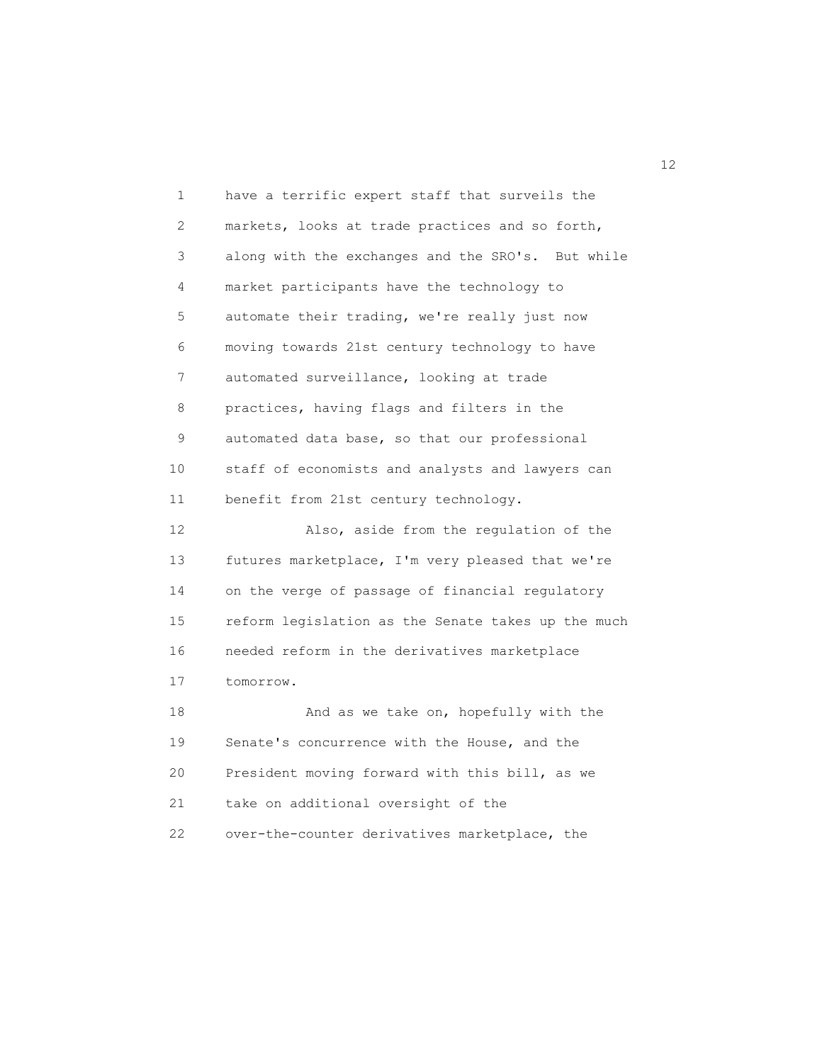have a terrific expert staff that surveils the markets, looks at trade practices and so forth, along with the exchanges and the SRO's. But while market participants have the technology to automate their trading, we're really just now moving towards 21st century technology to have automated surveillance, looking at trade practices, having flags and filters in the automated data base, so that our professional staff of economists and analysts and lawyers can benefit from 21st century technology.

Also, aside from the regulation of the futures marketplace, I'm very pleased that we're on the verge of passage of financial regulatory reform legislation as the Senate takes up the much needed reform in the derivatives marketplace tomorrow.

And as we take on, hopefully with the Senate's concurrence with the House, and the President moving forward with this bill, as we take on additional oversight of the over-the-counter derivatives marketplace, the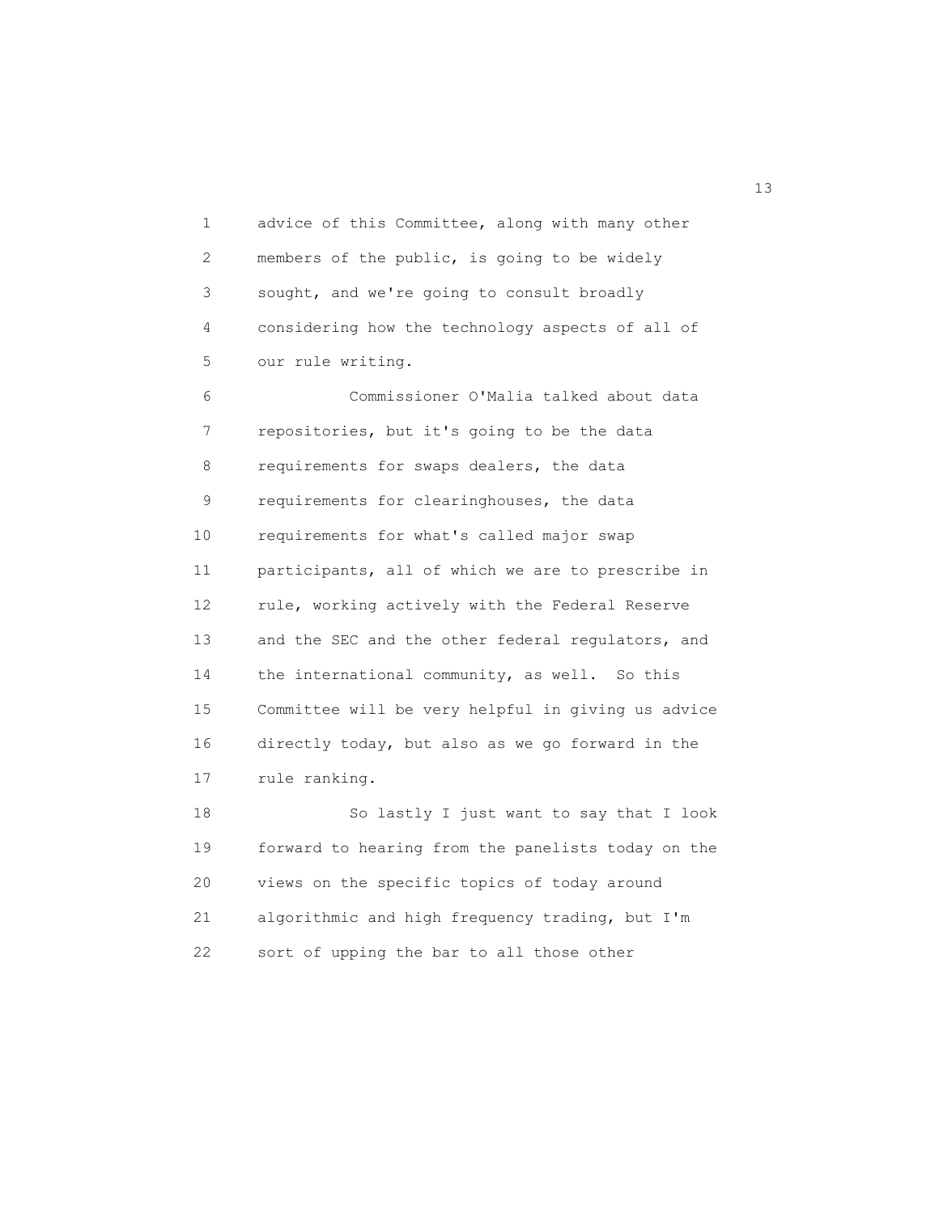advice of this Committee, along with many other members of the public, is going to be widely sought, and we're going to consult broadly considering how the technology aspects of all of our rule writing.

Commissioner O'Malia talked about data repositories, but it's going to be the data requirements for swaps dealers, the data requirements for clearinghouses, the data requirements for what's called major swap participants, all of which we are to prescribe in rule, working actively with the Federal Reserve and the SEC and the other federal regulators, and the international community, as well. So this Committee will be very helpful in giving us advice directly today, but also as we go forward in the rule ranking.

So lastly I just want to say that I look forward to hearing from the panelists today on the views on the specific topics of today around algorithmic and high frequency trading, but I'm sort of upping the bar to all those other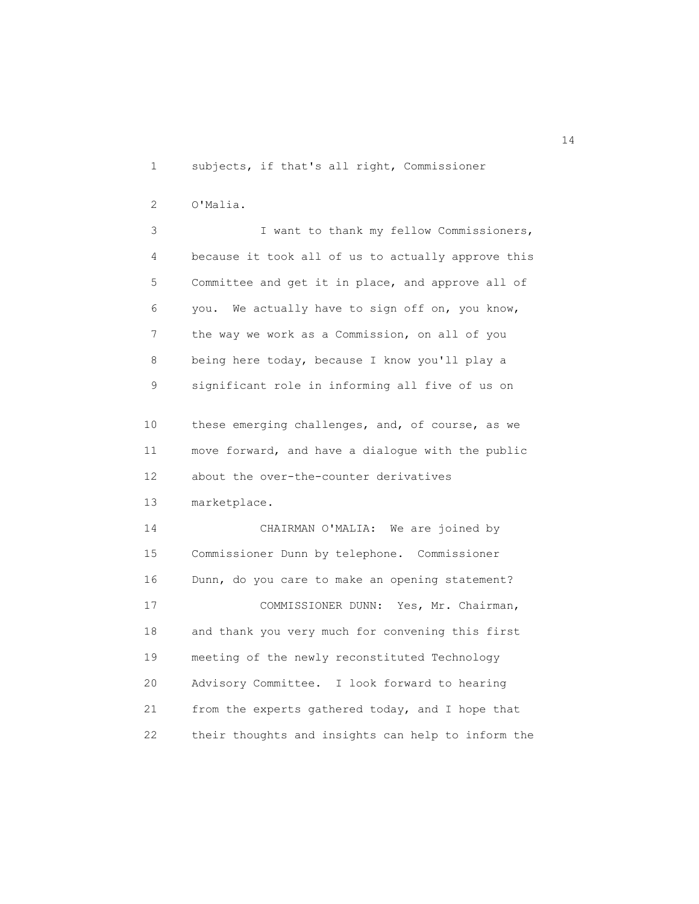subjects, if that's all right, Commissioner O'Malia.

I want to thank my fellow Commissioners, because it took all of us to actually approve this Committee and get it in place, and approve all of you. We actually have to sign off on, you know, the way we work as a Commission, on all of you being here today, because I know you'll play a significant role in informing all five of us on these emerging challenges, and, of course, as we move forward, and have a dialogue with the public about the over-the-counter derivatives marketplace.

CHAIRMAN O'MALIA: We are joined by Commissioner Dunn by telephone. Commissioner Dunn, do you care to make an opening statement?

COMMISSIONER DUNN: Yes, Mr. Chairman, and thank you very much for convening this first meeting of the newly reconstituted Technology Advisory Committee. I look forward to hearing from the experts gathered today, and I hope that their thoughts and insights can help to inform the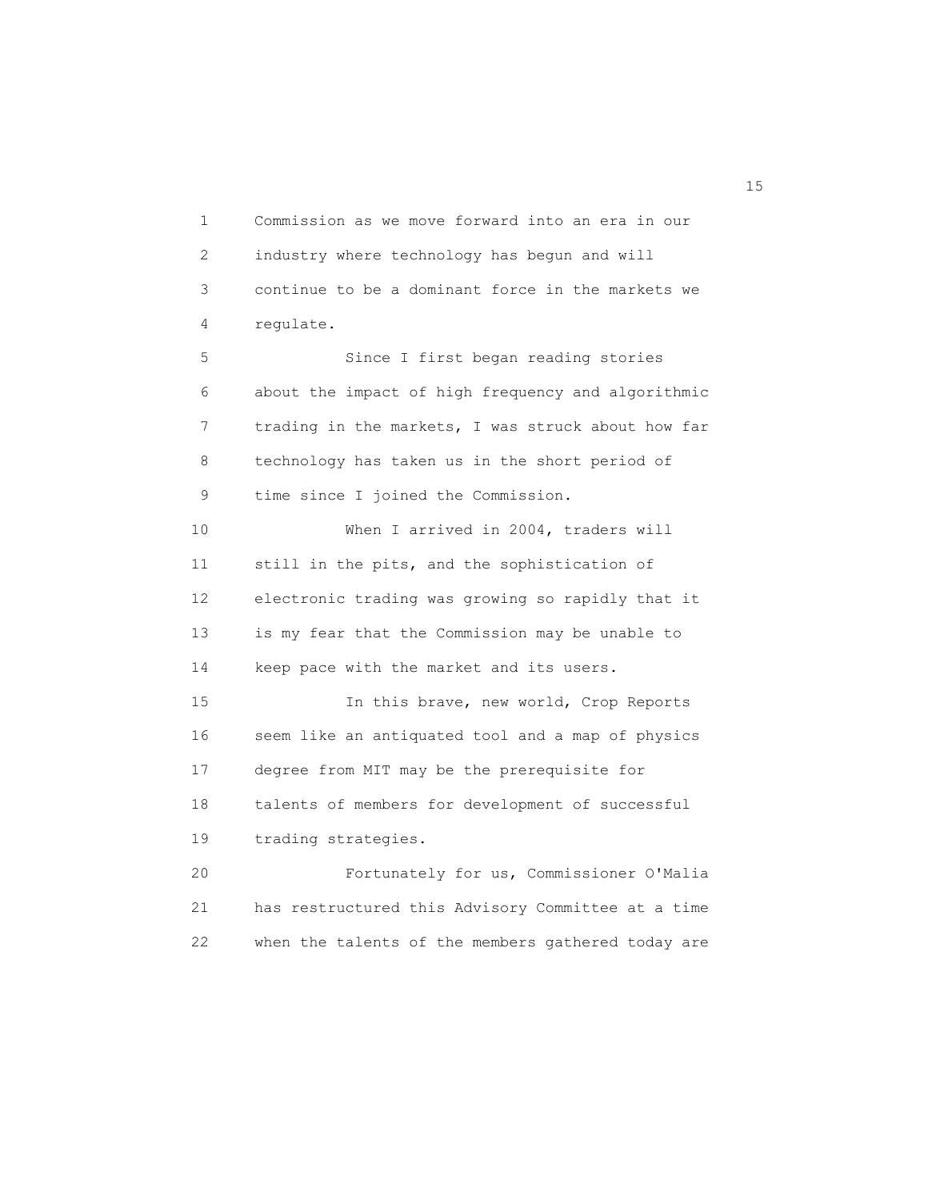Commission as we move forward into an era in our industry where technology has begun and will continue to be a dominant force in the markets we regulate.

Since I first began reading stories about the impact of high frequency and algorithmic trading in the markets, I was struck about how far technology has taken us in the short period of time since I joined the Commission.

When I arrived in 2004, traders will still in the pits, and the sophistication of electronic trading was growing so rapidly that it is my fear that the Commission may be unable to keep pace with the market and its users.

In this brave, new world, Crop Reports seem like an antiquated tool and a map of physics degree from MIT may be the prerequisite for talents of members for development of successful trading strategies.

Fortunately for us, Commissioner O'Malia has restructured this Advisory Committee at a time when the talents of the members gathered today are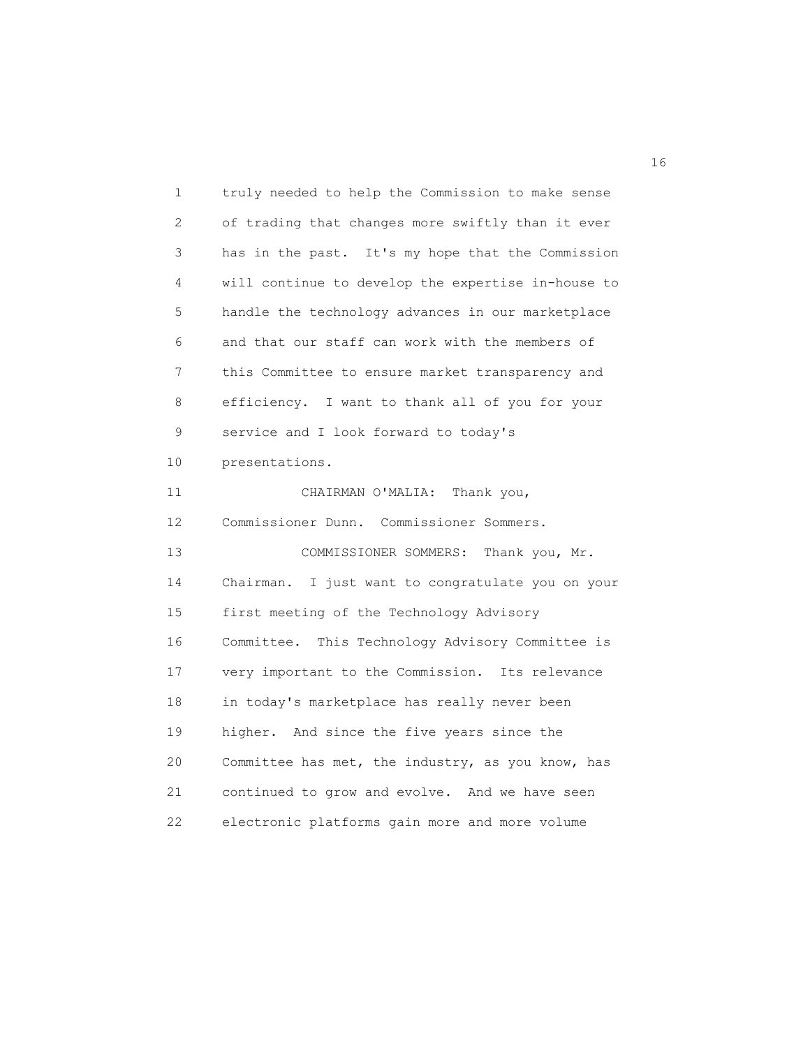truly needed to help the Commission to make sense of trading that changes more swiftly than it ever has in the past. It's my hope that the Commission will continue to develop the expertise in-house to handle the technology advances in our marketplace and that our staff can work with the members of this Committee to ensure market transparency and efficiency. I want to thank all of you for your service and I look forward to today's presentations.

CHAIRMAN O'MALIA: Thank you, Commissioner Dunn. Commissioner Sommers.

COMMISSIONER SOMMERS: Thank you, Mr. Chairman. I just want to congratulate you on your first meeting of the Technology Advisory Committee. This Technology Advisory Committee is very important to the Commission. Its relevance in today's marketplace has really never been higher. And since the five years since the Committee has met, the industry, as you know, has continued to grow and evolve. And we have seen electronic platforms gain more and more volume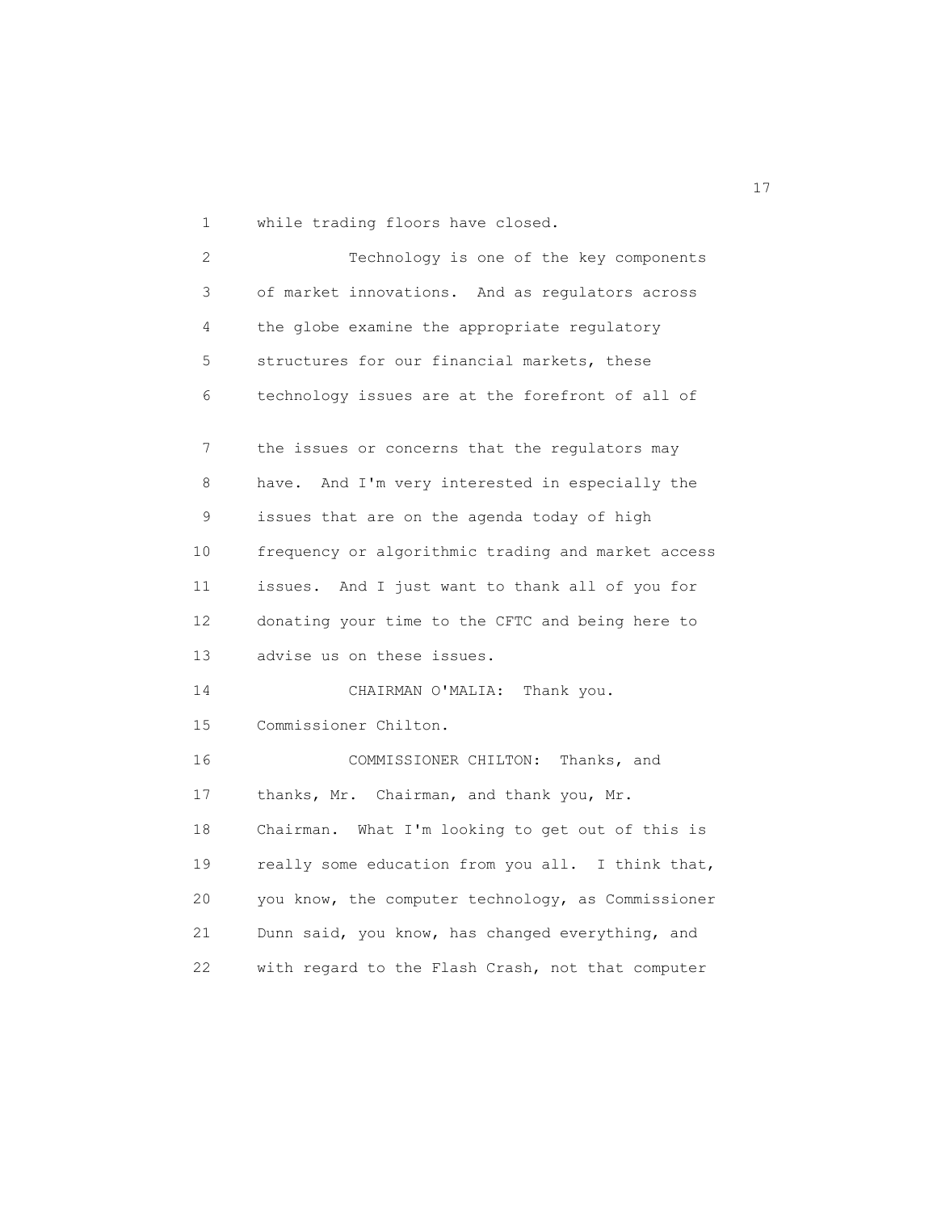while trading floors have closed.

Technology is one of the key components of market innovations. And as regulators across the globe examine the appropriate regulatory structures for our financial markets, these technology issues are at the forefront of all of the issues or concerns that the regulators may have. And I'm very interested in especially the issues that are on the agenda today of high frequency or algorithmic trading and market access issues. And I just want to thank all of you for donating your time to the CFTC and being here to advise us on these issues.

CHAIRMAN O'MALIA: Thank you. Commissioner Chilton.

COMMISSIONER CHILTON: Thanks, and thanks, Mr. Chairman, and thank you, Mr. Chairman. What I'm looking to get out of this is really some education from you all. I think that, you know, the computer technology, as Commissioner Dunn said, you know, has changed everything, and with regard to the Flash Crash, not that computer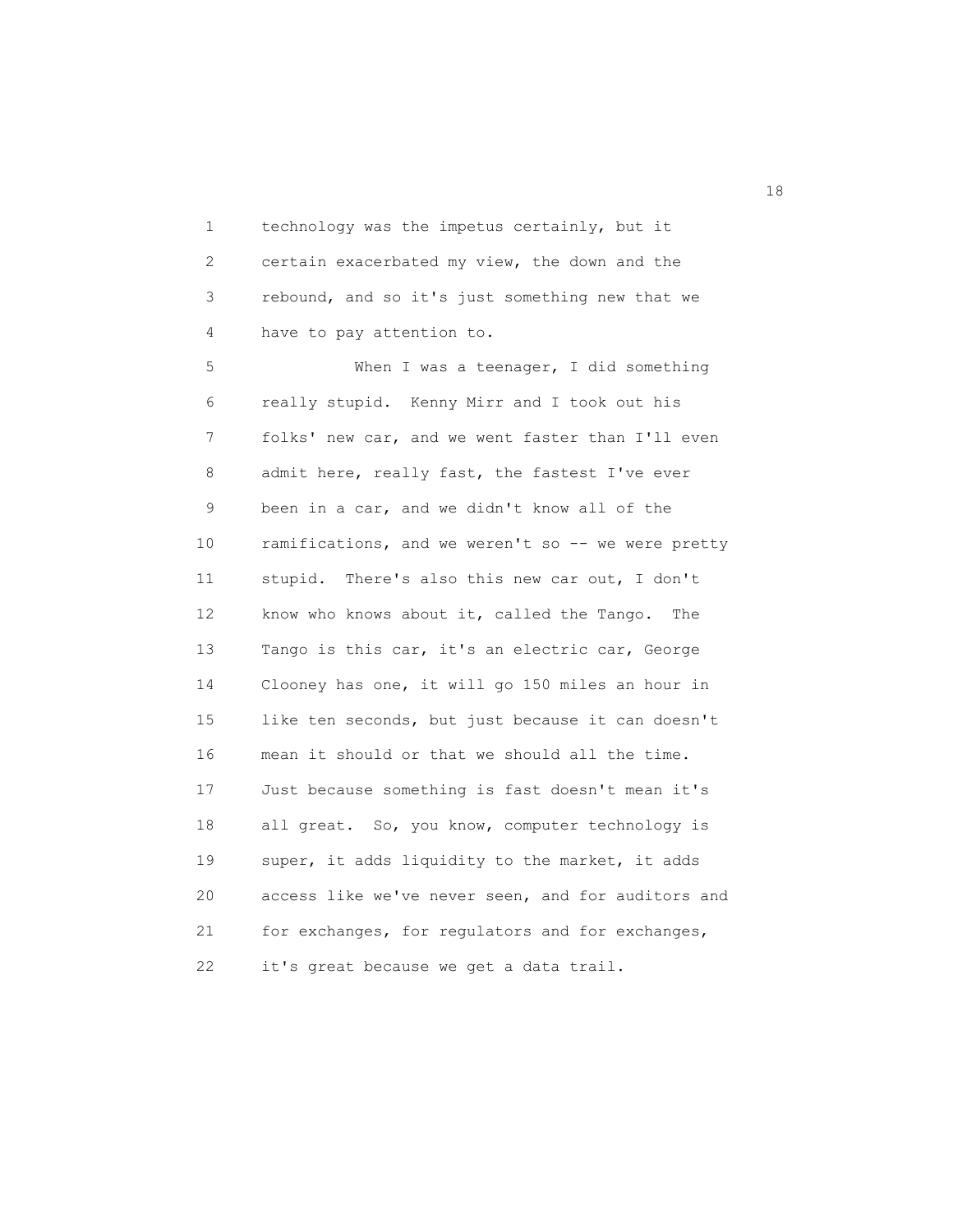technology was the impetus certainly, but it certain exacerbated my view, the down and the rebound, and so it's just something new that we have to pay attention to.

When I was a teenager, I did something really stupid. Kenny Mirr and I took out his folks' new car, and we went faster than I'll even admit here, really fast, the fastest I've ever been in a car, and we didn't know all of the ramifications, and we weren't so -- we were pretty stupid. There's also this new car out, I don't know who knows about it, called the Tango. The Tango is this car, it's an electric car, George Clooney has one, it will go 150 miles an hour in like ten seconds, but just because it can doesn't mean it should or that we should all the time. Just because something is fast doesn't mean it's all great. So, you know, computer technology is super, it adds liquidity to the market, it adds access like we've never seen, and for auditors and for exchanges, for regulators and for exchanges, it's great because we get a data trail.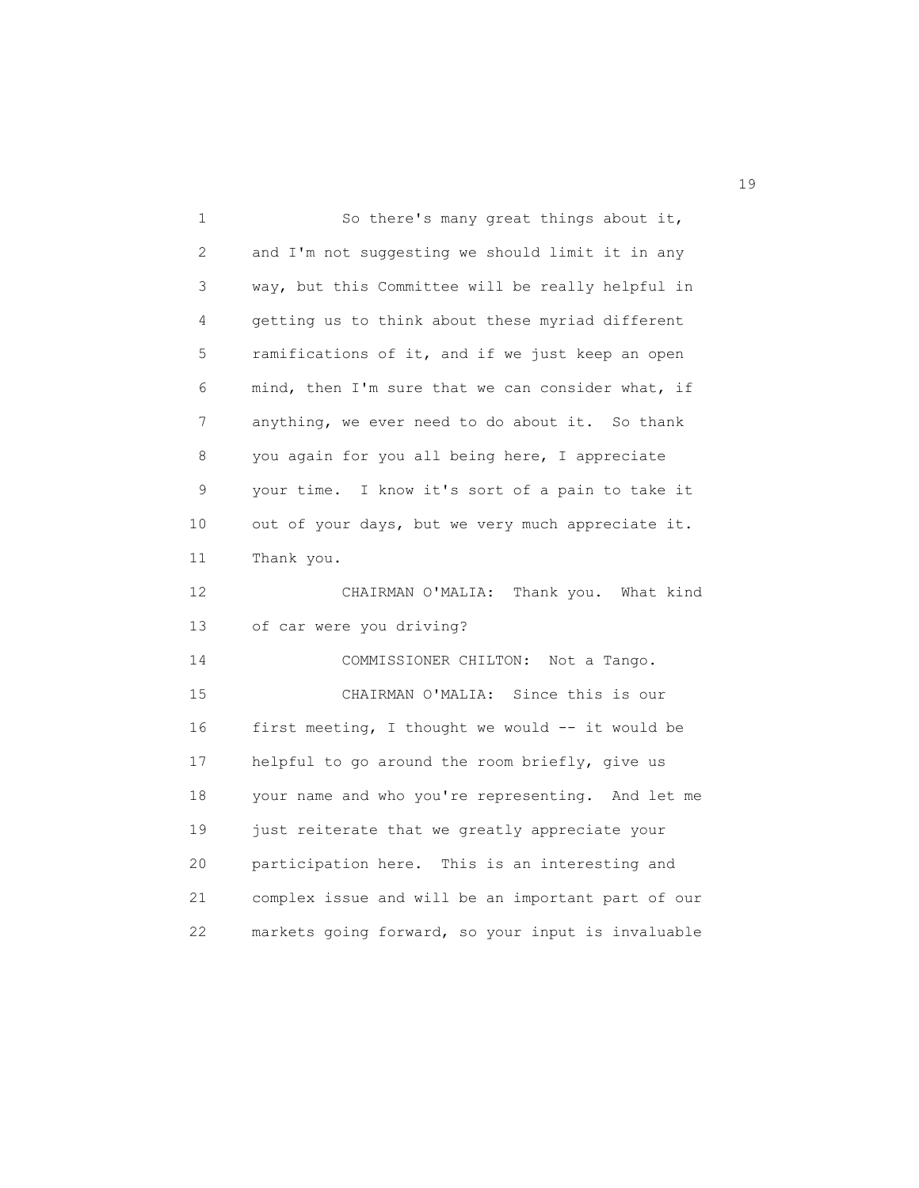So there's many great things about it, and I'm not suggesting we should limit it in any way, but this Committee will be really helpful in getting us to think about these myriad different ramifications of it, and if we just keep an open mind, then I'm sure that we can consider what, if anything, we ever need to do about it. So thank you again for you all being here, I appreciate your time. I know it's sort of a pain to take it out of your days, but we very much appreciate it. Thank you.

CHAIRMAN O'MALIA: Thank you. What kind of car were you driving?

COMMISSIONER CHILTON: Not a Tango.

CHAIRMAN O'MALIA: Since this is our first meeting, I thought we would -- it would be helpful to go around the room briefly, give us your name and who you're representing. And let me just reiterate that we greatly appreciate your participation here. This is an interesting and complex issue and will be an important part of our markets going forward, so your input is invaluable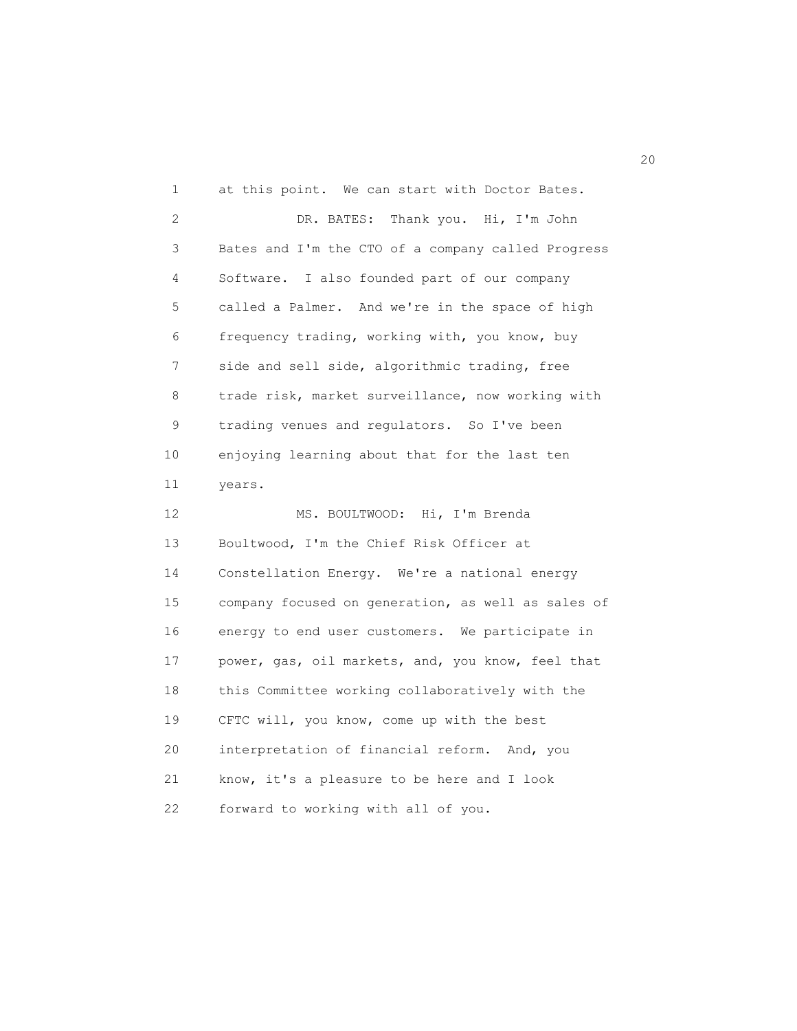at this point. We can start with Doctor Bates.

DR. BATES: Thank you. Hi, I'm John Bates and I'm the CTO of a company called Progress Software. I also founded part of our company called a Palmer. And we're in the space of high frequency trading, working with, you know, buy side and sell side, algorithmic trading, free trade risk, market surveillance, now working with trading venues and regulators. So I've been enjoying learning about that for the last ten years.

MS. BOULTWOOD: Hi, I'm Brenda Boultwood, I'm the Chief Risk Officer at Constellation Energy. We're a national energy company focused on generation, as well as sales of energy to end user customers. We participate in power, gas, oil markets, and, you know, feel that this Committee working collaboratively with the CFTC will, you know, come up with the best interpretation of financial reform. And, you know, it's a pleasure to be here and I look forward to working with all of you.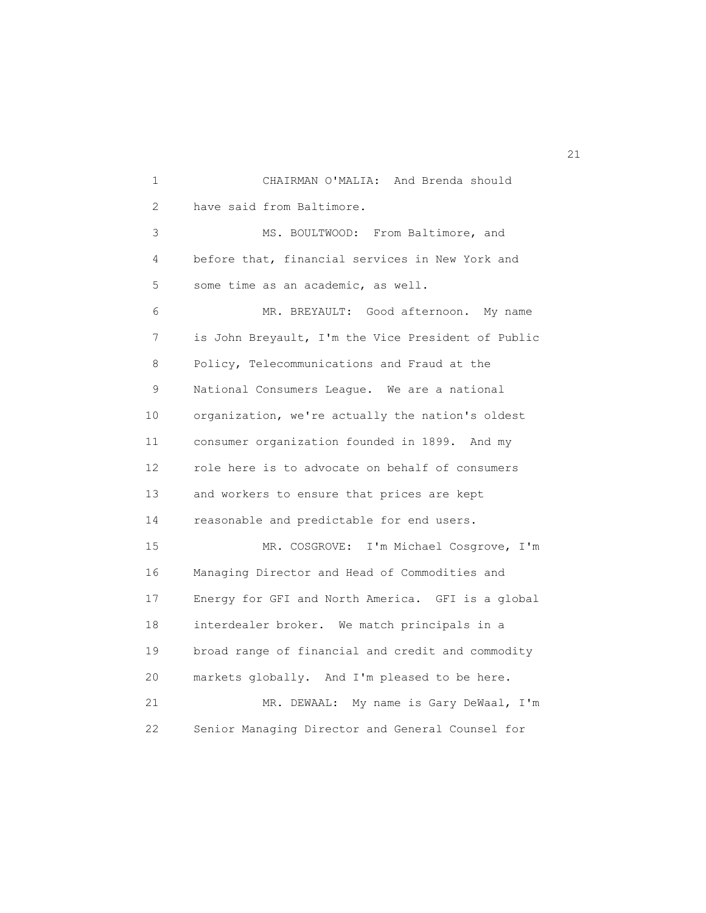CHAIRMAN O'MALIA: And Brenda should have said from Baltimore.

MS. BOULTWOOD: From Baltimore, and before that, financial services in New York and some time as an academic, as well.

MR. BREYAULT: Good afternoon. My name is John Breyault, I'm the Vice President of Public Policy, Telecommunications and Fraud at the National Consumers League. We are a national organization, we're actually the nation's oldest consumer organization founded in 1899. And my role here is to advocate on behalf of consumers and workers to ensure that prices are kept reasonable and predictable for end users.

MR. COSGROVE: I'm Michael Cosgrove, I'm Managing Director and Head of Commodities and Energy for GFI and North America. GFI is a global interdealer broker. We match principals in a broad range of financial and credit and commodity markets globally. And I'm pleased to be here.

MR. DEWAAL: My name is Gary DeWaal, I'm Senior Managing Director and General Counsel for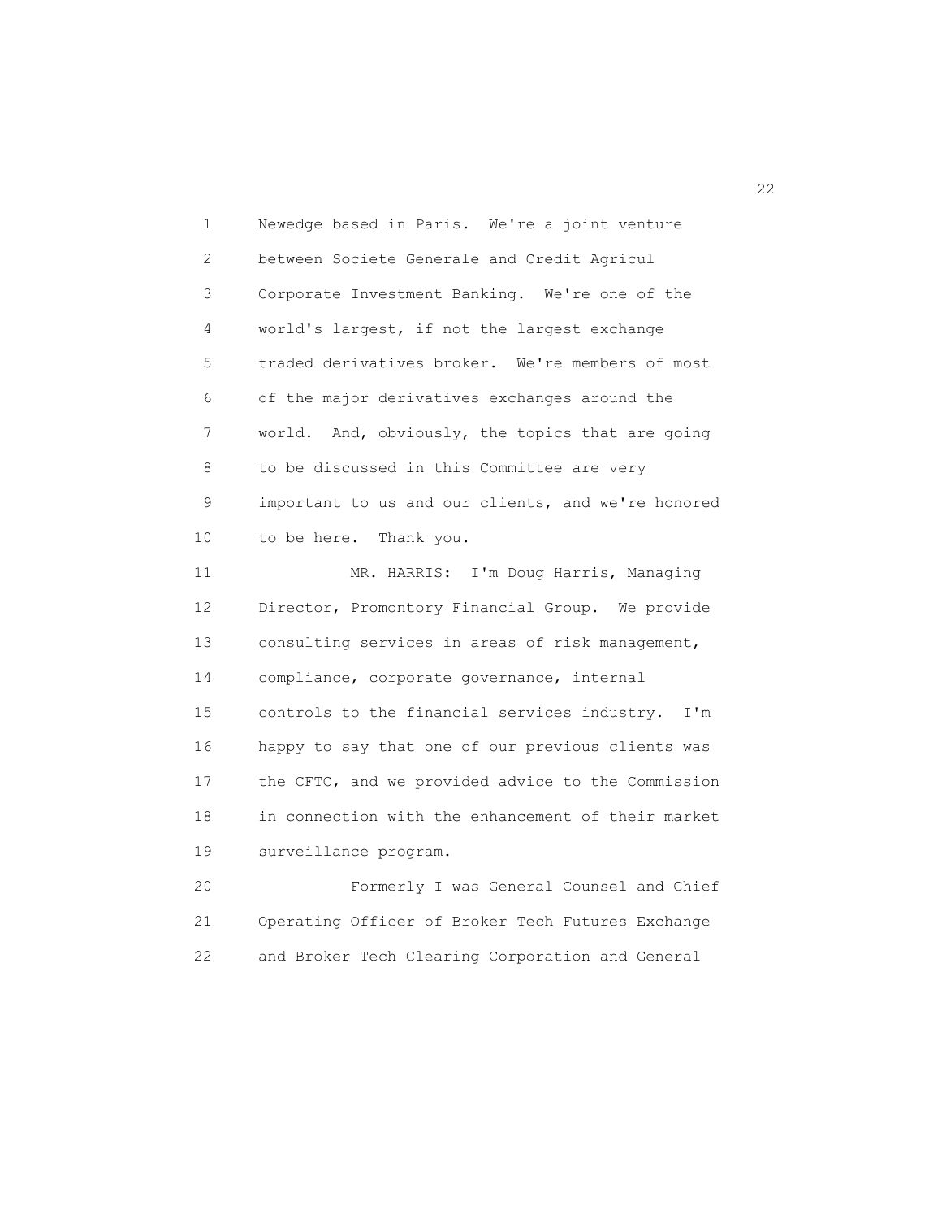Newedge based in Paris. We're a joint venture between Societe Generale and Credit Agricul Corporate Investment Banking. We're one of the world's largest, if not the largest exchange traded derivatives broker. We're members of most of the major derivatives exchanges around the world. And, obviously, the topics that are going to be discussed in this Committee are very important to us and our clients, and we're honored to be here. Thank you.

MR. HARRIS: I'm Doug Harris, Managing Director, Promontory Financial Group. We provide consulting services in areas of risk management, compliance, corporate governance, internal controls to the financial services industry. I'm happy to say that one of our previous clients was the CFTC, and we provided advice to the Commission in connection with the enhancement of their market surveillance program.

Formerly I was General Counsel and Chief Operating Officer of Broker Tech Futures Exchange and Broker Tech Clearing Corporation and General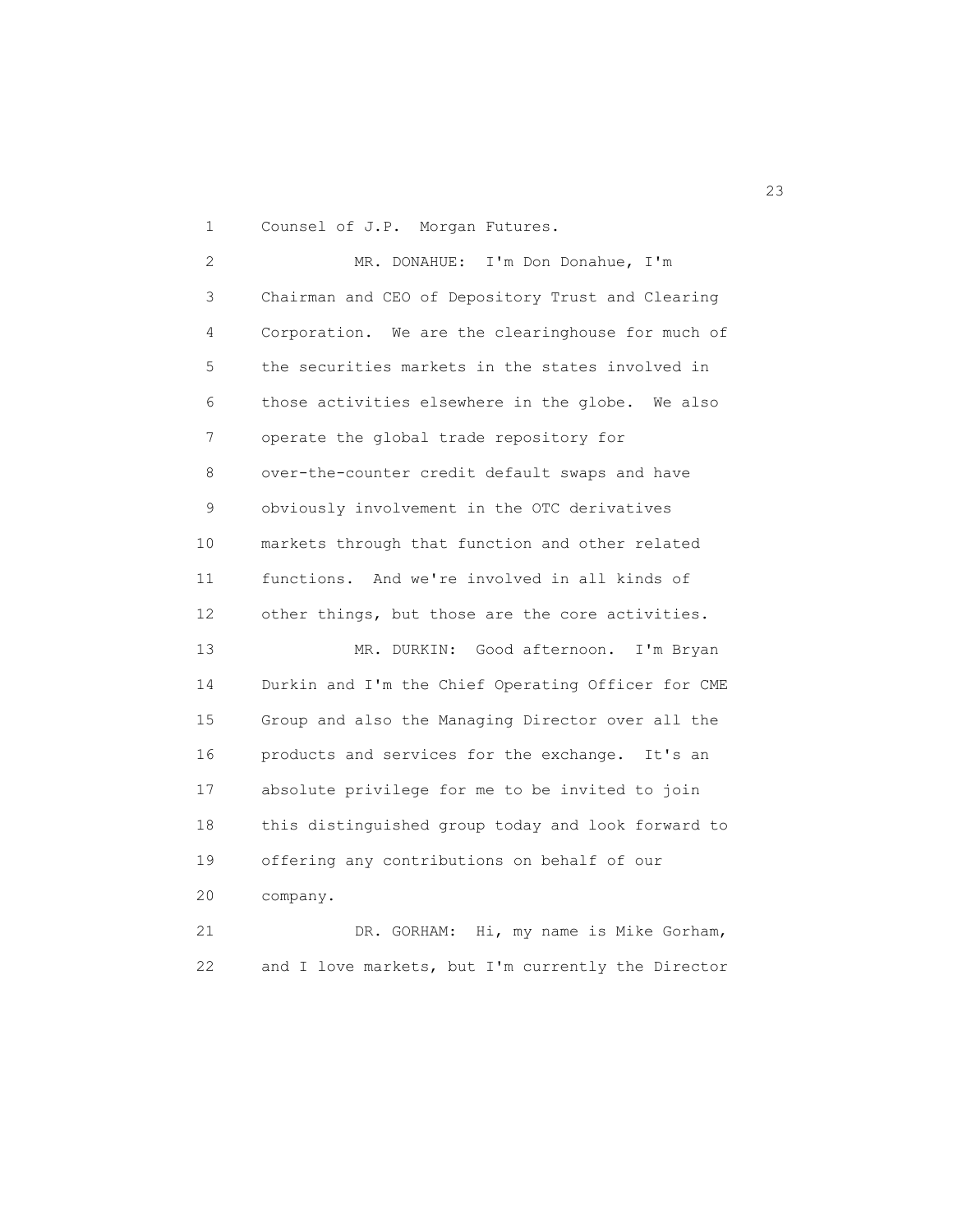Counsel of J.P. Morgan Futures.

MR. DONAHUE: I'm Don Donahue, I'm Chairman and CEO of Depository Trust and Clearing Corporation. We are the clearinghouse for much of the securities markets in the states involved in those activities elsewhere in the globe. We also operate the global trade repository for over-the-counter credit default swaps and have obviously involvement in the OTC derivatives markets through that function and other related functions. And we're involved in all kinds of other things, but those are the core activities.

MR. DURKIN: Good afternoon. I'm Bryan Durkin and I'm the Chief Operating Officer for CME Group and also the Managing Director over all the products and services for the exchange. It's an absolute privilege for me to be invited to join this distinguished group today and look forward to offering any contributions on behalf of our company.

DR. GORHAM: Hi, my name is Mike Gorham, and I love markets, but I'm currently the Director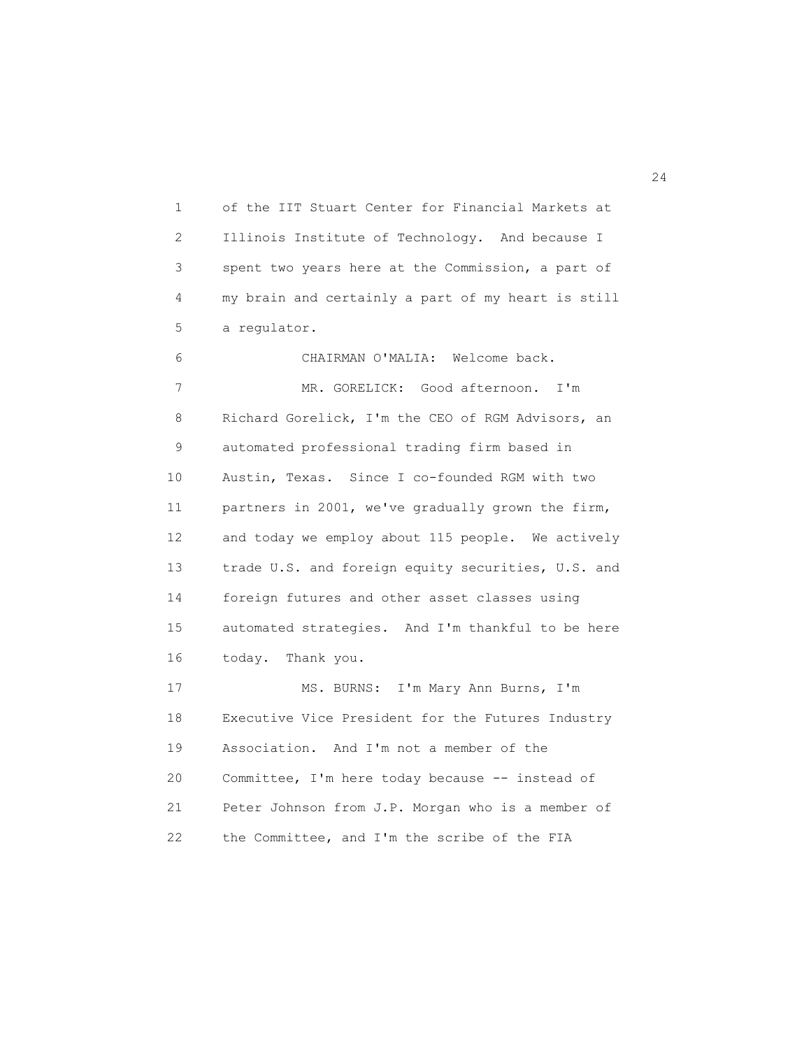of the IIT Stuart Center for Financial Markets at Illinois Institute of Technology. And because I spent two years here at the Commission, a part of my brain and certainly a part of my heart is still a regulator.

CHAIRMAN O'MALIA: Welcome back.

MR. GORELICK: Good afternoon. I'm Richard Gorelick, I'm the CEO of RGM Advisors, an automated professional trading firm based in Austin, Texas. Since I co-founded RGM with two partners in 2001, we've gradually grown the firm, and today we employ about 115 people. We actively trade U.S. and foreign equity securities, U.S. and foreign futures and other asset classes using automated strategies. And I'm thankful to be here today. Thank you.

MS. BURNS: I'm Mary Ann Burns, I'm Executive Vice President for the Futures Industry Association. And I'm not a member of the Committee, I'm here today because -- instead of Peter Johnson from J.P. Morgan who is a member of the Committee, and I'm the scribe of the FIA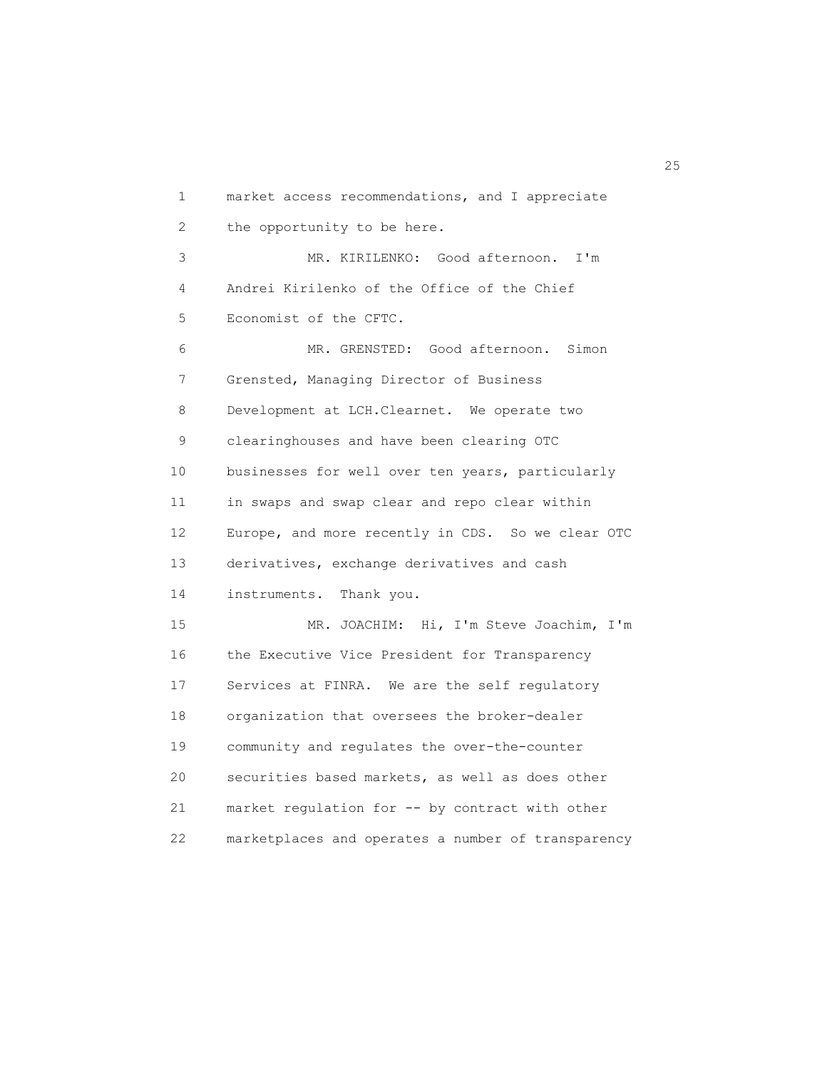market access recommendations, and I appreciate the opportunity to be here.

MR. KIRILENKO: Good afternoon. I'm Andrei Kirilenko of the Office of the Chief Economist of the CFTC.

MR. GRENSTED: Good afternoon. Simon Grensted, Managing Director of Business Development at LCH.Clearnet. We operate two clearinghouses and have been clearing OTC businesses for well over ten years, particularly in swaps and swap clear and repo clear within Europe, and more recently in CDS. So we clear OTC derivatives, exchange derivatives and cash instruments. Thank you.

MR. JOACHIM: Hi, I'm Steve Joachim, I'm the Executive Vice President for Transparency Services at FINRA. We are the self regulatory organization that oversees the broker-dealer community and regulates the over-the-counter securities based markets, as well as does other market regulation for -- by contract with other marketplaces and operates a number of transparency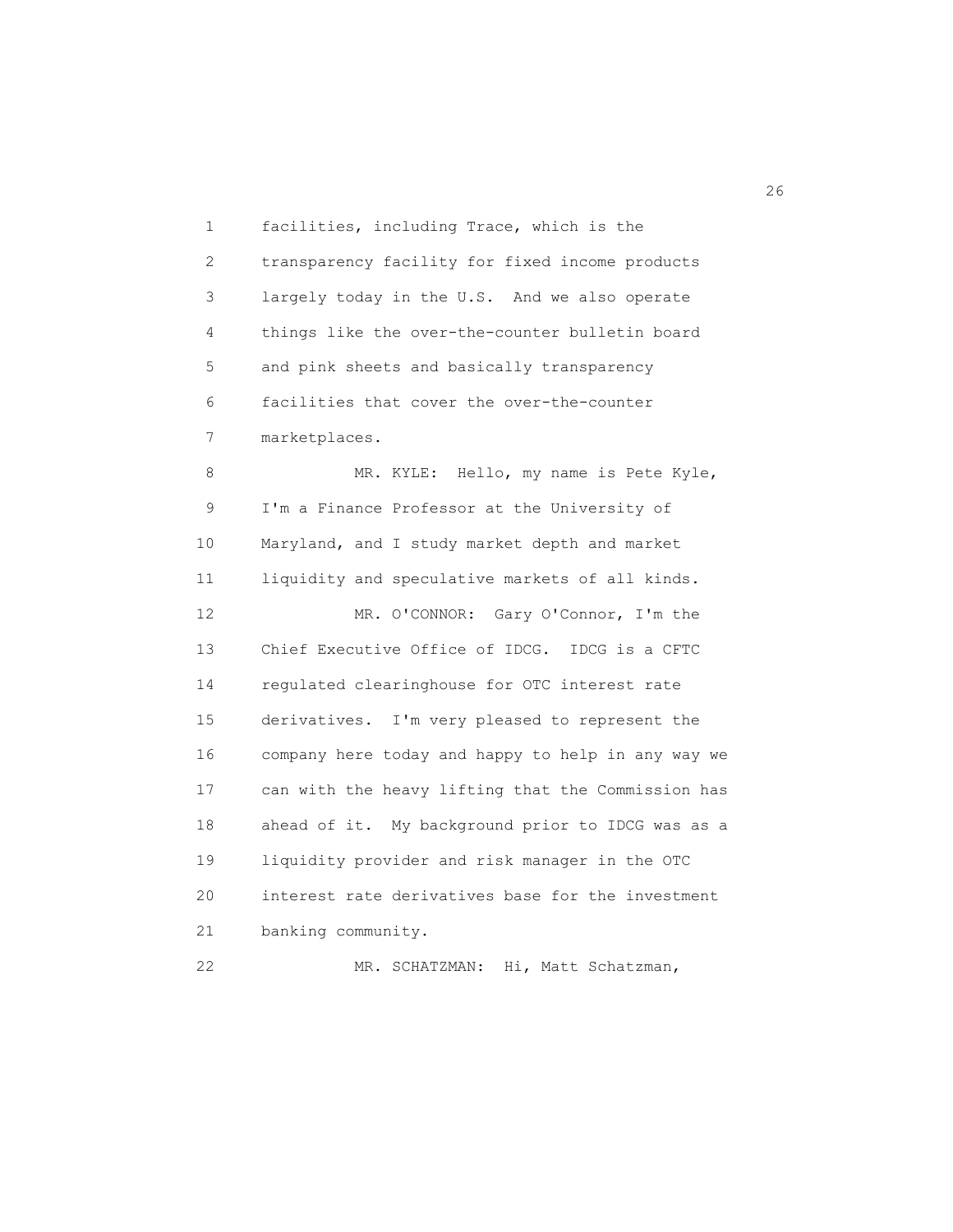facilities, including Trace, which is the transparency facility for fixed income products largely today in the U.S. And we also operate things like the over-the-counter bulletin board and pink sheets and basically transparency facilities that cover the over-the-counter marketplaces.

MR. KYLE: Hello, my name is Pete Kyle, I'm a Finance Professor at the University of Maryland, and I study market depth and market liquidity and speculative markets of all kinds.

MR. O'CONNOR: Gary O'Connor, I'm the Chief Executive Office of IDCG. IDCG is a CFTC regulated clearinghouse for OTC interest rate derivatives. I'm very pleased to represent the company here today and happy to help in any way we can with the heavy lifting that the Commission has ahead of it. My background prior to IDCG was as a liquidity provider and risk manager in the OTC interest rate derivatives base for the investment banking community.

MR. SCHATZMAN: Hi, Matt Schatzman,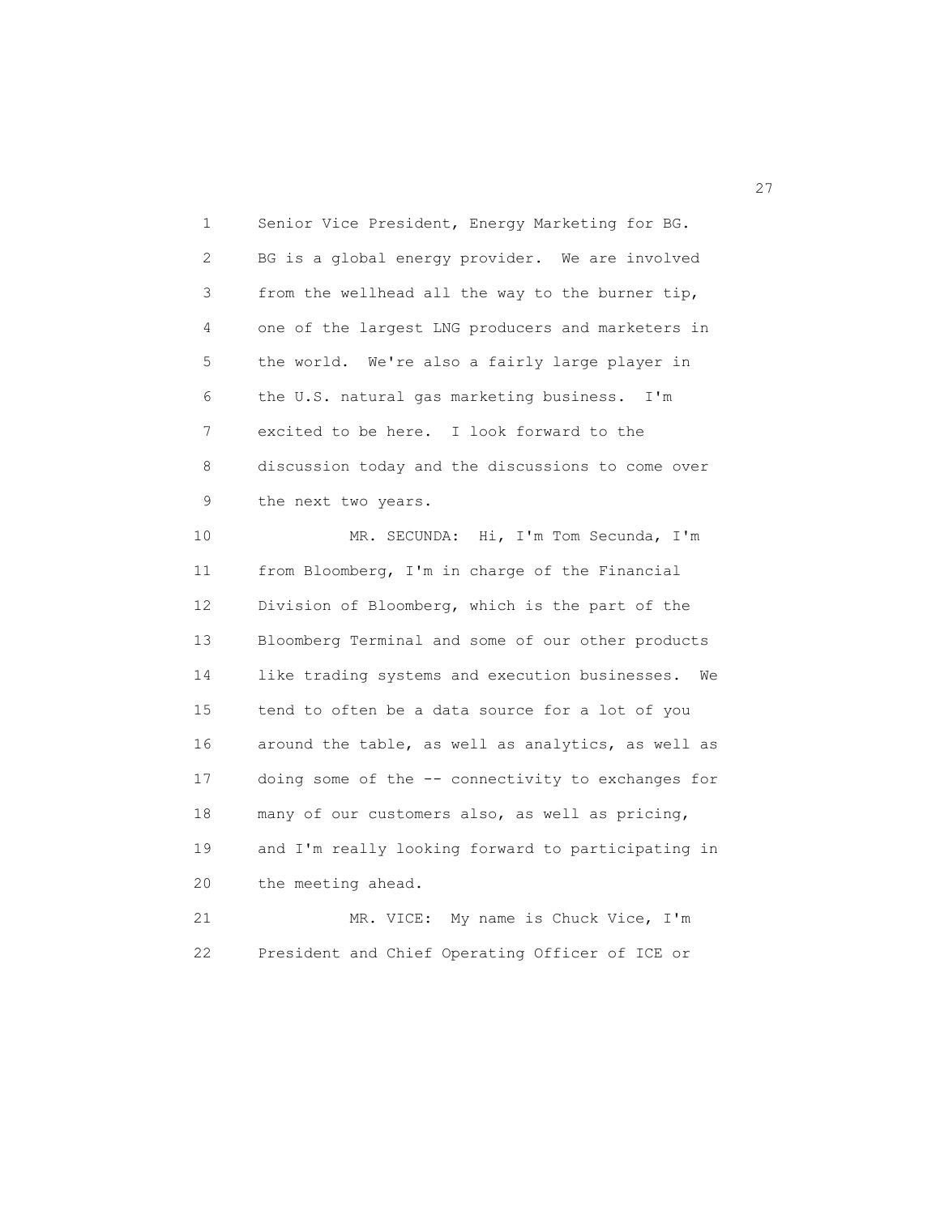Senior Vice President, Energy Marketing for BG. BG is a global energy provider. We are involved from the wellhead all the way to the burner tip, one of the largest LNG producers and marketers in the world. We're also a fairly large player in the U.S. natural gas marketing business. I'm excited to be here. I look forward to the discussion today and the discussions to come over the next two years.

MR. SECUNDA: Hi, I'm Tom Secunda, I'm from Bloomberg, I'm in charge of the Financial Division of Bloomberg, which is the part of the Bloomberg Terminal and some of our other products like trading systems and execution businesses. We tend to often be a data source for a lot of you around the table, as well as analytics, as well as doing some of the -- connectivity to exchanges for many of our customers also, as well as pricing, and I'm really looking forward to participating in the meeting ahead.

MR. VICE: My name is Chuck Vice, I'm President and Chief Operating Officer of ICE or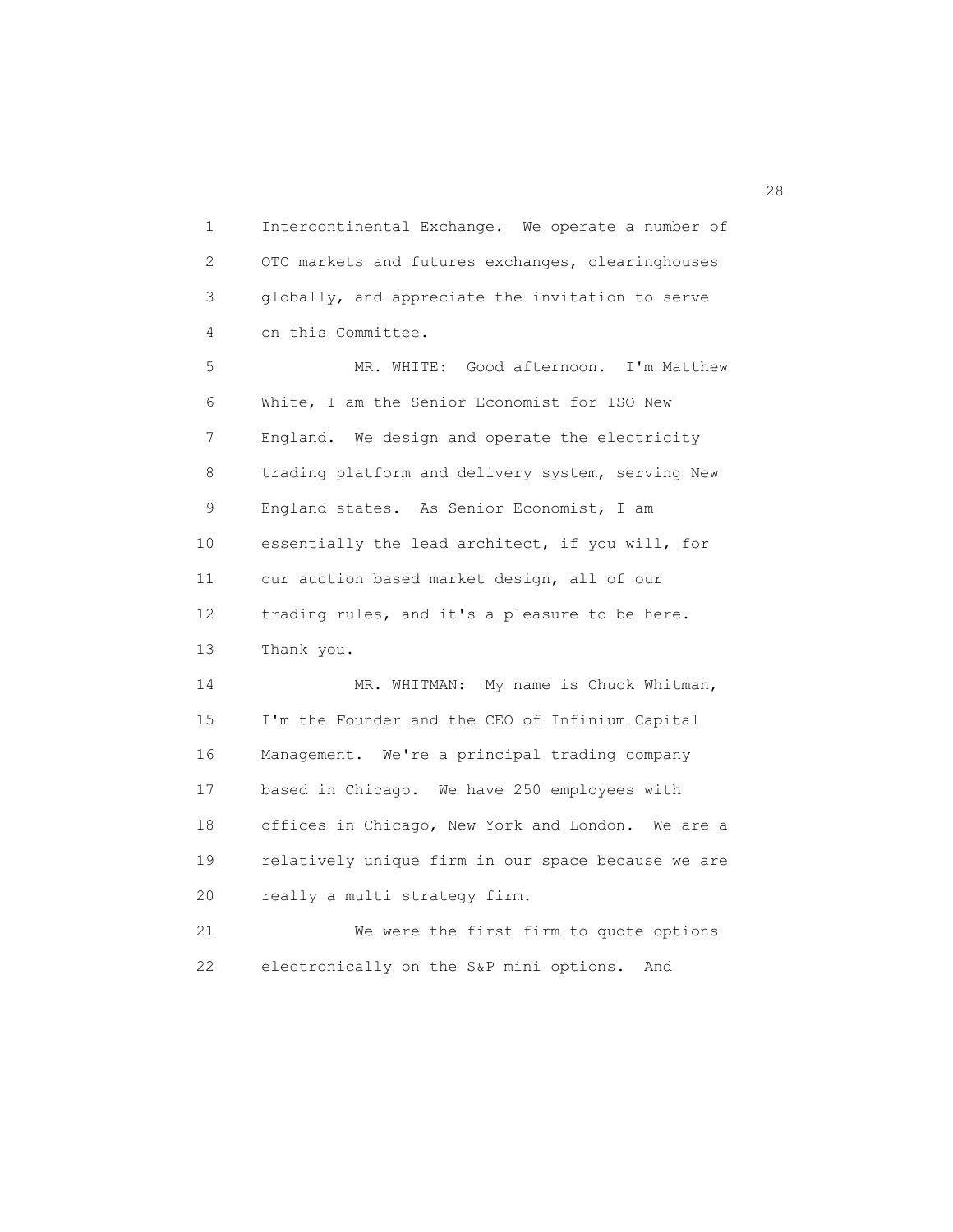Intercontinental Exchange. We operate a number of OTC markets and futures exchanges, clearinghouses globally, and appreciate the invitation to serve on this Committee.

MR. WHITE: Good afternoon. I'm Matthew White, I am the Senior Economist for ISO New England. We design and operate the electricity trading platform and delivery system, serving New England states. As Senior Economist, I am essentially the lead architect, if you will, for our auction based market design, all of our trading rules, and it's a pleasure to be here. Thank you.

MR. WHITMAN: My name is Chuck Whitman, I'm the Founder and the CEO of Infinium Capital Management. We're a principal trading company based in Chicago. We have 250 employees with offices in Chicago, New York and London. We are a relatively unique firm in our space because we are really a multi strategy firm.

We were the first firm to quote options electronically on the S&P mini options. And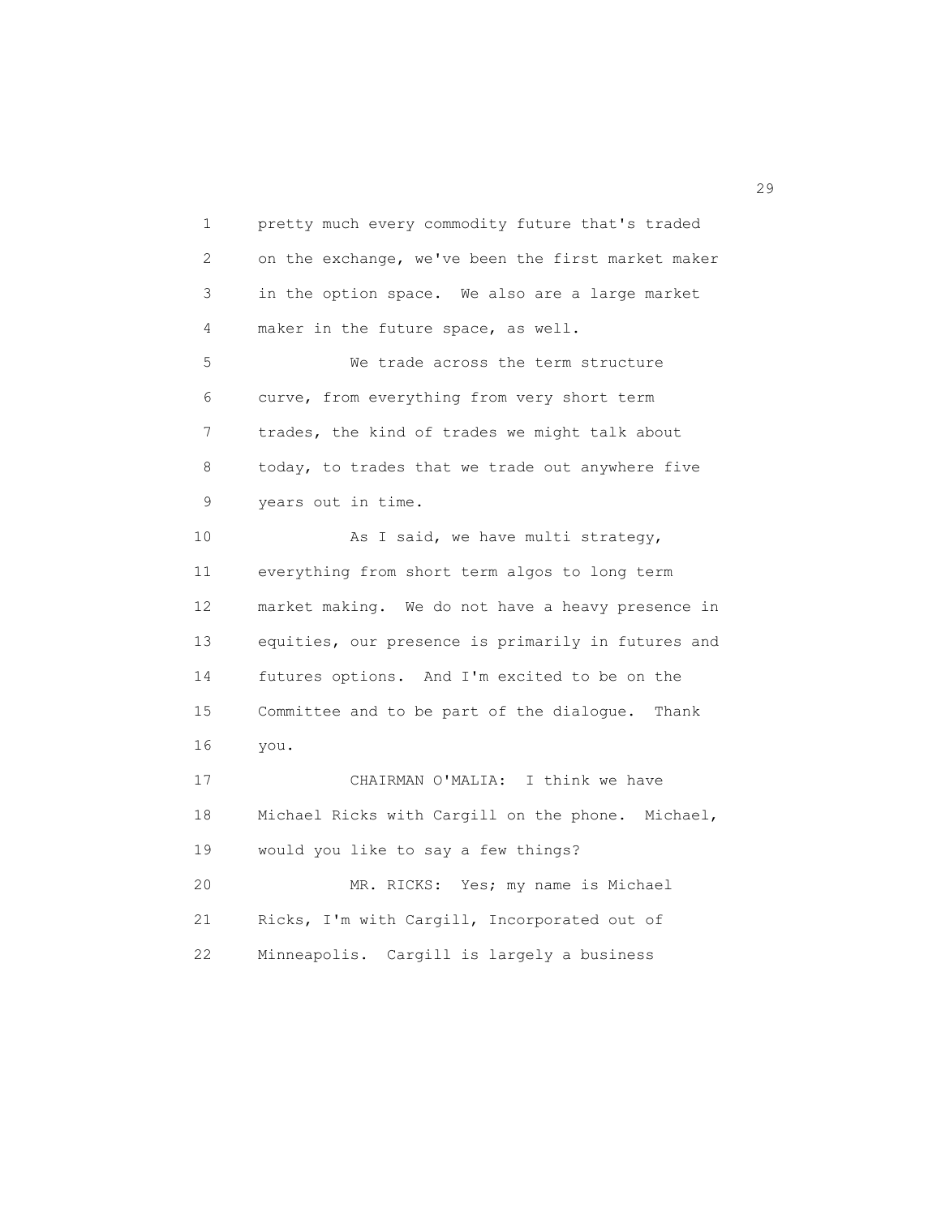pretty much every commodity future that's traded on the exchange, we've been the first market maker in the option space. We also are a large market maker in the future space, as well.

We trade across the term structure curve, from everything from very short term trades, the kind of trades we might talk about today, to trades that we trade out anywhere five years out in time.

As I said, we have multi strategy, everything from short term algos to long term market making. We do not have a heavy presence in equities, our presence is primarily in futures and futures options. And I'm excited to be on the Committee and to be part of the dialogue. Thank you.

CHAIRMAN O'MALIA: I think we have Michael Ricks with Cargill on the phone. Michael, would you like to say a few things?

MR. RICKS: Yes; my name is Michael Ricks, I'm with Cargill, Incorporated out of Minneapolis. Cargill is largely a business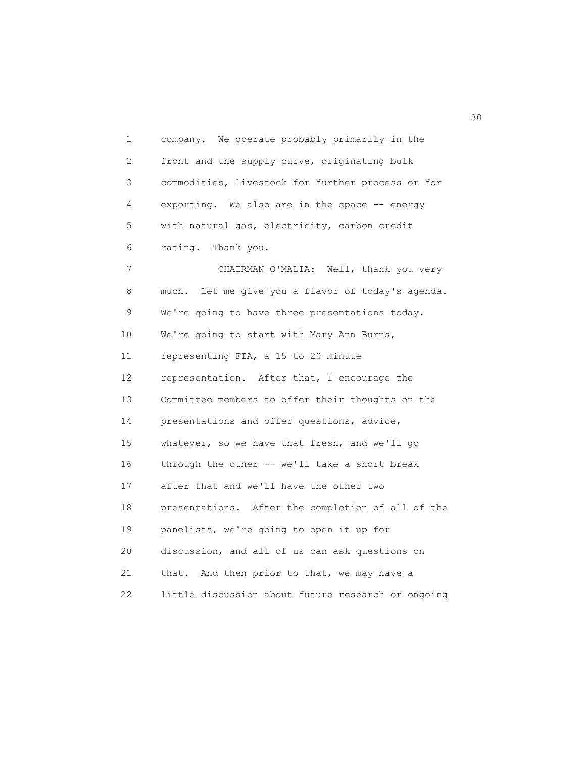company. We operate probably primarily in the front and the supply curve, originating bulk commodities, livestock for further process or for exporting. We also are in the space -- energy with natural gas, electricity, carbon credit rating. Thank you.

CHAIRMAN O'MALIA: Well, thank you very much. Let me give you a flavor of today's agenda. We're going to have three presentations today. We're going to start with Mary Ann Burns, representing FIA, a 15 to 20 minute representation. After that, I encourage the Committee members to offer their thoughts on the presentations and offer questions, advice, whatever, so we have that fresh, and we'll go through the other -- we'll take a short break after that and we'll have the other two presentations. After the completion of all of the panelists, we're going to open it up for discussion, and all of us can ask questions on that. And then prior to that, we may have a little discussion about future research or ongoing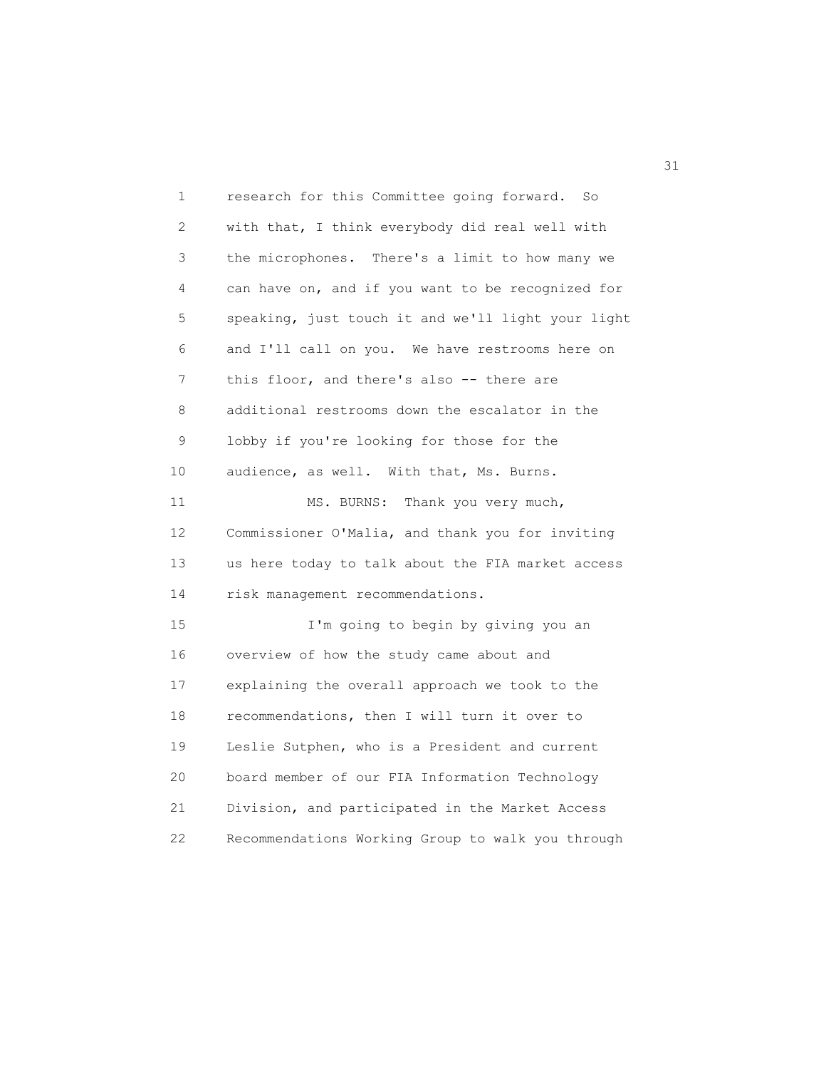research for this Committee going forward. So with that, I think everybody did real well with the microphones. There's a limit to how many we can have on, and if you want to be recognized for speaking, just touch it and we'll light your light and I'll call on you. We have restrooms here on this floor, and there's also -- there are additional restrooms down the escalator in the lobby if you're looking for those for the audience, as well. With that, Ms. Burns.

MS. BURNS: Thank you very much, Commissioner O'Malia, and thank you for inviting us here today to talk about the FIA market access risk management recommendations.

I'm going to begin by giving you an overview of how the study came about and explaining the overall approach we took to the recommendations, then I will turn it over to Leslie Sutphen, who is a President and current board member of our FIA Information Technology Division, and participated in the Market Access Recommendations Working Group to walk you through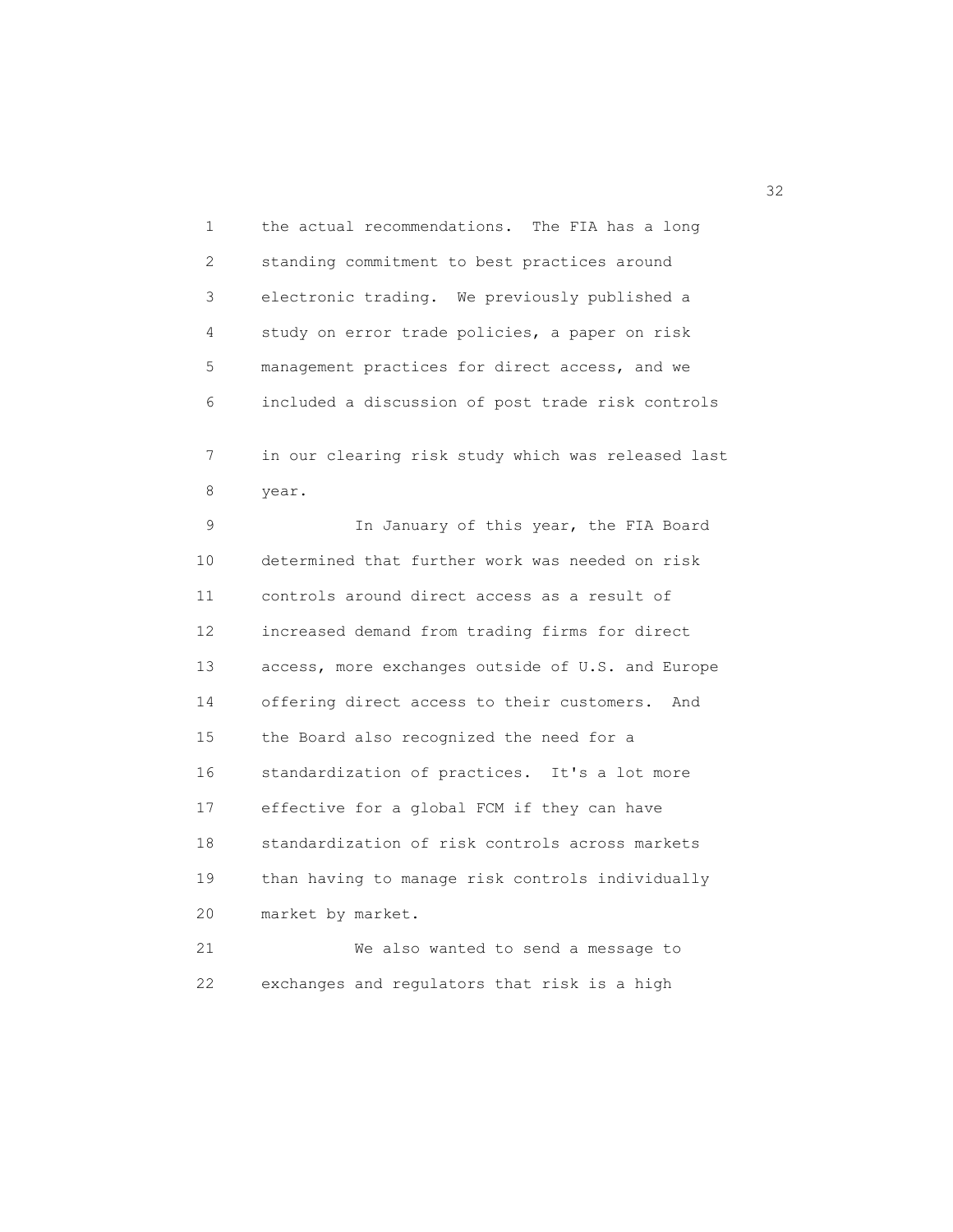the actual recommendations. The FIA has a long standing commitment to best practices around electronic trading. We previously published a study on error trade policies, a paper on risk management practices for direct access, and we included a discussion of post trade risk controls in our clearing risk study which was released last year.

In January of this year, the FIA Board determined that further work was needed on risk controls around direct access as a result of increased demand from trading firms for direct access, more exchanges outside of U.S. and Europe offering direct access to their customers. And the Board also recognized the need for a standardization of practices. It's a lot more effective for a global FCM if they can have standardization of risk controls across markets than having to manage risk controls individually market by market.

We also wanted to send a message to exchanges and regulators that risk is a high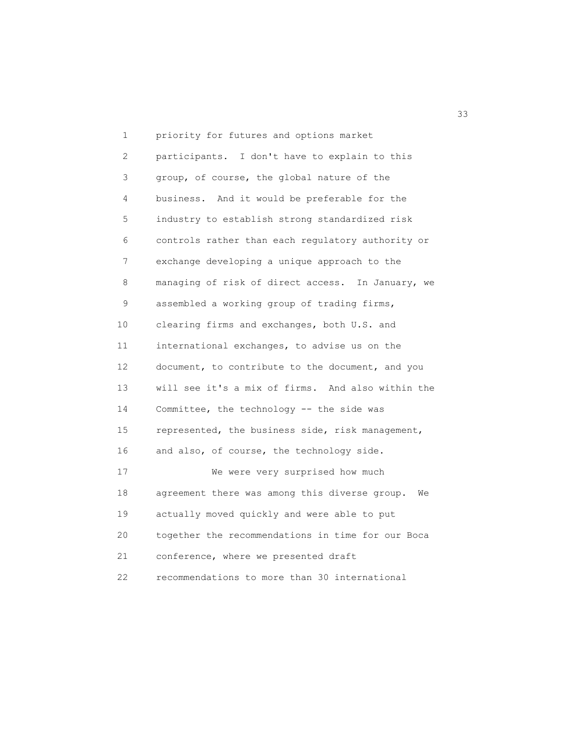priority for futures and options market participants. I don't have to explain to this group, of course, the global nature of the business. And it would be preferable for the industry to establish strong standardized risk controls rather than each regulatory authority or exchange developing a unique approach to the managing of risk of direct access. In January, we assembled a working group of trading firms, clearing firms and exchanges, both U.S. and international exchanges, to advise us on the document, to contribute to the document, and you will see it's a mix of firms. And also within the Committee, the technology -- the side was represented, the business side, risk management, and also, of course, the technology side.

We were very surprised how much agreement there was among this diverse group. We actually moved quickly and were able to put together the recommendations in time for our Boca conference, where we presented draft recommendations to more than 30 international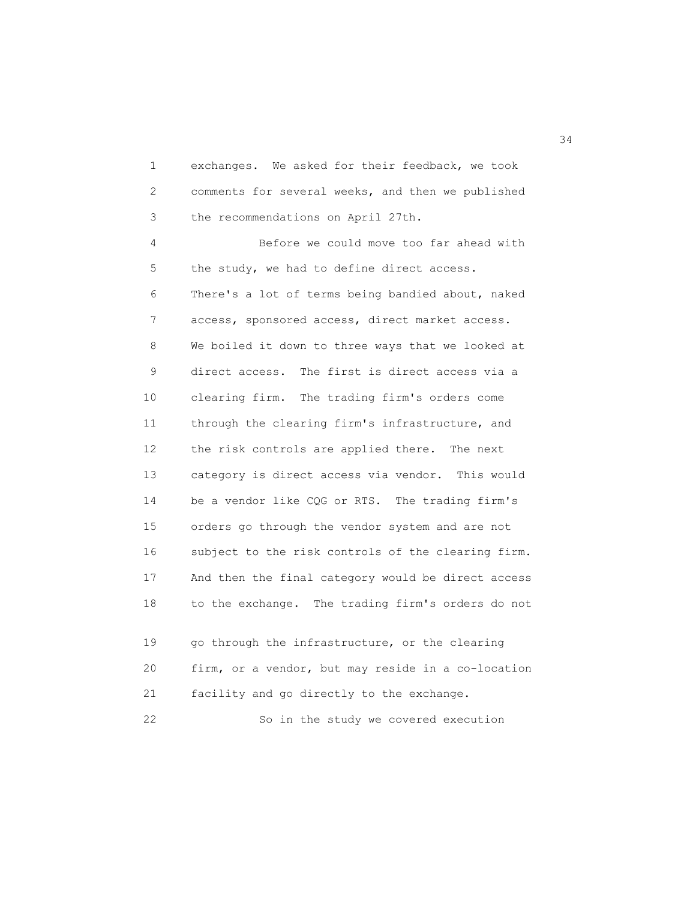exchanges. We asked for their feedback, we took comments for several weeks, and then we published the recommendations on April 27th.

Before we could move too far ahead with the study, we had to define direct access. There's a lot of terms being bandied about, naked access, sponsored access, direct market access. We boiled it down to three ways that we looked at direct access. The first is direct access via a clearing firm. The trading firm's orders come through the clearing firm's infrastructure, and the risk controls are applied there. The next category is direct access via vendor. This would be a vendor like CQG or RTS. The trading firm's orders go through the vendor system and are not subject to the risk controls of the clearing firm. And then the final category would be direct access to the exchange. The trading firm's orders do not go through the infrastructure, or the clearing firm, or a vendor, but may reside in a co-location facility and go directly to the exchange.

So in the study we covered execution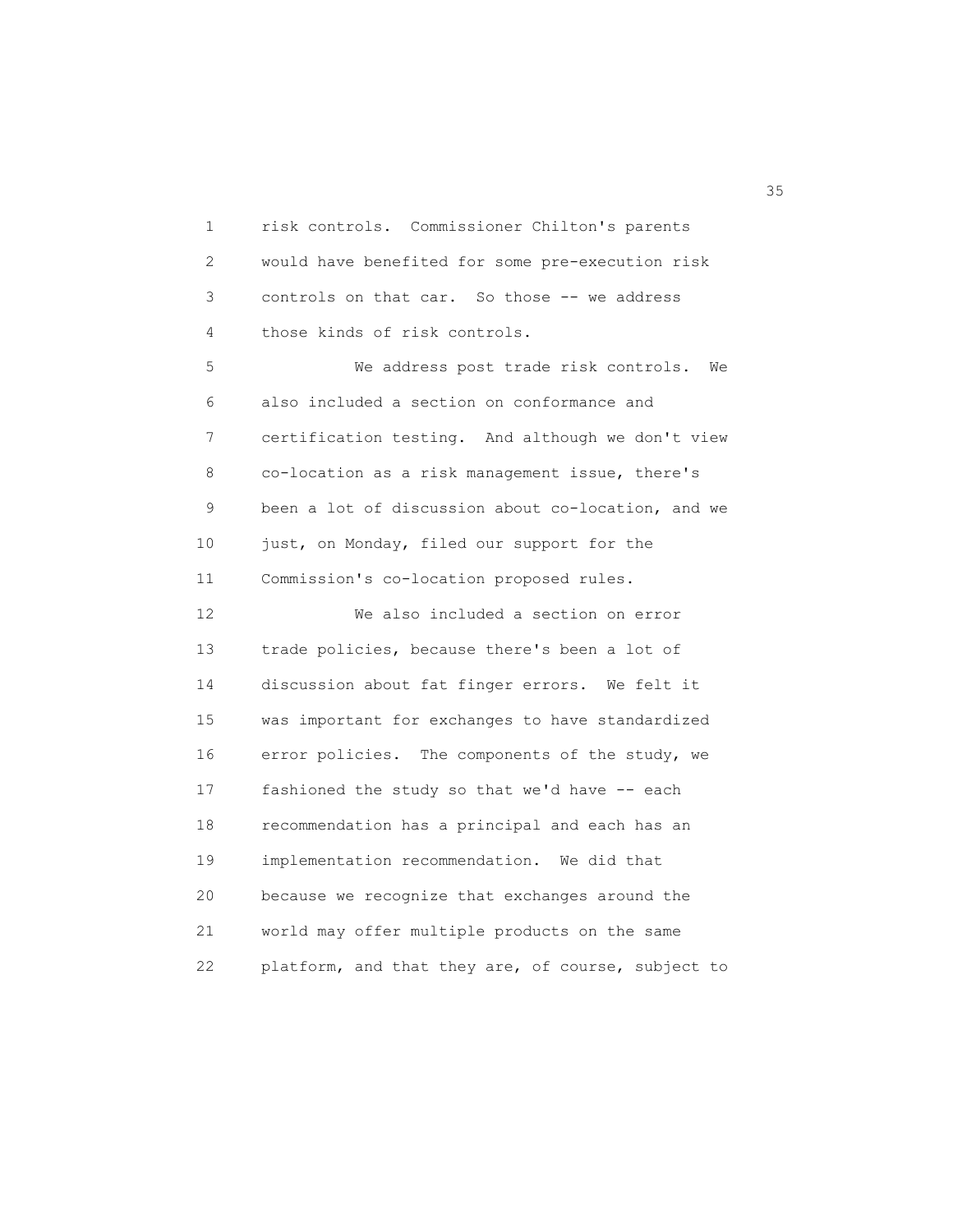risk controls. Commissioner Chilton's parents would have benefited for some pre-execution risk controls on that car. So those -- we address those kinds of risk controls.

We address post trade risk controls. We also included a section on conformance and certification testing. And although we don't view co-location as a risk management issue, there's been a lot of discussion about co-location, and we just, on Monday, filed our support for the Commission's co-location proposed rules.

We also included a section on error trade policies, because there's been a lot of discussion about fat finger errors. We felt it was important for exchanges to have standardized error policies. The components of the study, we fashioned the study so that we'd have -- each recommendation has a principal and each has an implementation recommendation. We did that because we recognize that exchanges around the world may offer multiple products on the same platform, and that they are, of course, subject to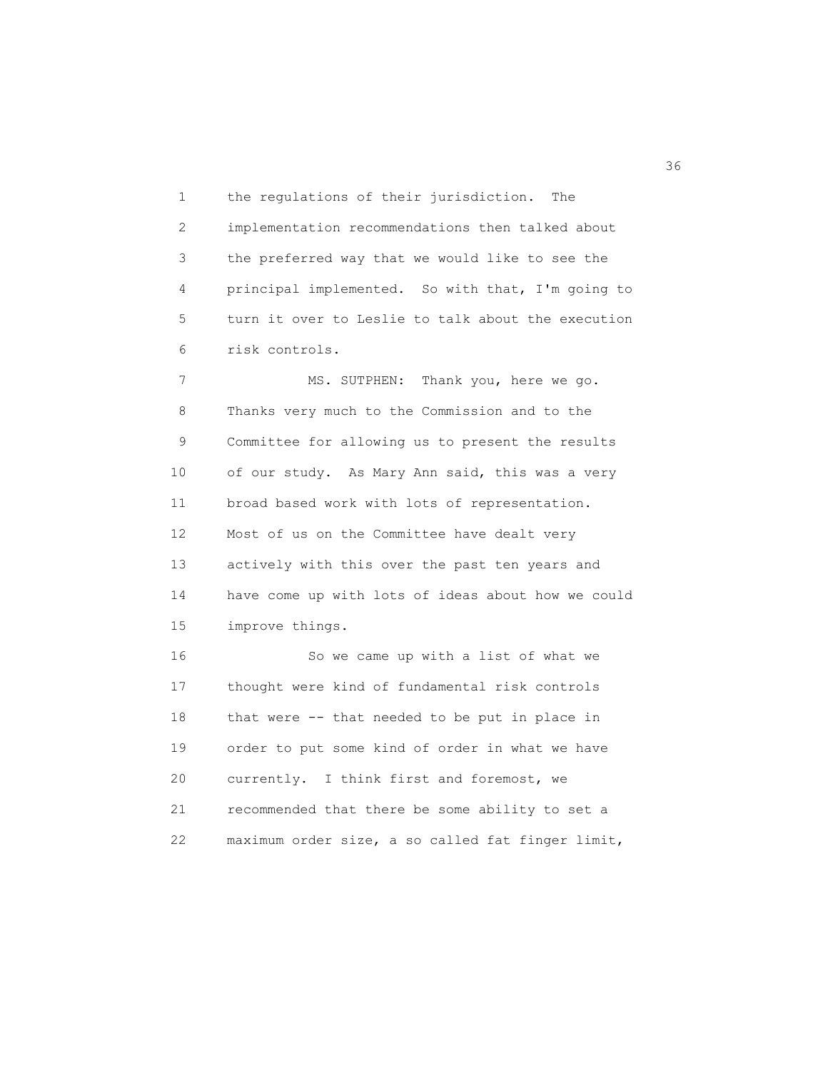the regulations of their jurisdiction. The implementation recommendations then talked about the preferred way that we would like to see the principal implemented. So with that, I'm going to turn it over to Leslie to talk about the execution risk controls.

MS. SUTPHEN: Thank you, here we go. Thanks very much to the Commission and to the Committee for allowing us to present the results of our study. As Mary Ann said, this was a very broad based work with lots of representation. Most of us on the Committee have dealt very actively with this over the past ten years and have come up with lots of ideas about how we could improve things.

So we came up with a list of what we thought were kind of fundamental risk controls that were -- that needed to be put in place in order to put some kind of order in what we have currently. I think first and foremost, we recommended that there be some ability to set a maximum order size, a so called fat finger limit,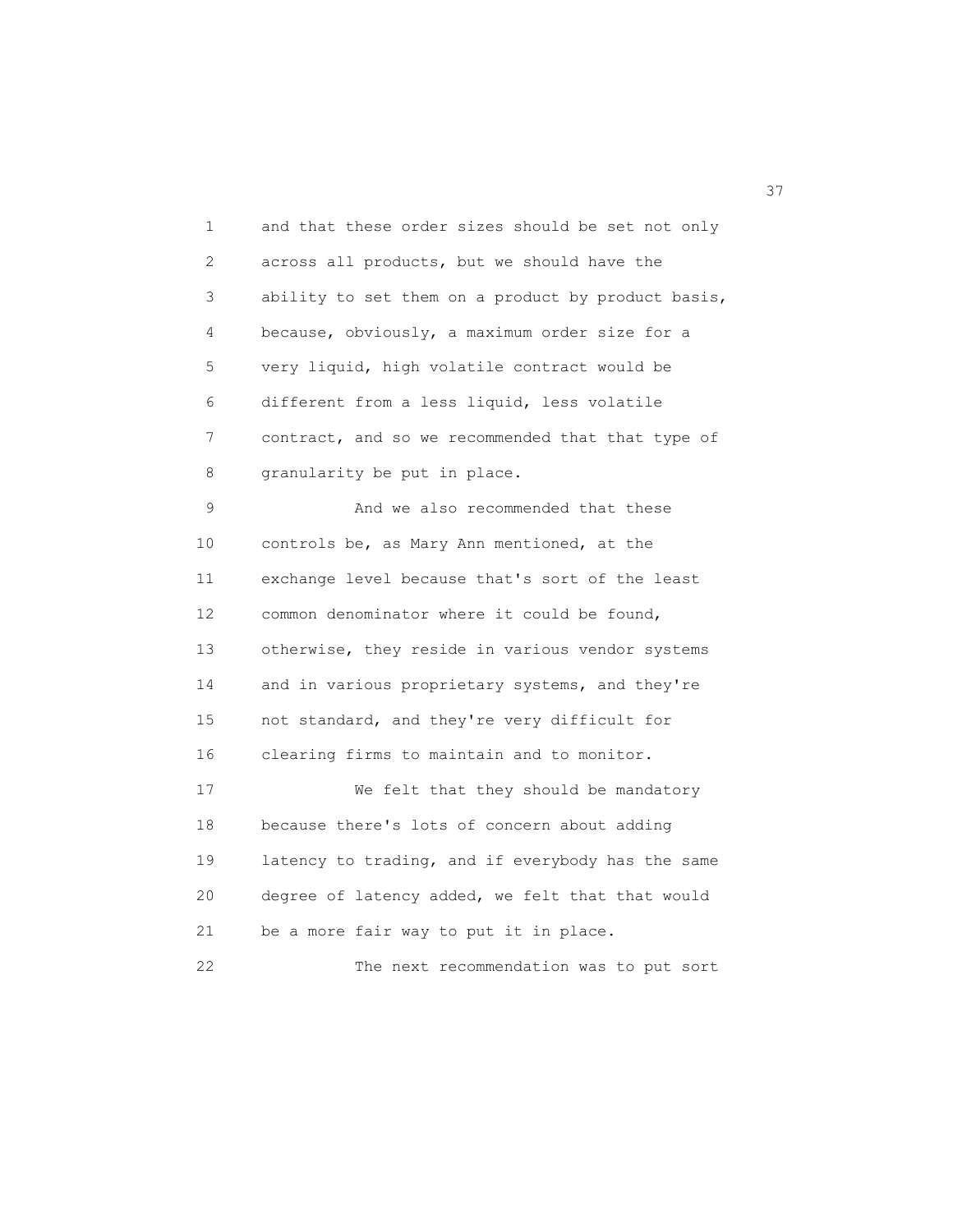and that these order sizes should be set not only across all products, but we should have the ability to set them on a product by product basis, because, obviously, a maximum order size for a very liquid, high volatile contract would be different from a less liquid, less volatile contract, and so we recommended that that type of granularity be put in place.

And we also recommended that these controls be, as Mary Ann mentioned, at the exchange level because that's sort of the least common denominator where it could be found, otherwise, they reside in various vendor systems and in various proprietary systems, and they're not standard, and they're very difficult for clearing firms to maintain and to monitor.

We felt that they should be mandatory because there's lots of concern about adding latency to trading, and if everybody has the same degree of latency added, we felt that that would be a more fair way to put it in place.

The next recommendation was to put sort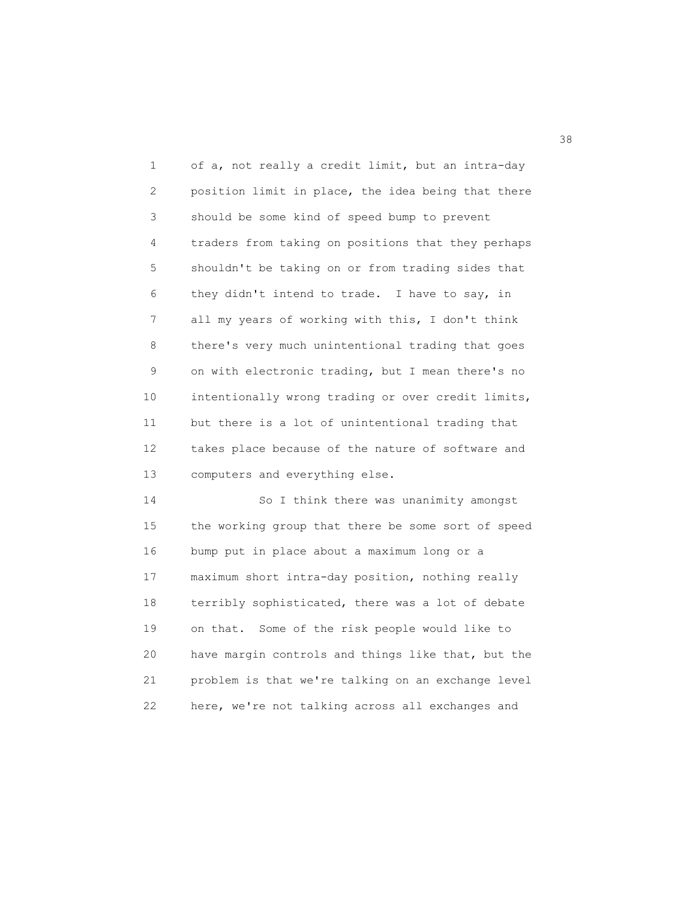of a, not really a credit limit, but an intra-day position limit in place, the idea being that there should be some kind of speed bump to prevent traders from taking on positions that they perhaps shouldn't be taking on or from trading sides that they didn't intend to trade. I have to say, in all my years of working with this, I don't think there's very much unintentional trading that goes on with electronic trading, but I mean there's no intentionally wrong trading or over credit limits, but there is a lot of unintentional trading that takes place because of the nature of software and computers and everything else.

So I think there was unanimity amongst the working group that there be some sort of speed bump put in place about a maximum long or a maximum short intra-day position, nothing really terribly sophisticated, there was a lot of debate on that. Some of the risk people would like to have margin controls and things like that, but the problem is that we're talking on an exchange level here, we're not talking across all exchanges and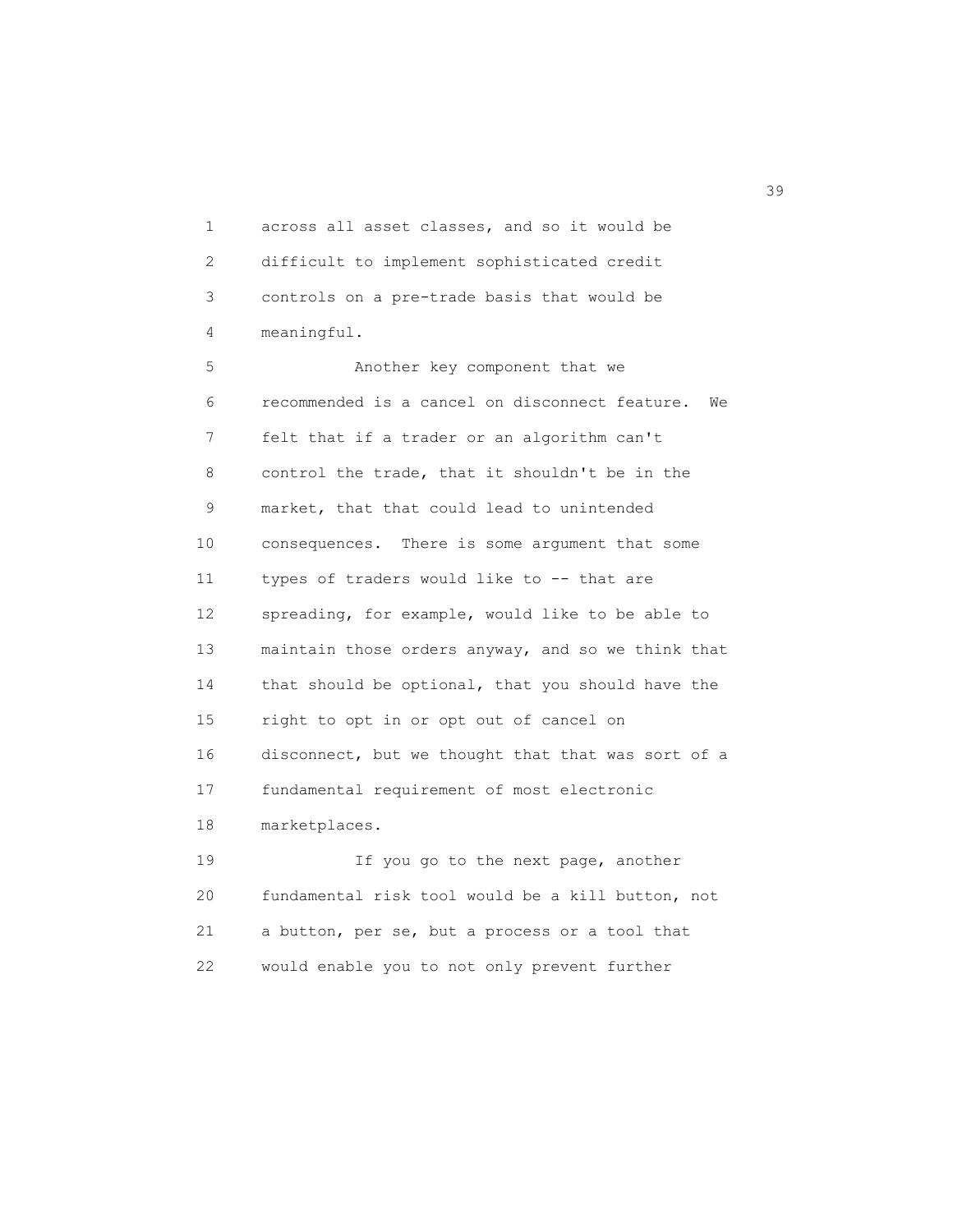across all asset classes, and so it would be difficult to implement sophisticated credit controls on a pre-trade basis that would be meaningful.

Another key component that we recommended is a cancel on disconnect feature. We felt that if a trader or an algorithm can't control the trade, that it shouldn't be in the market, that that could lead to unintended consequences. There is some argument that some types of traders would like to -- that are spreading, for example, would like to be able to maintain those orders anyway, and so we think that that should be optional, that you should have the right to opt in or opt out of cancel on disconnect, but we thought that that was sort of a fundamental requirement of most electronic marketplaces.

If you go to the next page, another fundamental risk tool would be a kill button, not a button, per se, but a process or a tool that would enable you to not only prevent further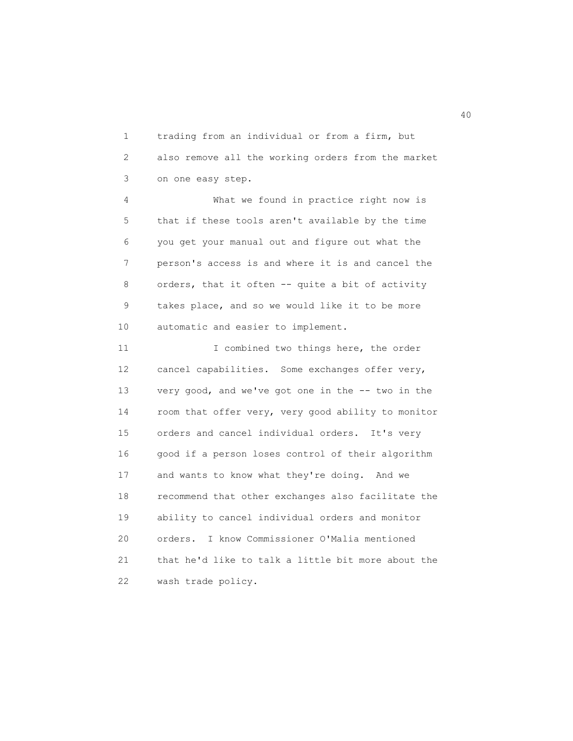trading from an individual or from a firm, but also remove all the working orders from the market on one easy step.

What we found in practice right now is that if these tools aren't available by the time you get your manual out and figure out what the person's access is and where it is and cancel the orders, that it often -- quite a bit of activity takes place, and so we would like it to be more automatic and easier to implement.

I combined two things here, the order cancel capabilities. Some exchanges offer very, very good, and we've got one in the -- two in the room that offer very, very good ability to monitor orders and cancel individual orders. It's very good if a person loses control of their algorithm and wants to know what they're doing. And we recommend that other exchanges also facilitate the ability to cancel individual orders and monitor orders. I know Commissioner O'Malia mentioned that he'd like to talk a little bit more about the wash trade policy.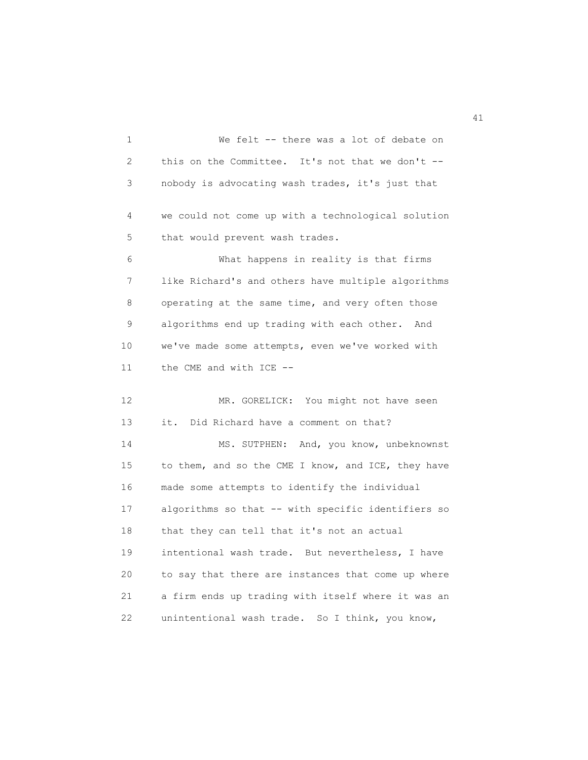We felt -- there was a lot of debate on this on the Committee. It's not that we don't -- nobody is advocating wash trades, it's just that we could not come up with a technological solution that would prevent wash trades.

What happens in reality is that firms like Richard's and others have multiple algorithms operating at the same time, and very often those algorithms end up trading with each other. And we've made some attempts, even we've worked with the CME and with ICE --

MR. GORELICK: You might not have seen it. Did Richard have a comment on that?

MS. SUTPHEN: And, you know, unbeknownst to them, and so the CME I know, and ICE, they have made some attempts to identify the individual algorithms so that -- with specific identifiers so that they can tell that it's not an actual intentional wash trade. But nevertheless, I have to say that there are instances that come up where a firm ends up trading with itself where it was an unintentional wash trade. So I think, you know,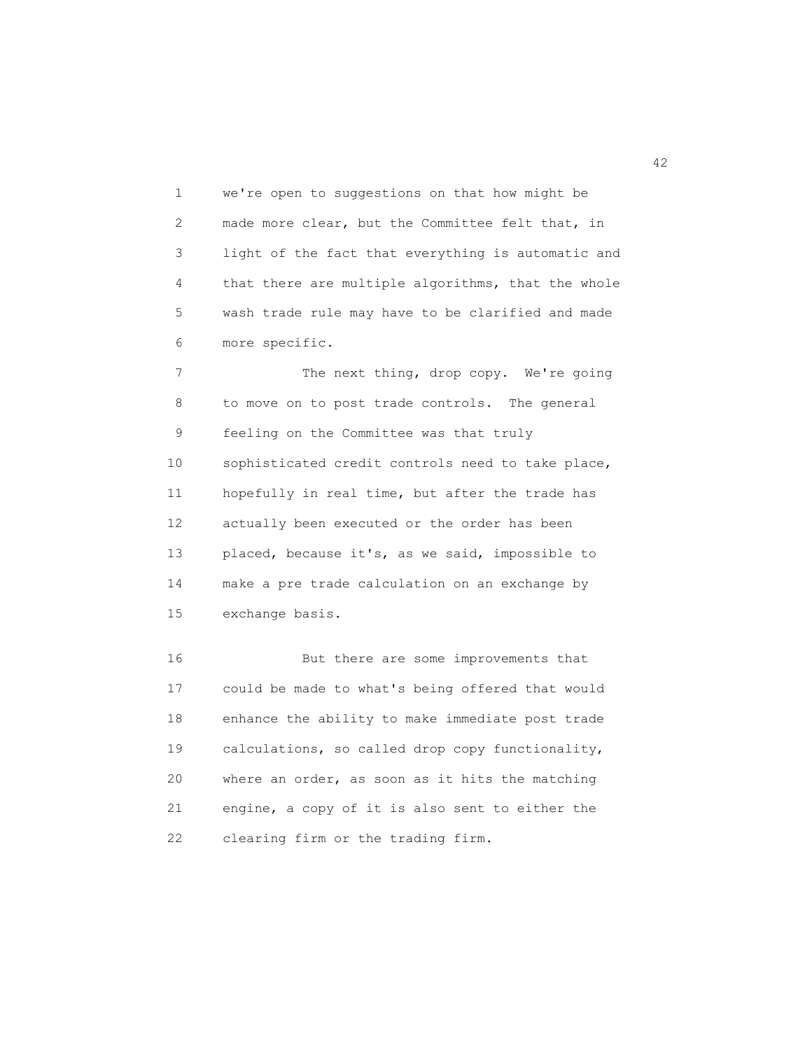we're open to suggestions on that how might be made more clear, but the Committee felt that, in light of the fact that everything is automatic and that there are multiple algorithms, that the whole wash trade rule may have to be clarified and made more specific.

The next thing, drop copy. We're going to move on to post trade controls. The general feeling on the Committee was that truly sophisticated credit controls need to take place, hopefully in real time, but after the trade has actually been executed or the order has been placed, because it's, as we said, impossible to make a pre trade calculation on an exchange by exchange basis.

But there are some improvements that could be made to what's being offered that would enhance the ability to make immediate post trade calculations, so called drop copy functionality, where an order, as soon as it hits the matching engine, a copy of it is also sent to either the clearing firm or the trading firm.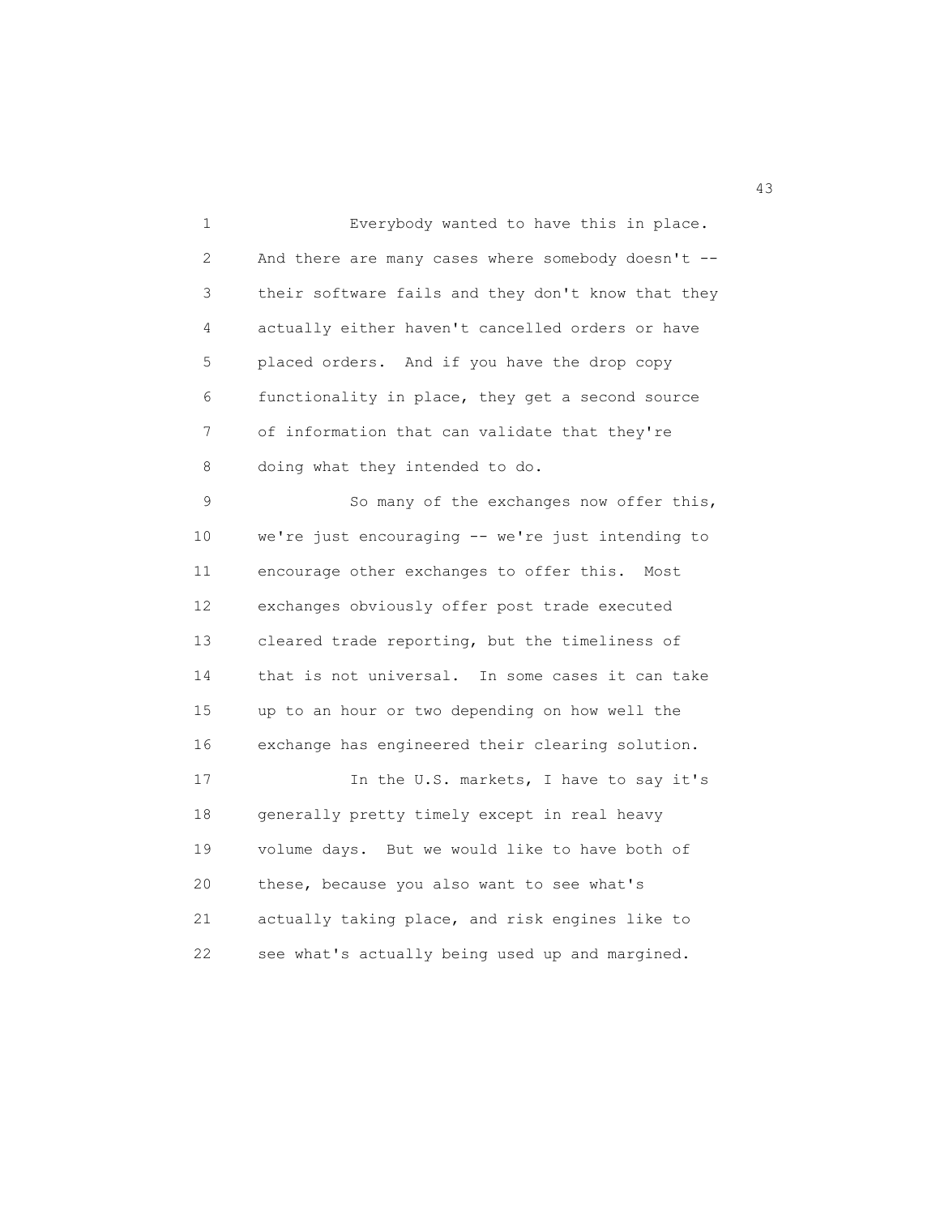Everybody wanted to have this in place. And there are many cases where somebody doesn't -- their software fails and they don't know that they actually either haven't cancelled orders or have placed orders. And if you have the drop copy functionality in place, they get a second source of information that can validate that they're doing what they intended to do.

So many of the exchanges now offer this, we're just encouraging -- we're just intending to encourage other exchanges to offer this. Most exchanges obviously offer post trade executed cleared trade reporting, but the timeliness of that is not universal. In some cases it can take up to an hour or two depending on how well the exchange has engineered their clearing solution.

In the U.S. markets, I have to say it's generally pretty timely except in real heavy volume days. But we would like to have both of these, because you also want to see what's actually taking place, and risk engines like to see what's actually being used up and margined.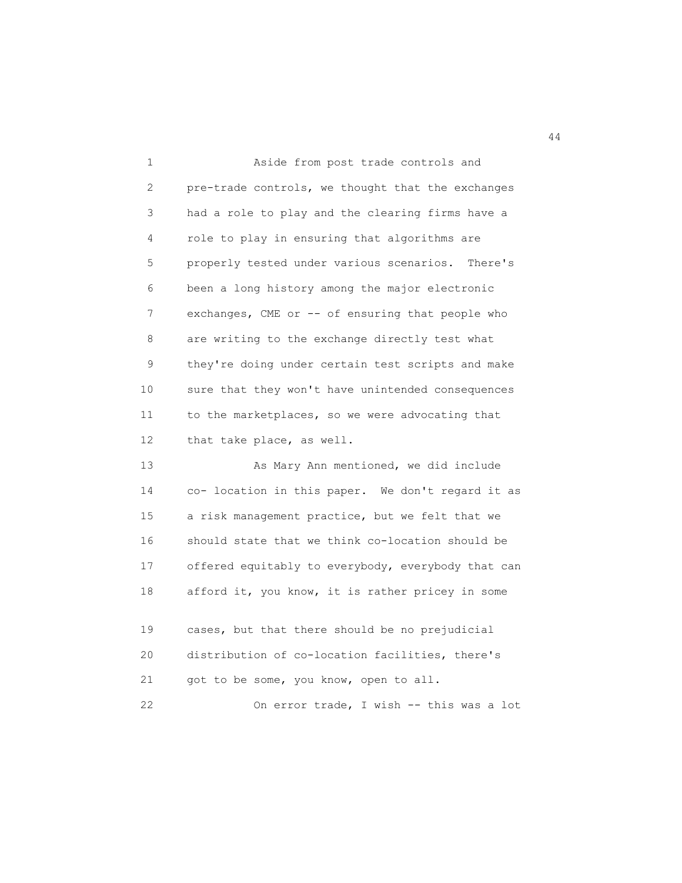Aside from post trade controls and pre-trade controls, we thought that the exchanges had a role to play and the clearing firms have a role to play in ensuring that algorithms are properly tested under various scenarios. There's been a long history among the major electronic exchanges, CME or -- of ensuring that people who are writing to the exchange directly test what they're doing under certain test scripts and make sure that they won't have unintended consequences to the marketplaces, so we were advocating that that take place, as well.

As Mary Ann mentioned, we did include co- location in this paper. We don't regard it as a risk management practice, but we felt that we should state that we think co-location should be offered equitably to everybody, everybody that can afford it, you know, it is rather pricey in some cases, but that there should be no prejudicial distribution of co-location facilities, there's got to be some, you know, open to all.

On error trade, I wish -- this was a lot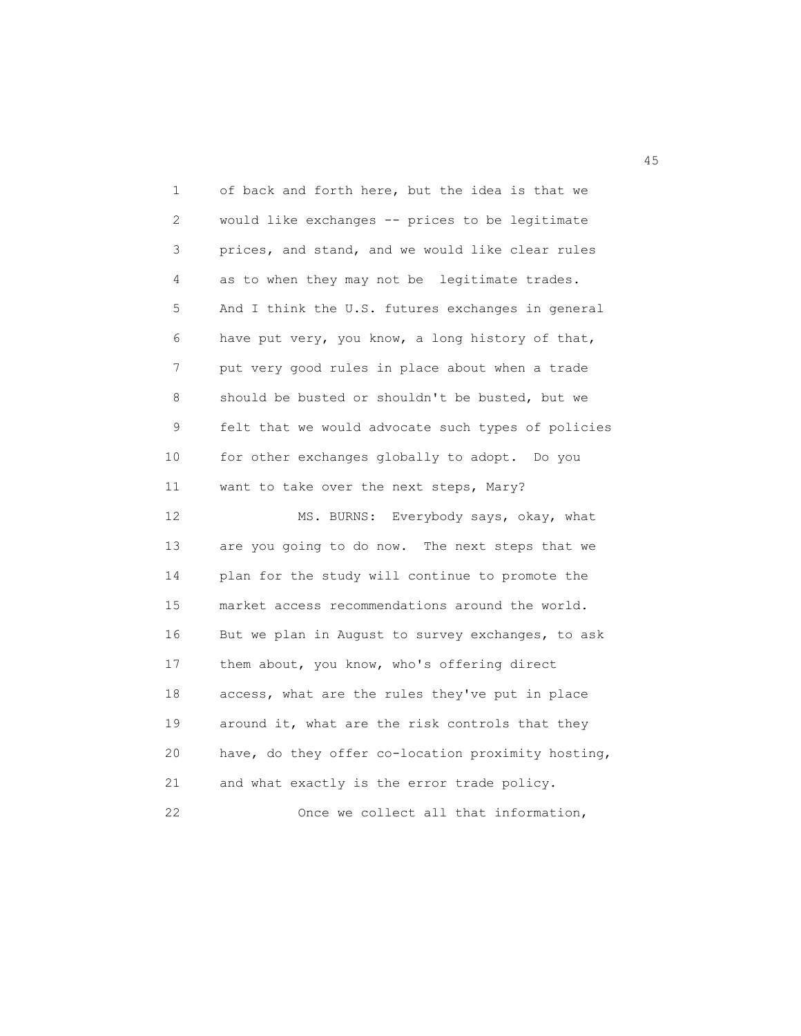of back and forth here, but the idea is that we would like exchanges -- prices to be legitimate prices, and stand, and we would like clear rules as to when they may not be legitimate trades. And I think the U.S. futures exchanges in general have put very, you know, a long history of that, put very good rules in place about when a trade should be busted or shouldn't be busted, but we felt that we would advocate such types of policies for other exchanges globally to adopt. Do you want to take over the next steps, Mary?

MS. BURNS: Everybody says, okay, what are you going to do now. The next steps that we plan for the study will continue to promote the market access recommendations around the world. But we plan in August to survey exchanges, to ask them about, you know, who's offering direct access, what are the rules they've put in place around it, what are the risk controls that they have, do they offer co-location proximity hosting, and what exactly is the error trade policy.

Once we collect all that information,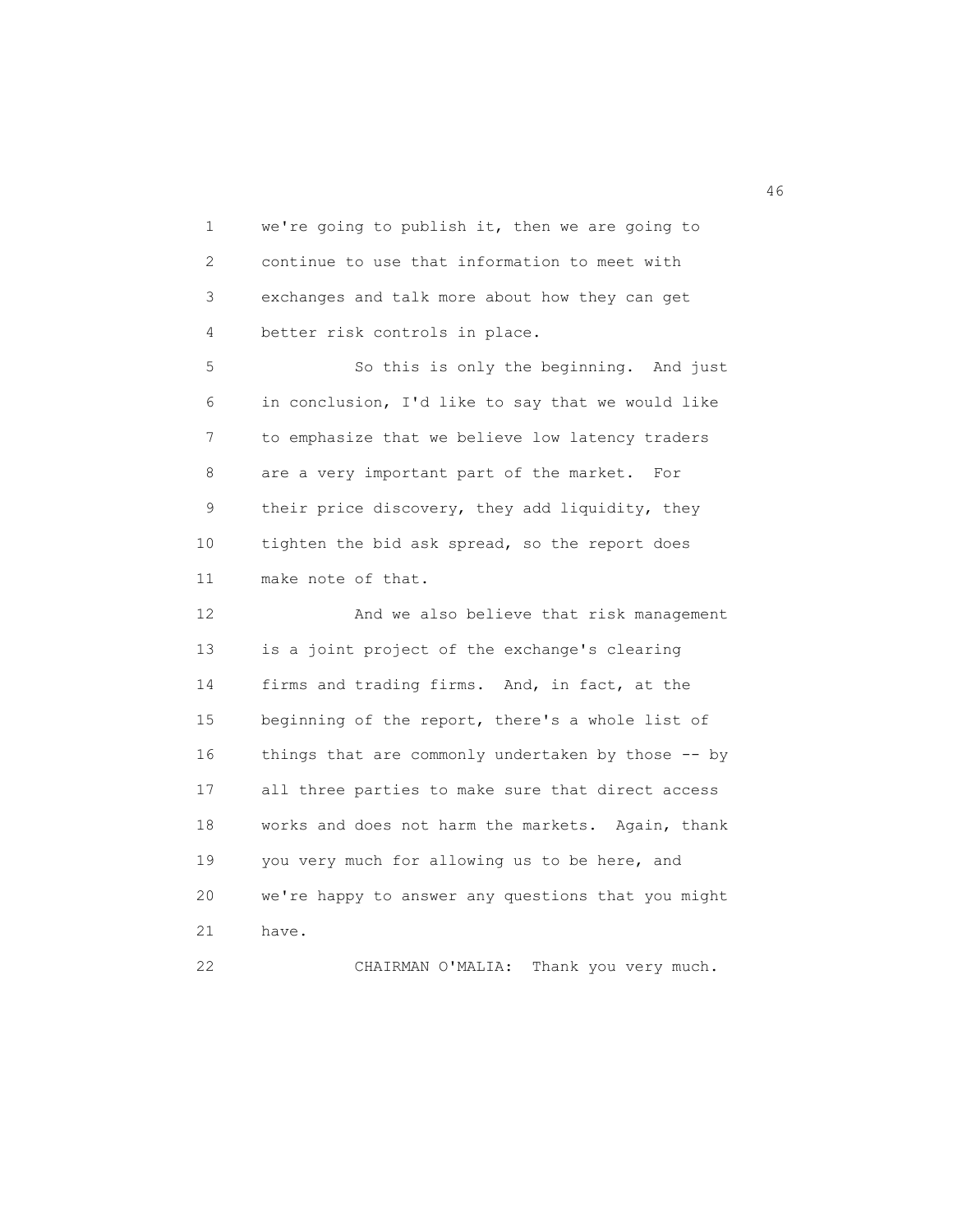we're going to publish it, then we are going to continue to use that information to meet with exchanges and talk more about how they can get better risk controls in place.

So this is only the beginning. And just in conclusion, I'd like to say that we would like to emphasize that we believe low latency traders are a very important part of the market. For their price discovery, they add liquidity, they tighten the bid ask spread, so the report does make note of that.

And we also believe that risk management is a joint project of the exchange's clearing firms and trading firms. And, in fact, at the beginning of the report, there's a whole list of things that are commonly undertaken by those -- by all three parties to make sure that direct access works and does not harm the markets. Again, thank you very much for allowing us to be here, and we're happy to answer any questions that you might have.

CHAIRMAN O'MALIA: Thank you very much.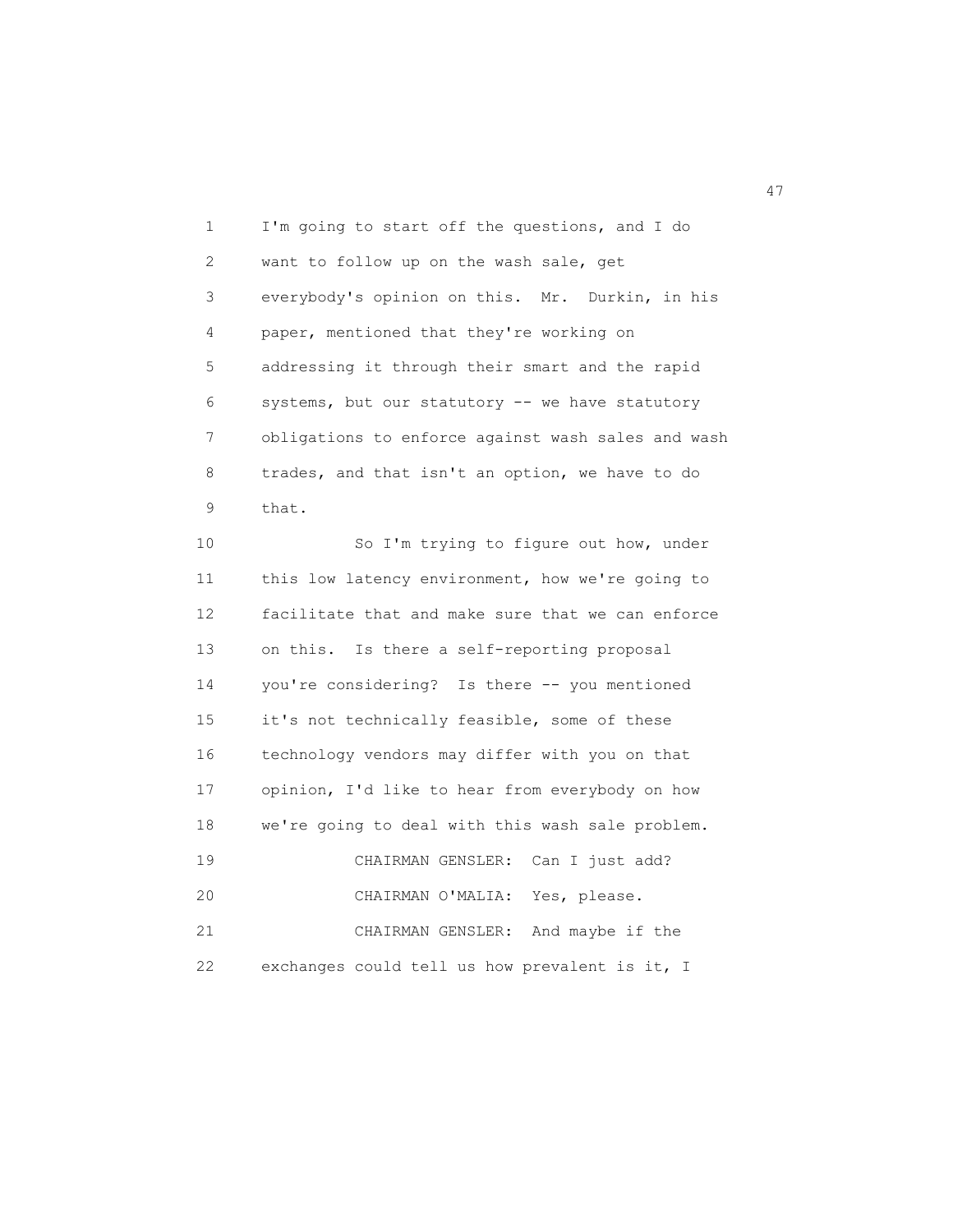I'm going to start off the questions, and I do want to follow up on the wash sale, get everybody's opinion on this. Mr. Durkin, in his paper, mentioned that they're working on addressing it through their smart and the rapid systems, but our statutory -- we have statutory obligations to enforce against wash sales and wash trades, and that isn't an option, we have to do that.

So I'm trying to figure out how, under this low latency environment, how we're going to facilitate that and make sure that we can enforce on this. Is there a self-reporting proposal you're considering? Is there -- you mentioned it's not technically feasible, some of these technology vendors may differ with you on that opinion, I'd like to hear from everybody on how we're going to deal with this wash sale problem.

CHAIRMAN GENSLER: Can I just add?

CHAIRMAN O'MALIA: Yes, please.

CHAIRMAN GENSLER: And maybe if the exchanges could tell us how prevalent is it, I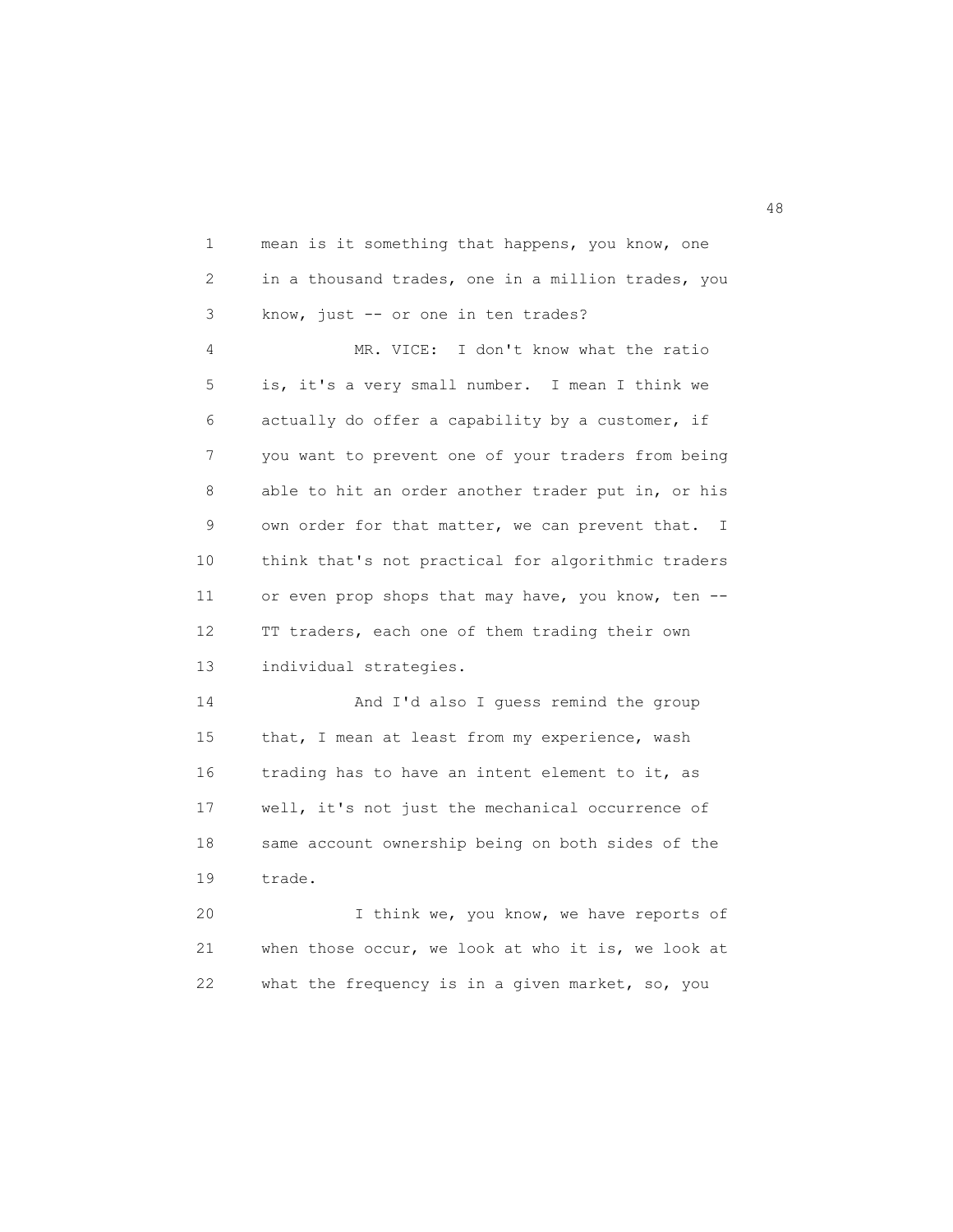mean is it something that happens, you know, one in a thousand trades, one in a million trades, you know, just -- or one in ten trades?

MR. VICE: I don't know what the ratio is, it's a very small number. I mean I think we actually do offer a capability by a customer, if you want to prevent one of your traders from being able to hit an order another trader put in, or his own order for that matter, we can prevent that. I think that's not practical for algorithmic traders or even prop shops that may have, you know, ten -- TT traders, each one of them trading their own individual strategies.

And I'd also I guess remind the group that, I mean at least from my experience, wash trading has to have an intent element to it, as well, it's not just the mechanical occurrence of same account ownership being on both sides of the trade.

I think we, you know, we have reports of when those occur, we look at who it is, we look at what the frequency is in a given market, so, you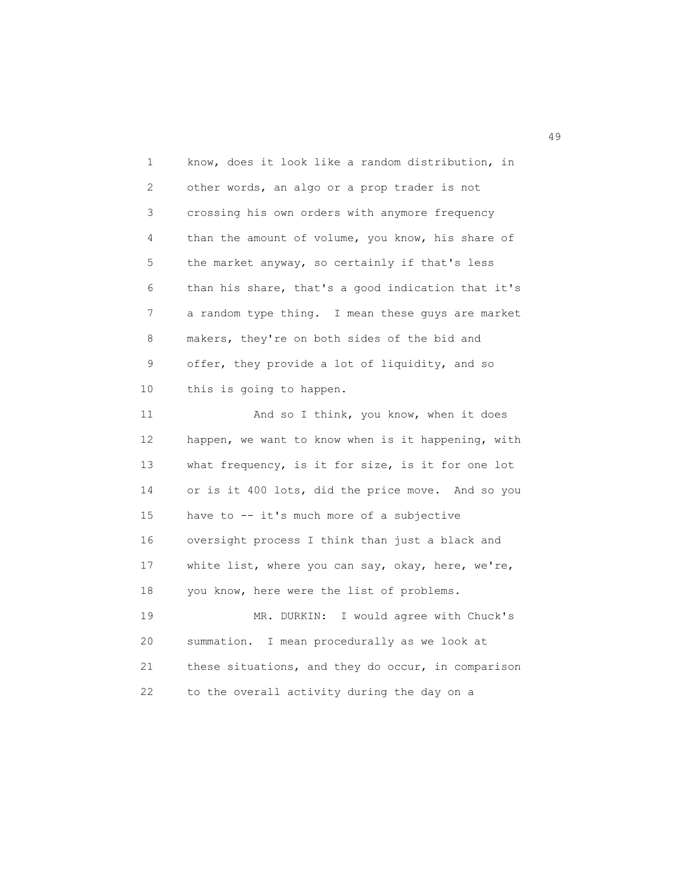know, does it look like a random distribution, in other words, an algo or a prop trader is not crossing his own orders with anymore frequency than the amount of volume, you know, his share of the market anyway, so certainly if that's less than his share, that's a good indication that it's a random type thing. I mean these guys are market makers, they're on both sides of the bid and offer, they provide a lot of liquidity, and so this is going to happen.

And so I think, you know, when it does happen, we want to know when is it happening, with what frequency, is it for size, is it for one lot or is it 400 lots, did the price move. And so you have to -- it's much more of a subjective oversight process I think than just a black and white list, where you can say, okay, here, we're, you know, here were the list of problems.

MR. DURKIN: I would agree with Chuck's summation. I mean procedurally as we look at these situations, and they do occur, in comparison to the overall activity during the day on a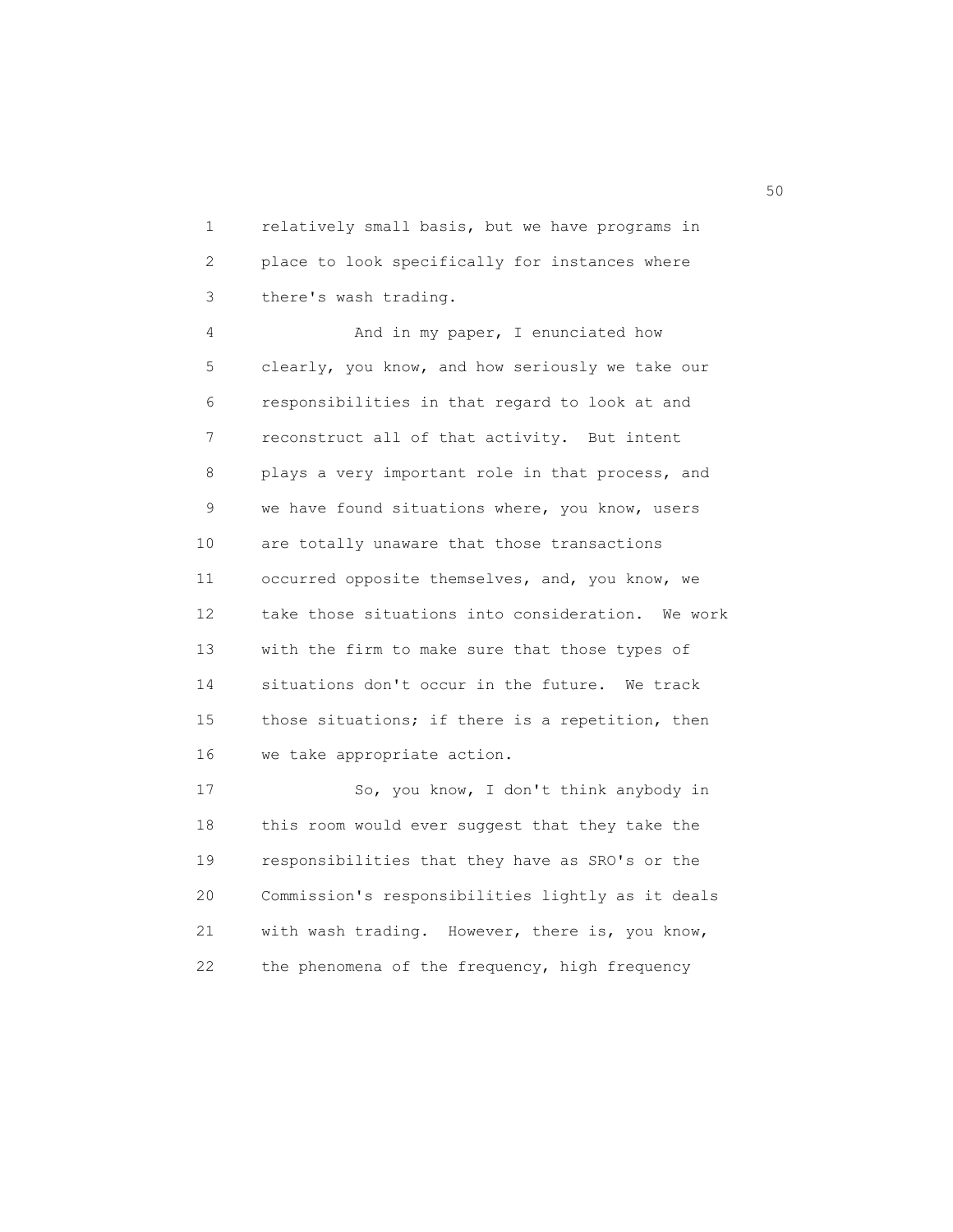relatively small basis, but we have programs in place to look specifically for instances where there's wash trading.

And in my paper, I enunciated how clearly, you know, and how seriously we take our responsibilities in that regard to look at and reconstruct all of that activity. But intent plays a very important role in that process, and we have found situations where, you know, users are totally unaware that those transactions occurred opposite themselves, and, you know, we take those situations into consideration. We work with the firm to make sure that those types of situations don't occur in the future. We track those situations; if there is a repetition, then we take appropriate action.

So, you know, I don't think anybody in this room would ever suggest that they take the responsibilities that they have as SRO's or the Commission's responsibilities lightly as it deals with wash trading. However, there is, you know, the phenomena of the frequency, high frequency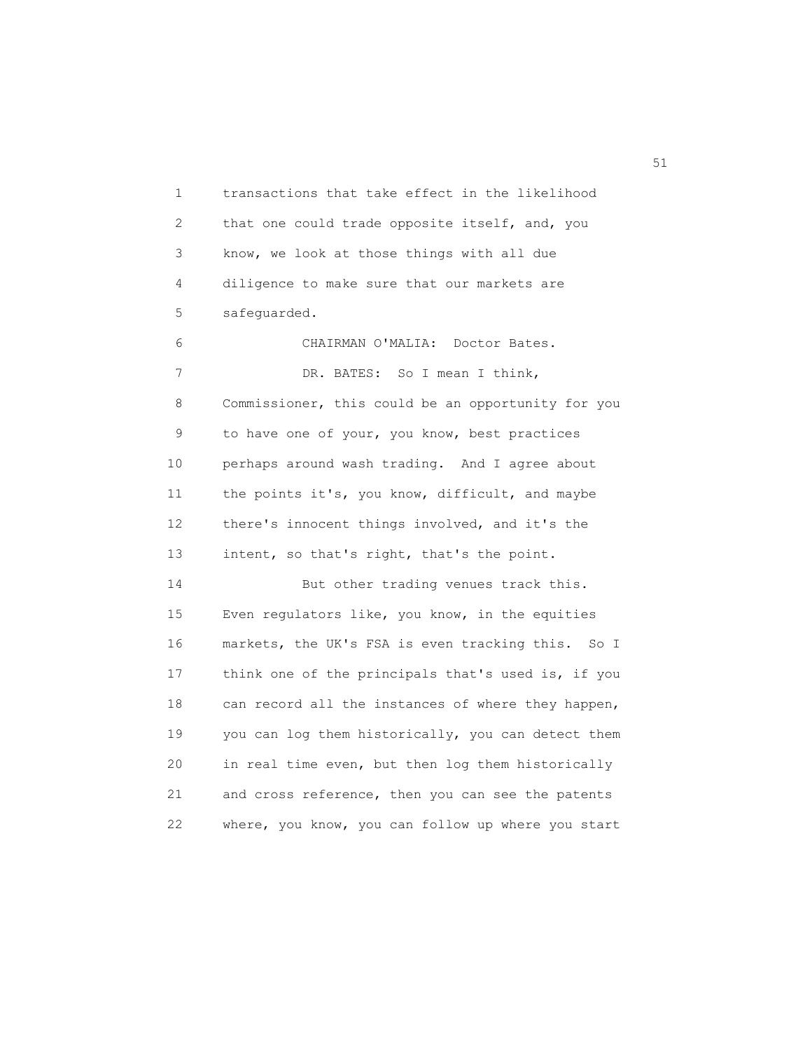transactions that take effect in the likelihood that one could trade opposite itself, and, you know, we look at those things with all due diligence to make sure that our markets are safeguarded.

CHAIRMAN O'MALIA: Doctor Bates.

DR. BATES: So I mean I think, Commissioner, this could be an opportunity for you to have one of your, you know, best practices perhaps around wash trading. And I agree about the points it's, you know, difficult, and maybe there's innocent things involved, and it's the intent, so that's right, that's the point.

But other trading venues track this. Even regulators like, you know, in the equities markets, the UK's FSA is even tracking this. So I think one of the principals that's used is, if you can record all the instances of where they happen, you can log them historically, you can detect them in real time even, but then log them historically and cross reference, then you can see the patents where, you know, you can follow up where you start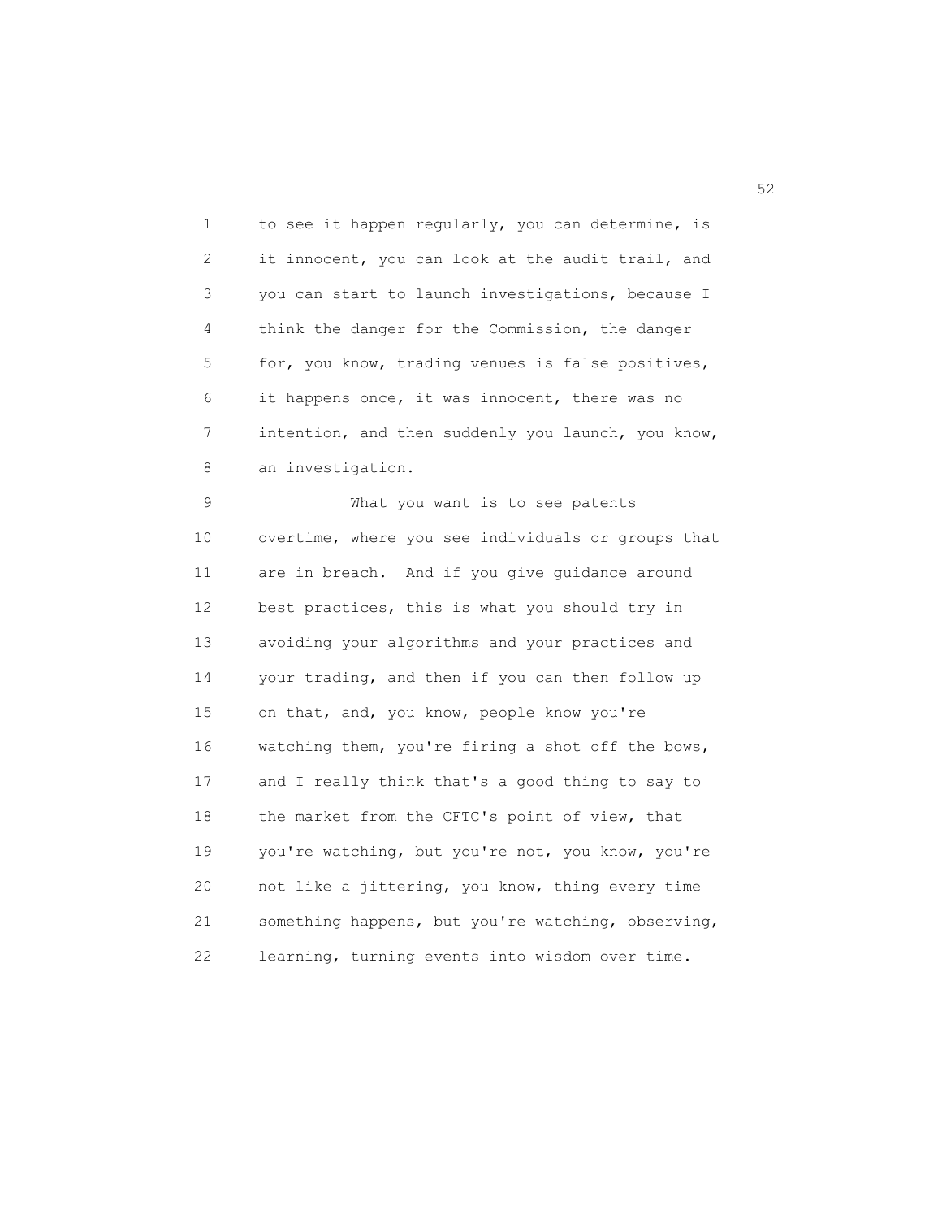to see it happen regularly, you can determine, is it innocent, you can look at the audit trail, and you can start to launch investigations, because I think the danger for the Commission, the danger for, you know, trading venues is false positives, it happens once, it was innocent, there was no intention, and then suddenly you launch, you know, an investigation.

What you want is to see patents overtime, where you see individuals or groups that are in breach. And if you give guidance around best practices, this is what you should try in avoiding your algorithms and your practices and your trading, and then if you can then follow up on that, and, you know, people know you're watching them, you're firing a shot off the bows, and I really think that's a good thing to say to the market from the CFTC's point of view, that you're watching, but you're not, you know, you're not like a jittering, you know, thing every time something happens, but you're watching, observing, learning, turning events into wisdom over time.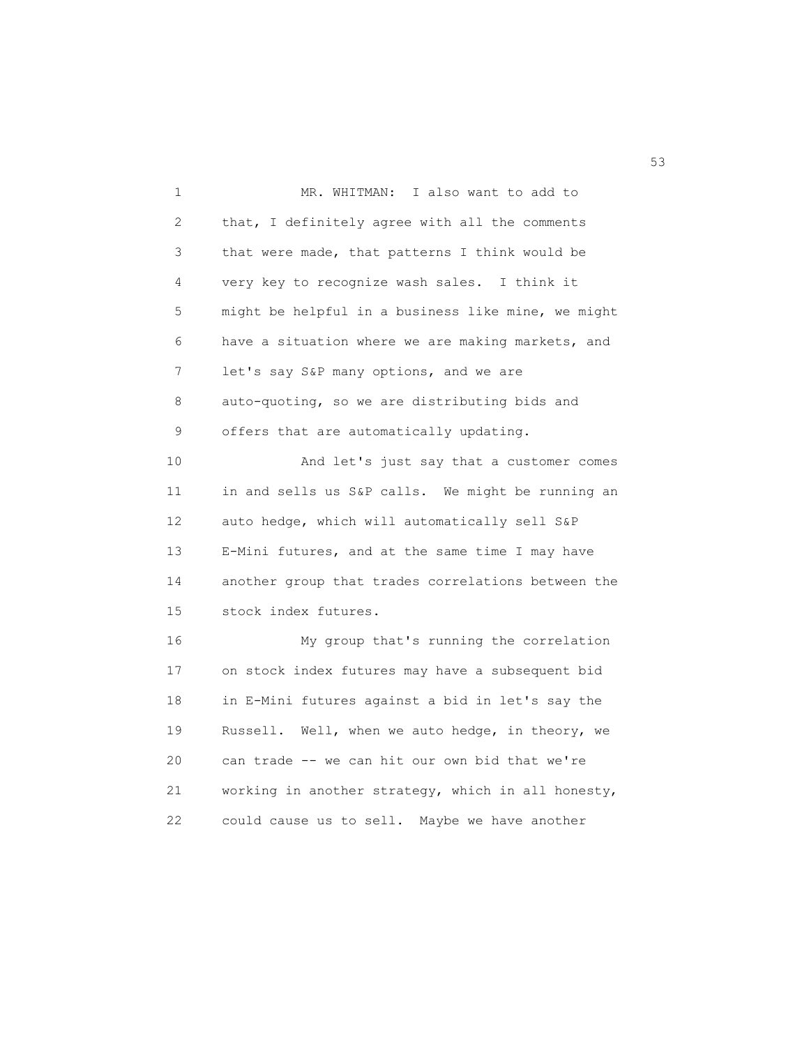MR. WHITMAN: I also want to add to that, I definitely agree with all the comments that were made, that patterns I think would be very key to recognize wash sales. I think it might be helpful in a business like mine, we might have a situation where we are making markets, and let's say S&P many options, and we are auto-quoting, so we are distributing bids and offers that are automatically updating.

And let's just say that a customer comes in and sells us S&P calls. We might be running an auto hedge, which will automatically sell S&P E-Mini futures, and at the same time I may have another group that trades correlations between the stock index futures.

My group that's running the correlation on stock index futures may have a subsequent bid in E-Mini futures against a bid in let's say the Russell. Well, when we auto hedge, in theory, we can trade -- we can hit our own bid that we're working in another strategy, which in all honesty, could cause us to sell. Maybe we have another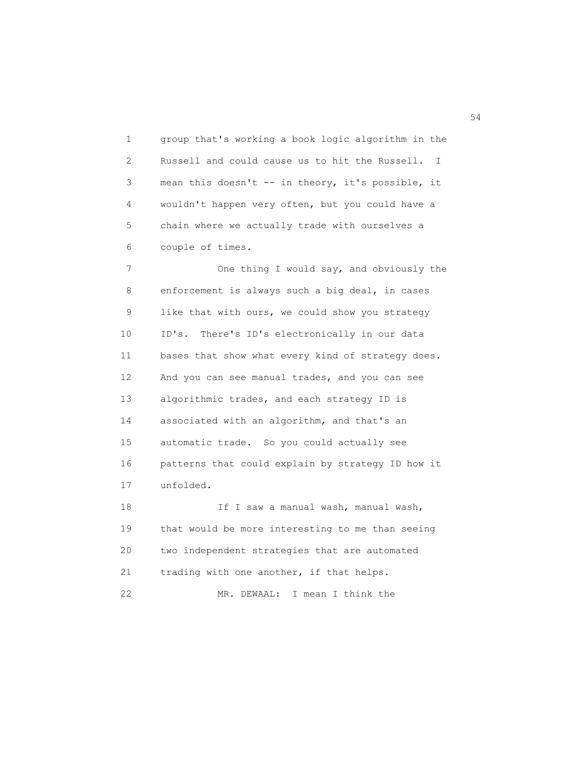group that's working a book logic algorithm in the Russell and could cause us to hit the Russell. I mean this doesn't -- in theory, it's possible, it wouldn't happen very often, but you could have a chain where we actually trade with ourselves a couple of times.

One thing I would say, and obviously the enforcement is always such a big deal, in cases like that with ours, we could show you strategy ID's. There's ID's electronically in our data bases that show what every kind of strategy does. And you can see manual trades, and you can see algorithmic trades, and each strategy ID is associated with an algorithm, and that's an automatic trade. So you could actually see patterns that could explain by strategy ID how it unfolded.

If I saw a manual wash, manual wash, that would be more interesting to me than seeing two independent strategies that are automated trading with one another, if that helps.

MR. DEWAAL: I mean I think the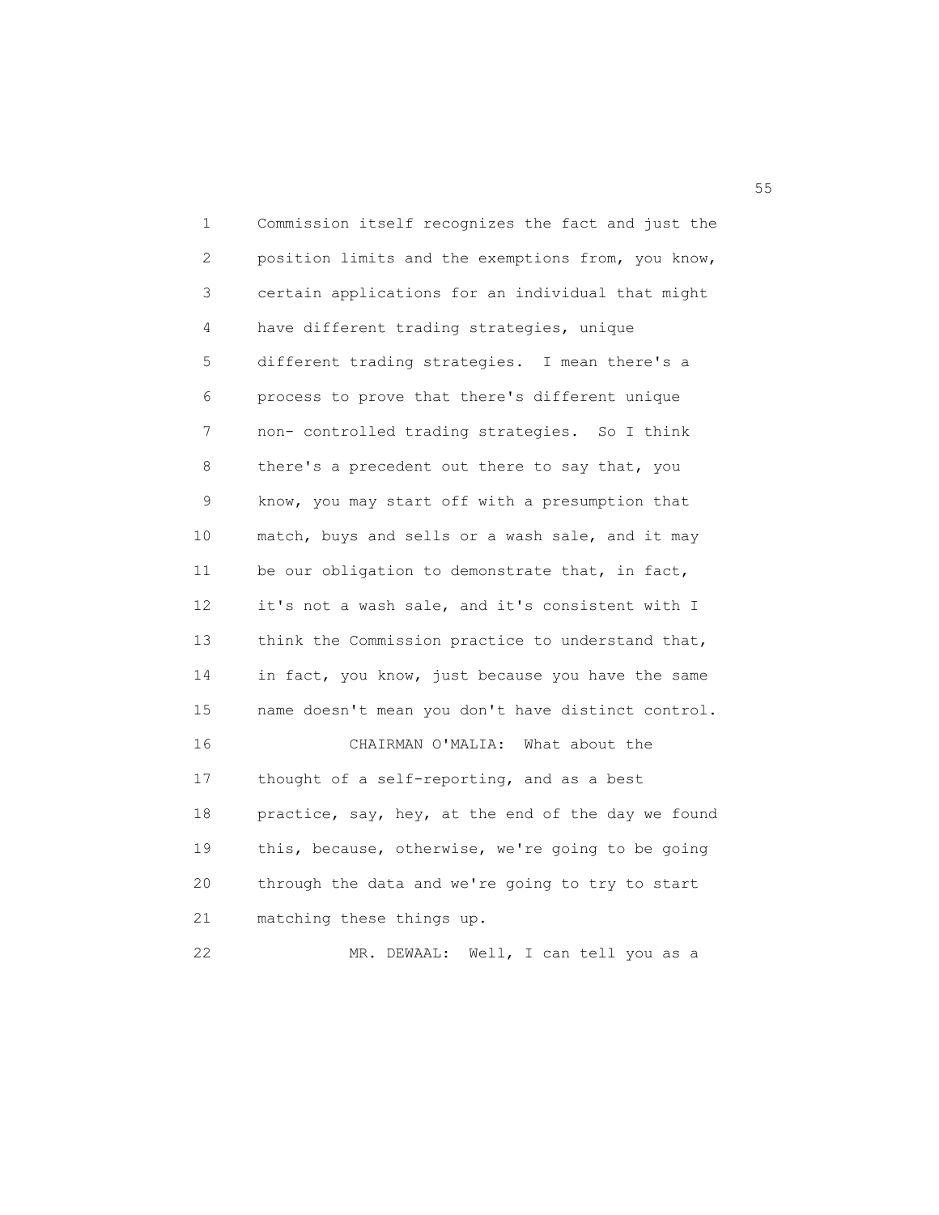Commission itself recognizes the fact and just the position limits and the exemptions from, you know, certain applications for an individual that might have different trading strategies, unique different trading strategies. I mean there's a process to prove that there's different unique non- controlled trading strategies. So I think there's a precedent out there to say that, you know, you may start off with a presumption that match, buys and sells or a wash sale, and it may be our obligation to demonstrate that, in fact, it's not a wash sale, and it's consistent with I think the Commission practice to understand that, in fact, you know, just because you have the same name doesn't mean you don't have distinct control.

CHAIRMAN O'MALIA: What about the thought of a self-reporting, and as a best practice, say, hey, at the end of the day we found this, because, otherwise, we're going to be going through the data and we're going to try to start matching these things up.

MR. DEWAAL: Well, I can tell you as a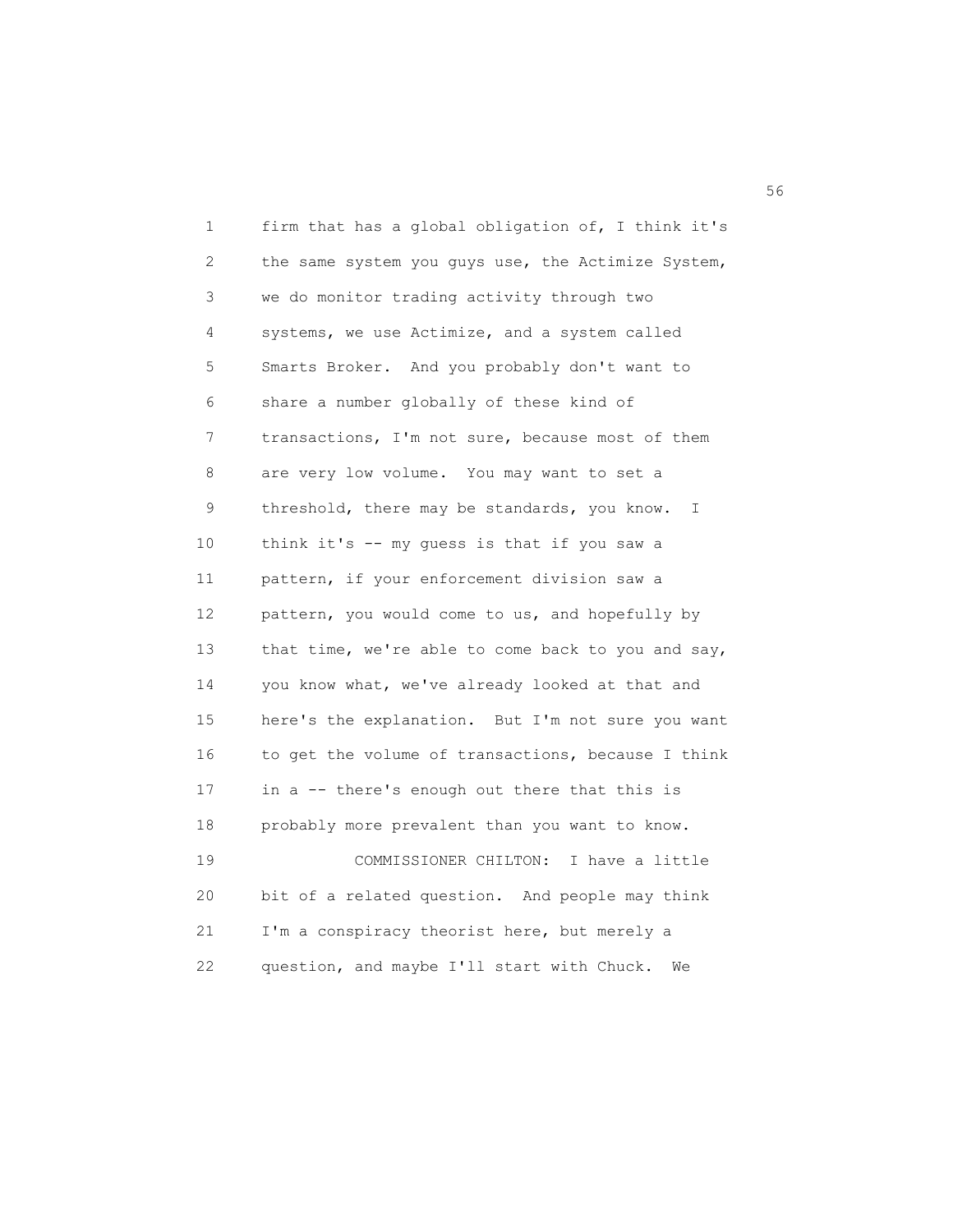firm that has a global obligation of, I think it's the same system you guys use, the Actimize System, we do monitor trading activity through two systems, we use Actimize, and a system called Smarts Broker. And you probably don't want to share a number globally of these kind of transactions, I'm not sure, because most of them are very low volume. You may want to set a threshold, there may be standards, you know. I think it's -- my guess is that if you saw a pattern, if your enforcement division saw a pattern, you would come to us, and hopefully by that time, we're able to come back to you and say, you know what, we've already looked at that and here's the explanation. But I'm not sure you want to get the volume of transactions, because I think in a -- there's enough out there that this is probably more prevalent than you want to know.

COMMISSIONER CHILTON: I have a little bit of a related question. And people may think I'm a conspiracy theorist here, but merely a question, and maybe I'll start with Chuck. We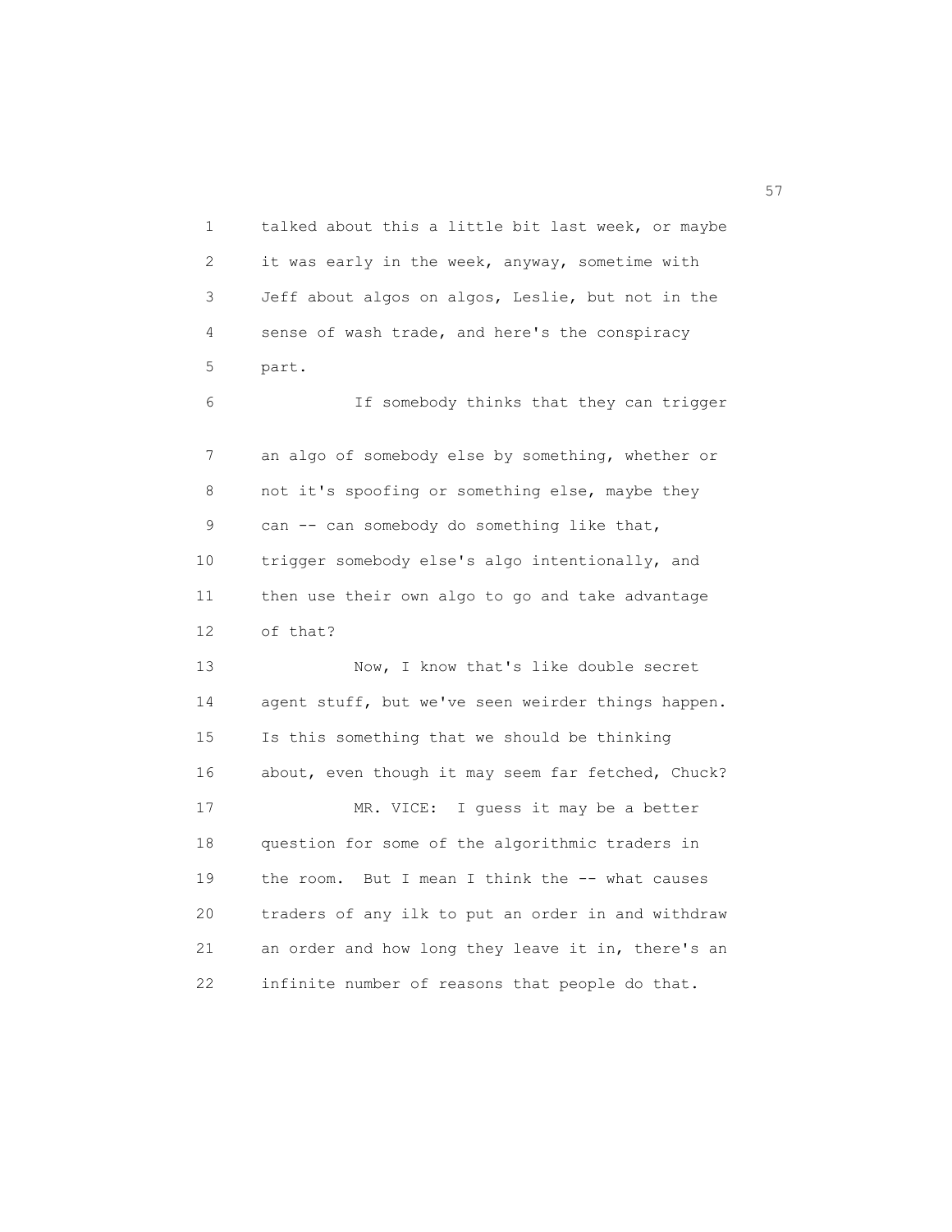talked about this a little bit last week, or maybe it was early in the week, anyway, sometime with Jeff about algos on algos, Leslie, but not in the sense of wash trade, and here's the conspiracy part.

If somebody thinks that they can trigger an algo of somebody else by something, whether or not it's spoofing or something else, maybe they can -- can somebody do something like that, trigger somebody else's algo intentionally, and then use their own algo to go and take advantage of that?

Now, I know that's like double secret agent stuff, but we've seen weirder things happen. Is this something that we should be thinking about, even though it may seem far fetched, Chuck?

MR. VICE: I guess it may be a better question for some of the algorithmic traders in the room. But I mean I think the -- what causes traders of any ilk to put an order in and withdraw an order and how long they leave it in, there's an infinite number of reasons that people do that.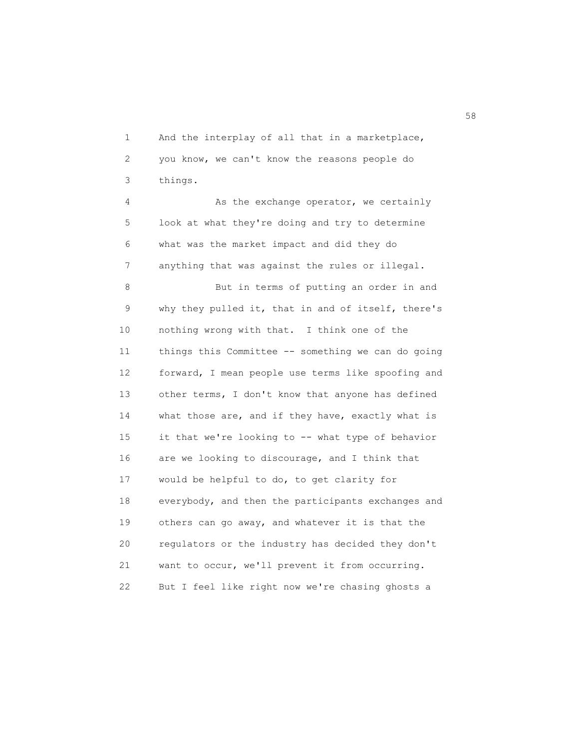And the interplay of all that in a marketplace, you know, we can't know the reasons people do things.

As the exchange operator, we certainly look at what they're doing and try to determine what was the market impact and did they do anything that was against the rules or illegal.

But in terms of putting an order in and why they pulled it, that in and of itself, there's nothing wrong with that. I think one of the things this Committee -- something we can do going forward, I mean people use terms like spoofing and other terms, I don't know that anyone has defined what those are, and if they have, exactly what is it that we're looking to -- what type of behavior are we looking to discourage, and I think that would be helpful to do, to get clarity for everybody, and then the participants exchanges and others can go away, and whatever it is that the regulators or the industry has decided they don't want to occur, we'll prevent it from occurring. But I feel like right now we're chasing ghosts a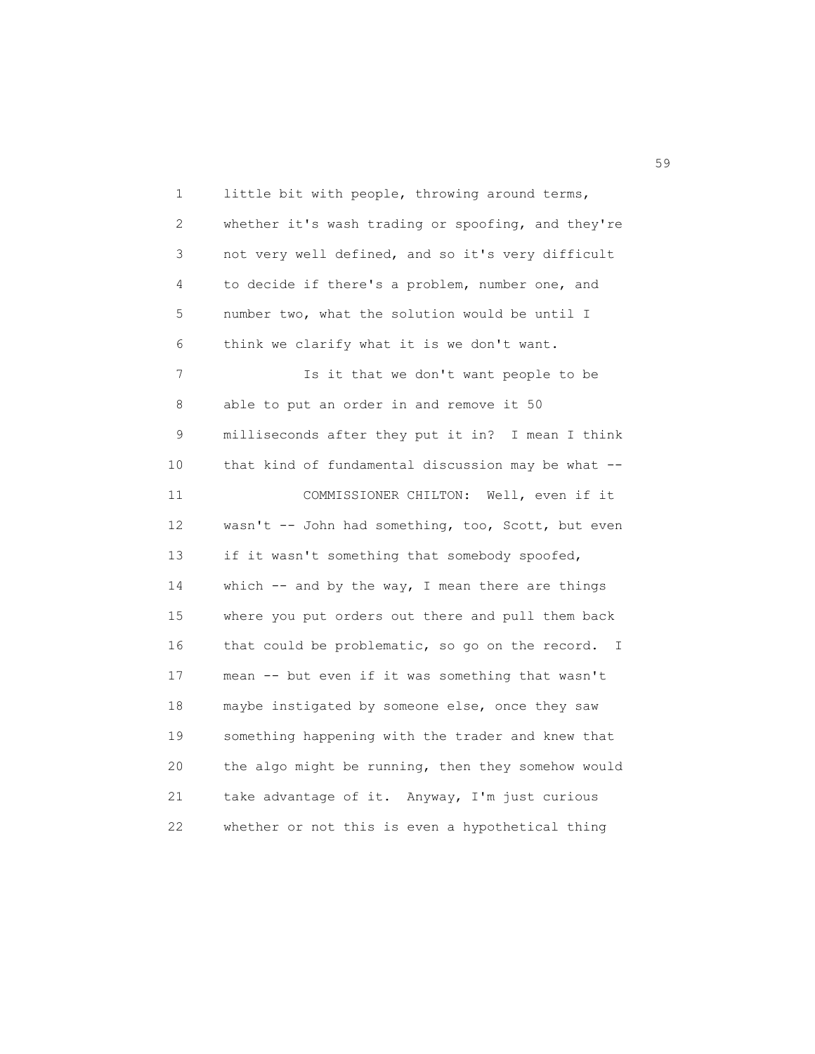little bit with people, throwing around terms, whether it's wash trading or spoofing, and they're not very well defined, and so it's very difficult to decide if there's a problem, number one, and number two, what the solution would be until I think we clarify what it is we don't want.

Is it that we don't want people to be able to put an order in and remove it 50 milliseconds after they put it in? I mean I think that kind of fundamental discussion may be what --

COMMISSIONER CHILTON: Well, even if it wasn't -- John had something, too, Scott, but even if it wasn't something that somebody spoofed, which -- and by the way, I mean there are things where you put orders out there and pull them back that could be problematic, so go on the record. I mean -- but even if it was something that wasn't maybe instigated by someone else, once they saw something happening with the trader and knew that the algo might be running, then they somehow would take advantage of it. Anyway, I'm just curious whether or not this is even a hypothetical thing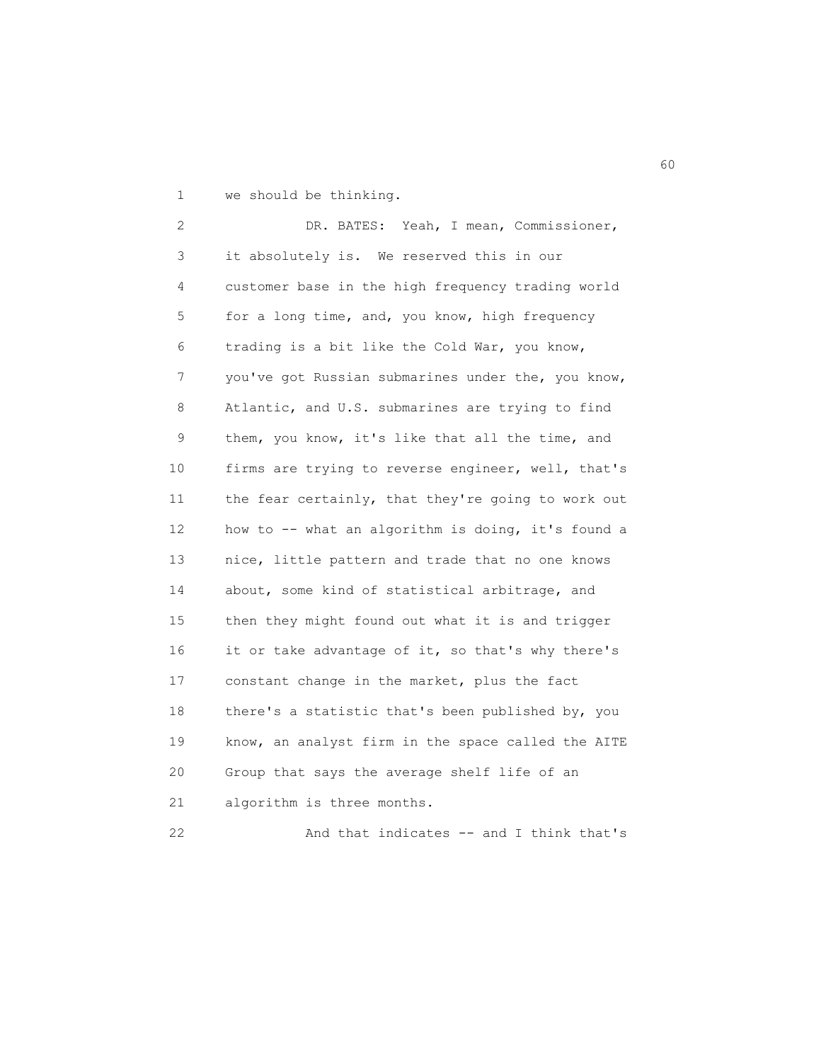we should be thinking.

DR. BATES: Yeah, I mean, Commissioner, it absolutely is. We reserved this in our customer base in the high frequency trading world for a long time, and, you know, high frequency trading is a bit like the Cold War, you know, you've got Russian submarines under the, you know, Atlantic, and U.S. submarines are trying to find them, you know, it's like that all the time, and firms are trying to reverse engineer, well, that's the fear certainly, that they're going to work out how to -- what an algorithm is doing, it's found a nice, little pattern and trade that no one knows about, some kind of statistical arbitrage, and then they might found out what it is and trigger it or take advantage of it, so that's why there's constant change in the market, plus the fact there's a statistic that's been published by, you know, an analyst firm in the space called the AITE Group that says the average shelf life of an algorithm is three months.

And that indicates -- and I think that's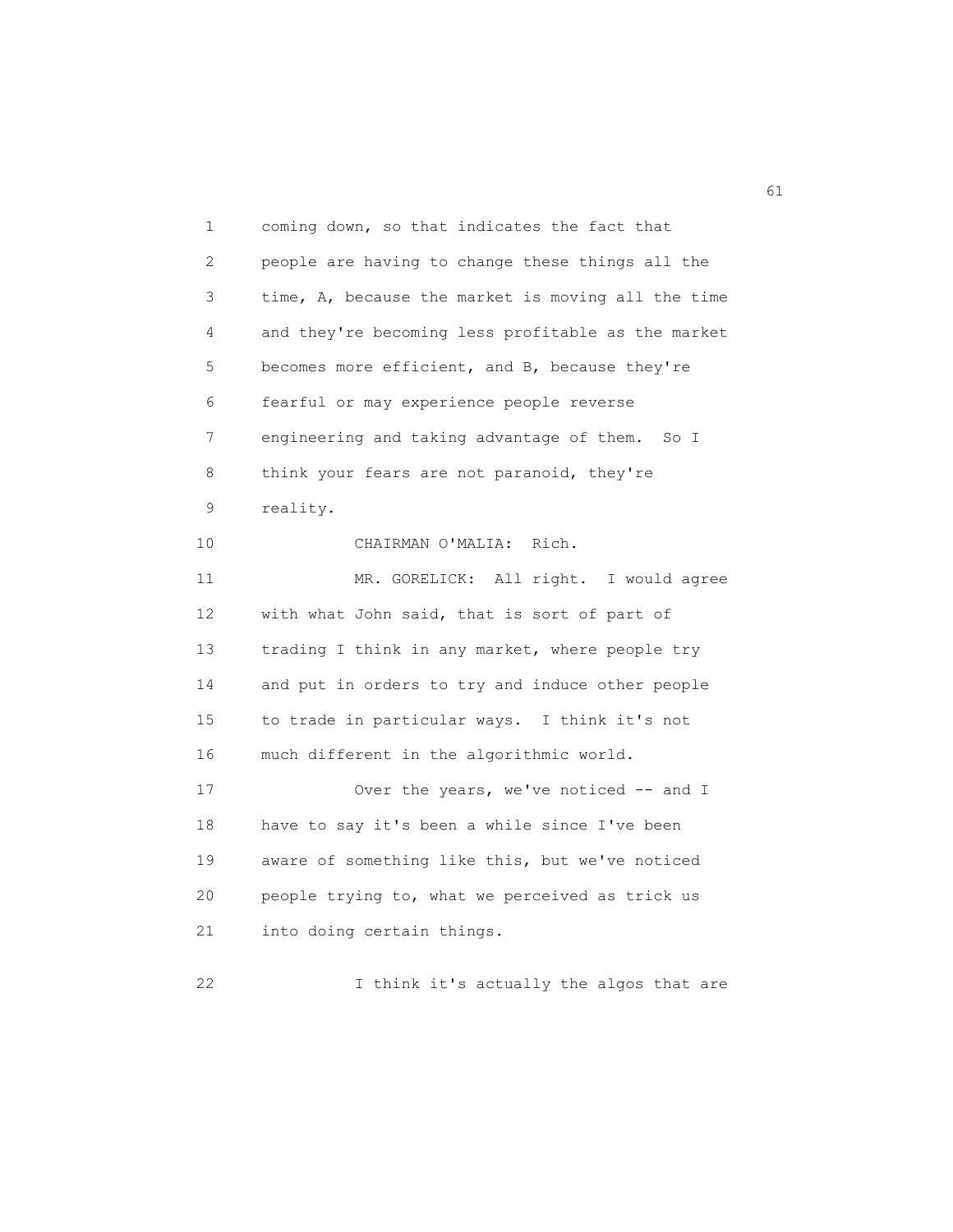coming down, so that indicates the fact that people are having to change these things all the time, A, because the market is moving all the time and they're becoming less profitable as the market becomes more efficient, and B, because they're fearful or may experience people reverse engineering and taking advantage of them. So I think your fears are not paranoid, they're reality.

CHAIRMAN O'MALIA: Rich.

MR. GORELICK: All right. I would agree with what John said, that is sort of part of trading I think in any market, where people try and put in orders to try and induce other people to trade in particular ways. I think it's not much different in the algorithmic world.

Over the years, we've noticed -- and I have to say it's been a while since I've been aware of something like this, but we've noticed people trying to, what we perceived as trick us into doing certain things.

I think it's actually the algos that are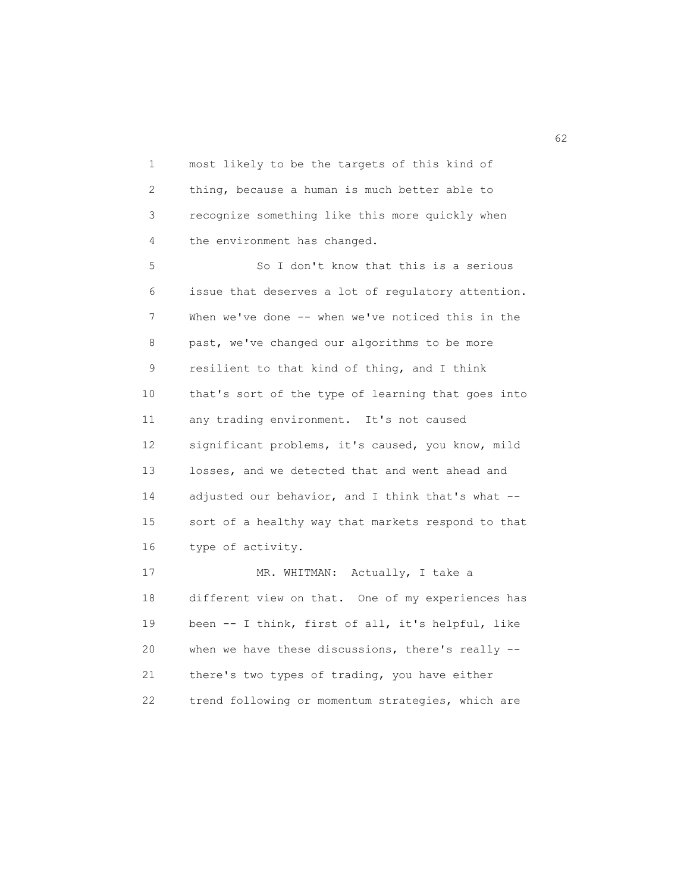most likely to be the targets of this kind of thing, because a human is much better able to recognize something like this more quickly when the environment has changed.

So I don't know that this is a serious issue that deserves a lot of regulatory attention. When we've done -- when we've noticed this in the past, we've changed our algorithms to be more resilient to that kind of thing, and I think that's sort of the type of learning that goes into any trading environment. It's not caused significant problems, it's caused, you know, mild losses, and we detected that and went ahead and adjusted our behavior, and I think that's what -- sort of a healthy way that markets respond to that type of activity.

MR. WHITMAN: Actually, I take a different view on that. One of my experiences has been -- I think, first of all, it's helpful, like when we have these discussions, there's really -- there's two types of trading, you have either trend following or momentum strategies, which are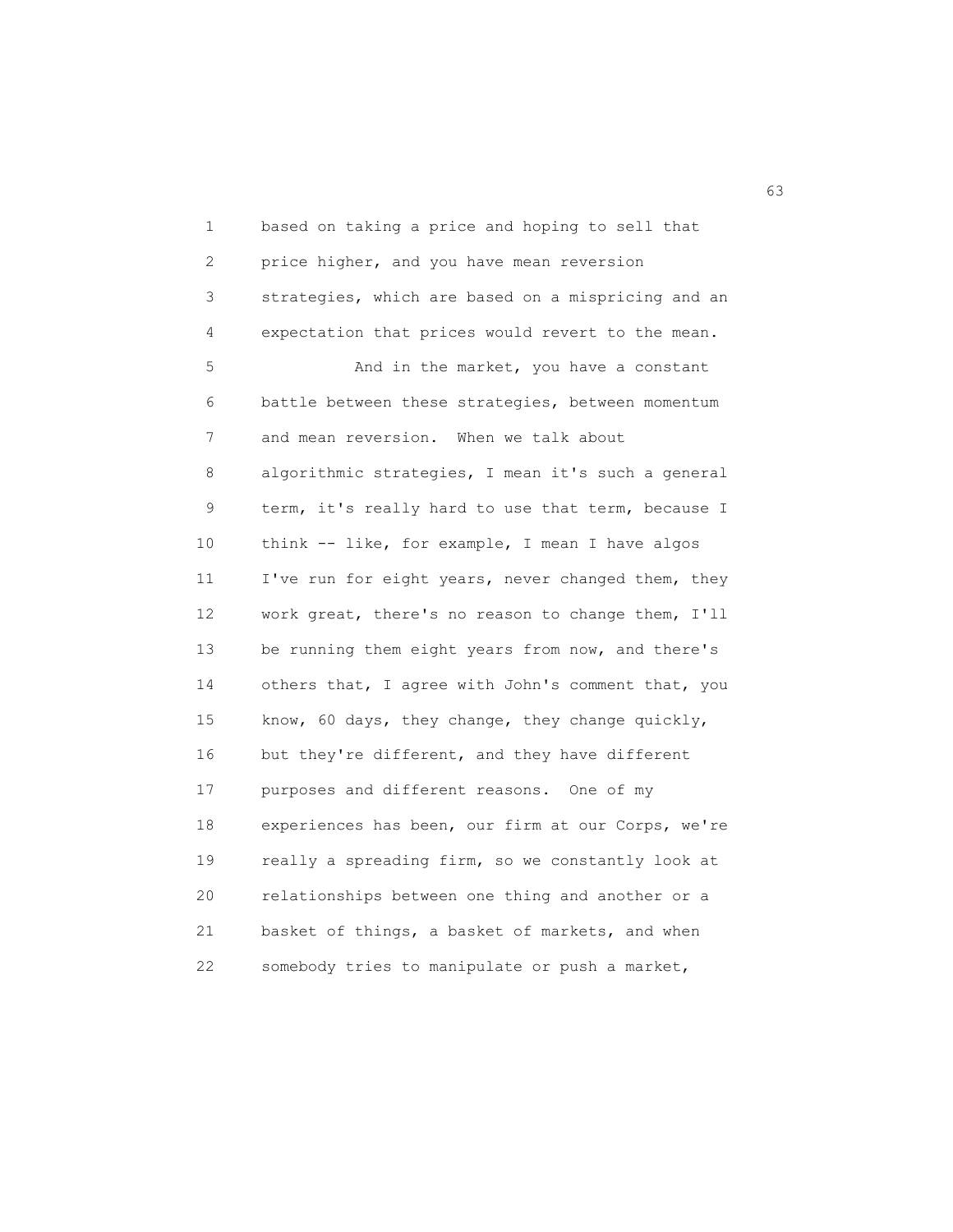based on taking a price and hoping to sell that price higher, and you have mean reversion strategies, which are based on a mispricing and an expectation that prices would revert to the mean.

And in the market, you have a constant battle between these strategies, between momentum and mean reversion. When we talk about algorithmic strategies, I mean it's such a general term, it's really hard to use that term, because I think -- like, for example, I mean I have algos I've run for eight years, never changed them, they work great, there's no reason to change them, I'll be running them eight years from now, and there's others that, I agree with John's comment that, you know, 60 days, they change, they change quickly, but they're different, and they have different purposes and different reasons. One of my experiences has been, our firm at our Corps, we're really a spreading firm, so we constantly look at relationships between one thing and another or a basket of things, a basket of markets, and when somebody tries to manipulate or push a market,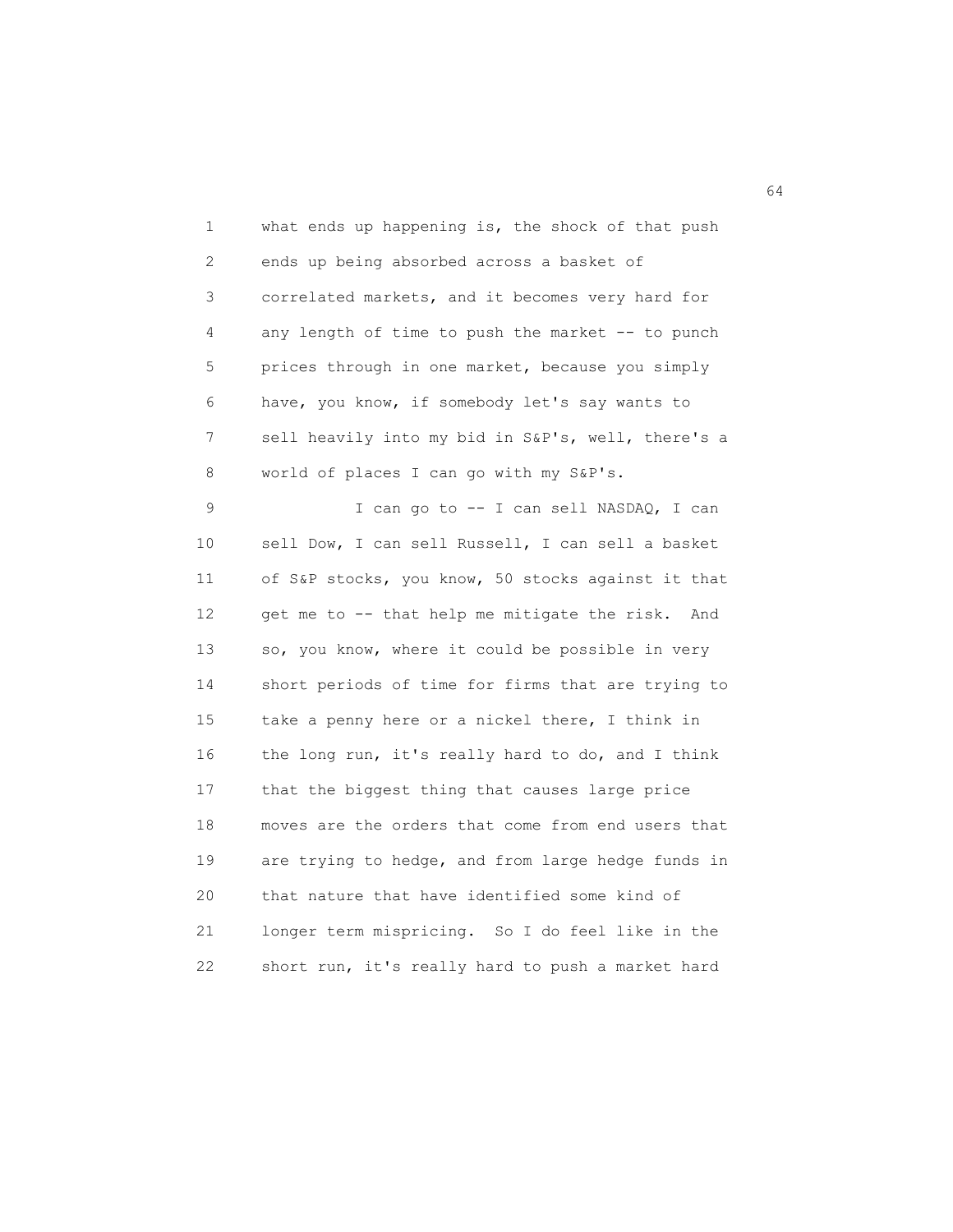what ends up happening is, the shock of that push ends up being absorbed across a basket of correlated markets, and it becomes very hard for any length of time to push the market -- to punch prices through in one market, because you simply have, you know, if somebody let's say wants to sell heavily into my bid in S&P's, well, there's a world of places I can go with my S&P's.

I can go to -- I can sell NASDAQ, I can sell Dow, I can sell Russell, I can sell a basket of S&P stocks, you know, 50 stocks against it that get me to -- that help me mitigate the risk. And so, you know, where it could be possible in very short periods of time for firms that are trying to take a penny here or a nickel there, I think in the long run, it's really hard to do, and I think that the biggest thing that causes large price moves are the orders that come from end users that are trying to hedge, and from large hedge funds in that nature that have identified some kind of longer term mispricing. So I do feel like in the short run, it's really hard to push a market hard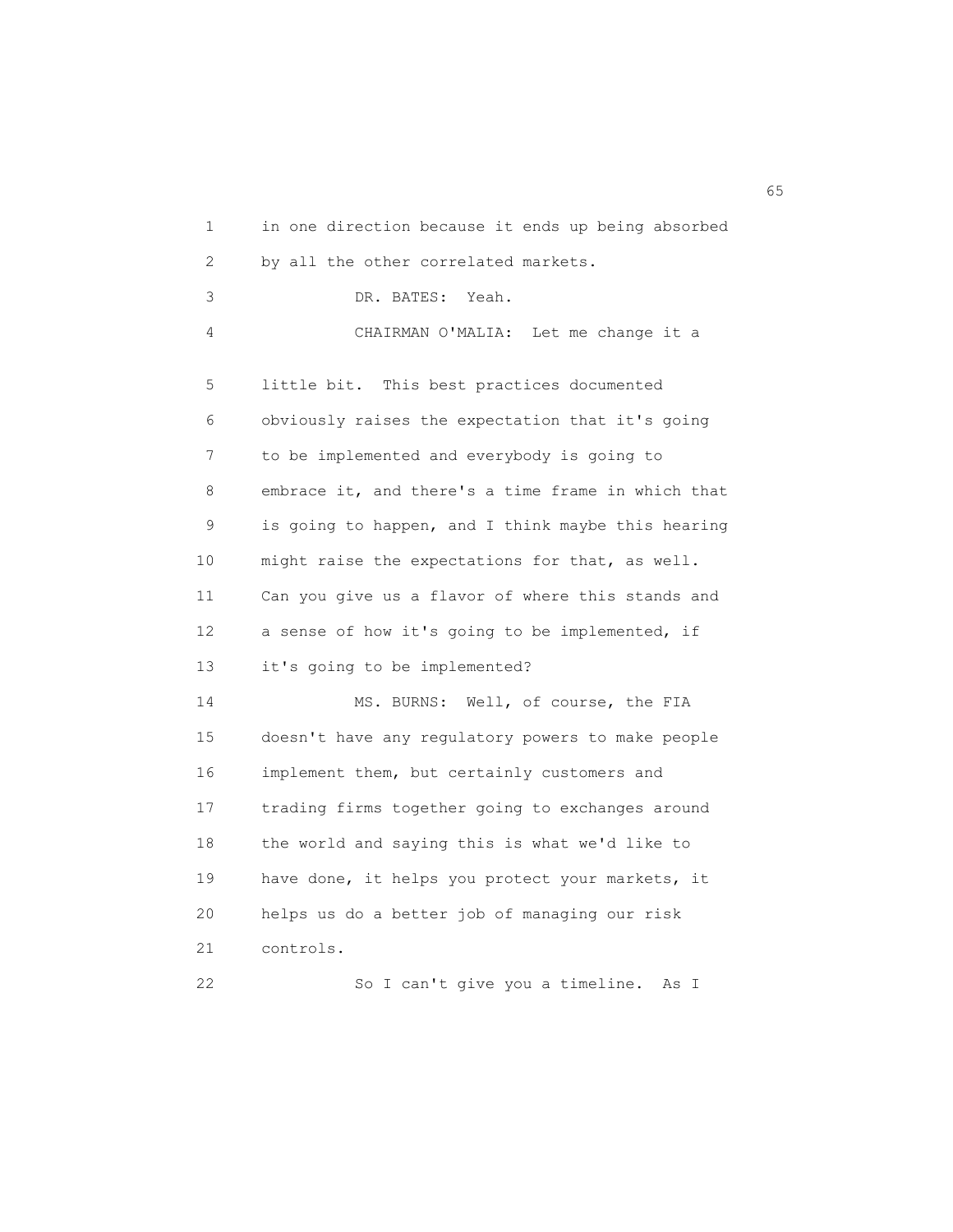in one direction because it ends up being absorbed by all the other correlated markets.

DR. BATES: Yeah.

CHAIRMAN O'MALIA: Let me change it a little bit. This best practices documented obviously raises the expectation that it's going to be implemented and everybody is going to embrace it, and there's a time frame in which that is going to happen, and I think maybe this hearing might raise the expectations for that, as well. Can you give us a flavor of where this stands and a sense of how it's going to be implemented, if it's going to be implemented?

MS. BURNS: Well, of course, the FIA doesn't have any regulatory powers to make people implement them, but certainly customers and trading firms together going to exchanges around the world and saying this is what we'd like to have done, it helps you protect your markets, it helps us do a better job of managing our risk controls.

So I can't give you a timeline. As I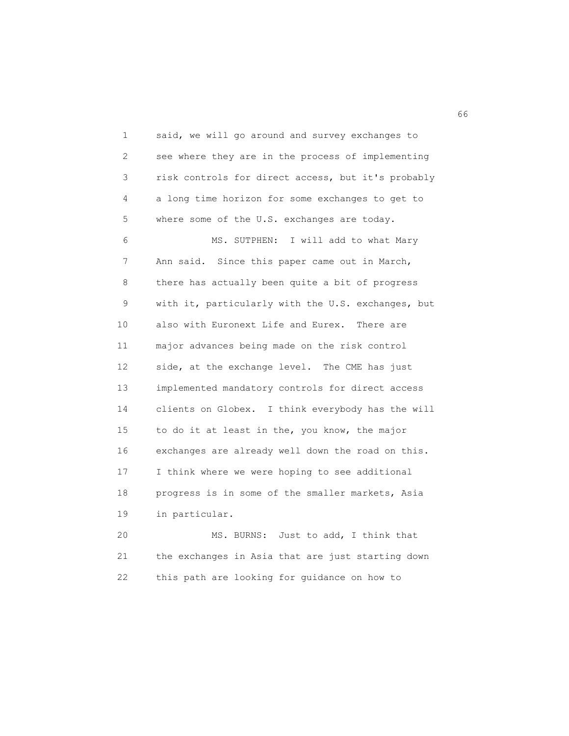said, we will go around and survey exchanges to see where they are in the process of implementing risk controls for direct access, but it's probably a long time horizon for some exchanges to get to where some of the U.S. exchanges are today.

MS. SUTPHEN: I will add to what Mary Ann said. Since this paper came out in March, there has actually been quite a bit of progress with it, particularly with the U.S. exchanges, but also with Euronext Life and Eurex. There are major advances being made on the risk control side, at the exchange level. The CME has just implemented mandatory controls for direct access clients on Globex. I think everybody has the will to do it at least in the, you know, the major exchanges are already well down the road on this. I think where we were hoping to see additional progress is in some of the smaller markets, Asia in particular.

MS. BURNS: Just to add, I think that the exchanges in Asia that are just starting down this path are looking for guidance on how to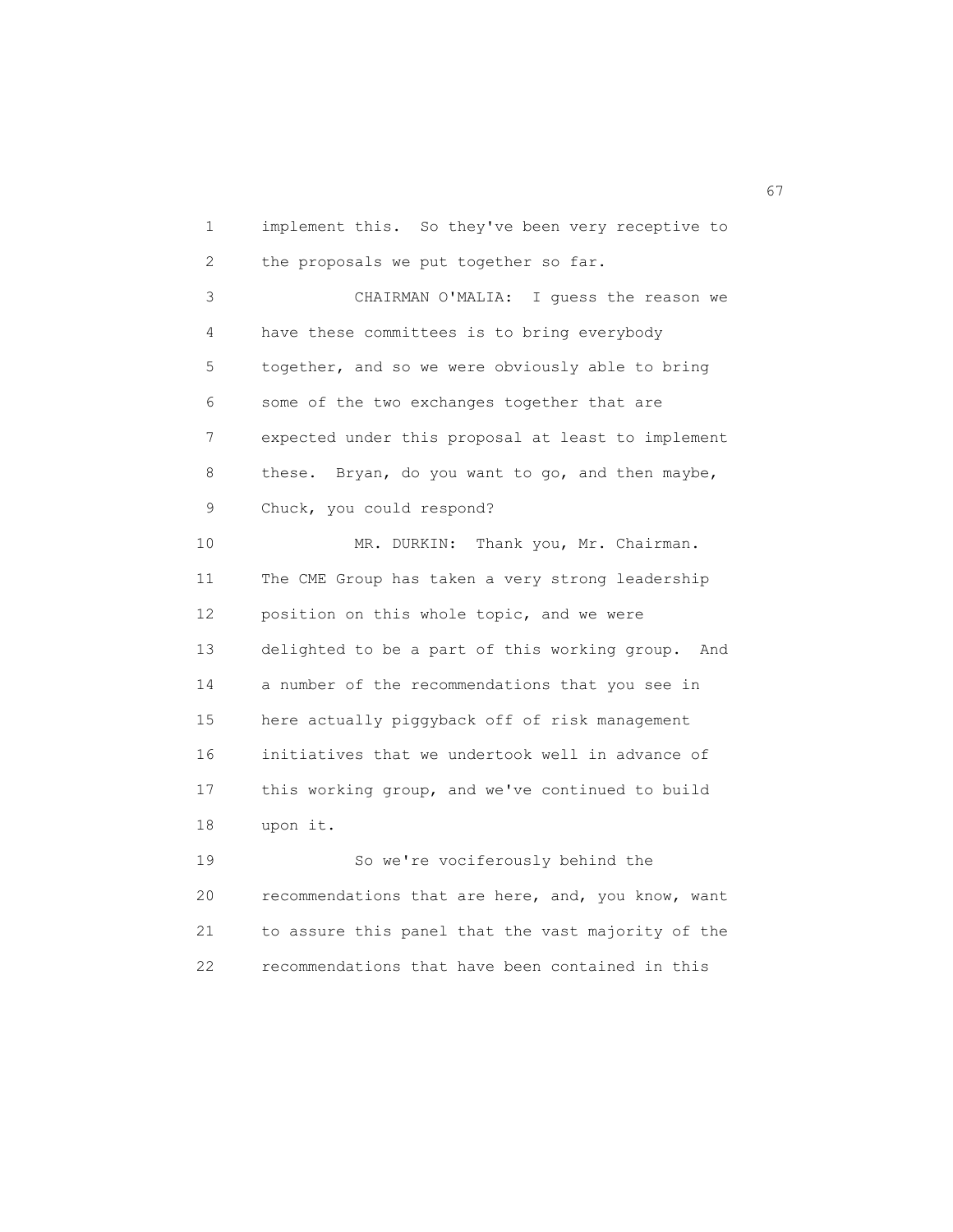implement this. So they've been very receptive to the proposals we put together so far.

CHAIRMAN O'MALIA: I guess the reason we have these committees is to bring everybody together, and so we were obviously able to bring some of the two exchanges together that are expected under this proposal at least to implement these. Bryan, do you want to go, and then maybe, Chuck, you could respond?

MR. DURKIN: Thank you, Mr. Chairman. The CME Group has taken a very strong leadership position on this whole topic, and we were delighted to be a part of this working group. And a number of the recommendations that you see in here actually piggyback off of risk management initiatives that we undertook well in advance of this working group, and we've continued to build upon it.

So we're vociferously behind the recommendations that are here, and, you know, want to assure this panel that the vast majority of the recommendations that have been contained in this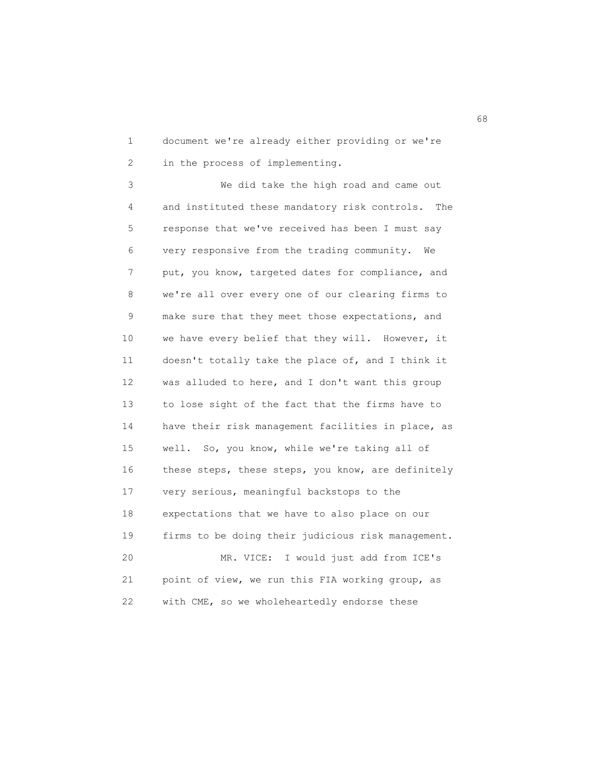document we're already either providing or we're in the process of implementing.

We did take the high road and came out and instituted these mandatory risk controls. The response that we've received has been I must say very responsive from the trading community. We put, you know, targeted dates for compliance, and we're all over every one of our clearing firms to make sure that they meet those expectations, and we have every belief that they will. However, it doesn't totally take the place of, and I think it was alluded to here, and I don't want this group to lose sight of the fact that the firms have to have their risk management facilities in place, as well. So, you know, while we're taking all of these steps, these steps, you know, are definitely very serious, meaningful backstops to the expectations that we have to also place on our firms to be doing their judicious risk management.

MR. VICE: I would just add from ICE's point of view, we run this FIA working group, as with CME, so we wholeheartedly endorse these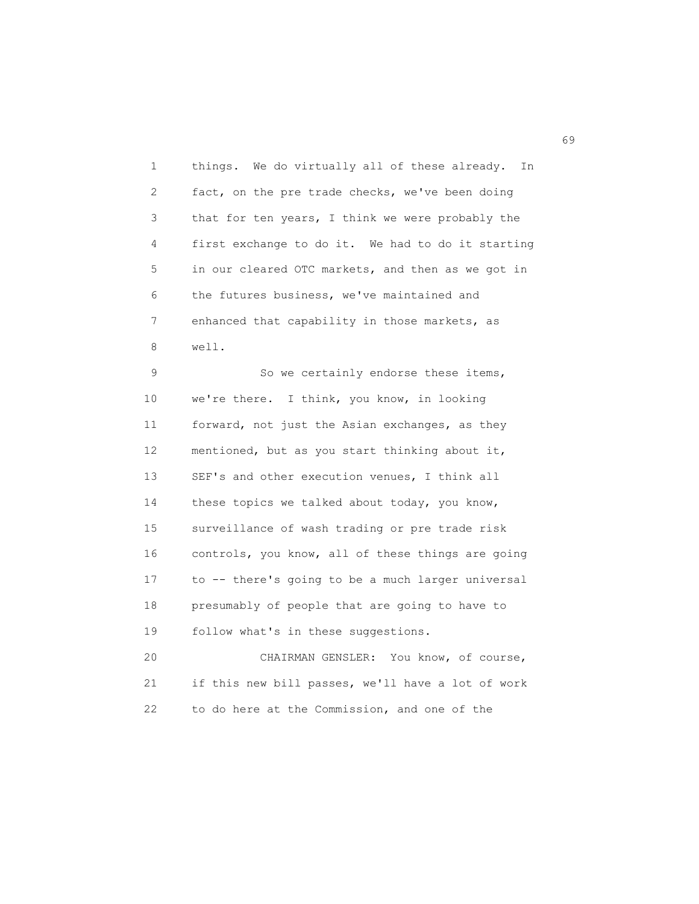things. We do virtually all of these already. In fact, on the pre trade checks, we've been doing that for ten years, I think we were probably the first exchange to do it. We had to do it starting in our cleared OTC markets, and then as we got in the futures business, we've maintained and enhanced that capability in those markets, as well.

So we certainly endorse these items, we're there. I think, you know, in looking forward, not just the Asian exchanges, as they mentioned, but as you start thinking about it, SEF's and other execution venues, I think all these topics we talked about today, you know, surveillance of wash trading or pre trade risk controls, you know, all of these things are going to -- there's going to be a much larger universal presumably of people that are going to have to follow what's in these suggestions.

CHAIRMAN GENSLER: You know, of course, if this new bill passes, we'll have a lot of work to do here at the Commission, and one of the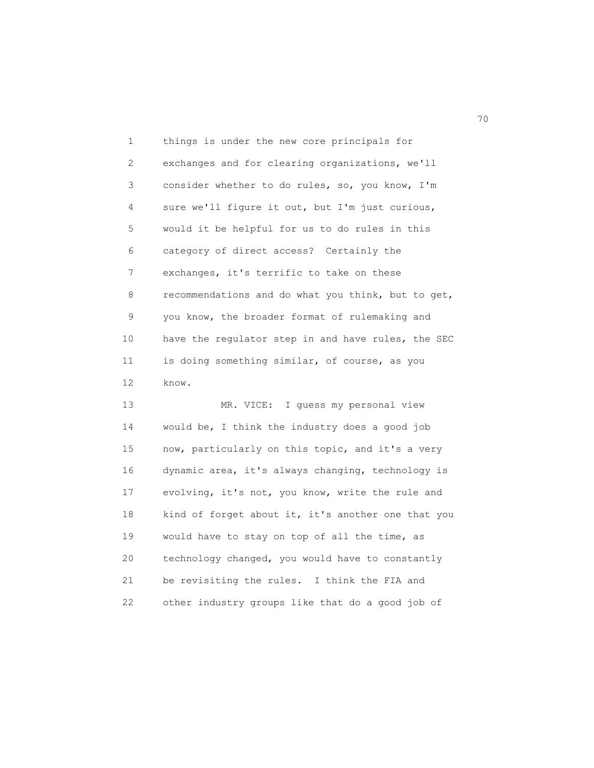things is under the new core principals for exchanges and for clearing organizations, we'll consider whether to do rules, so, you know, I'm sure we'll figure it out, but I'm just curious, would it be helpful for us to do rules in this category of direct access? Certainly the exchanges, it's terrific to take on these recommendations and do what you think, but to get, you know, the broader format of rulemaking and have the regulator step in and have rules, the SEC is doing something similar, of course, as you know.

MR. VICE: I guess my personal view would be, I think the industry does a good job now, particularly on this topic, and it's a very dynamic area, it's always changing, technology is evolving, it's not, you know, write the rule and kind of forget about it, it's another one that you would have to stay on top of all the time, as technology changed, you would have to constantly be revisiting the rules. I think the FIA and other industry groups like that do a good job of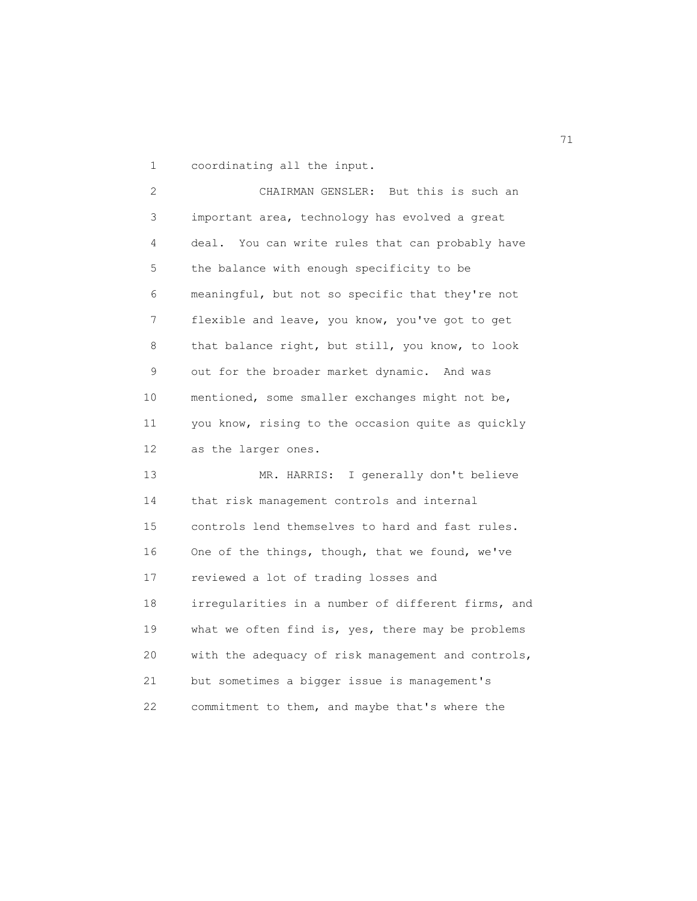coordinating all the input.

CHAIRMAN GENSLER: But this is such an important area, technology has evolved a great deal. You can write rules that can probably have the balance with enough specificity to be meaningful, but not so specific that they're not flexible and leave, you know, you've got to get that balance right, but still, you know, to look out for the broader market dynamic. And was mentioned, some smaller exchanges might not be, you know, rising to the occasion quite as quickly as the larger ones.

MR. HARRIS: I generally don't believe that risk management controls and internal controls lend themselves to hard and fast rules. One of the things, though, that we found, we've reviewed a lot of trading losses and irregularities in a number of different firms, and what we often find is, yes, there may be problems with the adequacy of risk management and controls, but sometimes a bigger issue is management's commitment to them, and maybe that's where the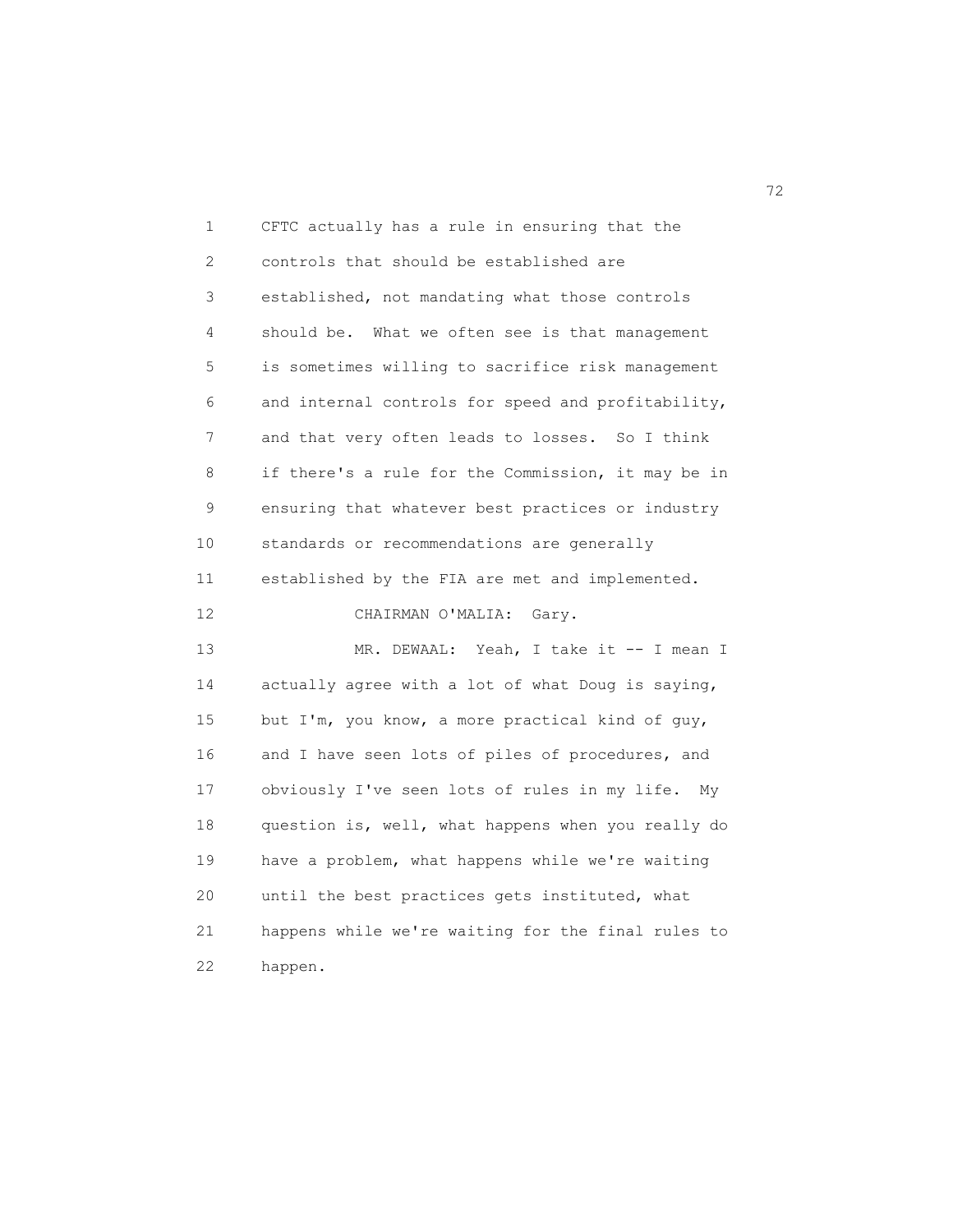CFTC actually has a rule in ensuring that the controls that should be established are established, not mandating what those controls should be. What we often see is that management is sometimes willing to sacrifice risk management and internal controls for speed and profitability, and that very often leads to losses. So I think if there's a rule for the Commission, it may be in ensuring that whatever best practices or industry standards or recommendations are generally established by the FIA are met and implemented.

CHAIRMAN O'MALIA: Gary.

MR. DEWAAL: Yeah, I take it -- I mean I actually agree with a lot of what Doug is saying, but I'm, you know, a more practical kind of guy, and I have seen lots of piles of procedures, and obviously I've seen lots of rules in my life. My question is, well, what happens when you really do have a problem, what happens while we're waiting until the best practices gets instituted, what happens while we're waiting for the final rules to happen.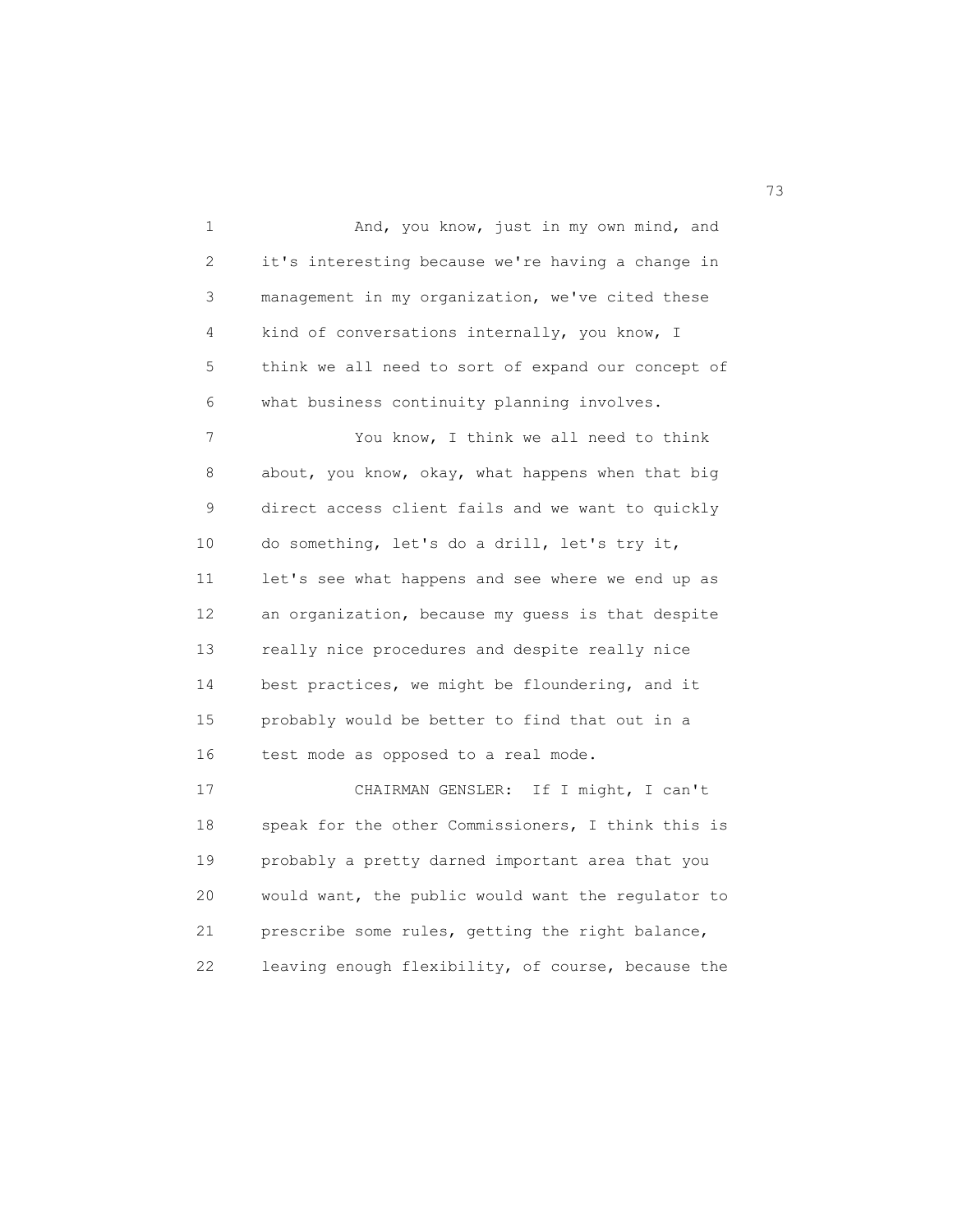And, you know, just in my own mind, and it's interesting because we're having a change in management in my organization, we've cited these kind of conversations internally, you know, I think we all need to sort of expand our concept of what business continuity planning involves.

You know, I think we all need to think about, you know, okay, what happens when that big direct access client fails and we want to quickly do something, let's do a drill, let's try it, let's see what happens and see where we end up as an organization, because my guess is that despite really nice procedures and despite really nice best practices, we might be floundering, and it probably would be better to find that out in a test mode as opposed to a real mode.

CHAIRMAN GENSLER: If I might, I can't speak for the other Commissioners, I think this is probably a pretty darned important area that you would want, the public would want the regulator to prescribe some rules, getting the right balance, leaving enough flexibility, of course, because the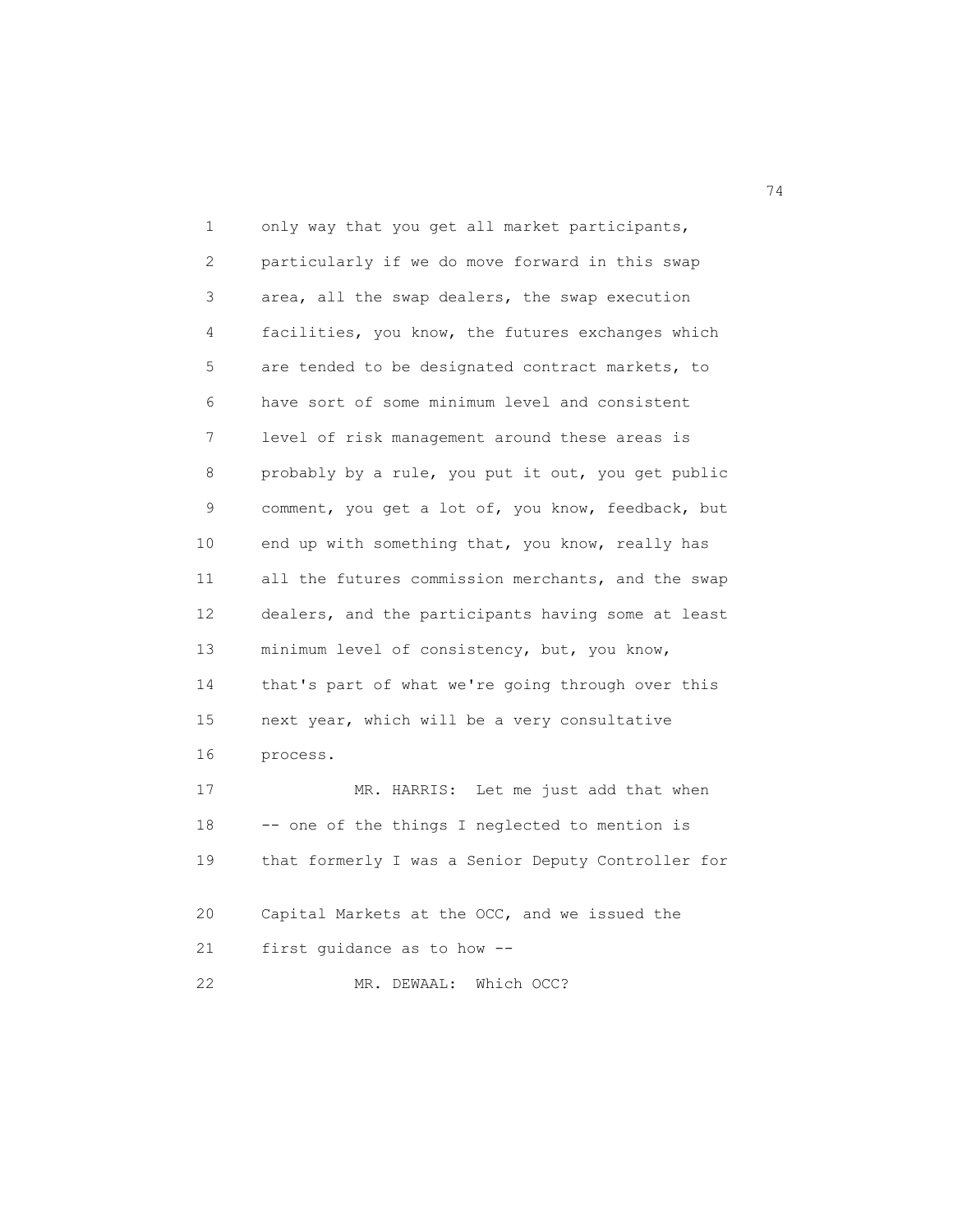only way that you get all market participants, particularly if we do move forward in this swap area, all the swap dealers, the swap execution facilities, you know, the futures exchanges which are tended to be designated contract markets, to have sort of some minimum level and consistent level of risk management around these areas is probably by a rule, you put it out, you get public comment, you get a lot of, you know, feedback, but end up with something that, you know, really has all the futures commission merchants, and the swap dealers, and the participants having some at least minimum level of consistency, but, you know, that's part of what we're going through over this next year, which will be a very consultative process.

MR. HARRIS: Let me just add that when -- one of the things I neglected to mention is that formerly I was a Senior Deputy Controller for Capital Markets at the OCC, and we issued the first guidance as to how --

MR. DEWAAL: Which OCC?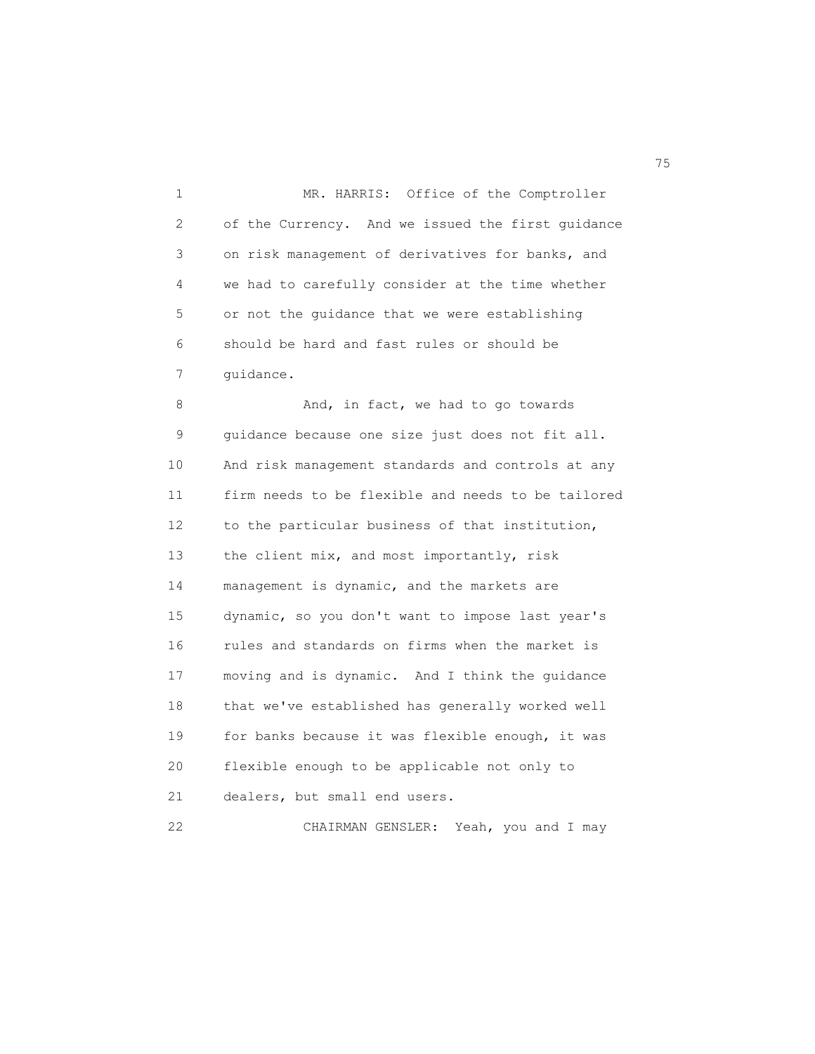MR. HARRIS: Office of the Comptroller of the Currency. And we issued the first guidance on risk management of derivatives for banks, and we had to carefully consider at the time whether or not the guidance that we were establishing should be hard and fast rules or should be guidance.

And, in fact, we had to go towards guidance because one size just does not fit all. And risk management standards and controls at any firm needs to be flexible and needs to be tailored to the particular business of that institution, the client mix, and most importantly, risk management is dynamic, and the markets are dynamic, so you don't want to impose last year's rules and standards on firms when the market is moving and is dynamic. And I think the guidance that we've established has generally worked well for banks because it was flexible enough, it was flexible enough to be applicable not only to dealers, but small end users.

CHAIRMAN GENSLER: Yeah, you and I may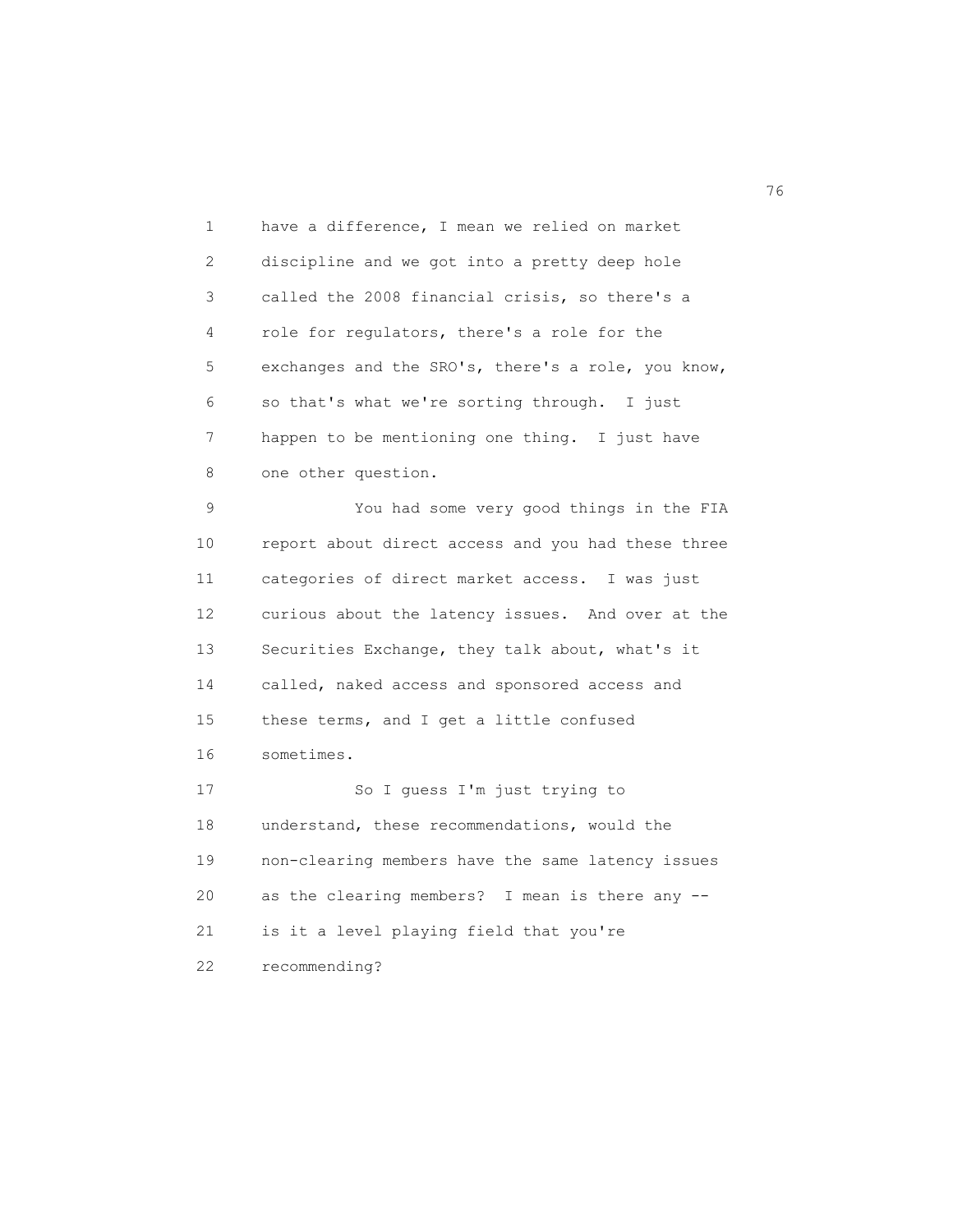have a difference, I mean we relied on market discipline and we got into a pretty deep hole called the 2008 financial crisis, so there's a role for regulators, there's a role for the exchanges and the SRO's, there's a role, you know, so that's what we're sorting through. I just happen to be mentioning one thing. I just have one other question.

You had some very good things in the FIA report about direct access and you had these three categories of direct market access. I was just curious about the latency issues. And over at the Securities Exchange, they talk about, what's it called, naked access and sponsored access and these terms, and I get a little confused sometimes.

So I guess I'm just trying to understand, these recommendations, would the non-clearing members have the same latency issues as the clearing members? I mean is there any -- is it a level playing field that you're recommending?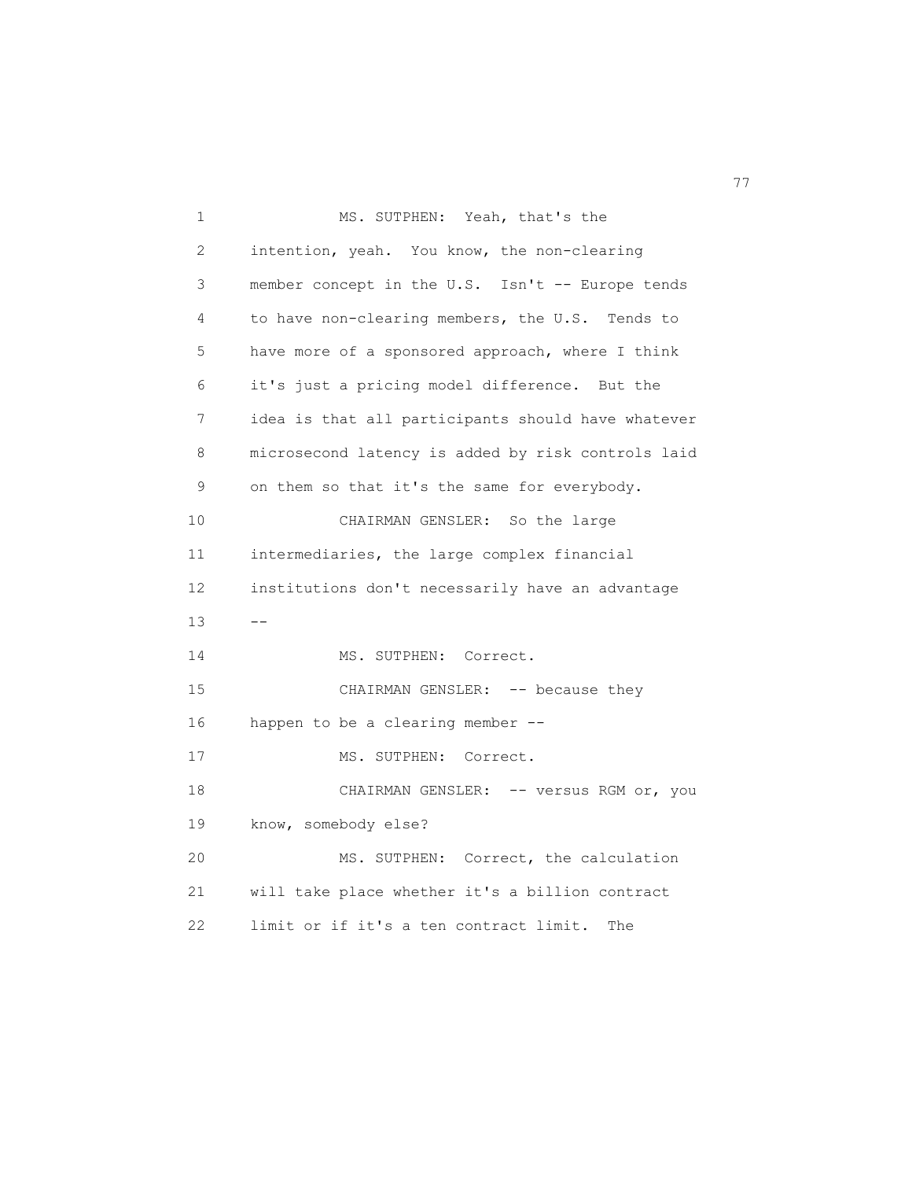MS. SUTPHEN: Yeah, that's the intention, yeah. You know, the non-clearing member concept in the U.S. Isn't -- Europe tends to have non-clearing members, the U.S. Tends to have more of a sponsored approach, where I think it's just a pricing model difference. But the idea is that all participants should have whatever microsecond latency is added by risk controls laid on them so that it's the same for everybody.

CHAIRMAN GENSLER: So the large intermediaries, the large complex financial institutions don't necessarily have an advantage --

MS. SUTPHEN: Correct.

CHAIRMAN GENSLER: -- because they happen to be a clearing member --

MS. SUTPHEN: Correct.

CHAIRMAN GENSLER: -- versus RGM or, you know, somebody else?

MS. SUTPHEN: Correct, the calculation will take place whether it's a billion contract limit or if it's a ten contract limit. The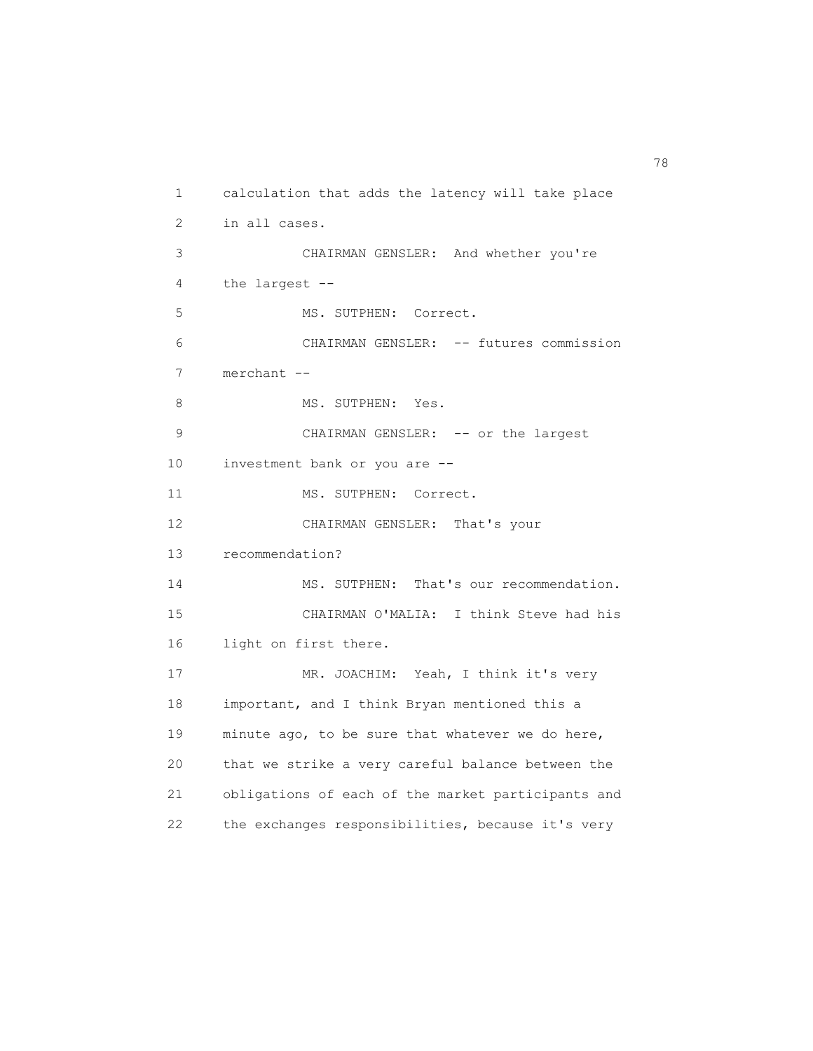calculation that adds the latency will take place in all cases.

CHAIRMAN GENSLER: And whether you're the largest --

MS. SUTPHEN: Correct.

CHAIRMAN GENSLER: -- futures commission merchant --

MS. SUTPHEN: Yes.

CHAIRMAN GENSLER: -- or the largest investment bank or you are --

MS. SUTPHEN: Correct.

CHAIRMAN GENSLER: That's your recommendation?

MS. SUTPHEN: That's our recommendation.

CHAIRMAN O'MALIA: I think Steve had his light on first there.

MR. JOACHIM: Yeah, I think it's very important, and I think Bryan mentioned this a minute ago, to be sure that whatever we do here, that we strike a very careful balance between the obligations of each of the market participants and the exchanges responsibilities, because it's very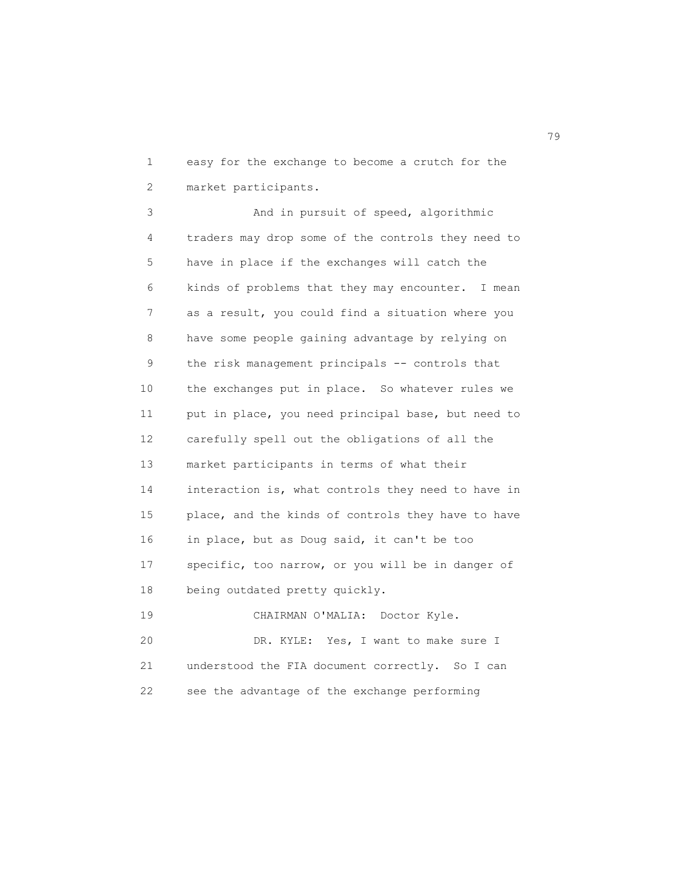easy for the exchange to become a crutch for the market participants.

And in pursuit of speed, algorithmic traders may drop some of the controls they need to have in place if the exchanges will catch the kinds of problems that they may encounter. I mean as a result, you could find a situation where you have some people gaining advantage by relying on the risk management principals -- controls that the exchanges put in place. So whatever rules we put in place, you need principal base, but need to carefully spell out the obligations of all the market participants in terms of what their interaction is, what controls they need to have in place, and the kinds of controls they have to have in place, but as Doug said, it can't be too specific, too narrow, or you will be in danger of being outdated pretty quickly.

CHAIRMAN O'MALIA: Doctor Kyle.

DR. KYLE: Yes, I want to make sure I understood the FIA document correctly. So I can see the advantage of the exchange performing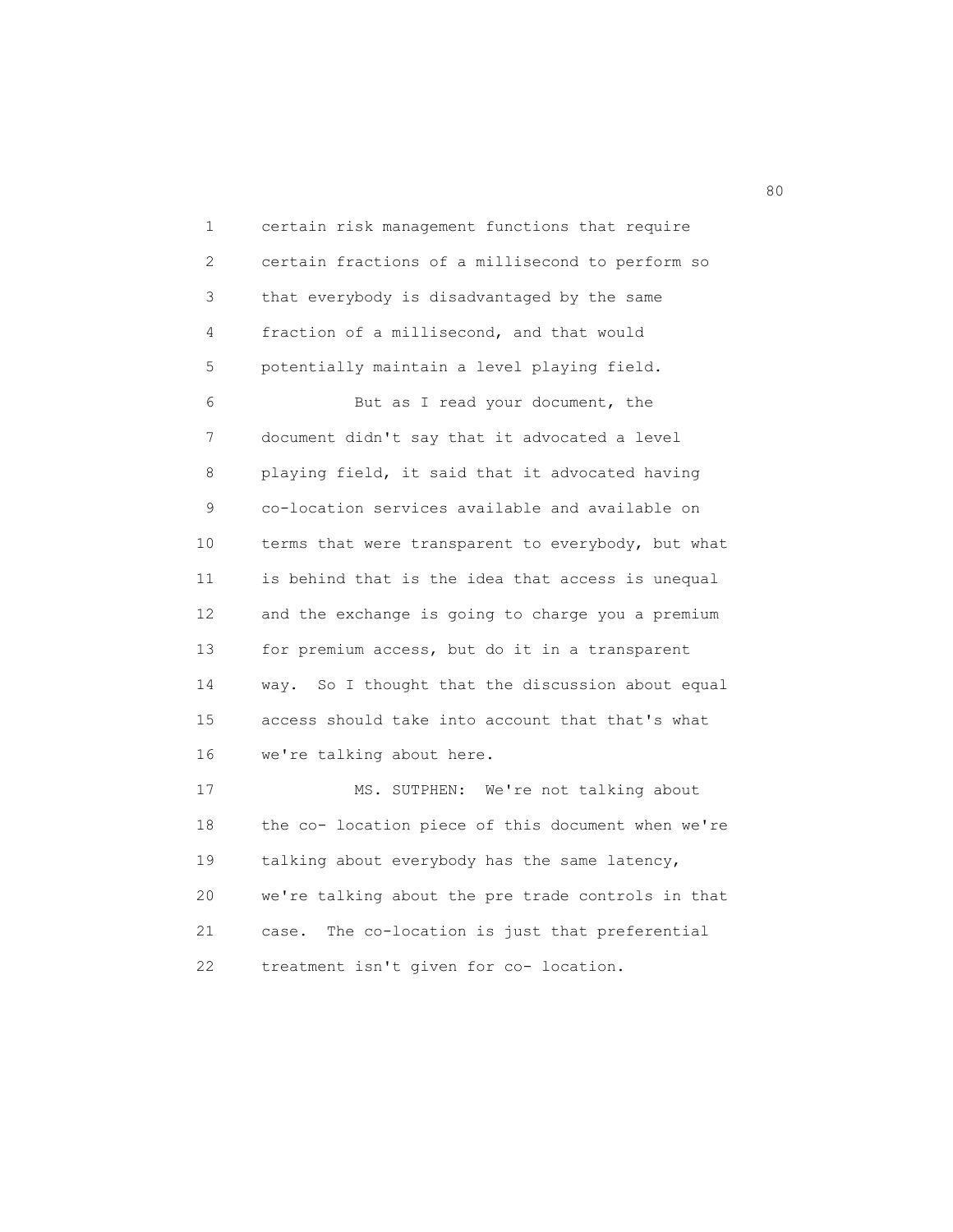certain risk management functions that require certain fractions of a millisecond to perform so that everybody is disadvantaged by the same fraction of a millisecond, and that would potentially maintain a level playing field.

But as I read your document, the document didn't say that it advocated a level playing field, it said that it advocated having co-location services available and available on terms that were transparent to everybody, but what is behind that is the idea that access is unequal and the exchange is going to charge you a premium for premium access, but do it in a transparent way. So I thought that the discussion about equal access should take into account that that's what we're talking about here.

MS. SUTPHEN: We're not talking about the co- location piece of this document when we're talking about everybody has the same latency, we're talking about the pre trade controls in that case. The co-location is just that preferential treatment isn't given for co- location.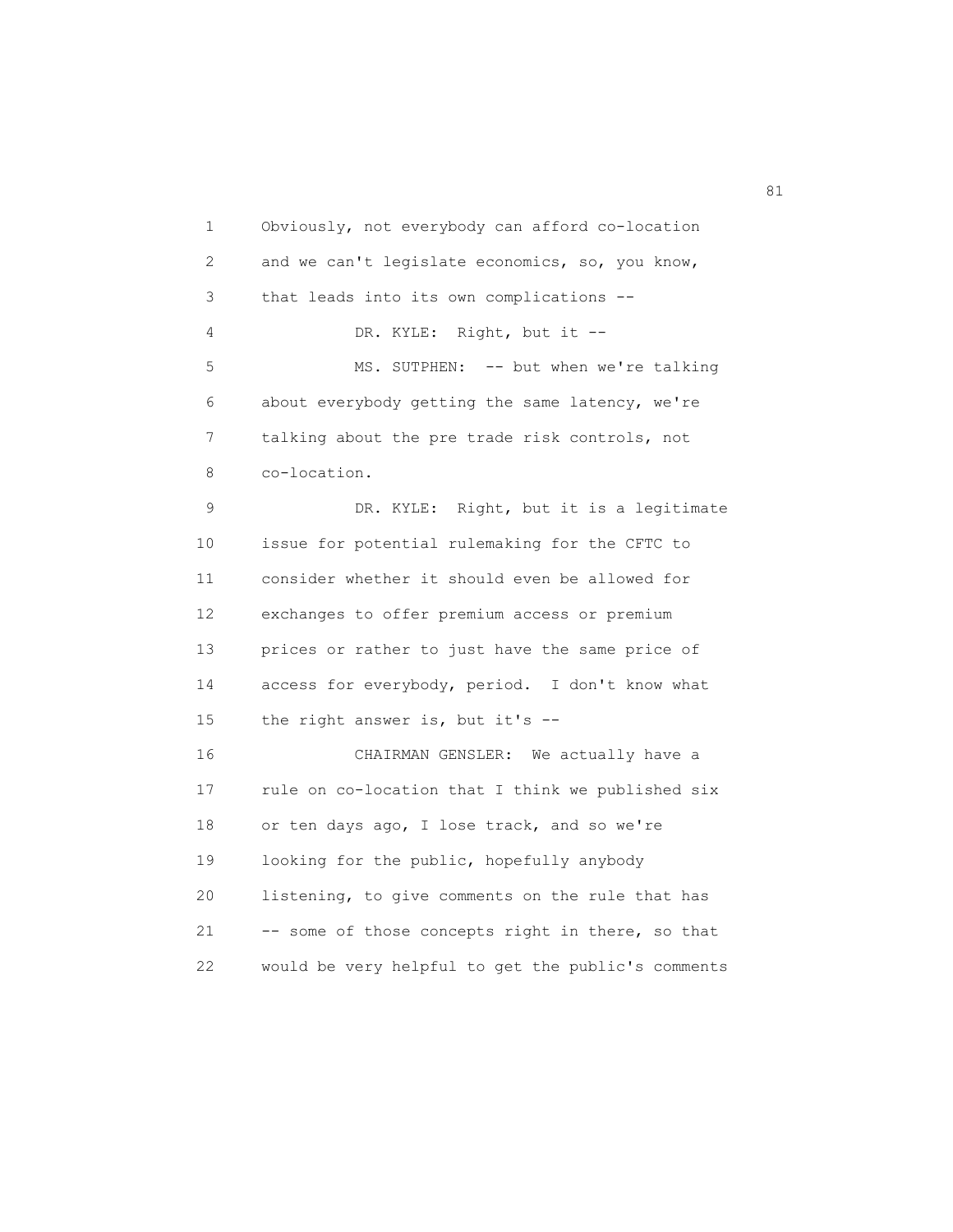Obviously, not everybody can afford co-location and we can't legislate economics, so, you know, that leads into its own complications --

DR. KYLE: Right, but it --

MS. SUTPHEN: -- but when we're talking about everybody getting the same latency, we're talking about the pre trade risk controls, not co-location.

DR. KYLE: Right, but it is a legitimate issue for potential rulemaking for the CFTC to consider whether it should even be allowed for exchanges to offer premium access or premium prices or rather to just have the same price of access for everybody, period. I don't know what the right answer is, but it's --

CHAIRMAN GENSLER: We actually have a rule on co-location that I think we published six or ten days ago, I lose track, and so we're looking for the public, hopefully anybody listening, to give comments on the rule that has -- some of those concepts right in there, so that would be very helpful to get the public's comments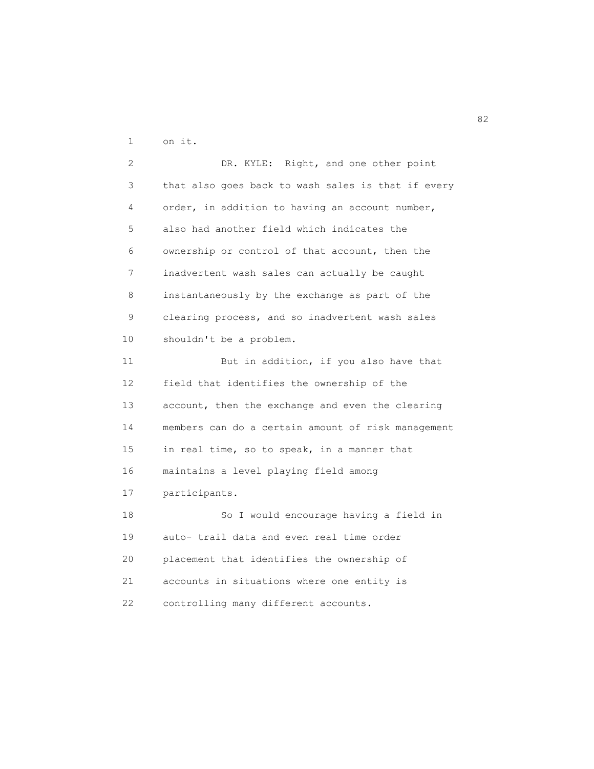on it.

DR. KYLE: Right, and one other point that also goes back to wash sales is that if every order, in addition to having an account number, also had another field which indicates the ownership or control of that account, then the inadvertent wash sales can actually be caught instantaneously by the exchange as part of the clearing process, and so inadvertent wash sales shouldn't be a problem.

But in addition, if you also have that field that identifies the ownership of the account, then the exchange and even the clearing members can do a certain amount of risk management in real time, so to speak, in a manner that maintains a level playing field among participants.

So I would encourage having a field in auto- trail data and even real time order placement that identifies the ownership of accounts in situations where one entity is controlling many different accounts.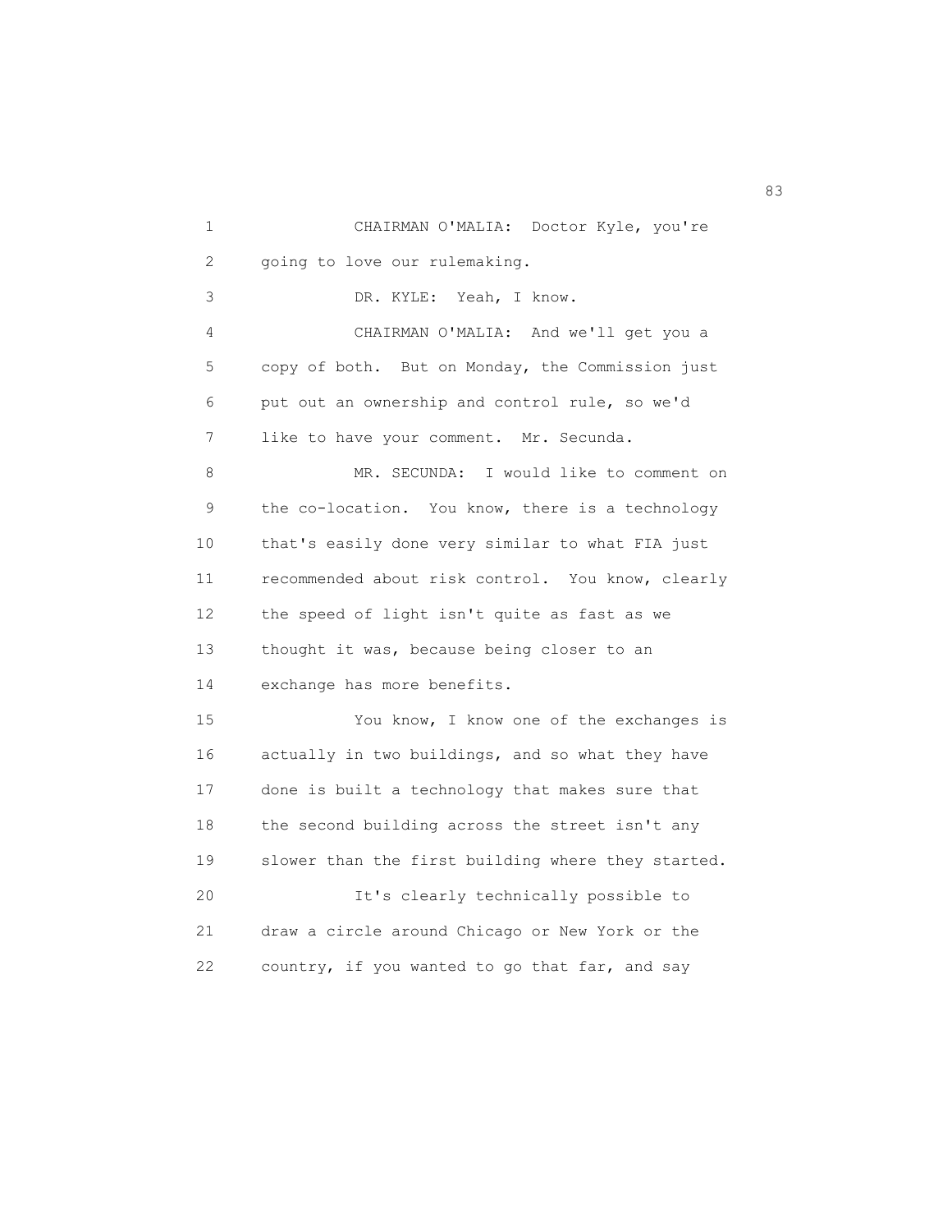CHAIRMAN O'MALIA: Doctor Kyle, you're going to love our rulemaking.

DR. KYLE: Yeah, I know.

CHAIRMAN O'MALIA: And we'll get you a copy of both. But on Monday, the Commission just put out an ownership and control rule, so we'd like to have your comment. Mr. Secunda.

MR. SECUNDA: I would like to comment on the co-location. You know, there is a technology that's easily done very similar to what FIA just recommended about risk control. You know, clearly the speed of light isn't quite as fast as we thought it was, because being closer to an exchange has more benefits.

You know, I know one of the exchanges is actually in two buildings, and so what they have done is built a technology that makes sure that the second building across the street isn't any slower than the first building where they started.

It's clearly technically possible to draw a circle around Chicago or New York or the country, if you wanted to go that far, and say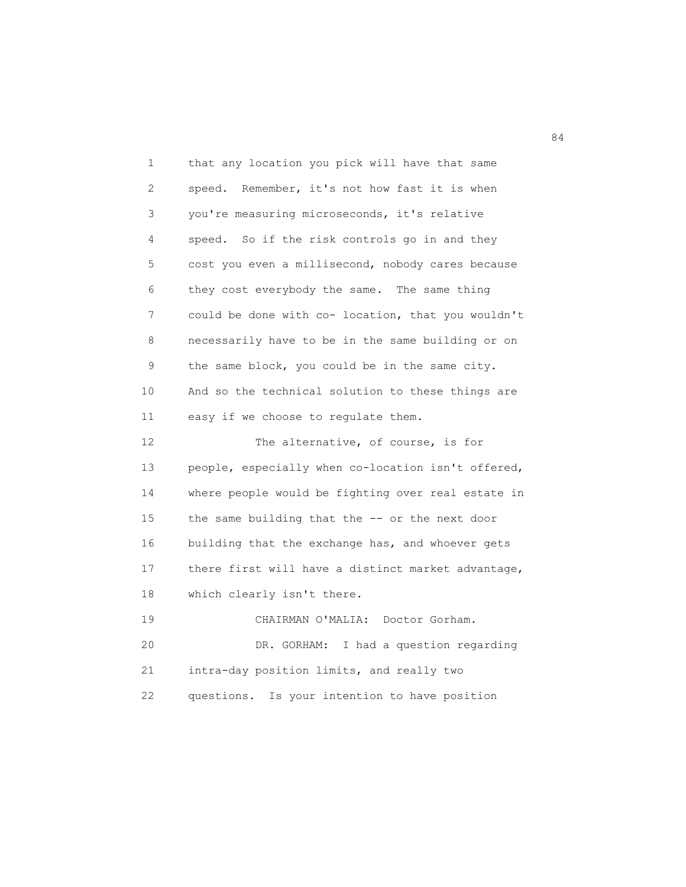that any location you pick will have that same speed. Remember, it's not how fast it is when you're measuring microseconds, it's relative speed. So if the risk controls go in and they cost you even a millisecond, nobody cares because they cost everybody the same. The same thing could be done with co- location, that you wouldn't necessarily have to be in the same building or on the same block, you could be in the same city. And so the technical solution to these things are easy if we choose to regulate them.

The alternative, of course, is for people, especially when co-location isn't offered, where people would be fighting over real estate in the same building that the -- or the next door building that the exchange has, and whoever gets there first will have a distinct market advantage, which clearly isn't there.

CHAIRMAN O'MALIA: Doctor Gorham.

DR. GORHAM: I had a question regarding intra-day position limits, and really two questions. Is your intention to have position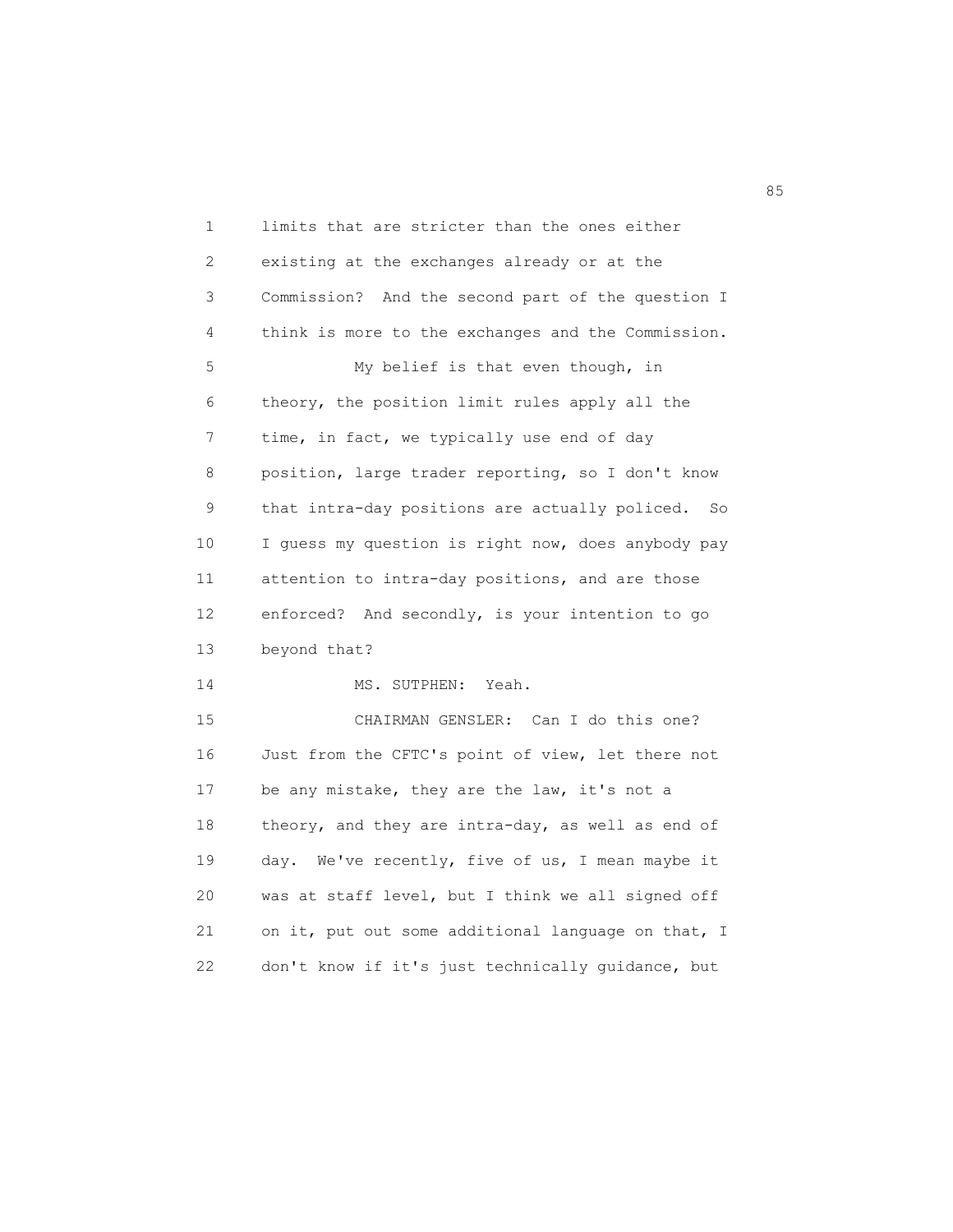limits that are stricter than the ones either existing at the exchanges already or at the Commission? And the second part of the question I think is more to the exchanges and the Commission.

My belief is that even though, in theory, the position limit rules apply all the time, in fact, we typically use end of day position, large trader reporting, so I don't know that intra-day positions are actually policed. So I guess my question is right now, does anybody pay attention to intra-day positions, and are those enforced? And secondly, is your intention to go beyond that?

MS. SUTPHEN: Yeah.

CHAIRMAN GENSLER: Can I do this one? Just from the CFTC's point of view, let there not be any mistake, they are the law, it's not a theory, and they are intra-day, as well as end of day. We've recently, five of us, I mean maybe it was at staff level, but I think we all signed off on it, put out some additional language on that, I don't know if it's just technically guidance, but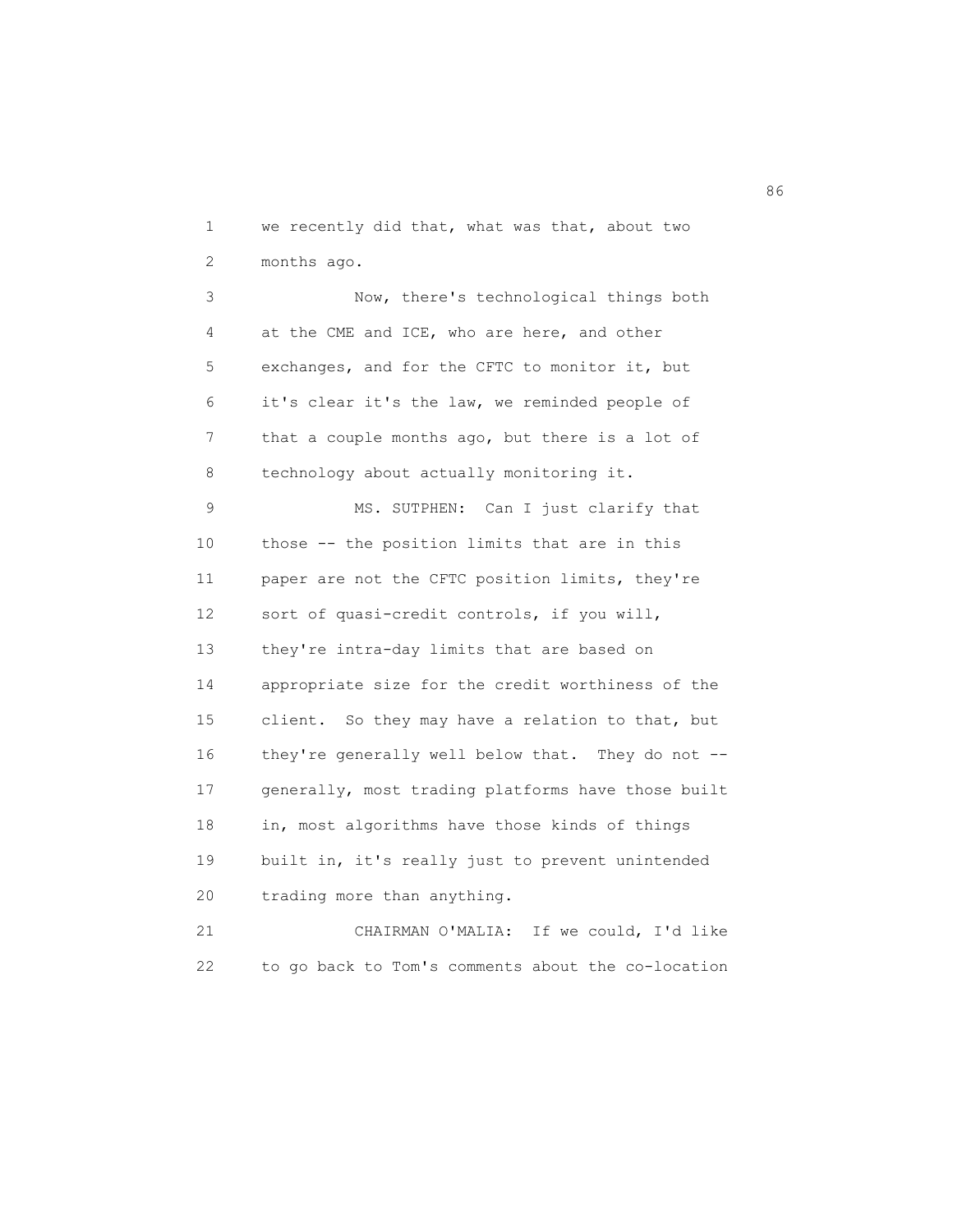we recently did that, what was that, about two months ago.

Now, there's technological things both at the CME and ICE, who are here, and other exchanges, and for the CFTC to monitor it, but it's clear it's the law, we reminded people of that a couple months ago, but there is a lot of technology about actually monitoring it.

MS. SUTPHEN: Can I just clarify that those -- the position limits that are in this paper are not the CFTC position limits, they're sort of quasi-credit controls, if you will, they're intra-day limits that are based on appropriate size for the credit worthiness of the client. So they may have a relation to that, but they're generally well below that. They do not -- generally, most trading platforms have those built in, most algorithms have those kinds of things built in, it's really just to prevent unintended trading more than anything.

CHAIRMAN O'MALIA: If we could, I'd like to go back to Tom's comments about the co-location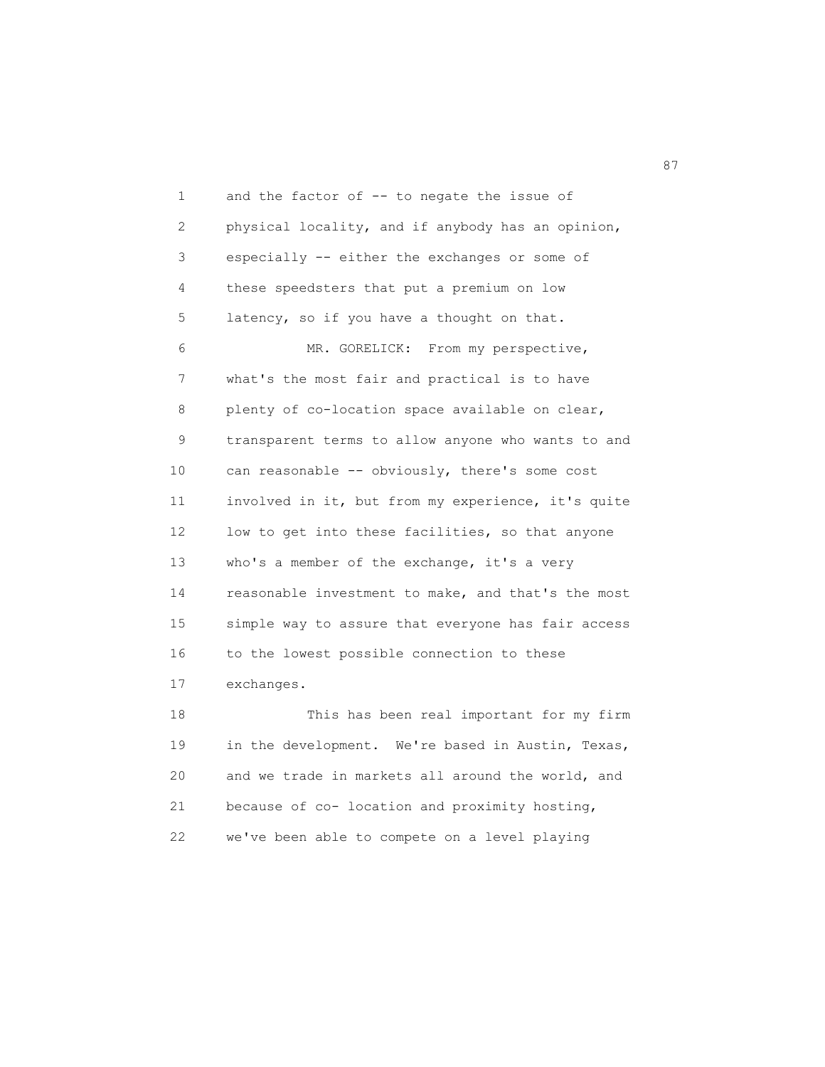and the factor of -- to negate the issue of physical locality, and if anybody has an opinion, especially -- either the exchanges or some of these speedsters that put a premium on low latency, so if you have a thought on that.

MR. GORELICK: From my perspective, what's the most fair and practical is to have plenty of co-location space available on clear, transparent terms to allow anyone who wants to and can reasonable -- obviously, there's some cost involved in it, but from my experience, it's quite low to get into these facilities, so that anyone who's a member of the exchange, it's a very reasonable investment to make, and that's the most simple way to assure that everyone has fair access to the lowest possible connection to these exchanges.

This has been real important for my firm in the development. We're based in Austin, Texas, and we trade in markets all around the world, and because of co- location and proximity hosting, we've been able to compete on a level playing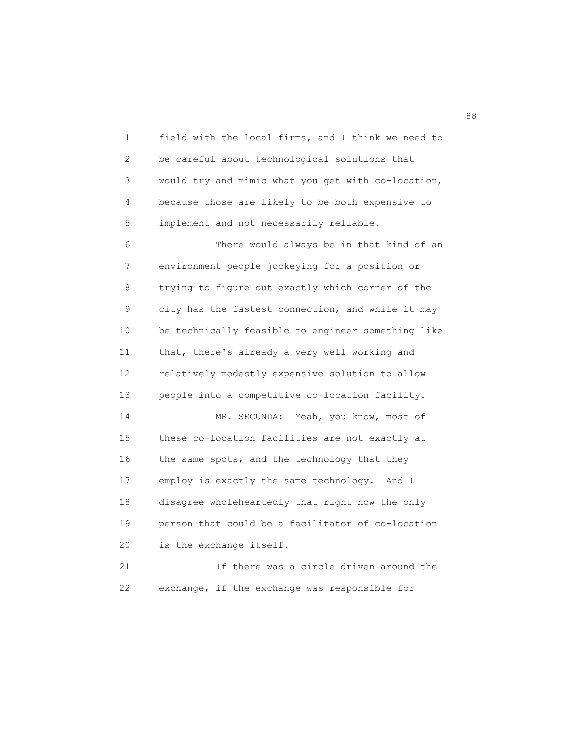field with the local firms, and I think we need to be careful about technological solutions that would try and mimic what you get with co-location, because those are likely to be both expensive to implement and not necessarily reliable.

There would always be in that kind of an environment people jockeying for a position or trying to figure out exactly which corner of the city has the fastest connection, and while it may be technically feasible to engineer something like that, there's already a very well working and relatively modestly expensive solution to allow people into a competitive co-location facility.

MR. SECUNDA: Yeah, you know, most of these co-location facilities are not exactly at the same spots, and the technology that they employ is exactly the same technology. And I disagree wholeheartedly that right now the only person that could be a facilitator of co-location is the exchange itself.

If there was a circle driven around the exchange, if the exchange was responsible for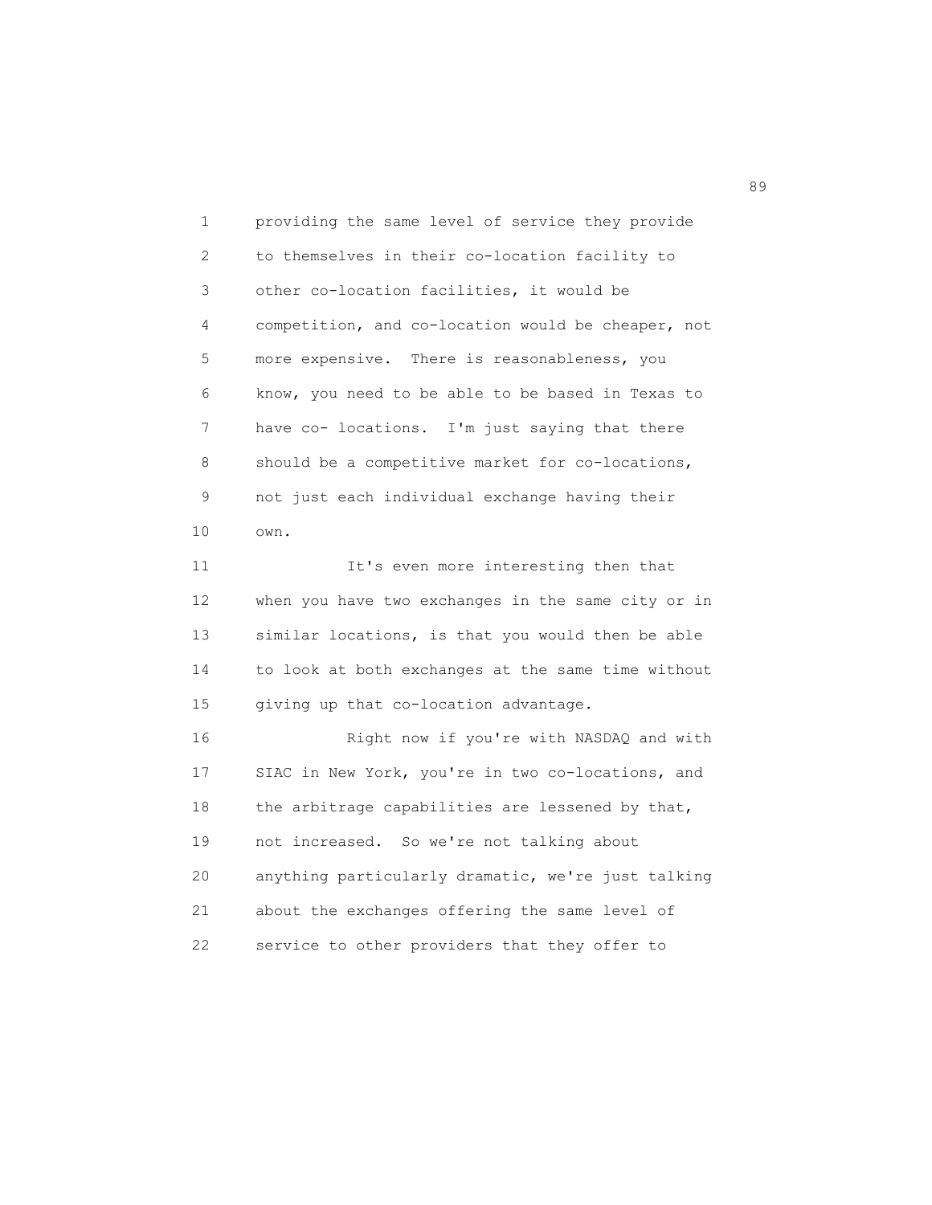providing the same level of service they provide to themselves in their co-location facility to other co-location facilities, it would be competition, and co-location would be cheaper, not more expensive. There is reasonableness, you know, you need to be able to be based in Texas to have co- locations. I'm just saying that there should be a competitive market for co-locations, not just each individual exchange having their own.

It's even more interesting then that when you have two exchanges in the same city or in similar locations, is that you would then be able to look at both exchanges at the same time without giving up that co-location advantage.

Right now if you're with NASDAQ and with SIAC in New York, you're in two co-locations, and the arbitrage capabilities are lessened by that, not increased. So we're not talking about anything particularly dramatic, we're just talking about the exchanges offering the same level of service to other providers that they offer to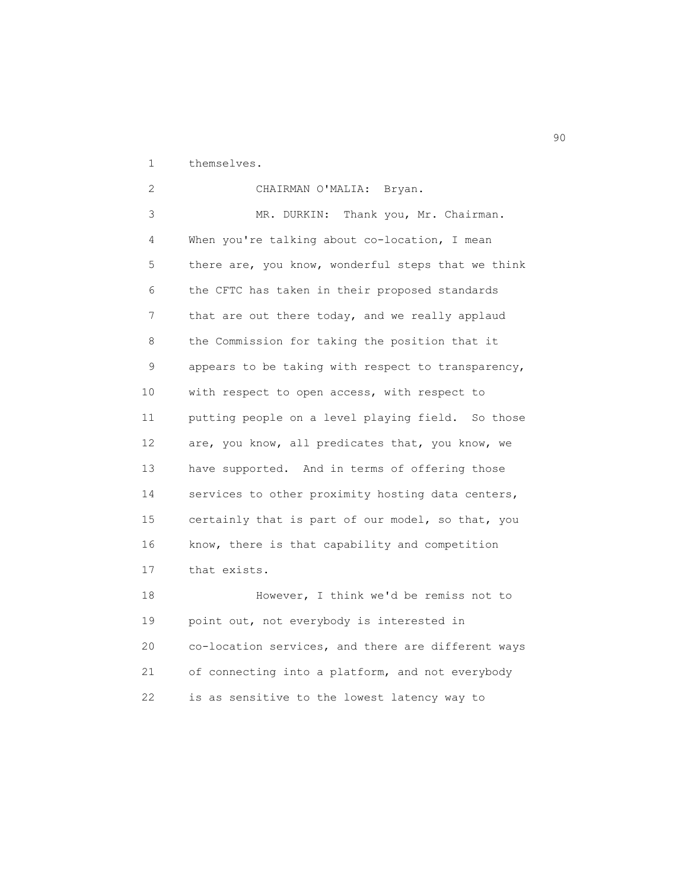themselves.

CHAIRMAN O'MALIA: Bryan.

MR. DURKIN: Thank you, Mr. Chairman. When you're talking about co-location, I mean there are, you know, wonderful steps that we think the CFTC has taken in their proposed standards that are out there today, and we really applaud the Commission for taking the position that it appears to be taking with respect to transparency, with respect to open access, with respect to putting people on a level playing field. So those are, you know, all predicates that, you know, we have supported. And in terms of offering those services to other proximity hosting data centers, certainly that is part of our model, so that, you know, there is that capability and competition that exists.

However, I think we'd be remiss not to point out, not everybody is interested in co-location services, and there are different ways of connecting into a platform, and not everybody is as sensitive to the lowest latency way to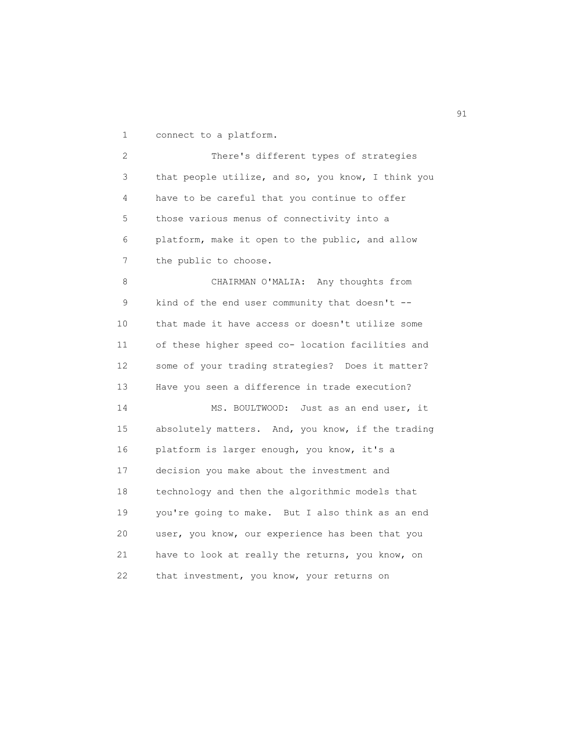connect to a platform.

There's different types of strategies that people utilize, and so, you know, I think you have to be careful that you continue to offer those various menus of connectivity into a platform, make it open to the public, and allow the public to choose.

CHAIRMAN O'MALIA: Any thoughts from kind of the end user community that doesn't -- that made it have access or doesn't utilize some of these higher speed co- location facilities and some of your trading strategies? Does it matter? Have you seen a difference in trade execution?

MS. BOULTWOOD: Just as an end user, it absolutely matters. And, you know, if the trading platform is larger enough, you know, it's a decision you make about the investment and technology and then the algorithmic models that you're going to make. But I also think as an end user, you know, our experience has been that you have to look at really the returns, you know, on that investment, you know, your returns on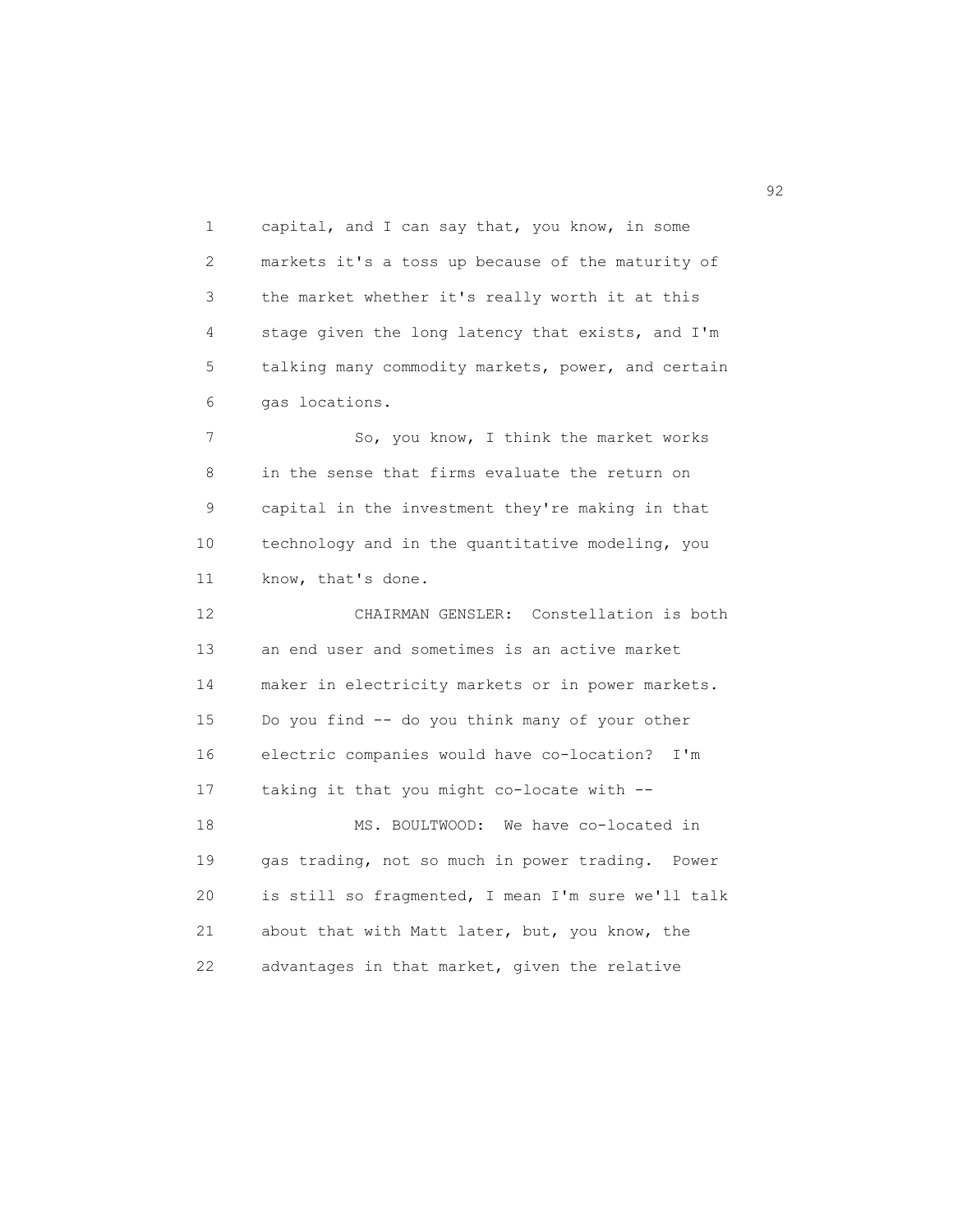capital, and I can say that, you know, in some markets it's a toss up because of the maturity of the market whether it's really worth it at this stage given the long latency that exists, and I'm talking many commodity markets, power, and certain gas locations.

So, you know, I think the market works in the sense that firms evaluate the return on capital in the investment they're making in that technology and in the quantitative modeling, you know, that's done.

CHAIRMAN GENSLER: Constellation is both an end user and sometimes is an active market maker in electricity markets or in power markets. Do you find -- do you think many of your other electric companies would have co-location? I'm taking it that you might co-locate with --

MS. BOULTWOOD: We have co-located in gas trading, not so much in power trading. Power is still so fragmented, I mean I'm sure we'll talk about that with Matt later, but, you know, the advantages in that market, given the relative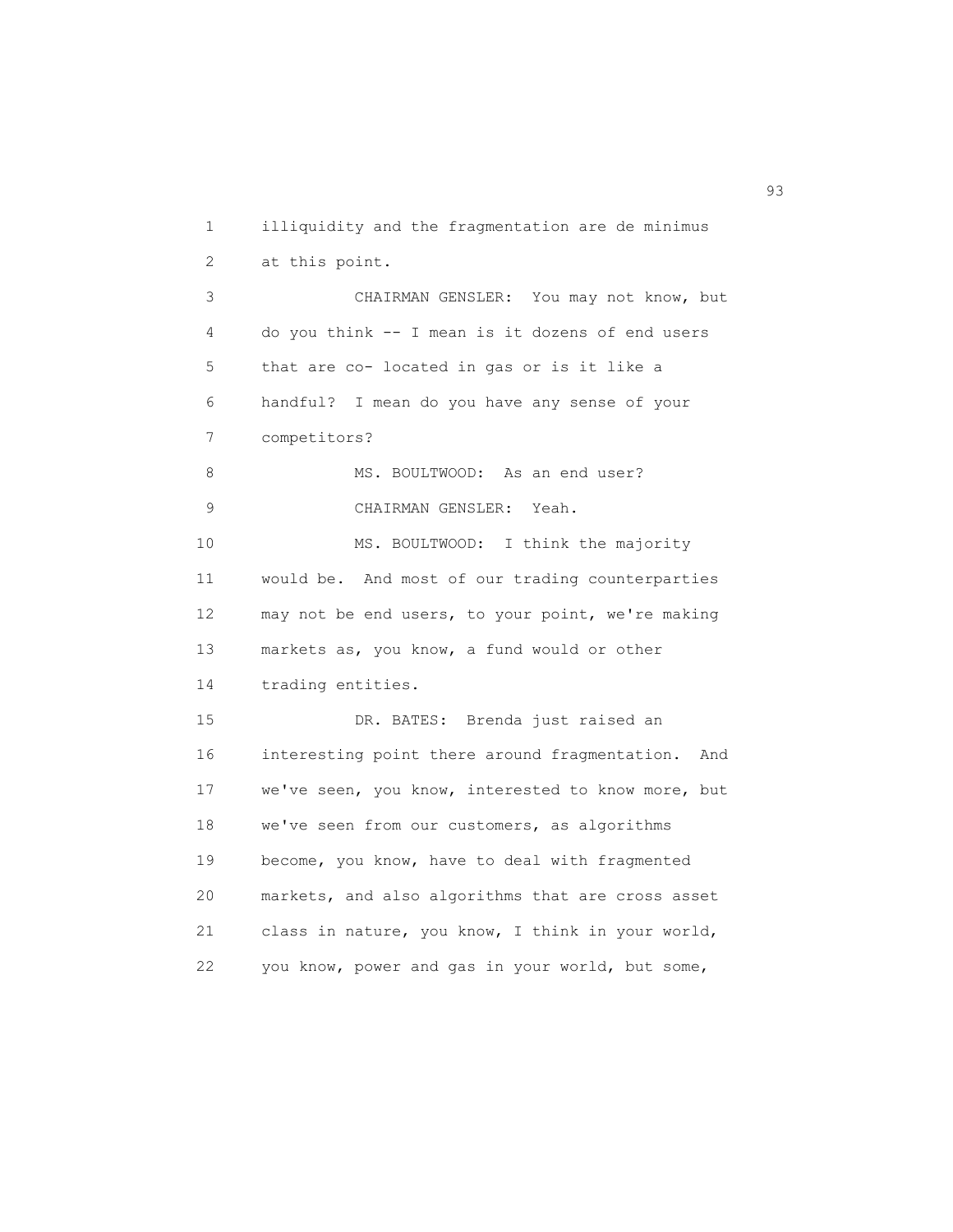illiquidity and the fragmentation are de minimus at this point.

CHAIRMAN GENSLER: You may not know, but do you think -- I mean is it dozens of end users that are co- located in gas or is it like a handful? I mean do you have any sense of your competitors?

MS. BOULTWOOD: As an end user?

CHAIRMAN GENSLER: Yeah.

MS. BOULTWOOD: I think the majority would be. And most of our trading counterparties may not be end users, to your point, we're making markets as, you know, a fund would or other trading entities.

DR. BATES: Brenda just raised an interesting point there around fragmentation. And we've seen, you know, interested to know more, but we've seen from our customers, as algorithms become, you know, have to deal with fragmented markets, and also algorithms that are cross asset class in nature, you know, I think in your world, you know, power and gas in your world, but some,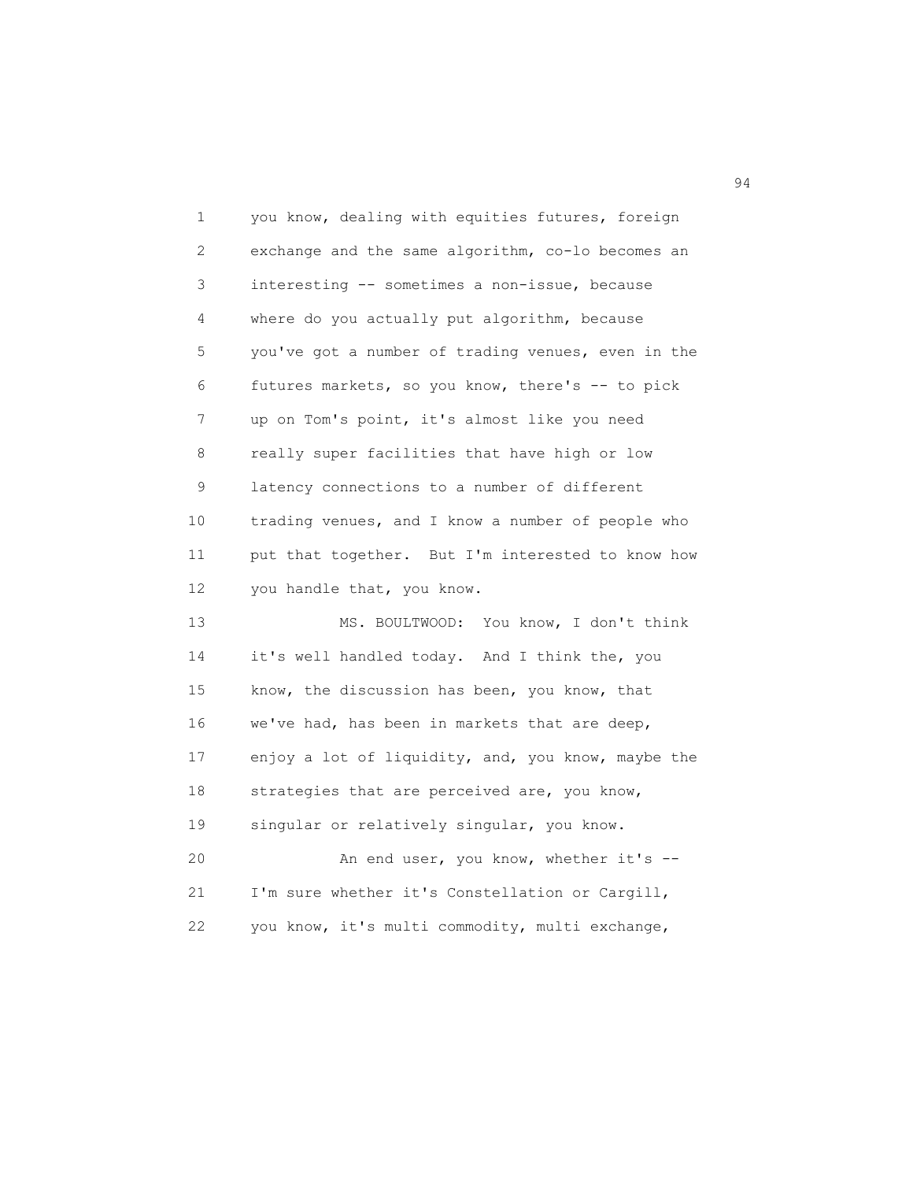you know, dealing with equities futures, foreign exchange and the same algorithm, co-lo becomes an interesting -- sometimes a non-issue, because where do you actually put algorithm, because you've got a number of trading venues, even in the futures markets, so you know, there's -- to pick up on Tom's point, it's almost like you need really super facilities that have high or low latency connections to a number of different trading venues, and I know a number of people who put that together. But I'm interested to know how you handle that, you know.

MS. BOULTWOOD: You know, I don't think it's well handled today. And I think the, you know, the discussion has been, you know, that we've had, has been in markets that are deep, enjoy a lot of liquidity, and, you know, maybe the strategies that are perceived are, you know, singular or relatively singular, you know.

An end user, you know, whether it's -- I'm sure whether it's Constellation or Cargill, you know, it's multi commodity, multi exchange,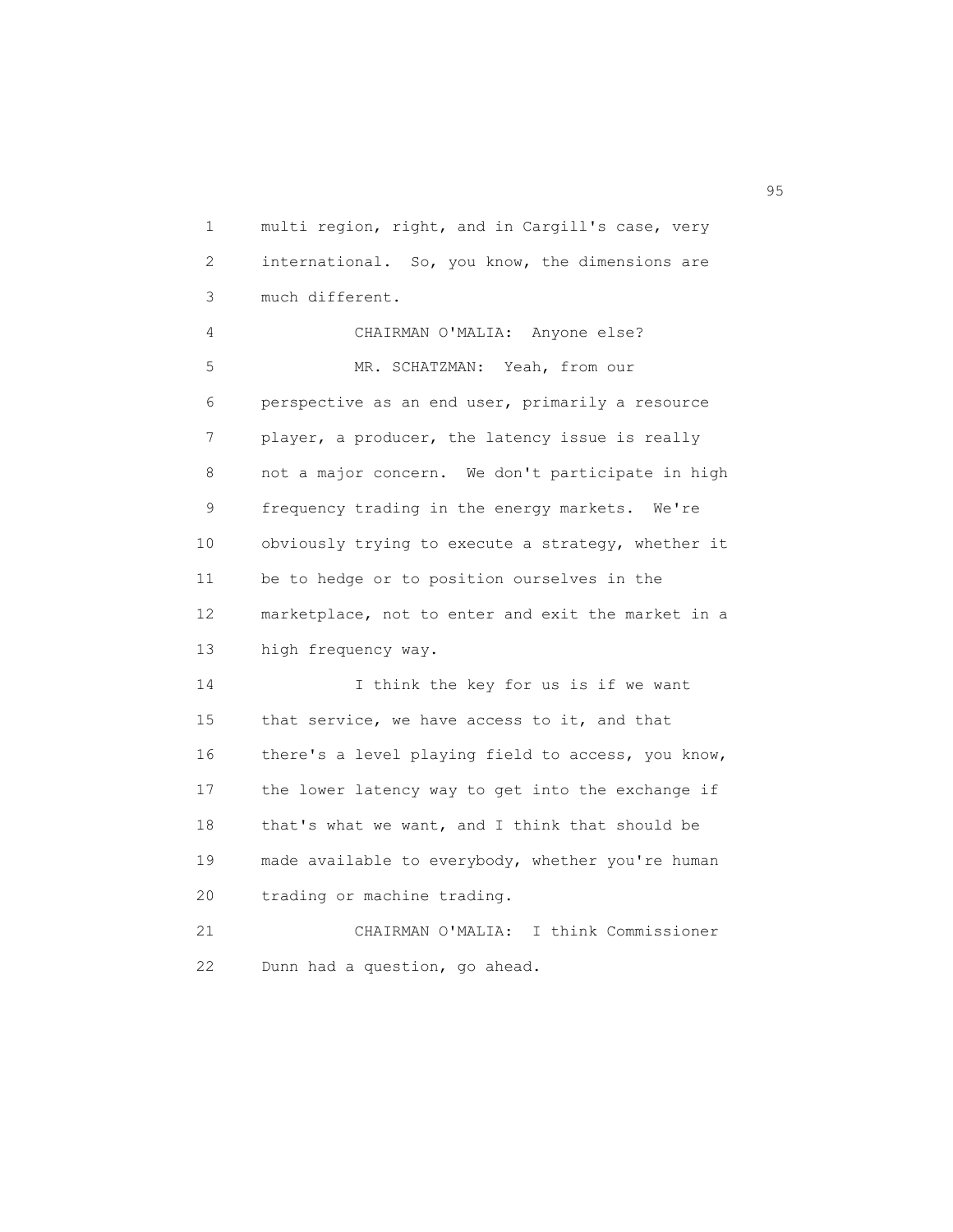multi region, right, and in Cargill's case, very international. So, you know, the dimensions are much different.

CHAIRMAN O'MALIA: Anyone else?

MR. SCHATZMAN: Yeah, from our perspective as an end user, primarily a resource player, a producer, the latency issue is really not a major concern. We don't participate in high frequency trading in the energy markets. We're obviously trying to execute a strategy, whether it be to hedge or to position ourselves in the marketplace, not to enter and exit the market in a high frequency way.

I think the key for us is if we want that service, we have access to it, and that there's a level playing field to access, you know, the lower latency way to get into the exchange if that's what we want, and I think that should be made available to everybody, whether you're human trading or machine trading.

CHAIRMAN O'MALIA: I think Commissioner Dunn had a question, go ahead.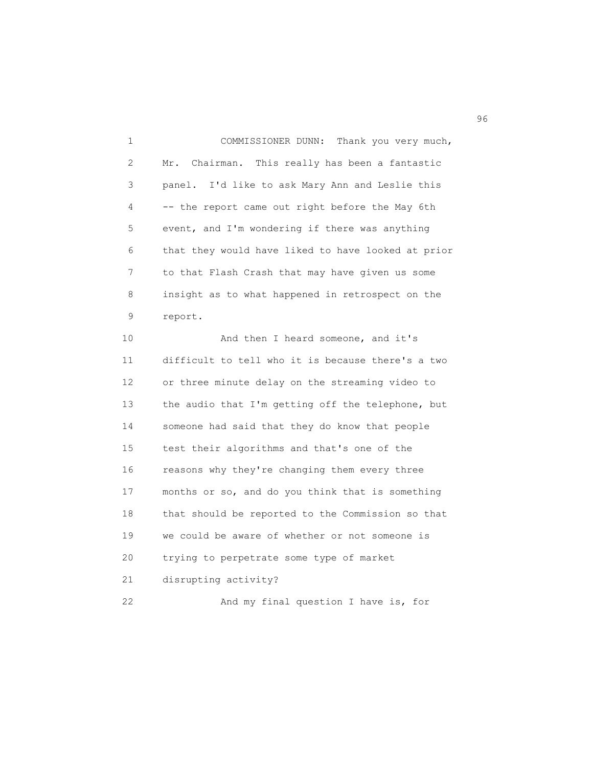COMMISSIONER DUNN: Thank you very much, Mr. Chairman. This really has been a fantastic panel. I'd like to ask Mary Ann and Leslie this -- the report came out right before the May 6th event, and I'm wondering if there was anything that they would have liked to have looked at prior to that Flash Crash that may have given us some insight as to what happened in retrospect on the report.

And then I heard someone, and it's difficult to tell who it is because there's a two or three minute delay on the streaming video to the audio that I'm getting off the telephone, but someone had said that they do know that people test their algorithms and that's one of the reasons why they're changing them every three months or so, and do you think that is something that should be reported to the Commission so that we could be aware of whether or not someone is trying to perpetrate some type of market disrupting activity?

And my final question I have is, for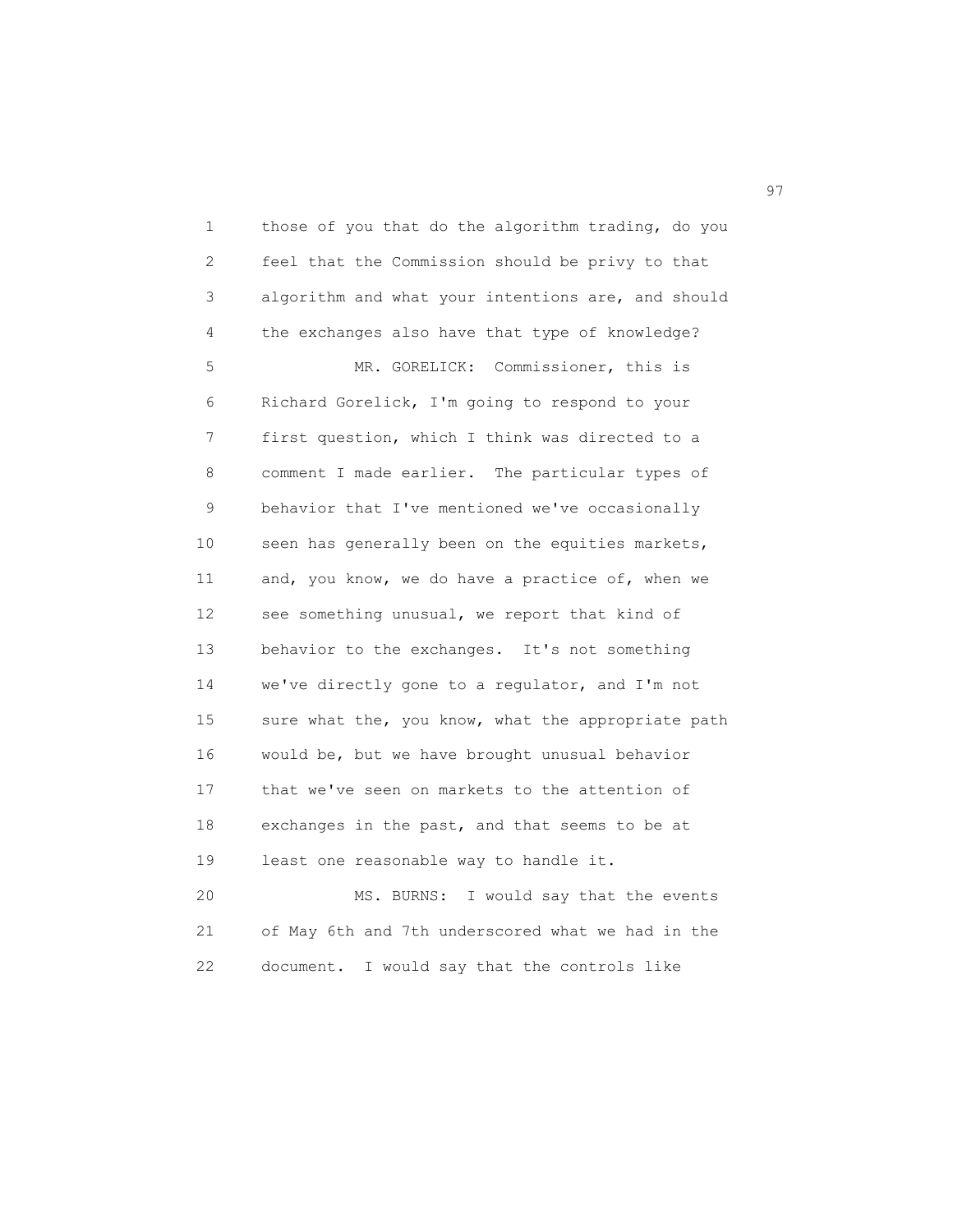those of you that do the algorithm trading, do you feel that the Commission should be privy to that algorithm and what your intentions are, and should the exchanges also have that type of knowledge?

MR. GORELICK: Commissioner, this is Richard Gorelick, I'm going to respond to your first question, which I think was directed to a comment I made earlier. The particular types of behavior that I've mentioned we've occasionally seen has generally been on the equities markets, and, you know, we do have a practice of, when we see something unusual, we report that kind of behavior to the exchanges. It's not something we've directly gone to a regulator, and I'm not sure what the, you know, what the appropriate path would be, but we have brought unusual behavior that we've seen on markets to the attention of exchanges in the past, and that seems to be at least one reasonable way to handle it.

MS. BURNS: I would say that the events of May 6th and 7th underscored what we had in the document. I would say that the controls like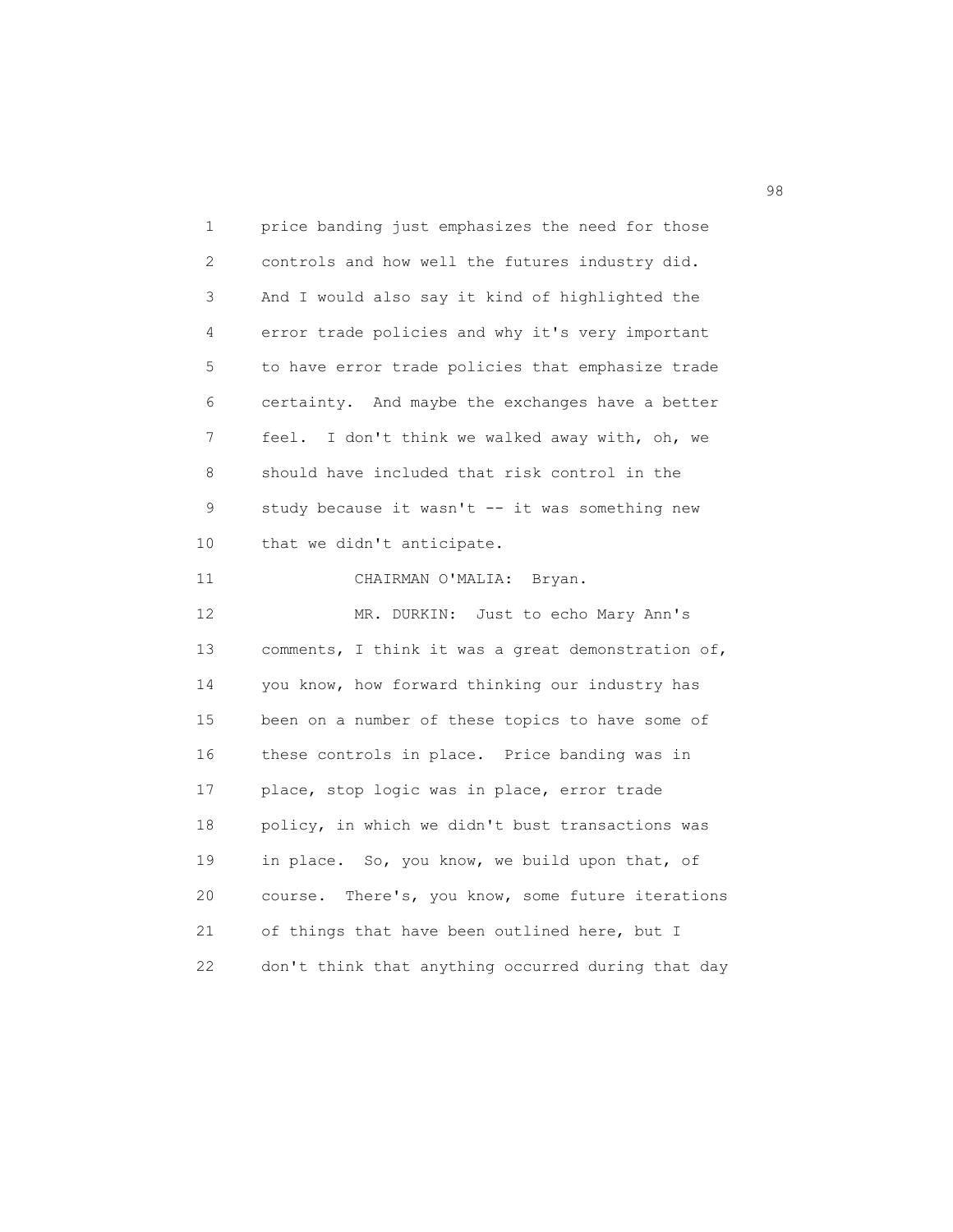price banding just emphasizes the need for those controls and how well the futures industry did. And I would also say it kind of highlighted the error trade policies and why it's very important to have error trade policies that emphasize trade certainty. And maybe the exchanges have a better feel. I don't think we walked away with, oh, we should have included that risk control in the study because it wasn't -- it was something new that we didn't anticipate.

CHAIRMAN O'MALIA: Bryan.

MR. DURKIN: Just to echo Mary Ann's comments, I think it was a great demonstration of, you know, how forward thinking our industry has been on a number of these topics to have some of these controls in place. Price banding was in place, stop logic was in place, error trade policy, in which we didn't bust transactions was in place. So, you know, we build upon that, of course. There's, you know, some future iterations of things that have been outlined here, but I don't think that anything occurred during that day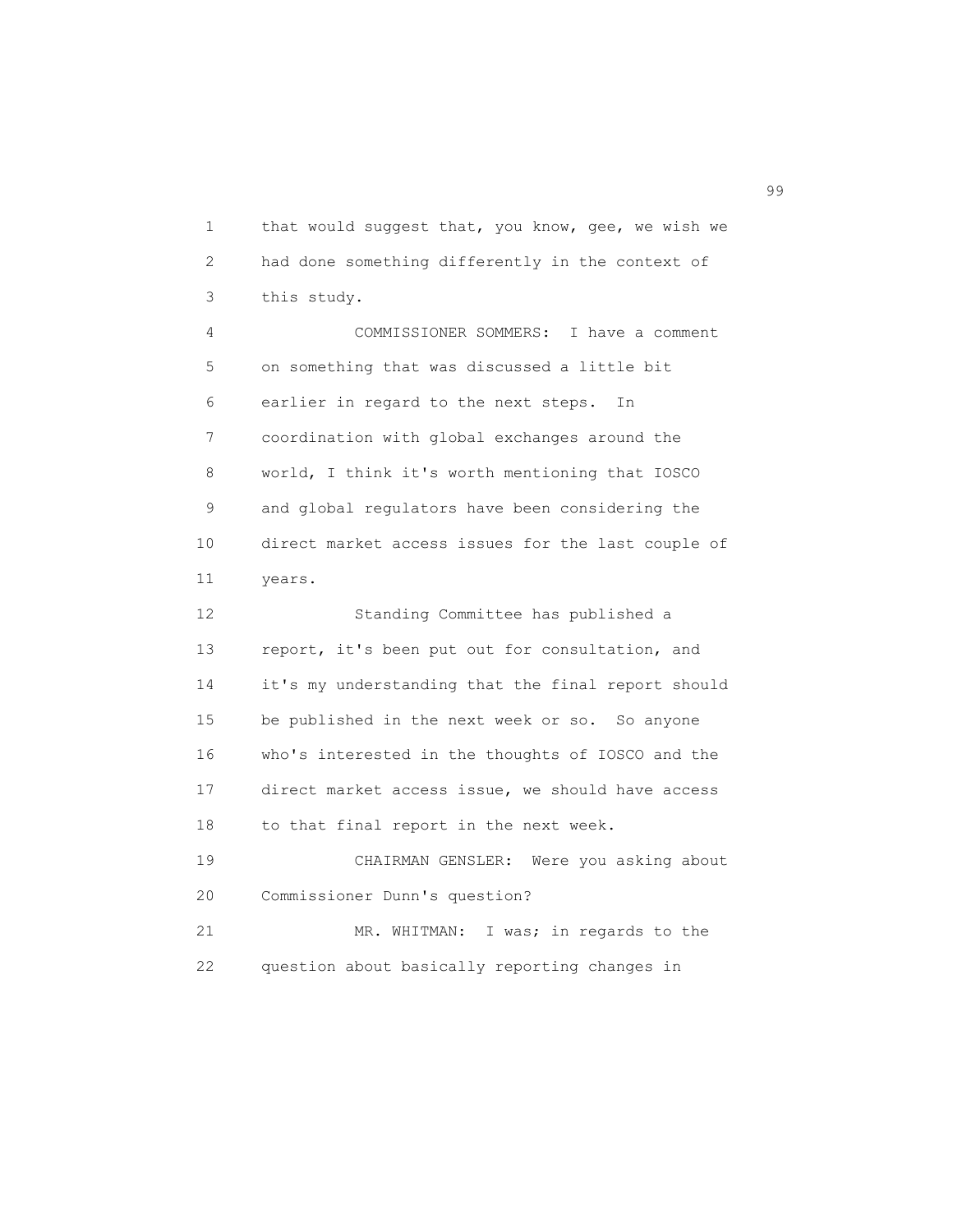that would suggest that, you know, gee, we wish we had done something differently in the context of this study.

COMMISSIONER SOMMERS: I have a comment on something that was discussed a little bit earlier in regard to the next steps. In coordination with global exchanges around the world, I think it's worth mentioning that IOSCO and global regulators have been considering the direct market access issues for the last couple of years.

Standing Committee has published a report, it's been put out for consultation, and it's my understanding that the final report should be published in the next week or so. So anyone who's interested in the thoughts of IOSCO and the direct market access issue, we should have access to that final report in the next week.

CHAIRMAN GENSLER: Were you asking about Commissioner Dunn's question?

MR. WHITMAN: I was; in regards to the question about basically reporting changes in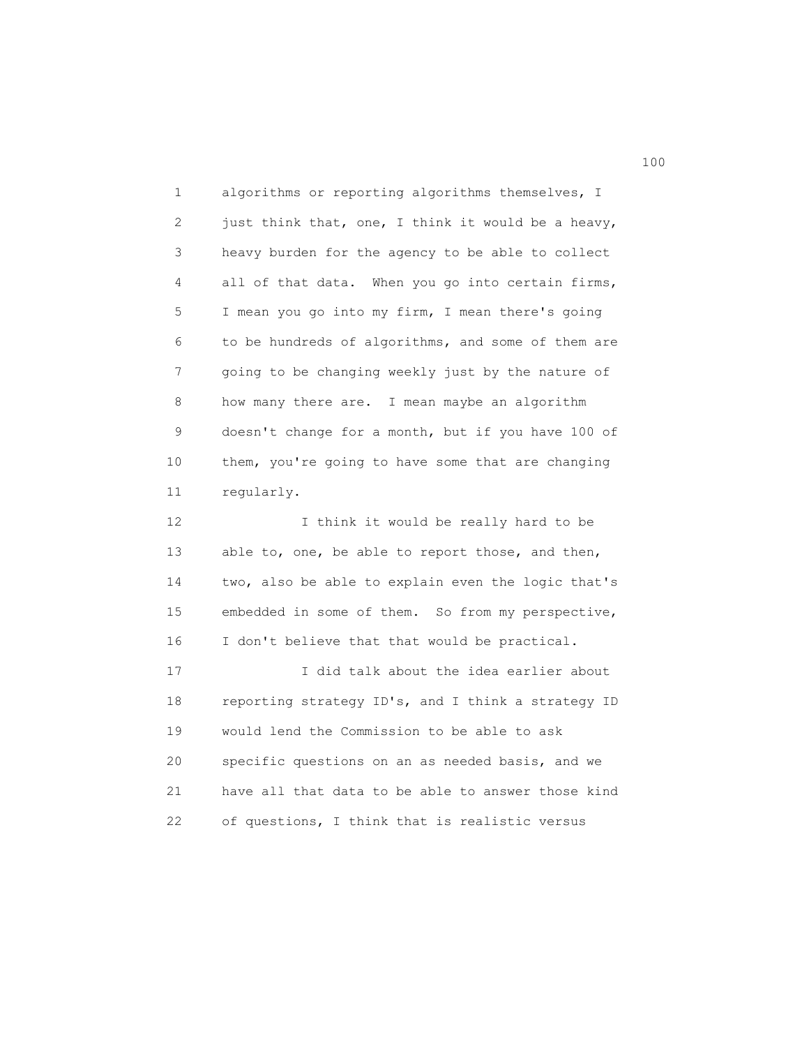algorithms or reporting algorithms themselves, I just think that, one, I think it would be a heavy, heavy burden for the agency to be able to collect all of that data. When you go into certain firms, I mean you go into my firm, I mean there's going to be hundreds of algorithms, and some of them are going to be changing weekly just by the nature of how many there are. I mean maybe an algorithm doesn't change for a month, but if you have 100 of them, you're going to have some that are changing regularly.

I think it would be really hard to be able to, one, be able to report those, and then, two, also be able to explain even the logic that's embedded in some of them. So from my perspective, I don't believe that that would be practical.

I did talk about the idea earlier about reporting strategy ID's, and I think a strategy ID would lend the Commission to be able to ask specific questions on an as needed basis, and we have all that data to be able to answer those kind of questions, I think that is realistic versus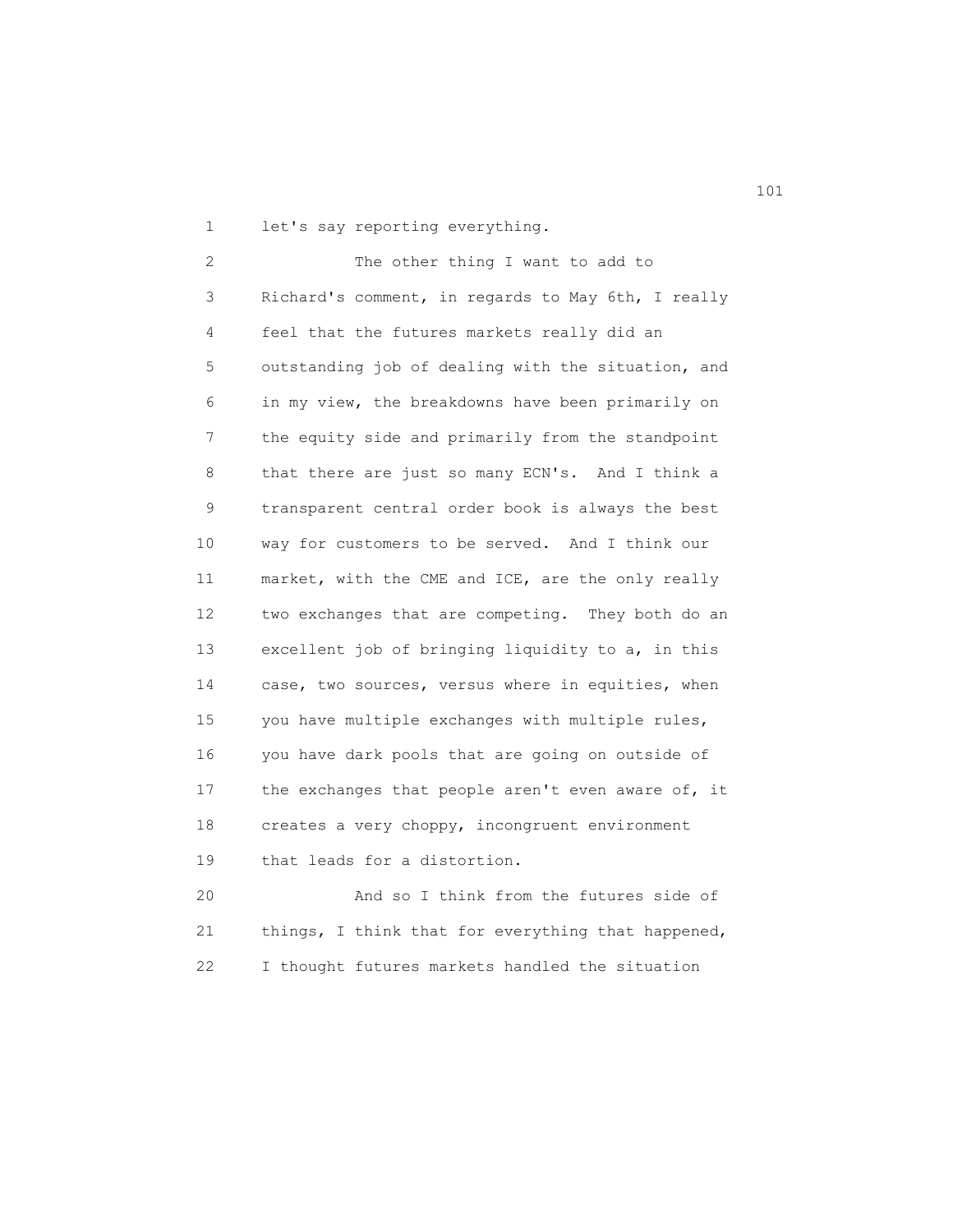let's say reporting everything.

The other thing I want to add to Richard's comment, in regards to May 6th, I really feel that the futures markets really did an outstanding job of dealing with the situation, and in my view, the breakdowns have been primarily on the equity side and primarily from the standpoint that there are just so many ECN's. And I think a transparent central order book is always the best way for customers to be served. And I think our market, with the CME and ICE, are the only really two exchanges that are competing. They both do an excellent job of bringing liquidity to a, in this case, two sources, versus where in equities, when you have multiple exchanges with multiple rules, you have dark pools that are going on outside of the exchanges that people aren't even aware of, it creates a very choppy, incongruent environment that leads for a distortion.

And so I think from the futures side of things, I think that for everything that happened, I thought futures markets handled the situation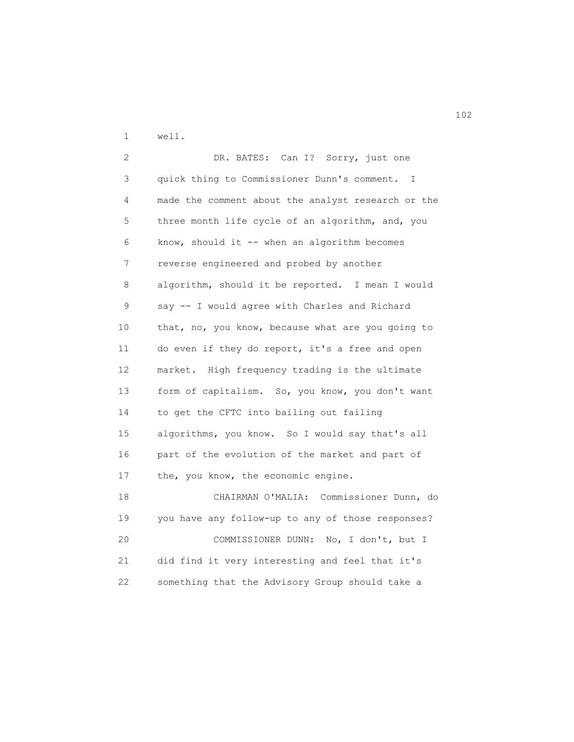well.

DR. BATES: Can I? Sorry, just one quick thing to Commissioner Dunn's comment. I made the comment about the analyst research or the three month life cycle of an algorithm, and, you know, should it -- when an algorithm becomes reverse engineered and probed by another algorithm, should it be reported. I mean I would say -- I would agree with Charles and Richard that, no, you know, because what are you going to do even if they do report, it's a free and open market. High frequency trading is the ultimate form of capitalism. So, you know, you don't want to get the CFTC into bailing out failing algorithms, you know. So I would say that's all part of the evolution of the market and part of the, you know, the economic engine.

CHAIRMAN O'MALIA: Commissioner Dunn, do you have any follow-up to any of those responses?

COMMISSIONER DUNN: No, I don't, but I did find it very interesting and feel that it's something that the Advisory Group should take a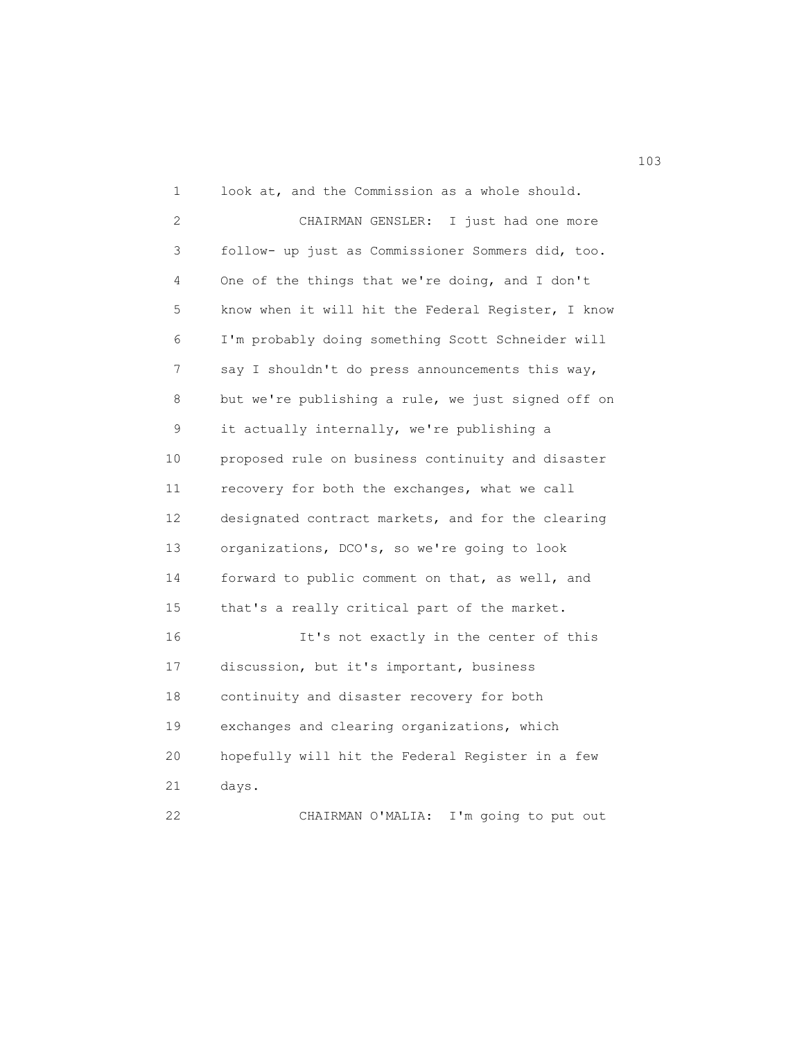look at, and the Commission as a whole should.

CHAIRMAN GENSLER: I just had one more follow- up just as Commissioner Sommers did, too. One of the things that we're doing, and I don't know when it will hit the Federal Register, I know I'm probably doing something Scott Schneider will say I shouldn't do press announcements this way, but we're publishing a rule, we just signed off on it actually internally, we're publishing a proposed rule on business continuity and disaster recovery for both the exchanges, what we call designated contract markets, and for the clearing organizations, DCO's, so we're going to look forward to public comment on that, as well, and that's a really critical part of the market.

It's not exactly in the center of this discussion, but it's important, business continuity and disaster recovery for both exchanges and clearing organizations, which hopefully will hit the Federal Register in a few days.

CHAIRMAN O'MALIA: I'm going to put out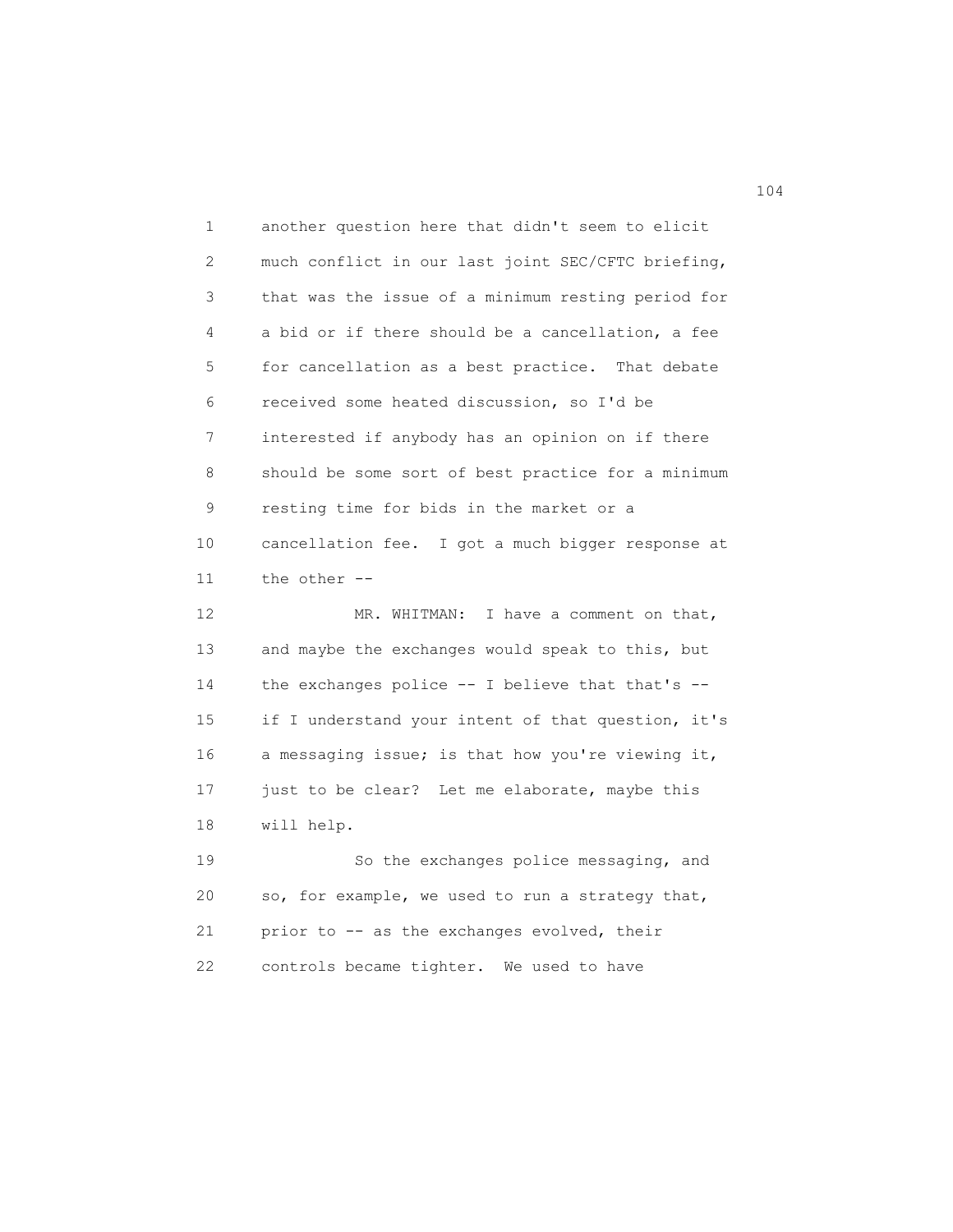another question here that didn't seem to elicit much conflict in our last joint SEC/CFTC briefing, that was the issue of a minimum resting period for a bid or if there should be a cancellation, a fee for cancellation as a best practice. That debate received some heated discussion, so I'd be interested if anybody has an opinion on if there should be some sort of best practice for a minimum resting time for bids in the market or a cancellation fee. I got a much bigger response at the other --

MR. WHITMAN: I have a comment on that, and maybe the exchanges would speak to this, but the exchanges police -- I believe that that's -- if I understand your intent of that question, it's a messaging issue; is that how you're viewing it, just to be clear? Let me elaborate, maybe this will help.

So the exchanges police messaging, and so, for example, we used to run a strategy that, prior to -- as the exchanges evolved, their controls became tighter. We used to have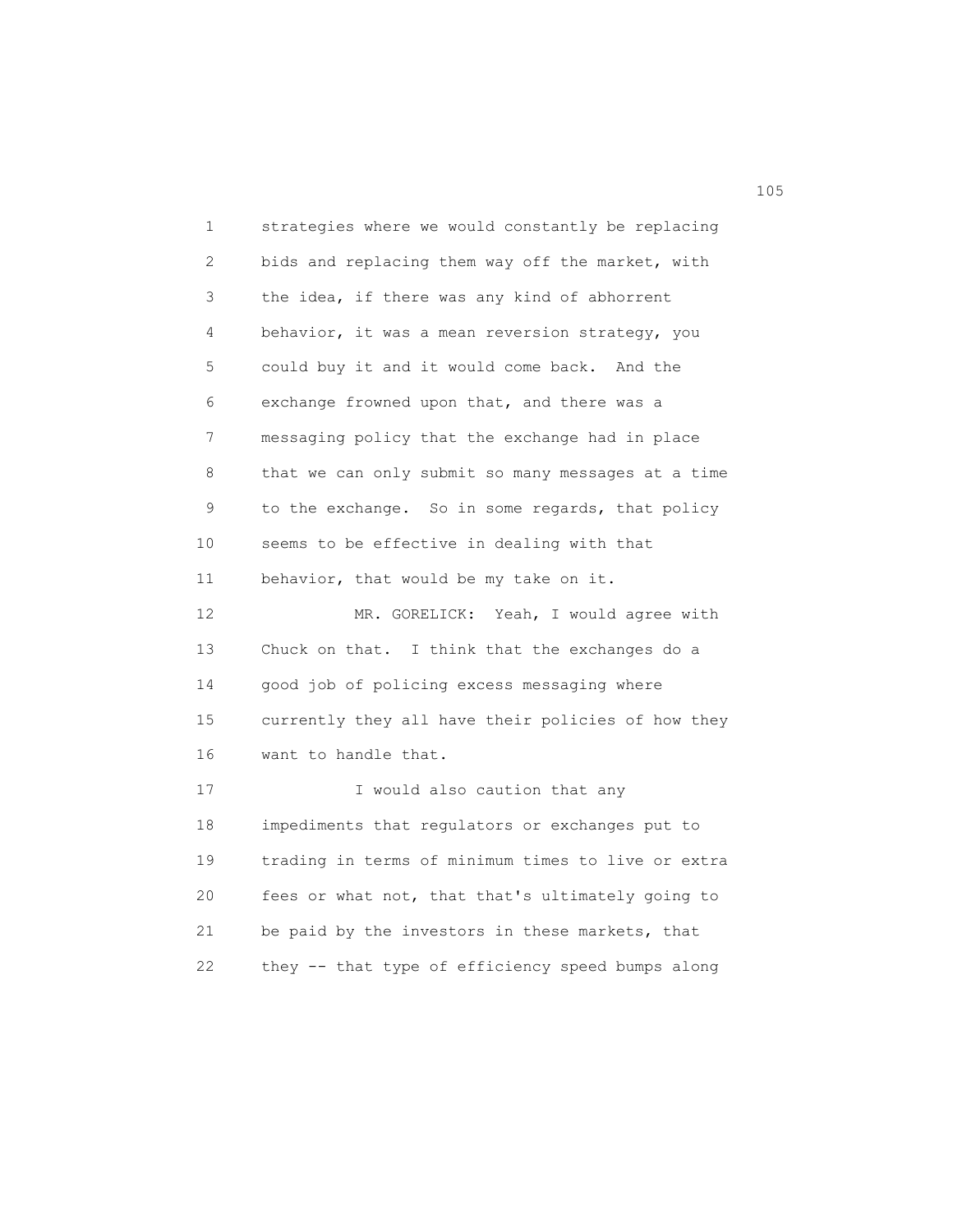strategies where we would constantly be replacing bids and replacing them way off the market, with the idea, if there was any kind of abhorrent behavior, it was a mean reversion strategy, you could buy it and it would come back. And the exchange frowned upon that, and there was a messaging policy that the exchange had in place that we can only submit so many messages at a time to the exchange. So in some regards, that policy seems to be effective in dealing with that behavior, that would be my take on it.

MR. GORELICK: Yeah, I would agree with Chuck on that. I think that the exchanges do a good job of policing excess messaging where currently they all have their policies of how they want to handle that.

I would also caution that any impediments that regulators or exchanges put to trading in terms of minimum times to live or extra fees or what not, that that's ultimately going to be paid by the investors in these markets, that they -- that type of efficiency speed bumps along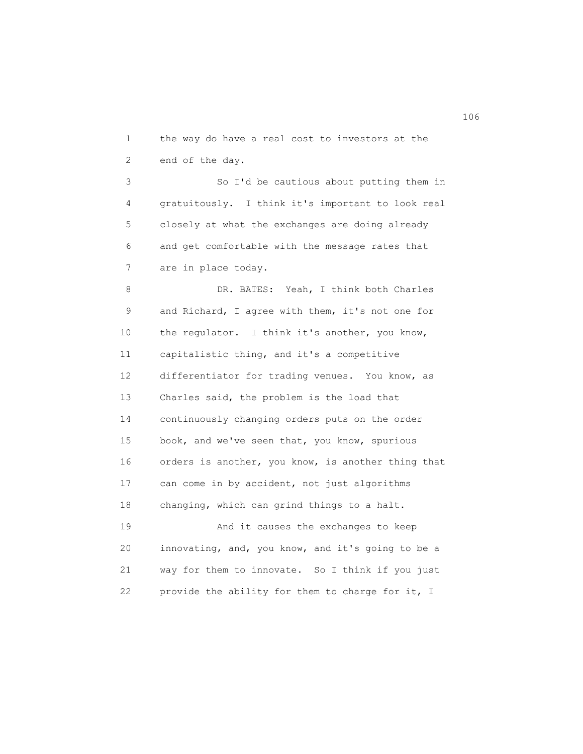the way do have a real cost to investors at the end of the day.

So I'd be cautious about putting them in gratuitously. I think it's important to look real closely at what the exchanges are doing already and get comfortable with the message rates that are in place today.

DR. BATES: Yeah, I think both Charles and Richard, I agree with them, it's not one for the regulator. I think it's another, you know, capitalistic thing, and it's a competitive differentiator for trading venues. You know, as Charles said, the problem is the load that continuously changing orders puts on the order book, and we've seen that, you know, spurious orders is another, you know, is another thing that can come in by accident, not just algorithms changing, which can grind things to a halt.

And it causes the exchanges to keep innovating, and, you know, and it's going to be a way for them to innovate. So I think if you just provide the ability for them to charge for it, I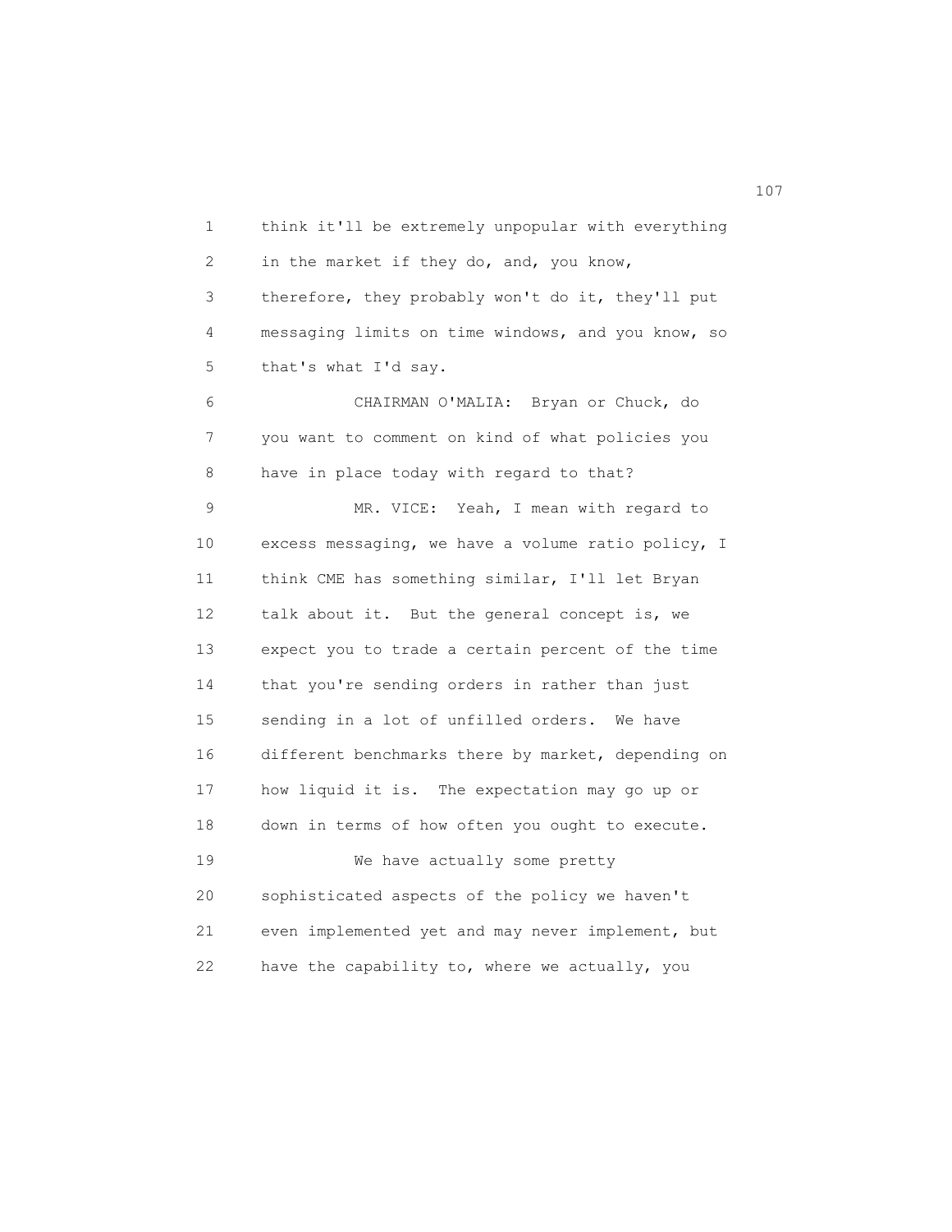think it'll be extremely unpopular with everything in the market if they do, and, you know, therefore, they probably won't do it, they'll put messaging limits on time windows, and you know, so that's what I'd say.

CHAIRMAN O'MALIA: Bryan or Chuck, do you want to comment on kind of what policies you have in place today with regard to that?

MR. VICE: Yeah, I mean with regard to excess messaging, we have a volume ratio policy, I think CME has something similar, I'll let Bryan talk about it. But the general concept is, we expect you to trade a certain percent of the time that you're sending orders in rather than just sending in a lot of unfilled orders. We have different benchmarks there by market, depending on how liquid it is. The expectation may go up or down in terms of how often you ought to execute.

We have actually some pretty sophisticated aspects of the policy we haven't even implemented yet and may never implement, but have the capability to, where we actually, you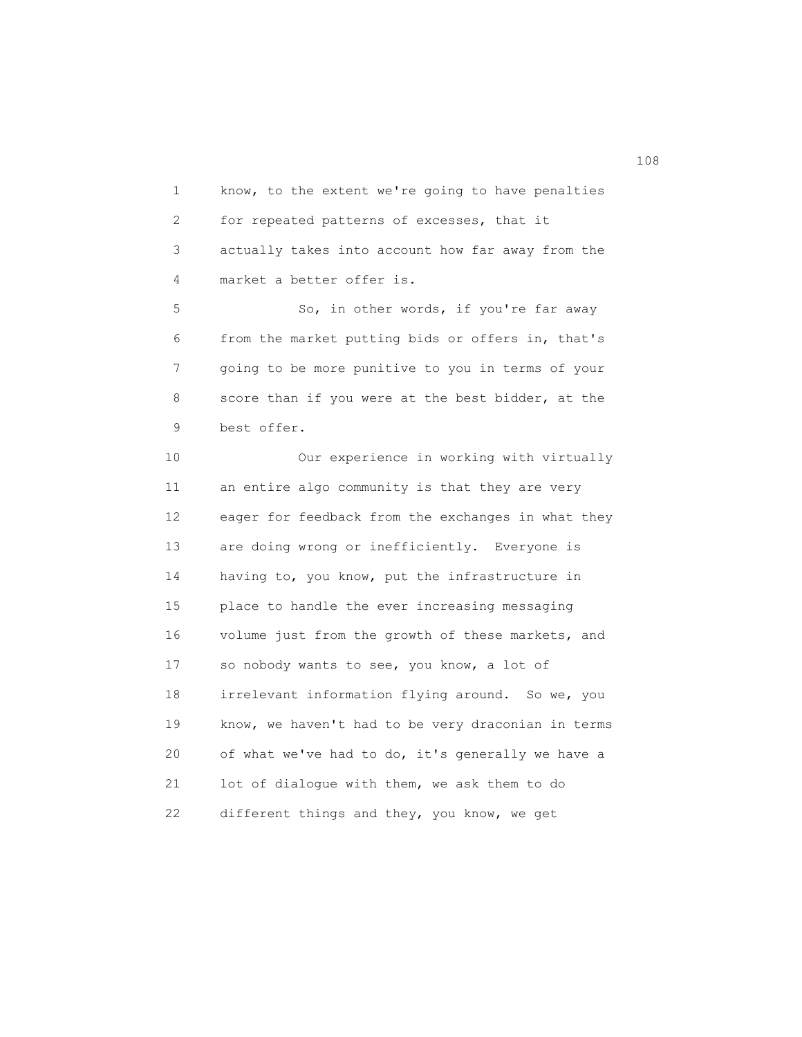know, to the extent we're going to have penalties for repeated patterns of excesses, that it actually takes into account how far away from the market a better offer is.

So, in other words, if you're far away from the market putting bids or offers in, that's going to be more punitive to you in terms of your score than if you were at the best bidder, at the best offer.

Our experience in working with virtually an entire algo community is that they are very eager for feedback from the exchanges in what they are doing wrong or inefficiently. Everyone is having to, you know, put the infrastructure in place to handle the ever increasing messaging volume just from the growth of these markets, and so nobody wants to see, you know, a lot of irrelevant information flying around. So we, you know, we haven't had to be very draconian in terms of what we've had to do, it's generally we have a lot of dialogue with them, we ask them to do different things and they, you know, we get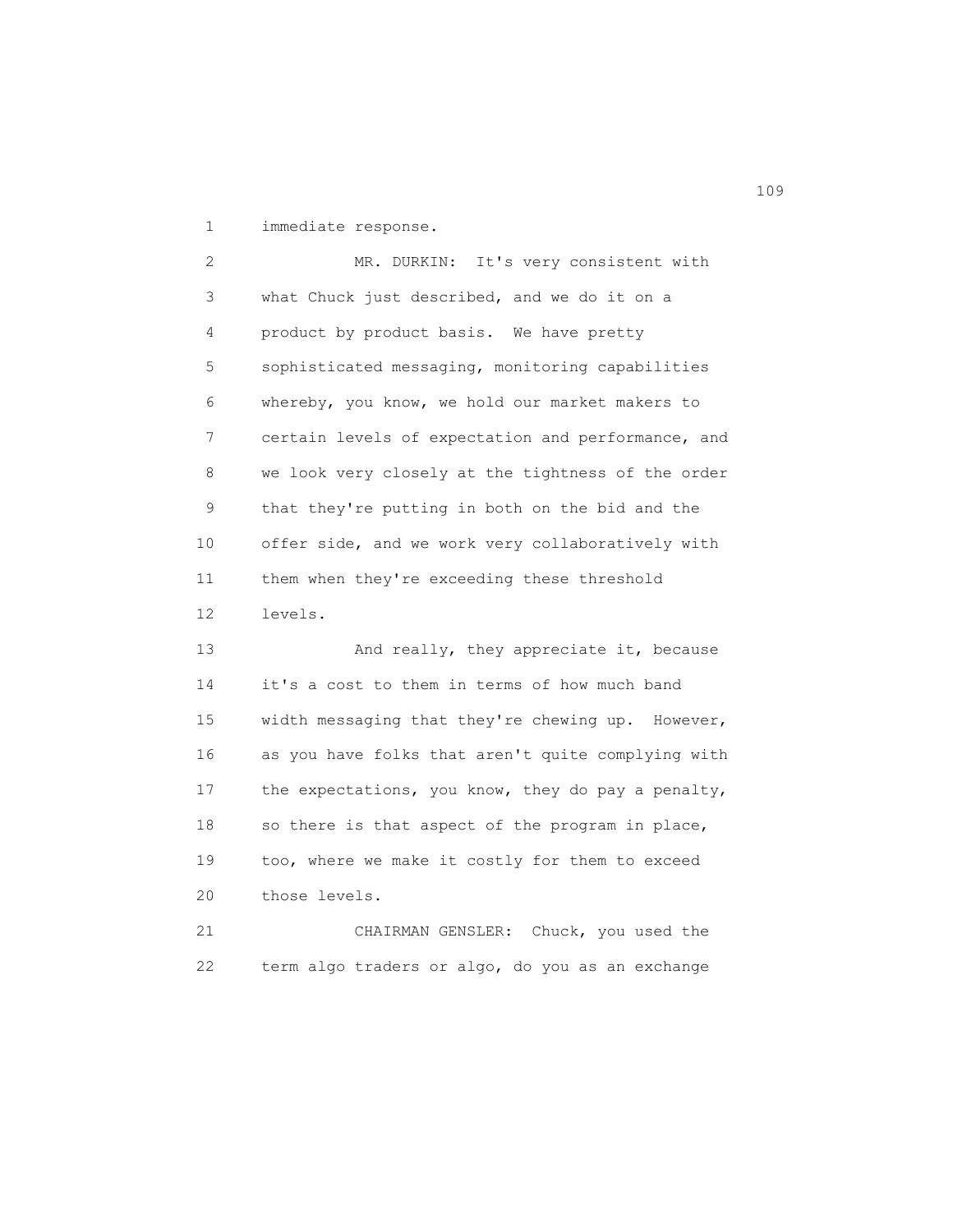immediate response.

MR. DURKIN: It's very consistent with what Chuck just described, and we do it on a product by product basis. We have pretty sophisticated messaging, monitoring capabilities whereby, you know, we hold our market makers to certain levels of expectation and performance, and we look very closely at the tightness of the order that they're putting in both on the bid and the offer side, and we work very collaboratively with them when they're exceeding these threshold levels.

And really, they appreciate it, because it's a cost to them in terms of how much band width messaging that they're chewing up. However, as you have folks that aren't quite complying with the expectations, you know, they do pay a penalty, so there is that aspect of the program in place, too, where we make it costly for them to exceed those levels.

CHAIRMAN GENSLER: Chuck, you used the term algo traders or algo, do you as an exchange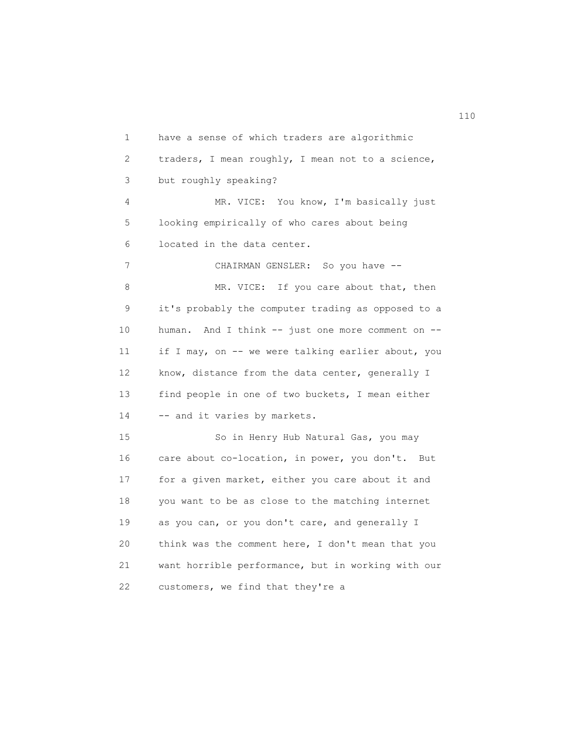have a sense of which traders are algorithmic traders, I mean roughly, I mean not to a science, but roughly speaking?

MR. VICE: You know, I'm basically just looking empirically of who cares about being located in the data center.

CHAIRMAN GENSLER: So you have --

MR. VICE: If you care about that, then it's probably the computer trading as opposed to a human. And I think -- just one more comment on -- if I may, on -- we were talking earlier about, you know, distance from the data center, generally I find people in one of two buckets, I mean either -- and it varies by markets.

So in Henry Hub Natural Gas, you may care about co-location, in power, you don't. But for a given market, either you care about it and you want to be as close to the matching internet as you can, or you don't care, and generally I think was the comment here, I don't mean that you want horrible performance, but in working with our customers, we find that they're a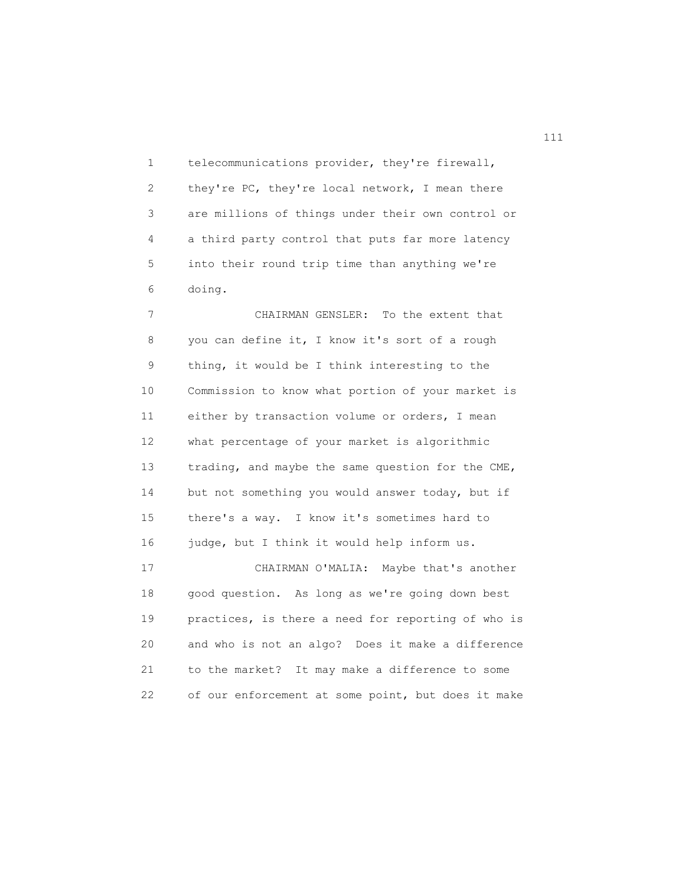telecommunications provider, they're firewall, they're PC, they're local network, I mean there are millions of things under their own control or a third party control that puts far more latency into their round trip time than anything we're doing.

CHAIRMAN GENSLER: To the extent that you can define it, I know it's sort of a rough thing, it would be I think interesting to the Commission to know what portion of your market is either by transaction volume or orders, I mean what percentage of your market is algorithmic trading, and maybe the same question for the CME, but not something you would answer today, but if there's a way. I know it's sometimes hard to judge, but I think it would help inform us.

CHAIRMAN O'MALIA: Maybe that's another good question. As long as we're going down best practices, is there a need for reporting of who is and who is not an algo? Does it make a difference to the market? It may make a difference to some of our enforcement at some point, but does it make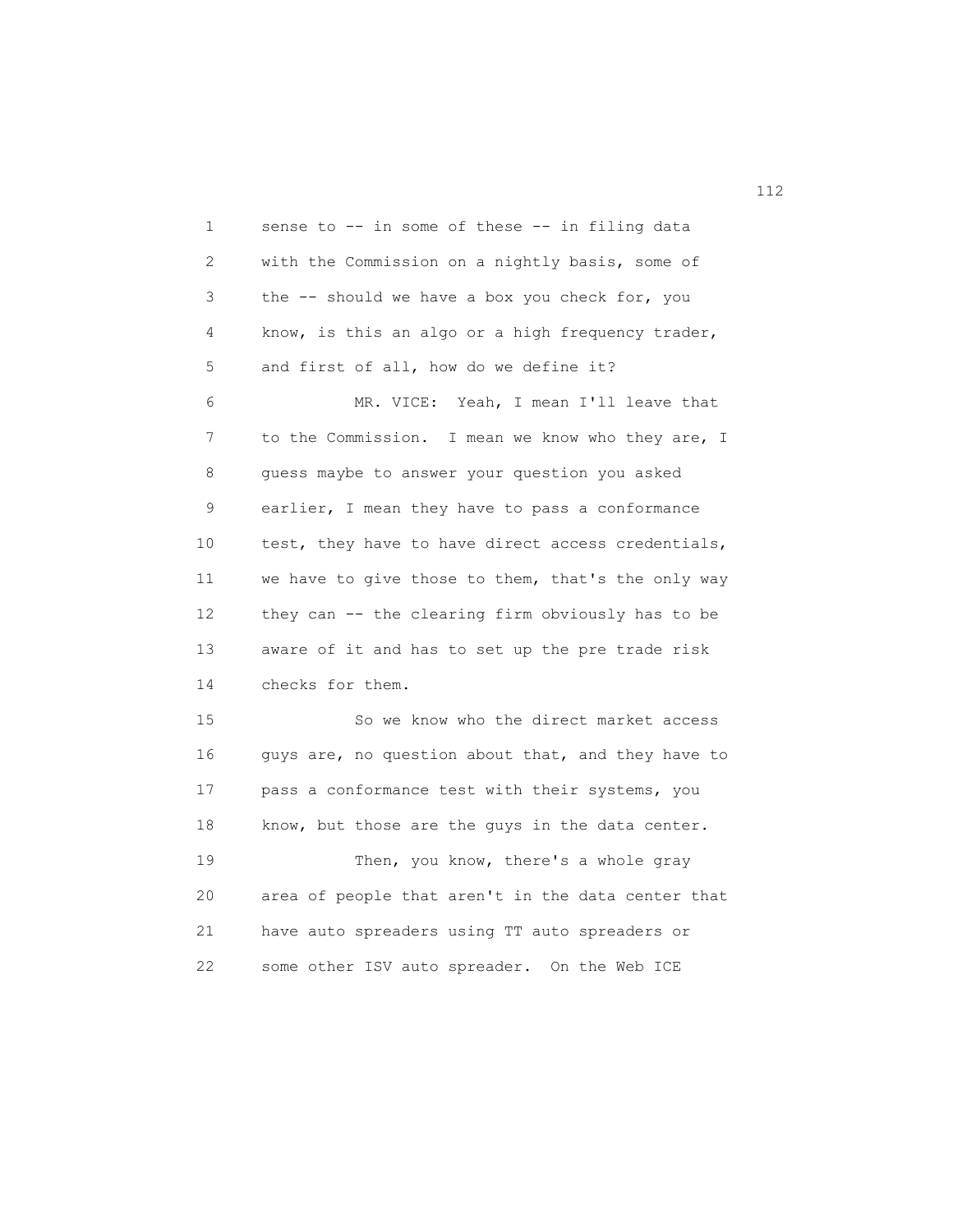sense to -- in some of these -- in filing data with the Commission on a nightly basis, some of the -- should we have a box you check for, you know, is this an algo or a high frequency trader, and first of all, how do we define it?

MR. VICE: Yeah, I mean I'll leave that to the Commission. I mean we know who they are, I guess maybe to answer your question you asked earlier, I mean they have to pass a conformance test, they have to have direct access credentials, we have to give those to them, that's the only way they can -- the clearing firm obviously has to be aware of it and has to set up the pre trade risk checks for them.

So we know who the direct market access guys are, no question about that, and they have to pass a conformance test with their systems, you know, but those are the guys in the data center.

Then, you know, there's a whole gray area of people that aren't in the data center that have auto spreaders using TT auto spreaders or some other ISV auto spreader. On the Web ICE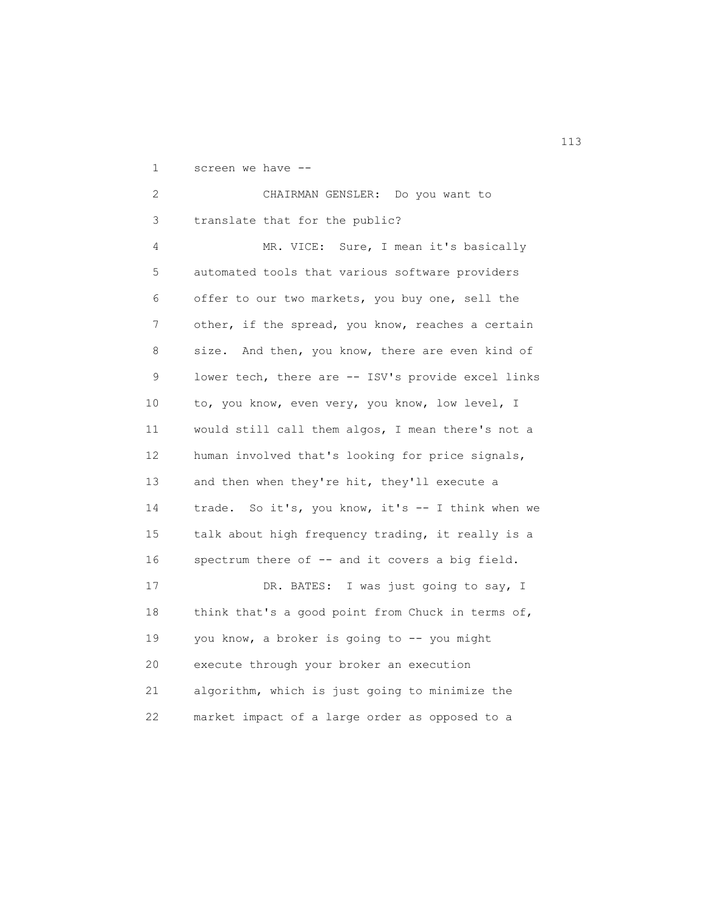screen we have --

CHAIRMAN GENSLER: Do you want to translate that for the public?

MR. VICE: Sure, I mean it's basically automated tools that various software providers offer to our two markets, you buy one, sell the other, if the spread, you know, reaches a certain size. And then, you know, there are even kind of lower tech, there are -- ISV's provide excel links to, you know, even very, you know, low level, I would still call them algos, I mean there's not a human involved that's looking for price signals, and then when they're hit, they'll execute a trade. So it's, you know, it's -- I think when we talk about high frequency trading, it really is a spectrum there of -- and it covers a big field.

DR. BATES: I was just going to say, I think that's a good point from Chuck in terms of, you know, a broker is going to -- you might execute through your broker an execution algorithm, which is just going to minimize the market impact of a large order as opposed to a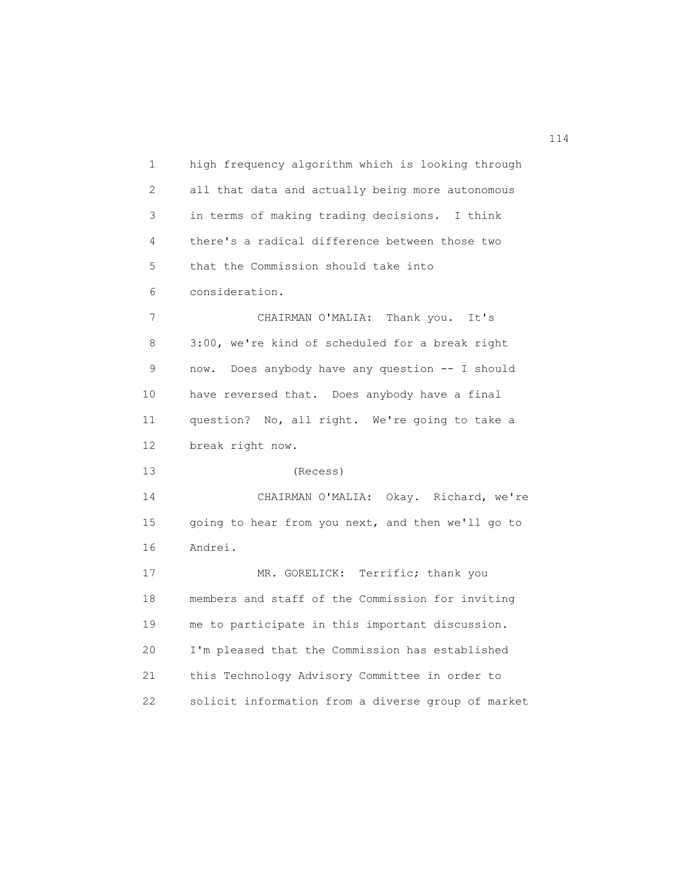high frequency algorithm which is looking through all that data and actually being more autonomous in terms of making trading decisions. I think there's a radical difference between those two that the Commission should take into consideration.

CHAIRMAN O'MALIA: Thank you. It's 3:00, we're kind of scheduled for a break right now. Does anybody have any question -- I should have reversed that. Does anybody have a final question? No, all right. We're going to take a break right now.

(Recess)

CHAIRMAN O'MALIA: Okay. Richard, we're going to hear from you next, and then we'll go to Andrei.

MR. GORELICK: Terrific; thank you members and staff of the Commission for inviting me to participate in this important discussion. I'm pleased that the Commission has established this Technology Advisory Committee in order to solicit information from a diverse group of market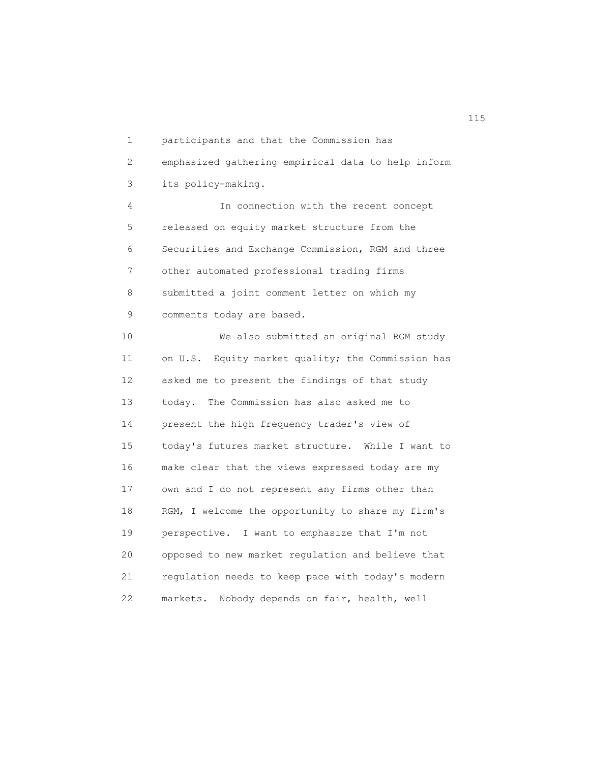participants and that the Commission has emphasized gathering empirical data to help inform its policy-making.

In connection with the recent concept released on equity market structure from the Securities and Exchange Commission, RGM and three other automated professional trading firms submitted a joint comment letter on which my comments today are based.

We also submitted an original RGM study on U.S. Equity market quality; the Commission has asked me to present the findings of that study today. The Commission has also asked me to present the high frequency trader's view of today's futures market structure. While I want to make clear that the views expressed today are my own and I do not represent any firms other than RGM, I welcome the opportunity to share my firm's perspective. I want to emphasize that I'm not opposed to new market regulation and believe that regulation needs to keep pace with today's modern markets. Nobody depends on fair, health, well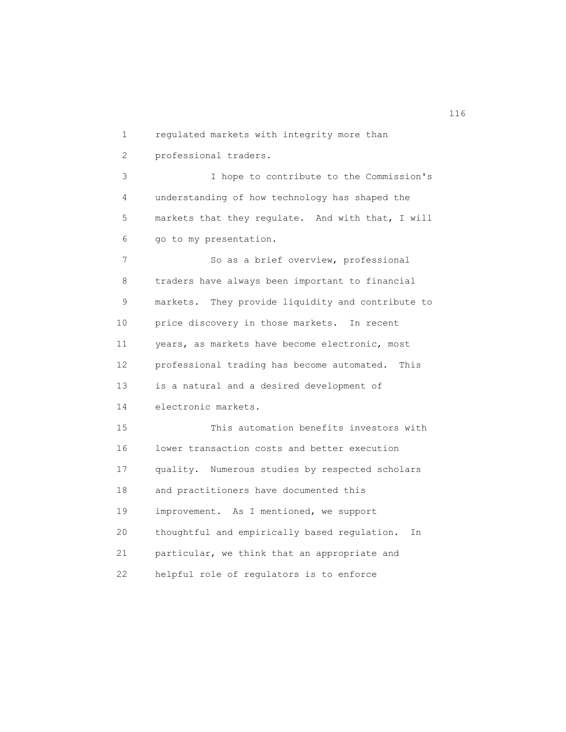regulated markets with integrity more than professional traders.

I hope to contribute to the Commission's understanding of how technology has shaped the markets that they regulate. And with that, I will go to my presentation.

So as a brief overview, professional traders have always been important to financial markets. They provide liquidity and contribute to price discovery in those markets. In recent years, as markets have become electronic, most professional trading has become automated. This is a natural and a desired development of electronic markets.

This automation benefits investors with lower transaction costs and better execution quality. Numerous studies by respected scholars and practitioners have documented this improvement. As I mentioned, we support thoughtful and empirically based regulation. In particular, we think that an appropriate and helpful role of regulators is to enforce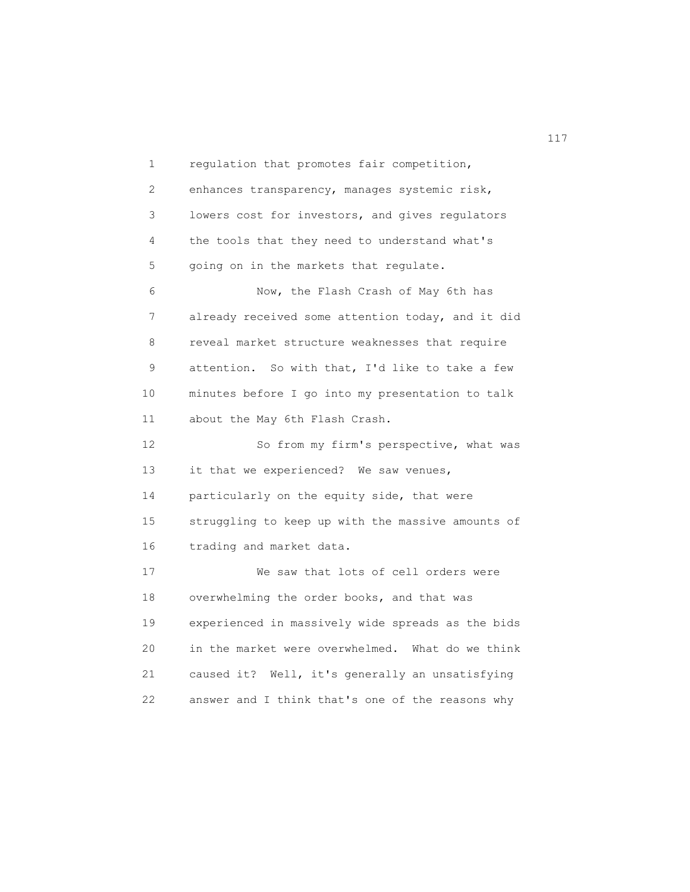regulation that promotes fair competition, enhances transparency, manages systemic risk, lowers cost for investors, and gives regulators the tools that they need to understand what's going on in the markets that regulate.

Now, the Flash Crash of May 6th has already received some attention today, and it did reveal market structure weaknesses that require attention. So with that, I'd like to take a few minutes before I go into my presentation to talk about the May 6th Flash Crash.

So from my firm's perspective, what was it that we experienced? We saw venues, particularly on the equity side, that were struggling to keep up with the massive amounts of trading and market data.

We saw that lots of cell orders were overwhelming the order books, and that was experienced in massively wide spreads as the bids in the market were overwhelmed. What do we think caused it? Well, it's generally an unsatisfying answer and I think that's one of the reasons why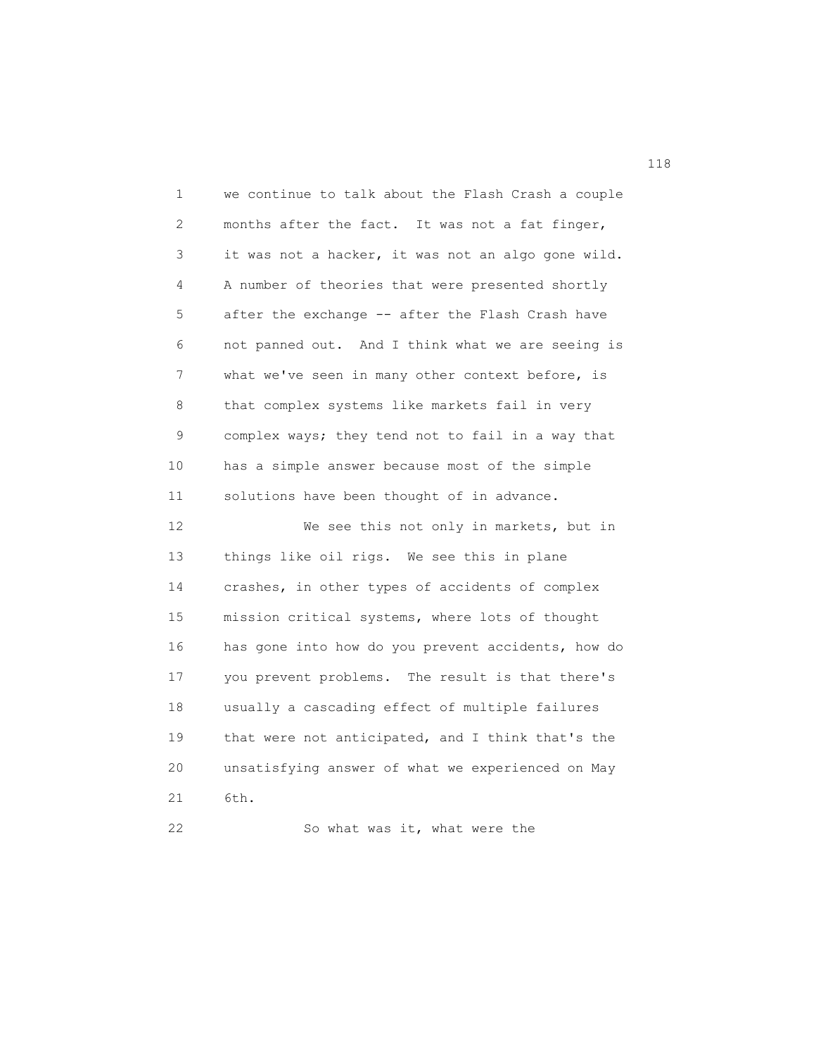we continue to talk about the Flash Crash a couple months after the fact. It was not a fat finger, it was not a hacker, it was not an algo gone wild. A number of theories that were presented shortly after the exchange -- after the Flash Crash have not panned out. And I think what we are seeing is what we've seen in many other context before, is that complex systems like markets fail in very complex ways; they tend not to fail in a way that has a simple answer because most of the simple solutions have been thought of in advance.

We see this not only in markets, but in things like oil rigs. We see this in plane crashes, in other types of accidents of complex mission critical systems, where lots of thought has gone into how do you prevent accidents, how do you prevent problems. The result is that there's usually a cascading effect of multiple failures that were not anticipated, and I think that's the unsatisfying answer of what we experienced on May 6th.

So what was it, what were the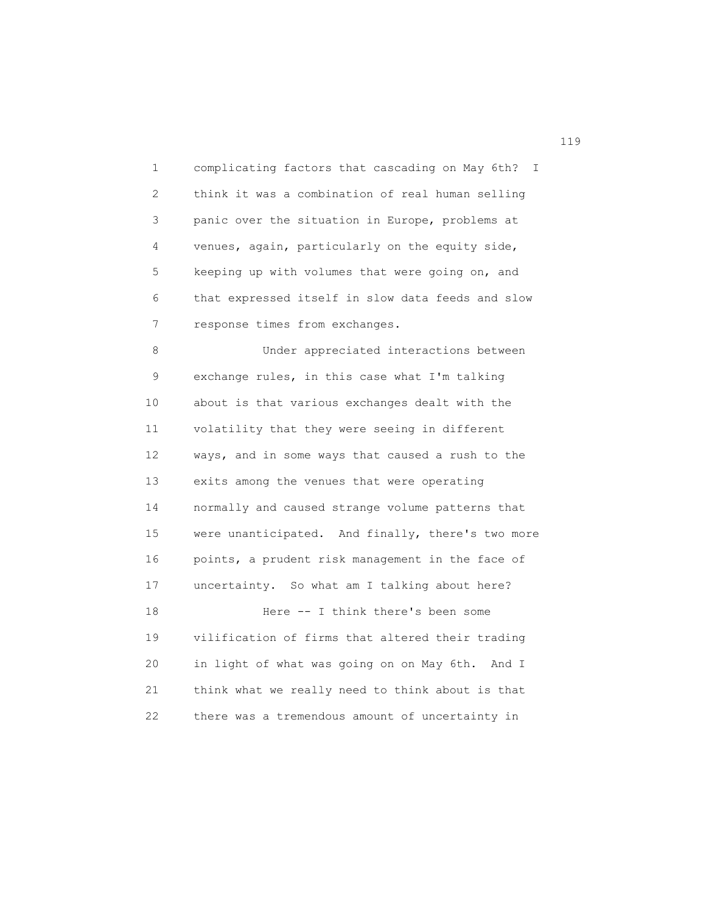complicating factors that cascading on May 6th? I think it was a combination of real human selling panic over the situation in Europe, problems at venues, again, particularly on the equity side, keeping up with volumes that were going on, and that expressed itself in slow data feeds and slow response times from exchanges.

Under appreciated interactions between exchange rules, in this case what I'm talking about is that various exchanges dealt with the volatility that they were seeing in different ways, and in some ways that caused a rush to the exits among the venues that were operating normally and caused strange volume patterns that were unanticipated. And finally, there's two more points, a prudent risk management in the face of uncertainty. So what am I talking about here?

Here -- I think there's been some vilification of firms that altered their trading in light of what was going on on May 6th. And I think what we really need to think about is that there was a tremendous amount of uncertainty in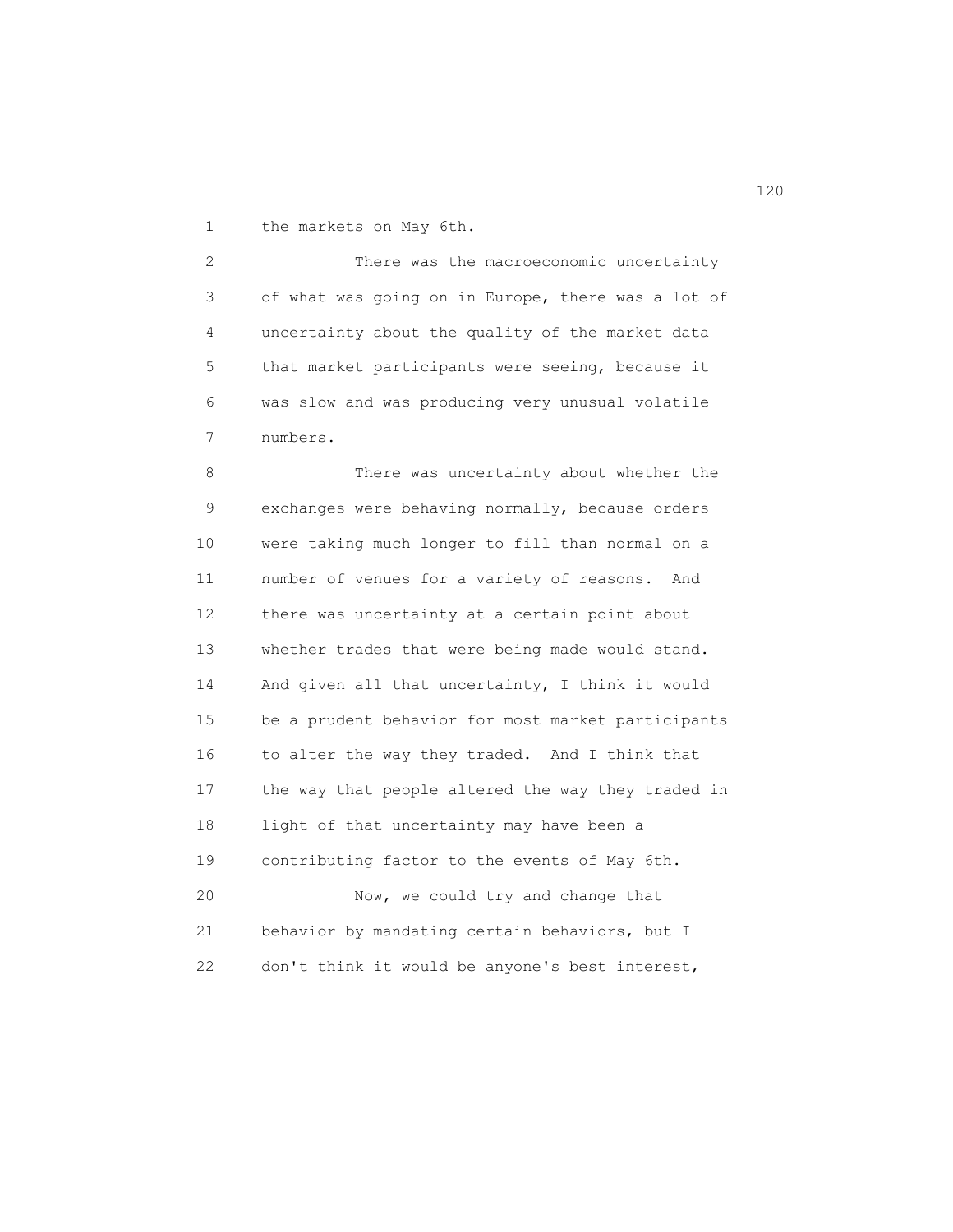the markets on May 6th.

There was the macroeconomic uncertainty of what was going on in Europe, there was a lot of uncertainty about the quality of the market data that market participants were seeing, because it was slow and was producing very unusual volatile numbers.

There was uncertainty about whether the exchanges were behaving normally, because orders were taking much longer to fill than normal on a number of venues for a variety of reasons. And there was uncertainty at a certain point about whether trades that were being made would stand. And given all that uncertainty, I think it would be a prudent behavior for most market participants to alter the way they traded. And I think that the way that people altered the way they traded in light of that uncertainty may have been a contributing factor to the events of May 6th.

Now, we could try and change that behavior by mandating certain behaviors, but I don't think it would be anyone's best interest,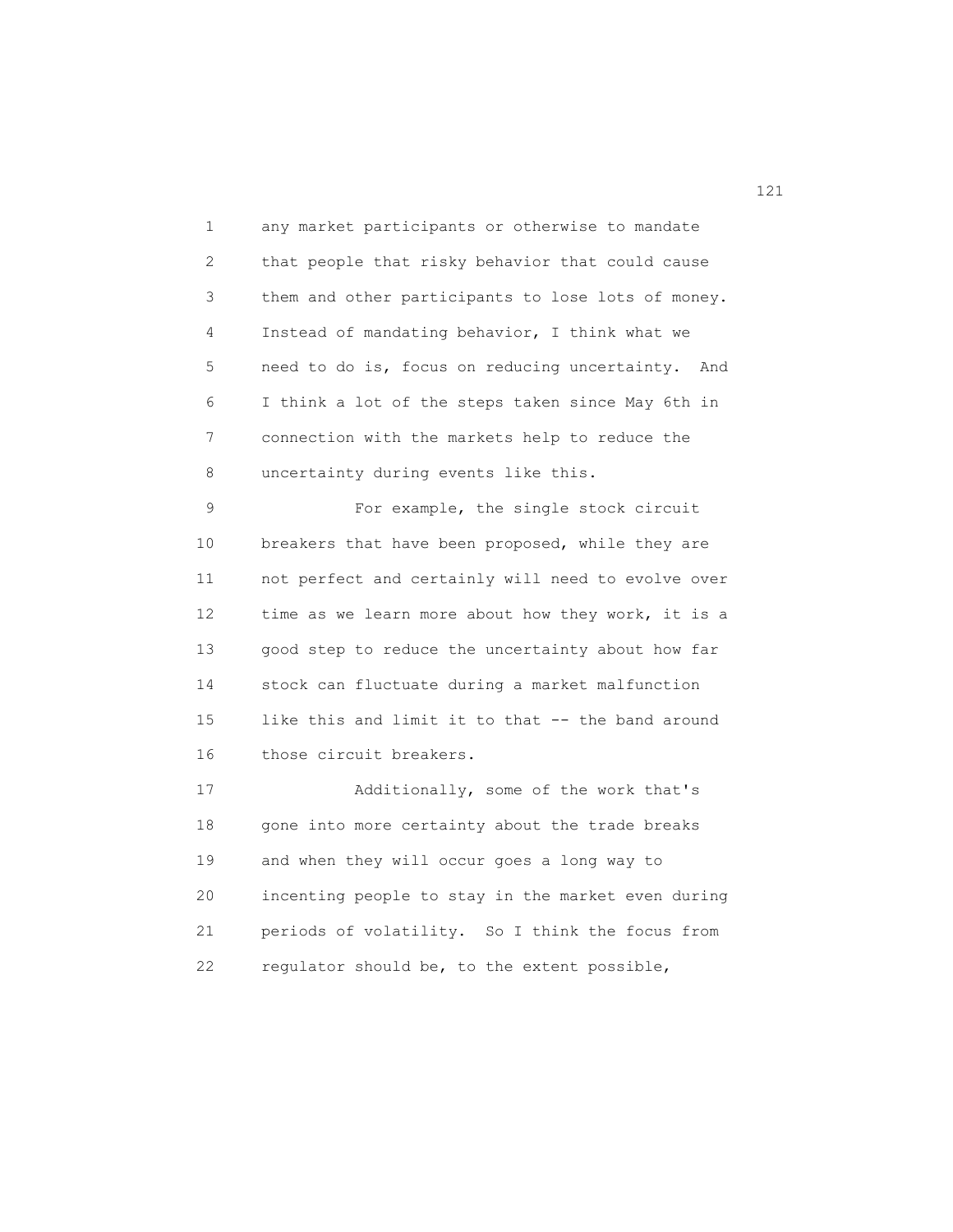any market participants or otherwise to mandate that people that risky behavior that could cause them and other participants to lose lots of money. Instead of mandating behavior, I think what we need to do is, focus on reducing uncertainty. And I think a lot of the steps taken since May 6th in connection with the markets help to reduce the uncertainty during events like this.

For example, the single stock circuit breakers that have been proposed, while they are not perfect and certainly will need to evolve over time as we learn more about how they work, it is a good step to reduce the uncertainty about how far stock can fluctuate during a market malfunction like this and limit it to that -- the band around those circuit breakers.

Additionally, some of the work that's gone into more certainty about the trade breaks and when they will occur goes a long way to incenting people to stay in the market even during periods of volatility. So I think the focus from regulator should be, to the extent possible,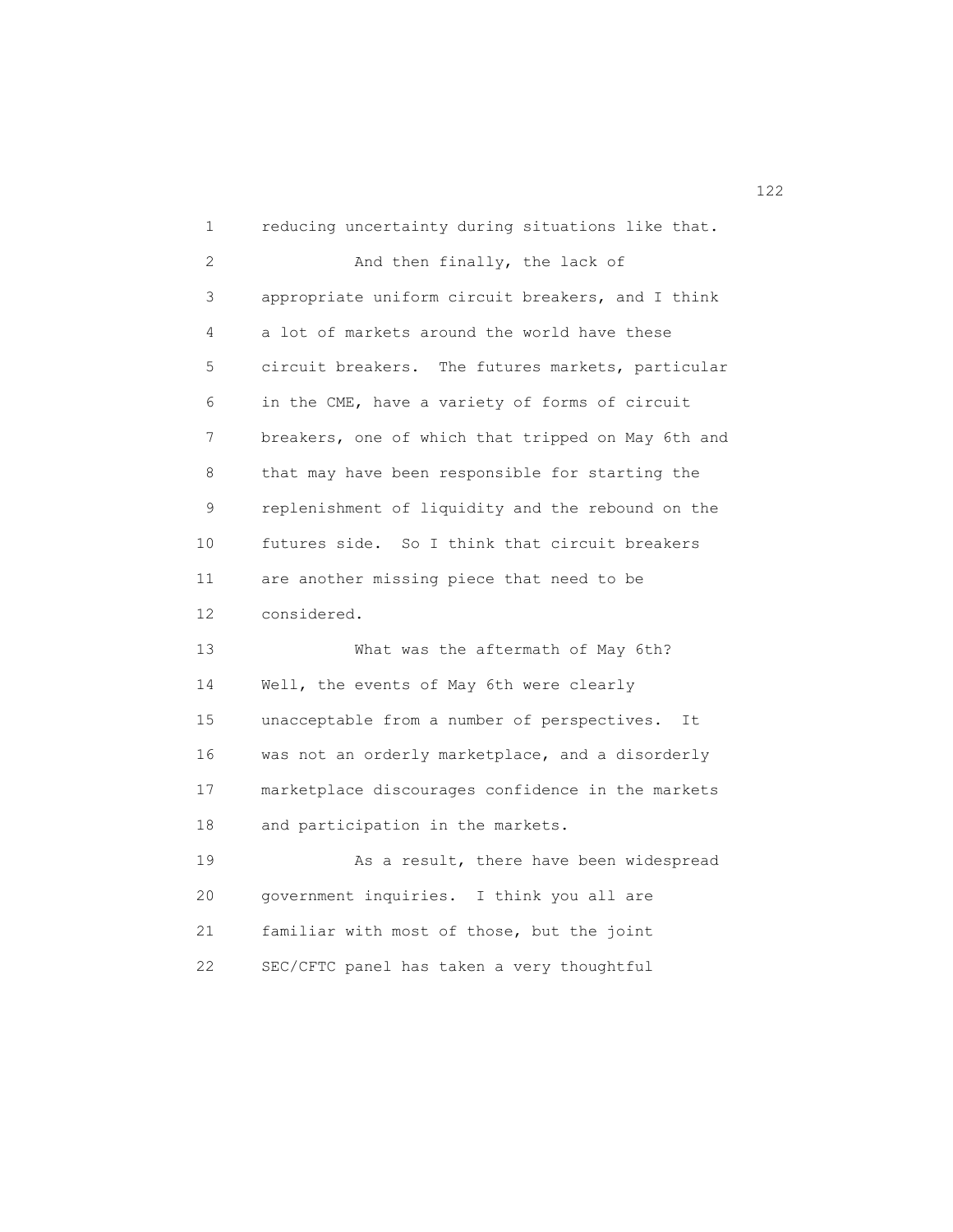reducing uncertainty during situations like that.

And then finally, the lack of appropriate uniform circuit breakers, and I think a lot of markets around the world have these circuit breakers. The futures markets, particular in the CME, have a variety of forms of circuit breakers, one of which that tripped on May 6th and that may have been responsible for starting the replenishment of liquidity and the rebound on the futures side. So I think that circuit breakers are another missing piece that need to be considered.

What was the aftermath of May 6th? Well, the events of May 6th were clearly unacceptable from a number of perspectives. It was not an orderly marketplace, and a disorderly marketplace discourages confidence in the markets and participation in the markets.

As a result, there have been widespread government inquiries. I think you all are familiar with most of those, but the joint SEC/CFTC panel has taken a very thoughtful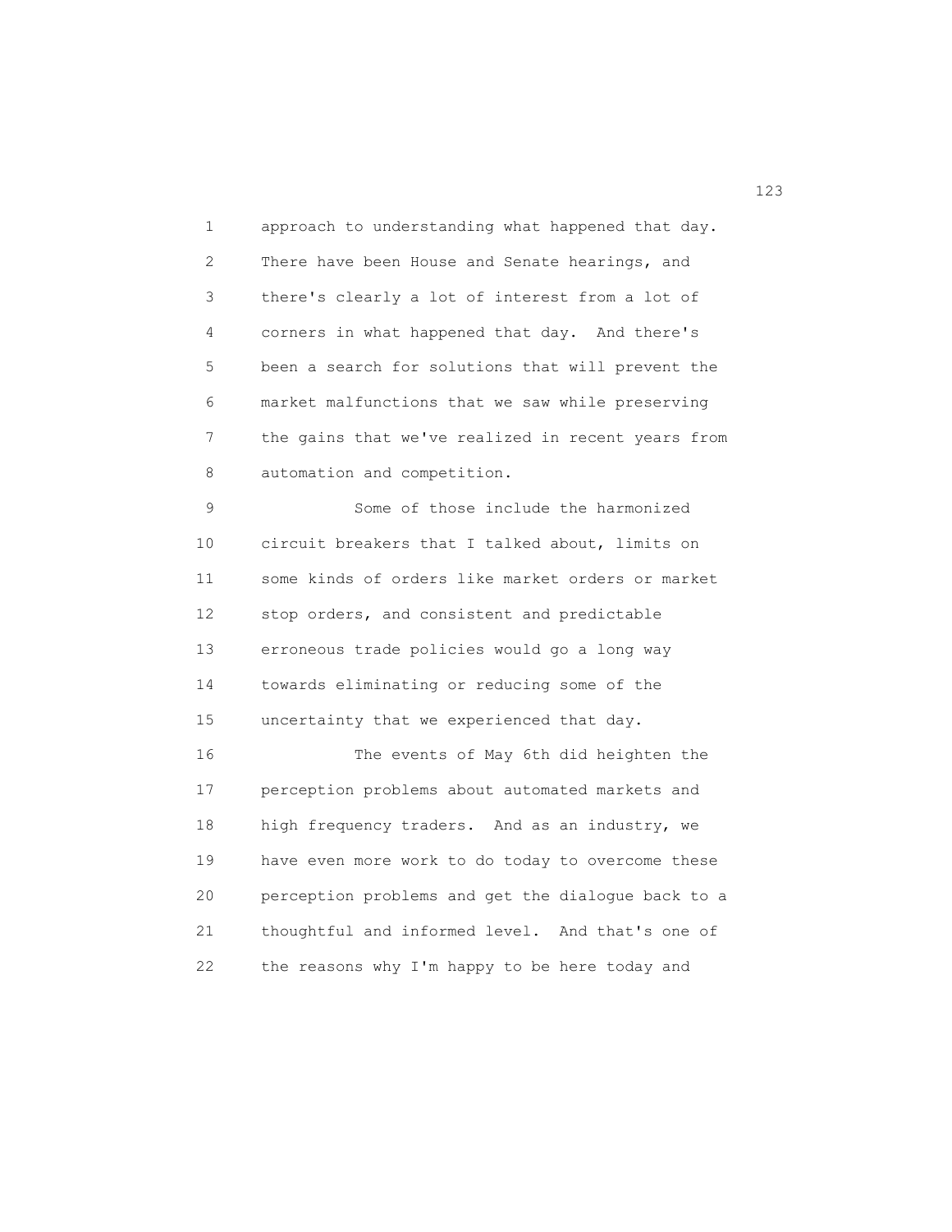approach to understanding what happened that day. There have been House and Senate hearings, and there's clearly a lot of interest from a lot of corners in what happened that day. And there's been a search for solutions that will prevent the market malfunctions that we saw while preserving the gains that we've realized in recent years from automation and competition.

Some of those include the harmonized circuit breakers that I talked about, limits on some kinds of orders like market orders or market stop orders, and consistent and predictable erroneous trade policies would go a long way towards eliminating or reducing some of the uncertainty that we experienced that day.

The events of May 6th did heighten the perception problems about automated markets and high frequency traders. And as an industry, we have even more work to do today to overcome these perception problems and get the dialogue back to a thoughtful and informed level. And that's one of the reasons why I'm happy to be here today and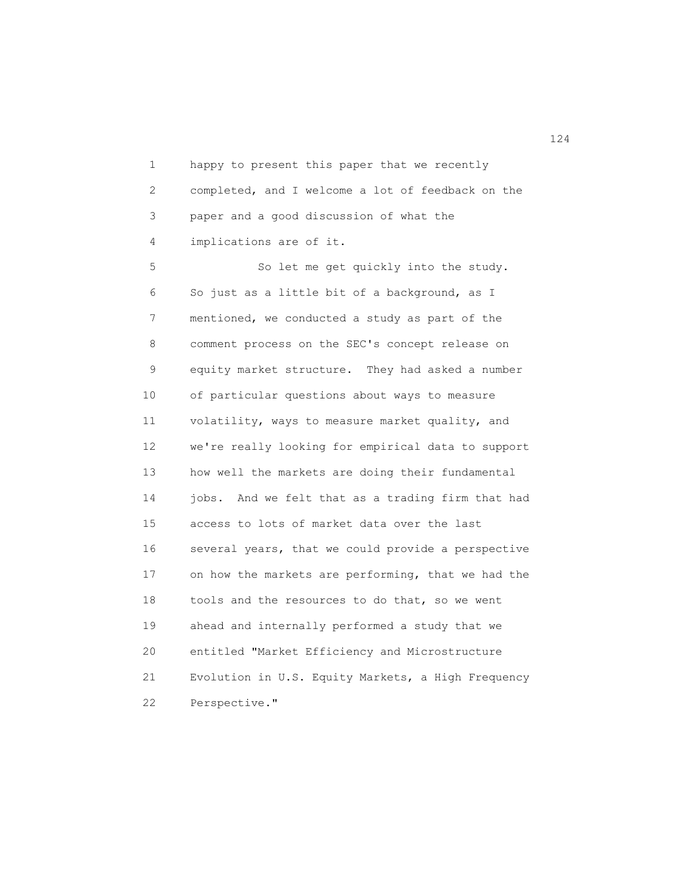happy to present this paper that we recently completed, and I welcome a lot of feedback on the paper and a good discussion of what the implications are of it.

So let me get quickly into the study. So just as a little bit of a background, as I mentioned, we conducted a study as part of the comment process on the SEC's concept release on equity market structure. They had asked a number of particular questions about ways to measure volatility, ways to measure market quality, and we're really looking for empirical data to support how well the markets are doing their fundamental jobs. And we felt that as a trading firm that had access to lots of market data over the last several years, that we could provide a perspective on how the markets are performing, that we had the tools and the resources to do that, so we went ahead and internally performed a study that we entitled "Market Efficiency and Microstructure Evolution in U.S. Equity Markets, a High Frequency Perspective."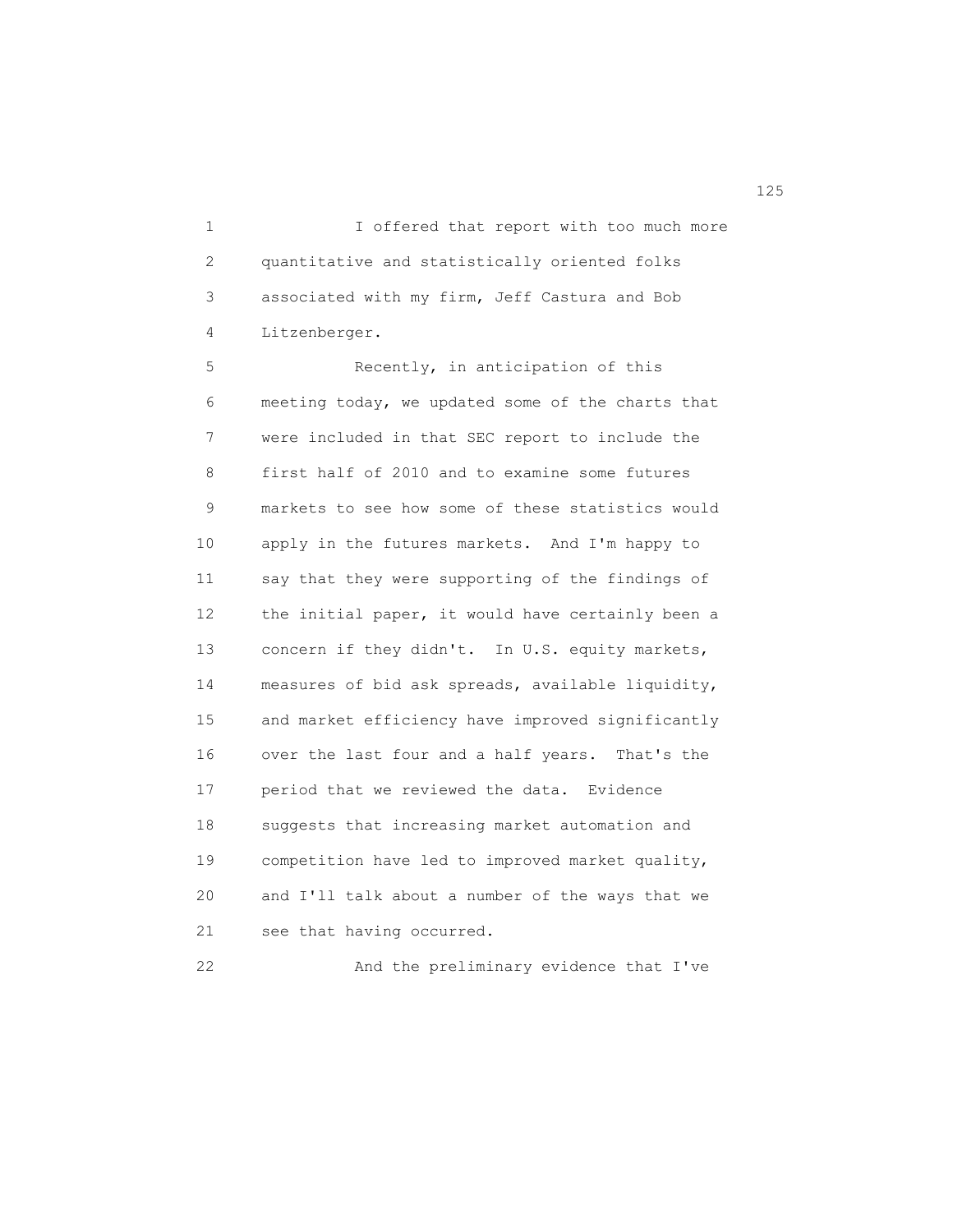I offered that report with too much more quantitative and statistically oriented folks associated with my firm, Jeff Castura and Bob Litzenberger.

Recently, in anticipation of this meeting today, we updated some of the charts that were included in that SEC report to include the first half of 2010 and to examine some futures markets to see how some of these statistics would apply in the futures markets. And I'm happy to say that they were supporting of the findings of the initial paper, it would have certainly been a concern if they didn't. In U.S. equity markets, measures of bid ask spreads, available liquidity, and market efficiency have improved significantly over the last four and a half years. That's the period that we reviewed the data. Evidence suggests that increasing market automation and competition have led to improved market quality, and I'll talk about a number of the ways that we see that having occurred.

And the preliminary evidence that I've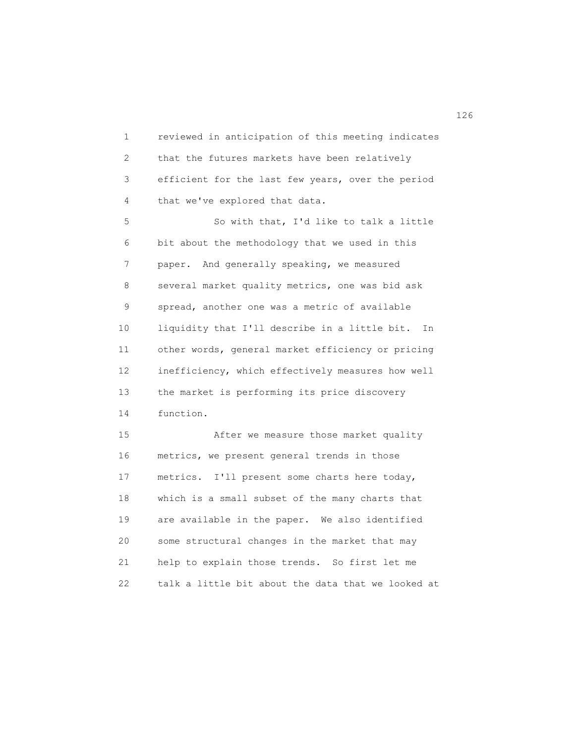reviewed in anticipation of this meeting indicates that the futures markets have been relatively efficient for the last few years, over the period that we've explored that data.

So with that, I'd like to talk a little bit about the methodology that we used in this paper. And generally speaking, we measured several market quality metrics, one was bid ask spread, another one was a metric of available liquidity that I'll describe in a little bit. In other words, general market efficiency or pricing inefficiency, which effectively measures how well the market is performing its price discovery function.

After we measure those market quality metrics, we present general trends in those metrics. I'll present some charts here today, which is a small subset of the many charts that are available in the paper. We also identified some structural changes in the market that may help to explain those trends. So first let me talk a little bit about the data that we looked at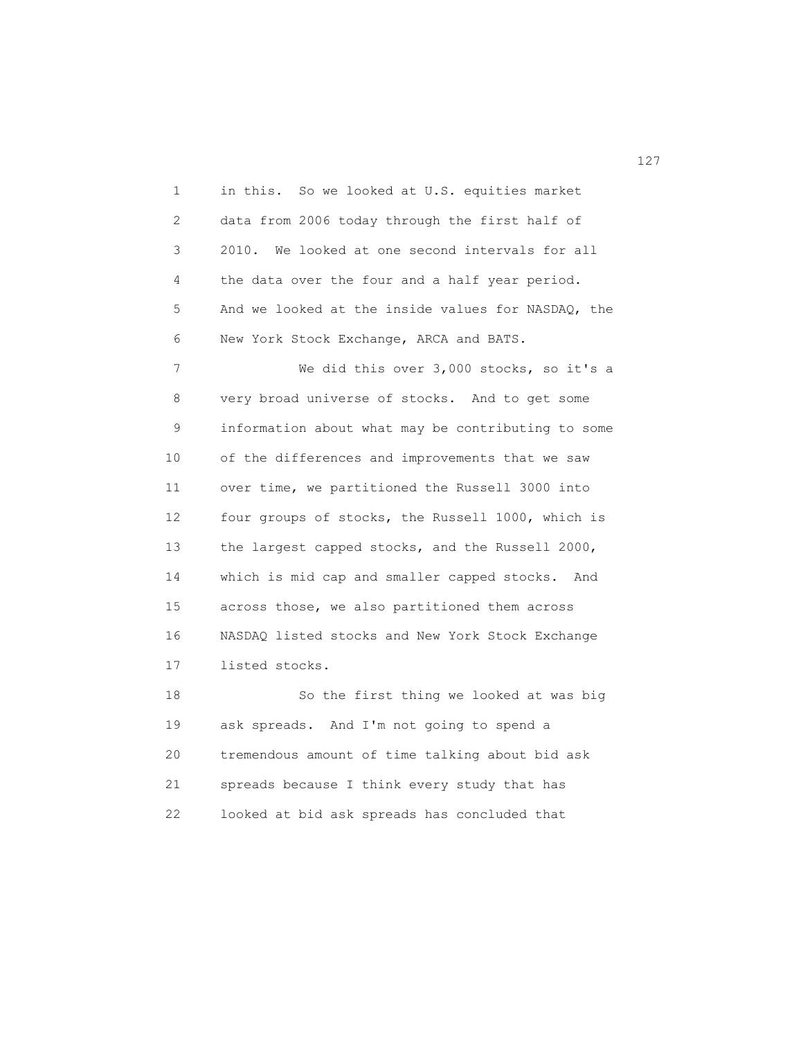in this. So we looked at U.S. equities market data from 2006 today through the first half of 2010. We looked at one second intervals for all the data over the four and a half year period. And we looked at the inside values for NASDAQ, the New York Stock Exchange, ARCA and BATS.

We did this over 3,000 stocks, so it's a very broad universe of stocks. And to get some information about what may be contributing to some of the differences and improvements that we saw over time, we partitioned the Russell 3000 into four groups of stocks, the Russell 1000, which is the largest capped stocks, and the Russell 2000, which is mid cap and smaller capped stocks. And across those, we also partitioned them across NASDAQ listed stocks and New York Stock Exchange listed stocks.

So the first thing we looked at was big ask spreads. And I'm not going to spend a tremendous amount of time talking about bid ask spreads because I think every study that has looked at bid ask spreads has concluded that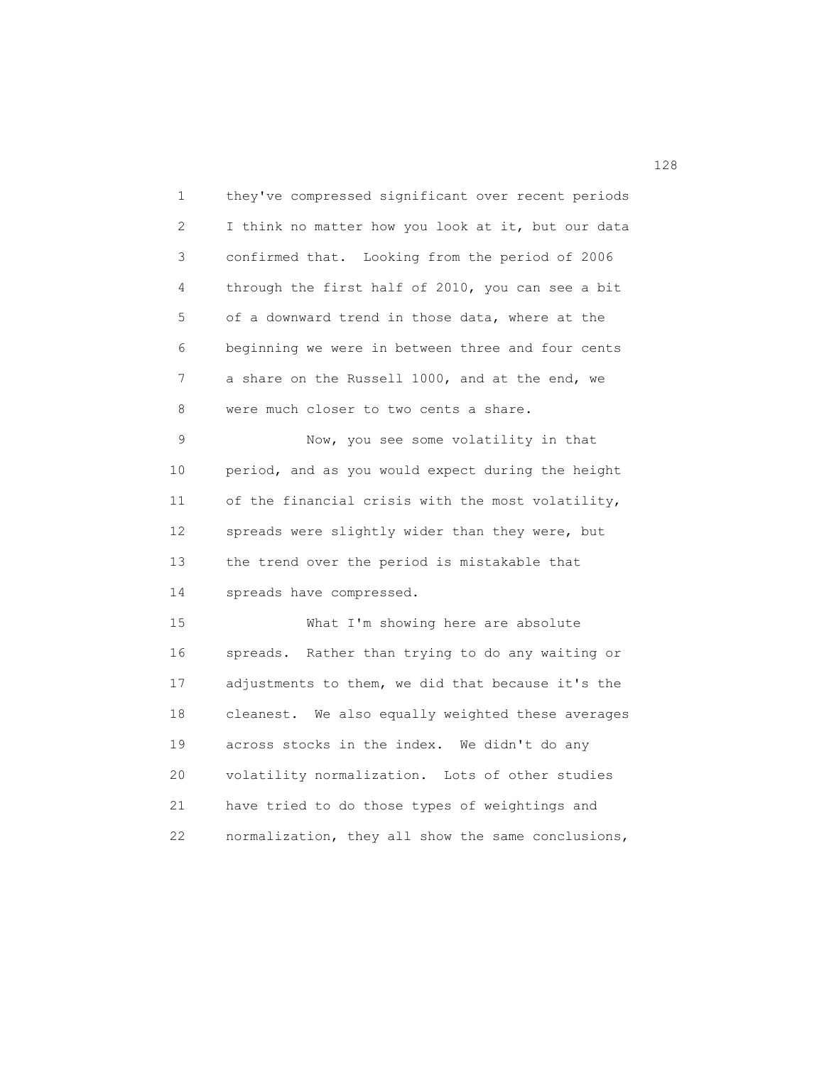they've compressed significant over recent periods I think no matter how you look at it, but our data confirmed that. Looking from the period of 2006 through the first half of 2010, you can see a bit of a downward trend in those data, where at the beginning we were in between three and four cents a share on the Russell 1000, and at the end, we were much closer to two cents a share.

Now, you see some volatility in that period, and as you would expect during the height of the financial crisis with the most volatility, spreads were slightly wider than they were, but the trend over the period is mistakable that spreads have compressed.

What I'm showing here are absolute spreads. Rather than trying to do any waiting or adjustments to them, we did that because it's the cleanest. We also equally weighted these averages across stocks in the index. We didn't do any volatility normalization. Lots of other studies have tried to do those types of weightings and normalization, they all show the same conclusions,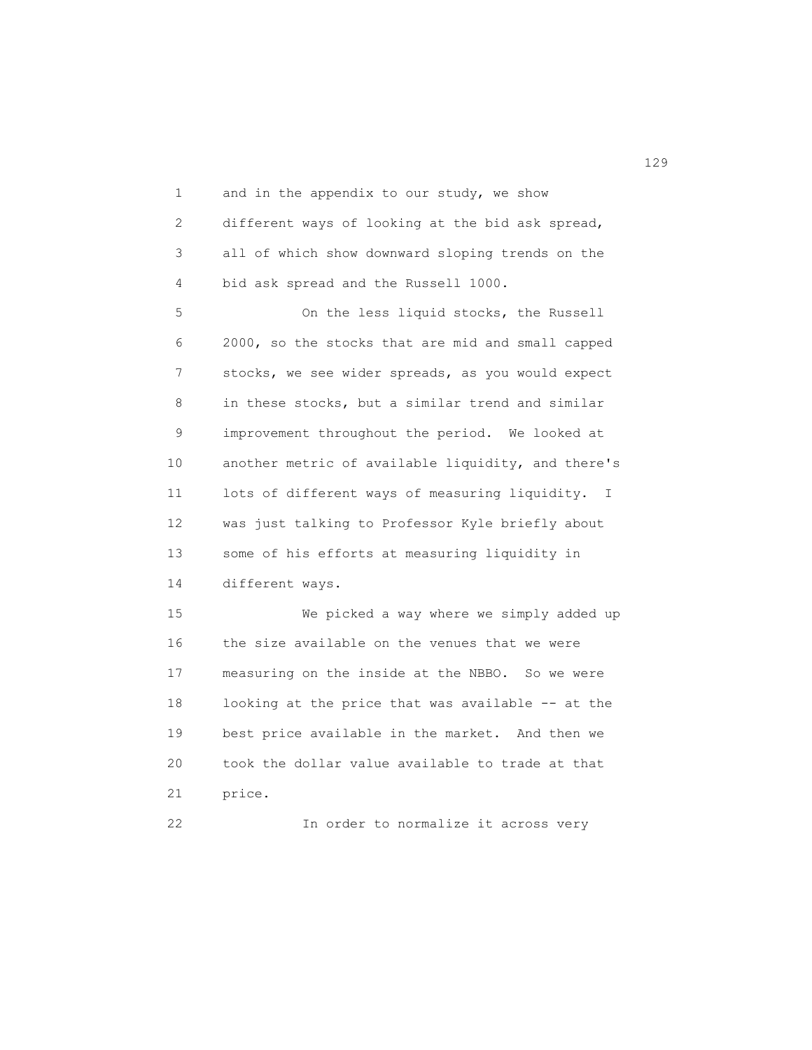and in the appendix to our study, we show different ways of looking at the bid ask spread, all of which show downward sloping trends on the bid ask spread and the Russell 1000.

On the less liquid stocks, the Russell 2000, so the stocks that are mid and small capped stocks, we see wider spreads, as you would expect in these stocks, but a similar trend and similar improvement throughout the period. We looked at another metric of available liquidity, and there's lots of different ways of measuring liquidity. I was just talking to Professor Kyle briefly about some of his efforts at measuring liquidity in different ways.

We picked a way where we simply added up the size available on the venues that we were measuring on the inside at the NBBO. So we were looking at the price that was available -- at the best price available in the market. And then we took the dollar value available to trade at that price.

In order to normalize it across very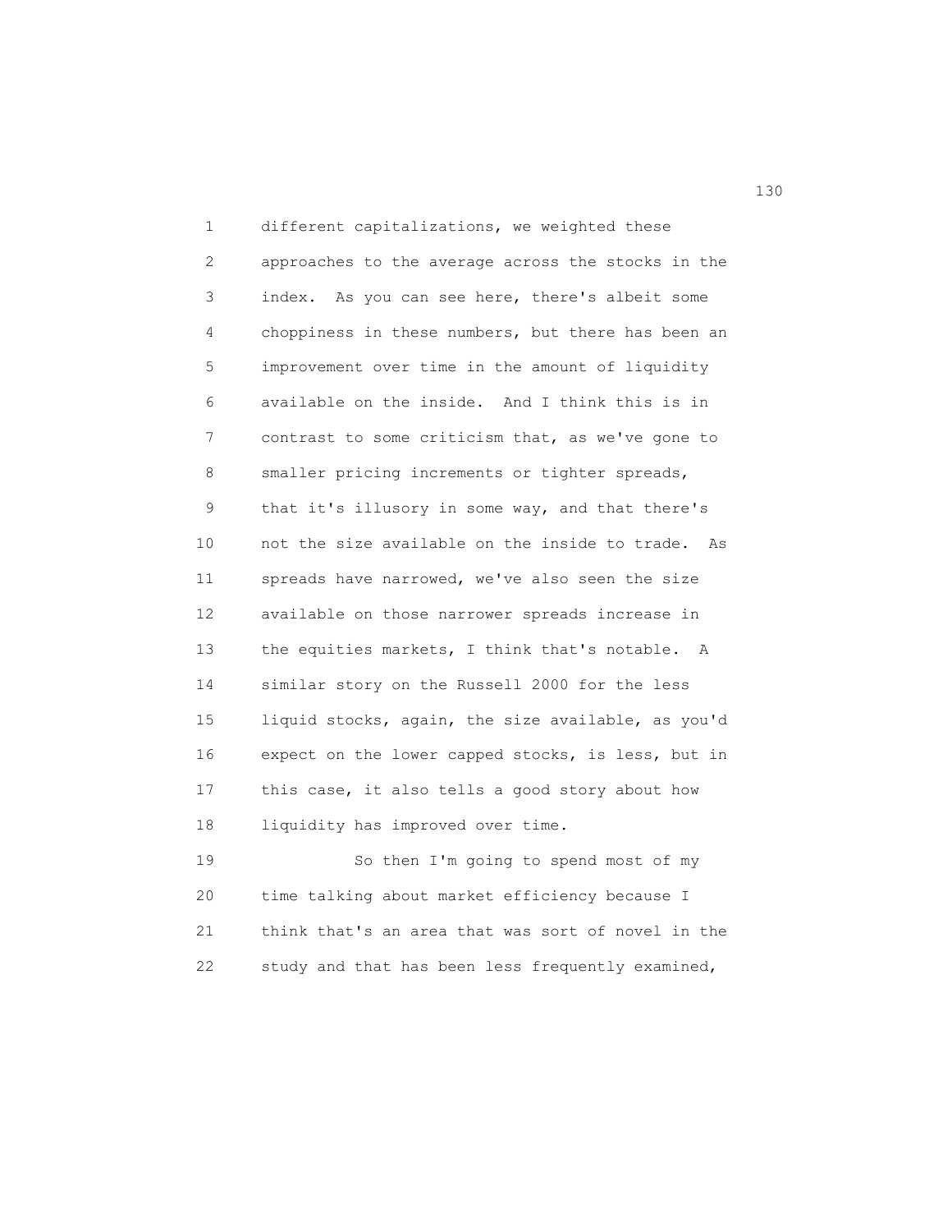different capitalizations, we weighted these approaches to the average across the stocks in the index. As you can see here, there's albeit some choppiness in these numbers, but there has been an improvement over time in the amount of liquidity available on the inside. And I think this is in contrast to some criticism that, as we've gone to smaller pricing increments or tighter spreads, that it's illusory in some way, and that there's not the size available on the inside to trade. As spreads have narrowed, we've also seen the size available on those narrower spreads increase in the equities markets, I think that's notable. A similar story on the Russell 2000 for the less liquid stocks, again, the size available, as you'd expect on the lower capped stocks, is less, but in this case, it also tells a good story about how liquidity has improved over time.

So then I'm going to spend most of my time talking about market efficiency because I think that's an area that was sort of novel in the study and that has been less frequently examined,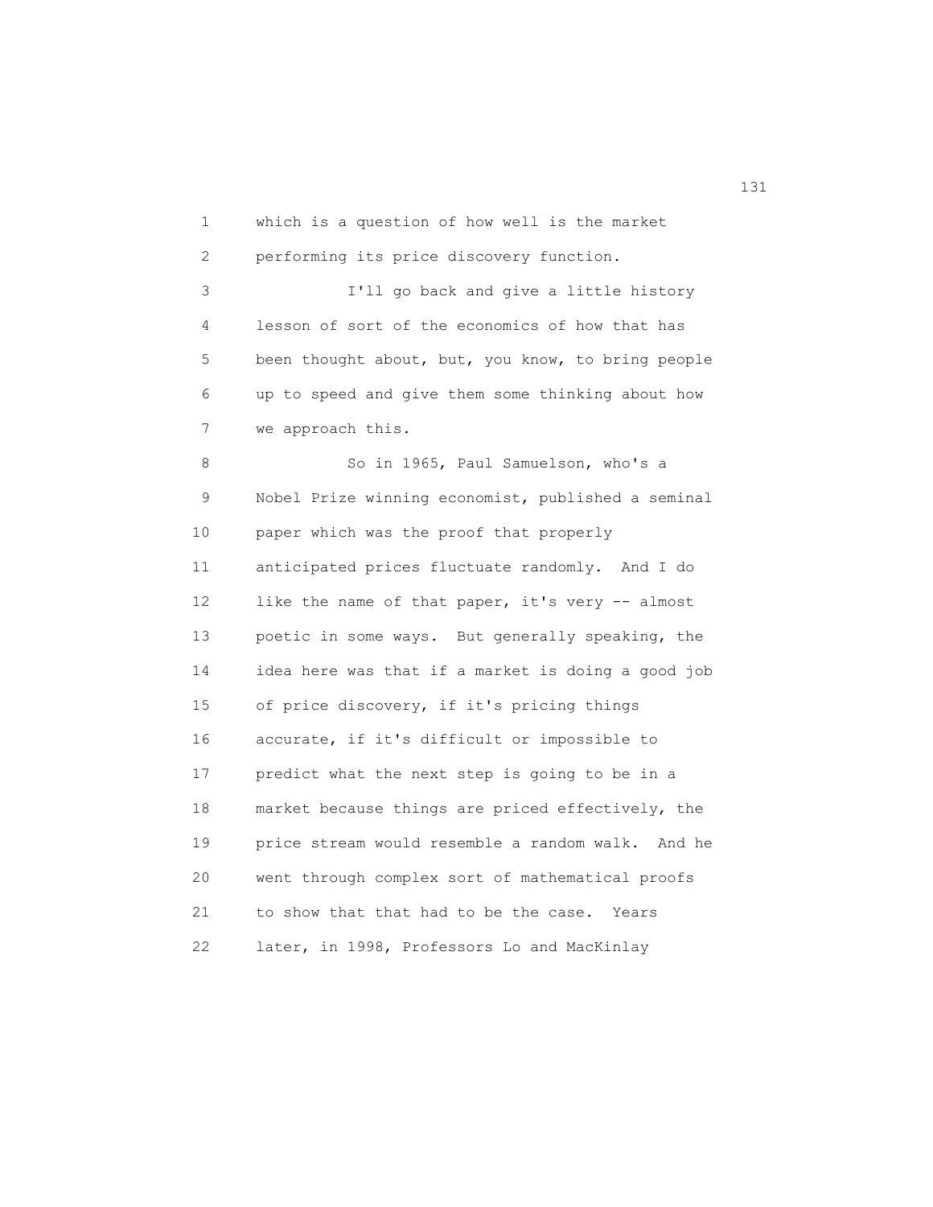which is a question of how well is the market performing its price discovery function.

I'll go back and give a little history lesson of sort of the economics of how that has been thought about, but, you know, to bring people up to speed and give them some thinking about how we approach this.

So in 1965, Paul Samuelson, who's a Nobel Prize winning economist, published a seminal paper which was the proof that properly anticipated prices fluctuate randomly. And I do like the name of that paper, it's very -- almost poetic in some ways. But generally speaking, the idea here was that if a market is doing a good job of price discovery, if it's pricing things accurate, if it's difficult or impossible to predict what the next step is going to be in a market because things are priced effectively, the price stream would resemble a random walk. And he went through complex sort of mathematical proofs to show that that had to be the case. Years later, in 1998, Professors Lo and MacKinlay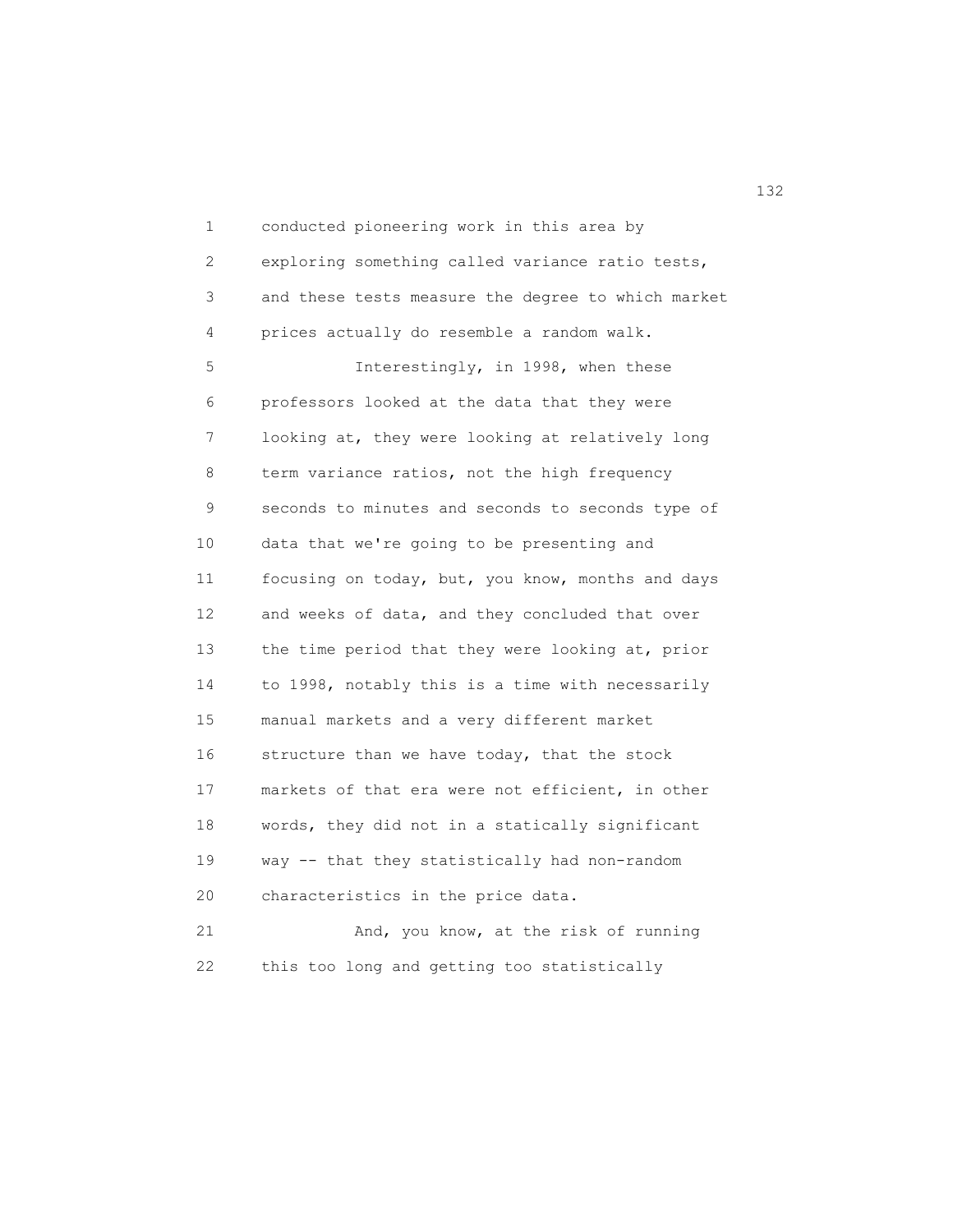conducted pioneering work in this area by exploring something called variance ratio tests, and these tests measure the degree to which market prices actually do resemble a random walk.

Interestingly, in 1998, when these professors looked at the data that they were looking at, they were looking at relatively long term variance ratios, not the high frequency seconds to minutes and seconds to seconds type of data that we're going to be presenting and focusing on today, but, you know, months and days and weeks of data, and they concluded that over the time period that they were looking at, prior to 1998, notably this is a time with necessarily manual markets and a very different market structure than we have today, that the stock markets of that era were not efficient, in other words, they did not in a statically significant way -- that they statistically had non-random characteristics in the price data.

And, you know, at the risk of running this too long and getting too statistically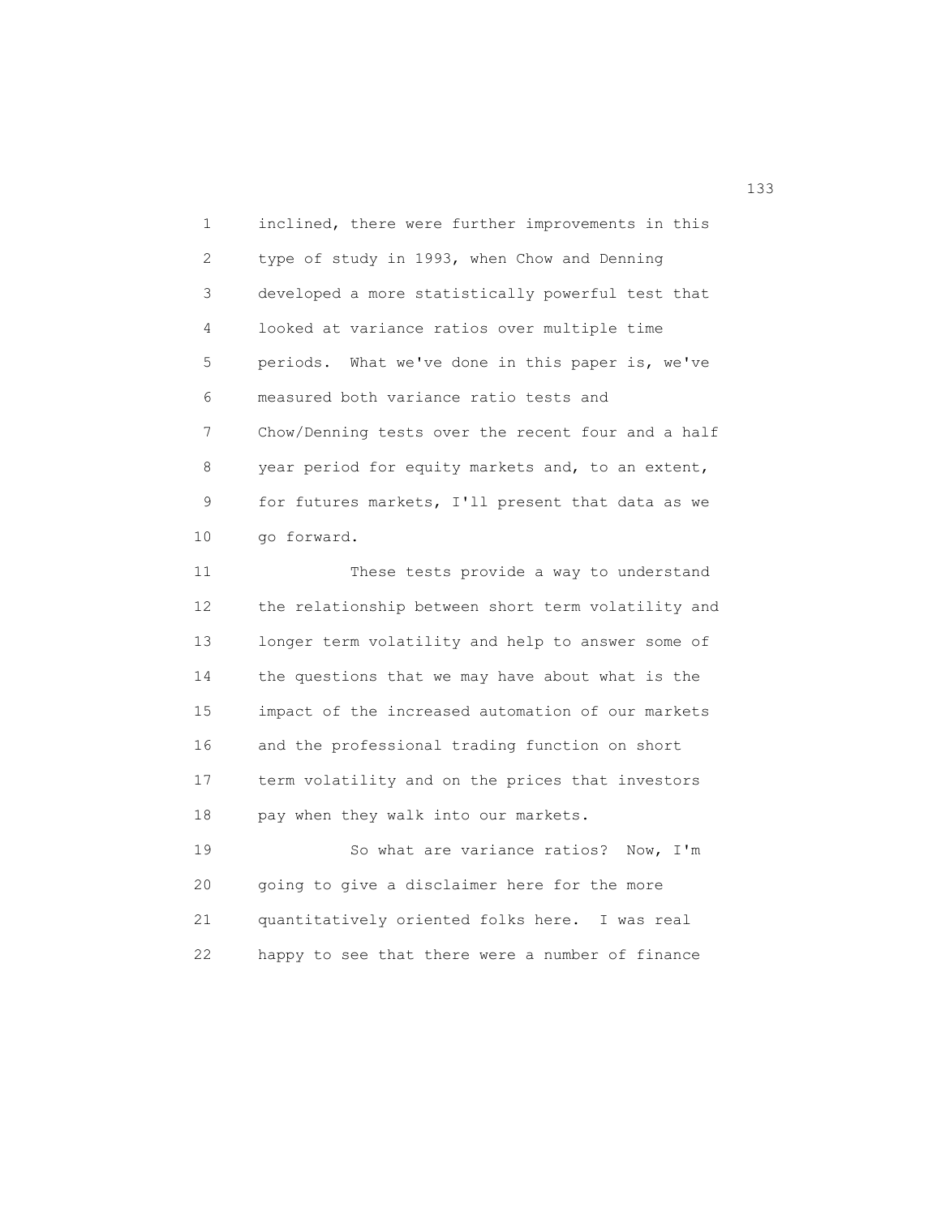inclined, there were further improvements in this type of study in 1993, when Chow and Denning developed a more statistically powerful test that looked at variance ratios over multiple time periods. What we've done in this paper is, we've measured both variance ratio tests and Chow/Denning tests over the recent four and a half year period for equity markets and, to an extent, for futures markets, I'll present that data as we go forward.

These tests provide a way to understand the relationship between short term volatility and longer term volatility and help to answer some of the questions that we may have about what is the impact of the increased automation of our markets and the professional trading function on short term volatility and on the prices that investors pay when they walk into our markets.

So what are variance ratios? Now, I'm going to give a disclaimer here for the more quantitatively oriented folks here. I was real happy to see that there were a number of finance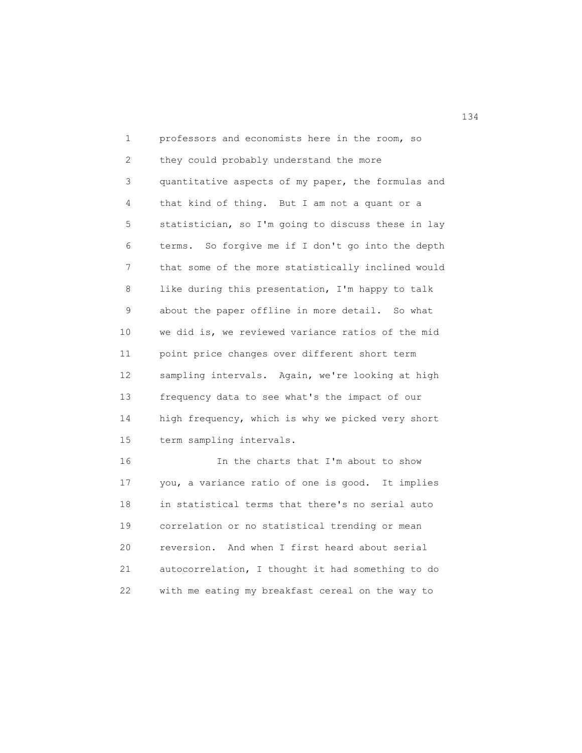professors and economists here in the room, so they could probably understand the more quantitative aspects of my paper, the formulas and that kind of thing. But I am not a quant or a statistician, so I'm going to discuss these in lay terms. So forgive me if I don't go into the depth that some of the more statistically inclined would like during this presentation, I'm happy to talk about the paper offline in more detail. So what we did is, we reviewed variance ratios of the mid point price changes over different short term sampling intervals. Again, we're looking at high frequency data to see what's the impact of our high frequency, which is why we picked very short term sampling intervals.

In the charts that I'm about to show you, a variance ratio of one is good. It implies in statistical terms that there's no serial auto correlation or no statistical trending or mean reversion. And when I first heard about serial autocorrelation, I thought it had something to do with me eating my breakfast cereal on the way to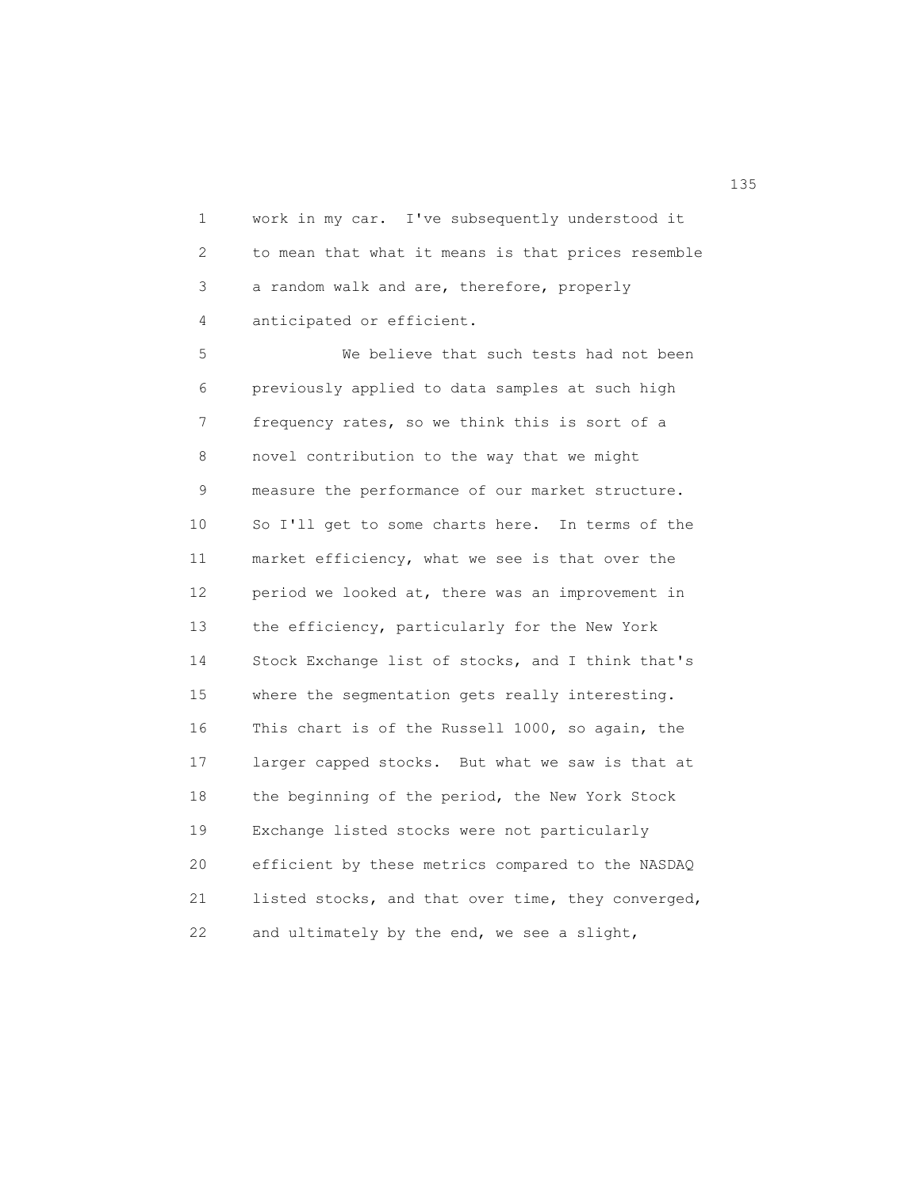work in my car. I've subsequently understood it to mean that what it means is that prices resemble a random walk and are, therefore, properly anticipated or efficient.

We believe that such tests had not been previously applied to data samples at such high frequency rates, so we think this is sort of a novel contribution to the way that we might measure the performance of our market structure. So I'll get to some charts here. In terms of the market efficiency, what we see is that over the period we looked at, there was an improvement in the efficiency, particularly for the New York Stock Exchange list of stocks, and I think that's where the segmentation gets really interesting. This chart is of the Russell 1000, so again, the larger capped stocks. But what we saw is that at the beginning of the period, the New York Stock Exchange listed stocks were not particularly efficient by these metrics compared to the NASDAQ listed stocks, and that over time, they converged, and ultimately by the end, we see a slight,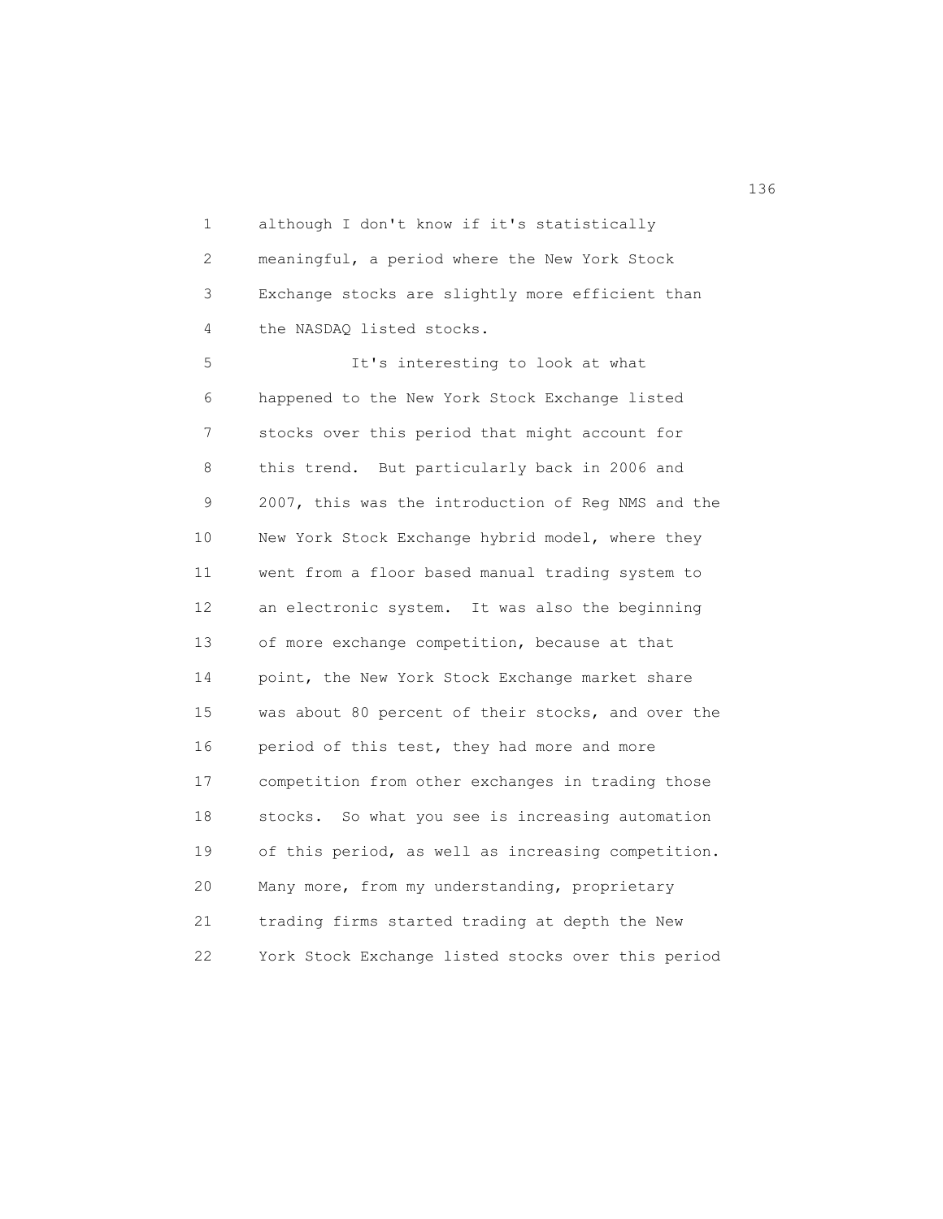although I don't know if it's statistically meaningful, a period where the New York Stock Exchange stocks are slightly more efficient than the NASDAQ listed stocks.

It's interesting to look at what happened to the New York Stock Exchange listed stocks over this period that might account for this trend. But particularly back in 2006 and 2007, this was the introduction of Reg NMS and the New York Stock Exchange hybrid model, where they went from a floor based manual trading system to an electronic system. It was also the beginning of more exchange competition, because at that point, the New York Stock Exchange market share was about 80 percent of their stocks, and over the period of this test, they had more and more competition from other exchanges in trading those stocks. So what you see is increasing automation of this period, as well as increasing competition. Many more, from my understanding, proprietary trading firms started trading at depth the New York Stock Exchange listed stocks over this period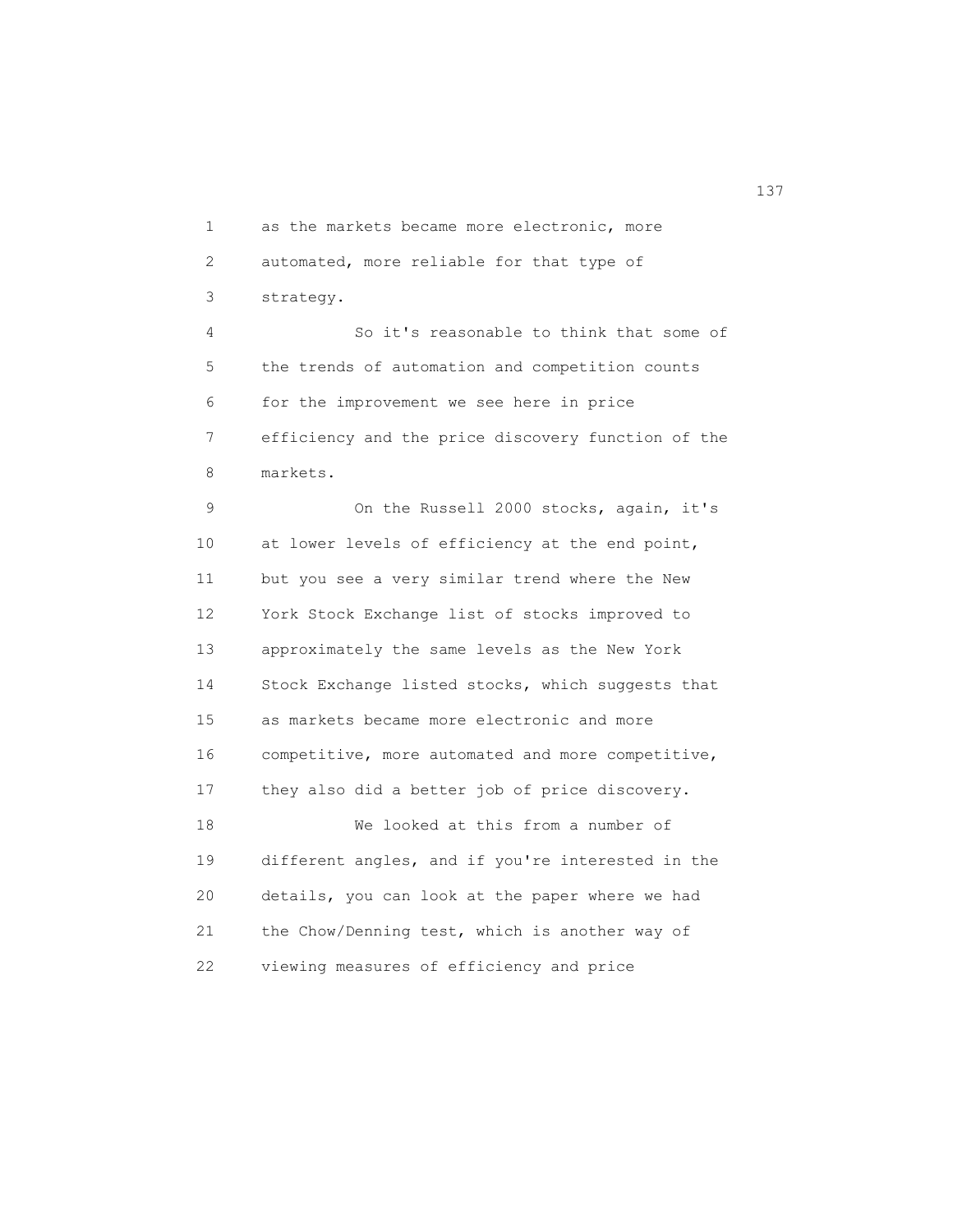as the markets became more electronic, more automated, more reliable for that type of strategy.

So it's reasonable to think that some of the trends of automation and competition counts for the improvement we see here in price efficiency and the price discovery function of the markets.

On the Russell 2000 stocks, again, it's at lower levels of efficiency at the end point, but you see a very similar trend where the New York Stock Exchange list of stocks improved to approximately the same levels as the New York Stock Exchange listed stocks, which suggests that as markets became more electronic and more competitive, more automated and more competitive, they also did a better job of price discovery.

We looked at this from a number of different angles, and if you're interested in the details, you can look at the paper where we had the Chow/Denning test, which is another way of viewing measures of efficiency and price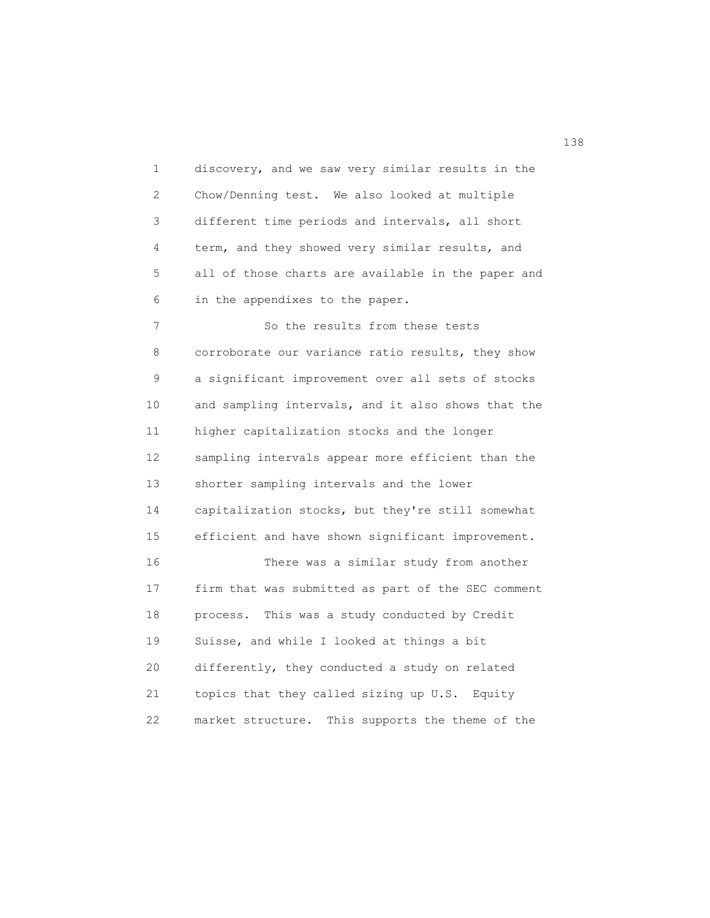discovery, and we saw very similar results in the Chow/Denning test. We also looked at multiple different time periods and intervals, all short term, and they showed very similar results, and all of those charts are available in the paper and in the appendixes to the paper.

So the results from these tests corroborate our variance ratio results, they show a significant improvement over all sets of stocks and sampling intervals, and it also shows that the higher capitalization stocks and the longer sampling intervals appear more efficient than the shorter sampling intervals and the lower capitalization stocks, but they're still somewhat efficient and have shown significant improvement.

There was a similar study from another firm that was submitted as part of the SEC comment process. This was a study conducted by Credit Suisse, and while I looked at things a bit differently, they conducted a study on related topics that they called sizing up U.S. Equity market structure. This supports the theme of the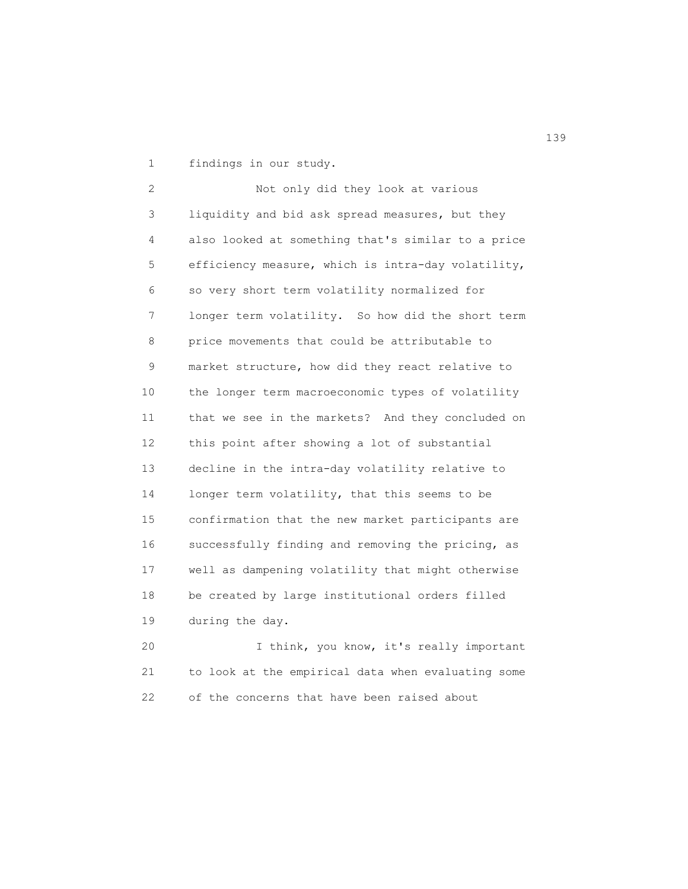findings in our study.

Not only did they look at various liquidity and bid ask spread measures, but they also looked at something that's similar to a price efficiency measure, which is intra-day volatility, so very short term volatility normalized for longer term volatility. So how did the short term price movements that could be attributable to market structure, how did they react relative to the longer term macroeconomic types of volatility that we see in the markets? And they concluded on this point after showing a lot of substantial decline in the intra-day volatility relative to longer term volatility, that this seems to be confirmation that the new market participants are successfully finding and removing the pricing, as well as dampening volatility that might otherwise be created by large institutional orders filled during the day.

I think, you know, it's really important to look at the empirical data when evaluating some of the concerns that have been raised about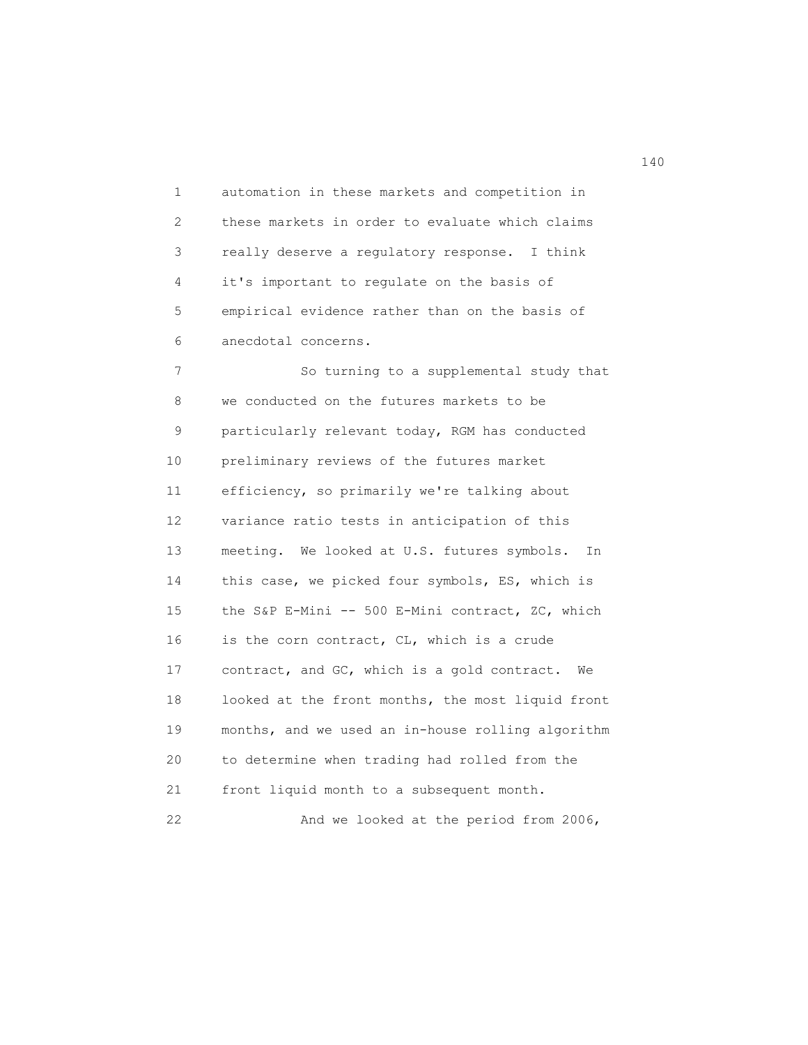automation in these markets and competition in these markets in order to evaluate which claims really deserve a regulatory response. I think it's important to regulate on the basis of empirical evidence rather than on the basis of anecdotal concerns.

So turning to a supplemental study that we conducted on the futures markets to be particularly relevant today, RGM has conducted preliminary reviews of the futures market efficiency, so primarily we're talking about variance ratio tests in anticipation of this meeting. We looked at U.S. futures symbols. In this case, we picked four symbols, ES, which is the S&P E-Mini -- 500 E-Mini contract, ZC, which is the corn contract, CL, which is a crude contract, and GC, which is a gold contract. We looked at the front months, the most liquid front months, and we used an in-house rolling algorithm to determine when trading had rolled from the front liquid month to a subsequent month.

And we looked at the period from 2006,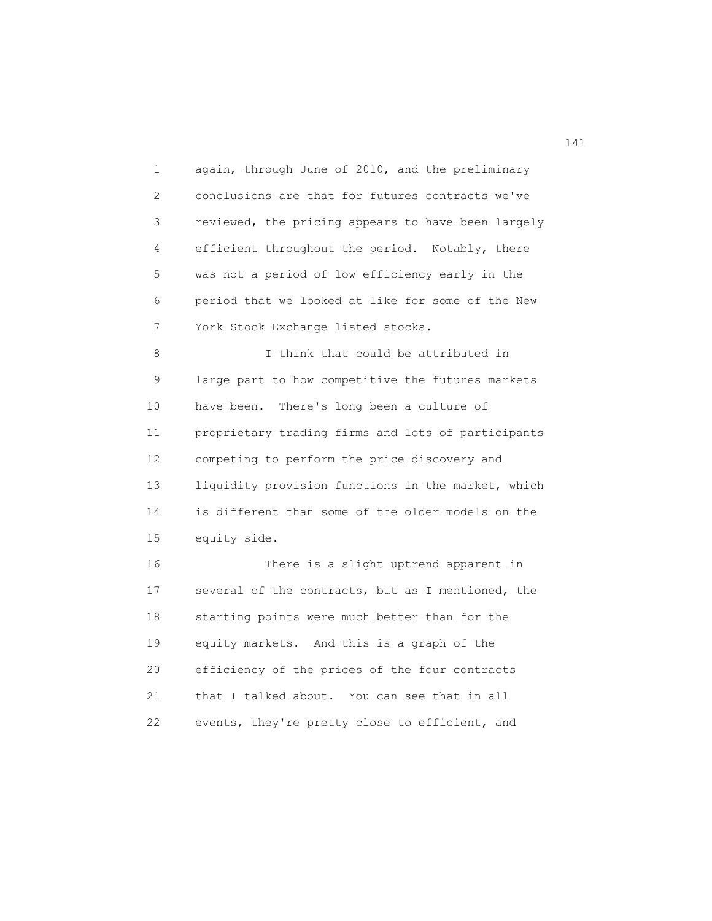again, through June of 2010, and the preliminary conclusions are that for futures contracts we've reviewed, the pricing appears to have been largely efficient throughout the period. Notably, there was not a period of low efficiency early in the period that we looked at like for some of the New York Stock Exchange listed stocks.

I think that could be attributed in large part to how competitive the futures markets have been. There's long been a culture of proprietary trading firms and lots of participants competing to perform the price discovery and liquidity provision functions in the market, which is different than some of the older models on the equity side.

There is a slight uptrend apparent in several of the contracts, but as I mentioned, the starting points were much better than for the equity markets. And this is a graph of the efficiency of the prices of the four contracts that I talked about. You can see that in all events, they're pretty close to efficient, and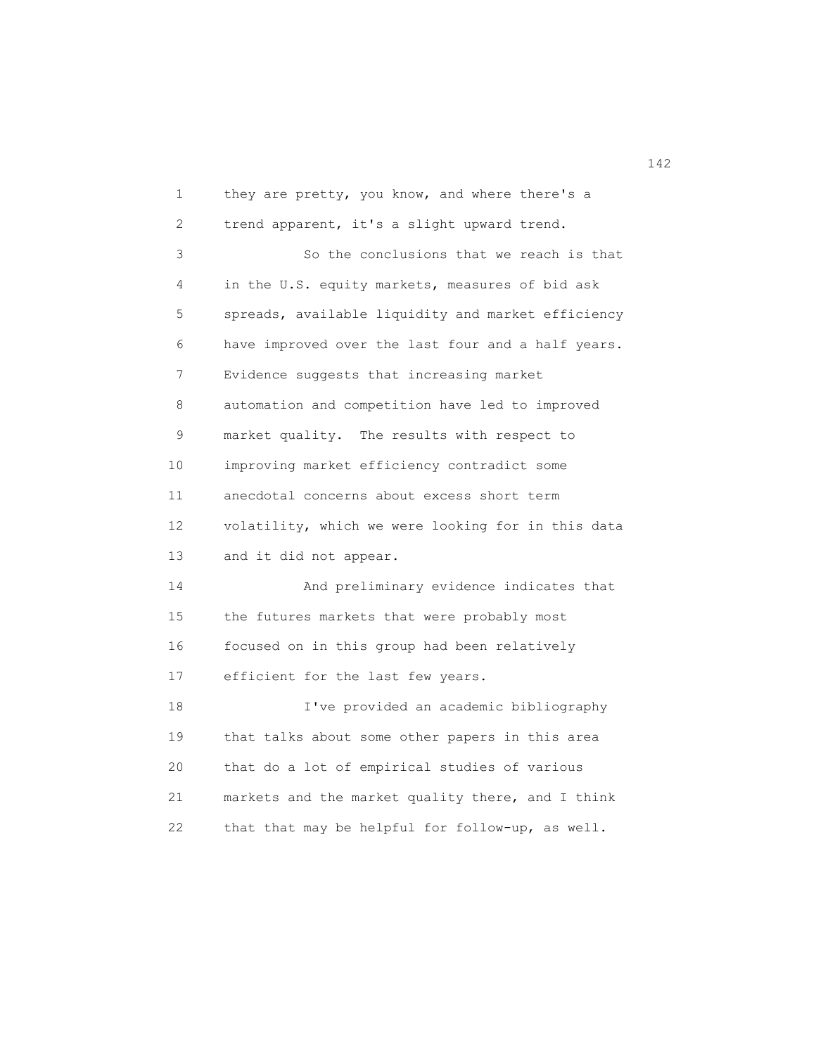they are pretty, you know, and where there's a trend apparent, it's a slight upward trend.

So the conclusions that we reach is that in the U.S. equity markets, measures of bid ask spreads, available liquidity and market efficiency have improved over the last four and a half years. Evidence suggests that increasing market automation and competition have led to improved market quality. The results with respect to improving market efficiency contradict some anecdotal concerns about excess short term volatility, which we were looking for in this data and it did not appear.

And preliminary evidence indicates that the futures markets that were probably most focused on in this group had been relatively efficient for the last few years.

I've provided an academic bibliography that talks about some other papers in this area that do a lot of empirical studies of various markets and the market quality there, and I think that that may be helpful for follow-up, as well.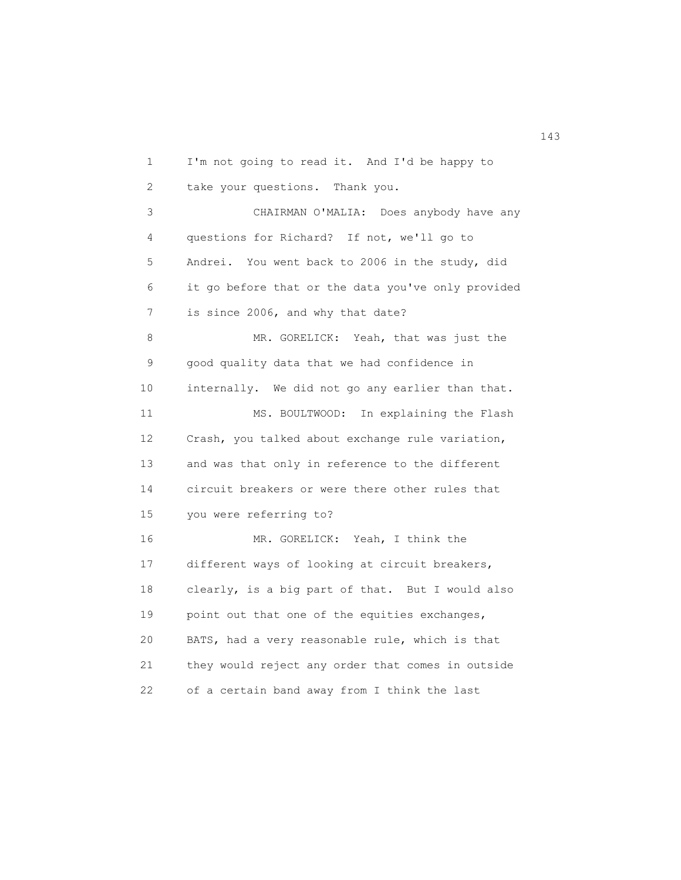I'm not going to read it. And I'd be happy to take your questions. Thank you.

CHAIRMAN O'MALIA: Does anybody have any questions for Richard? If not, we'll go to Andrei. You went back to 2006 in the study, did it go before that or the data you've only provided is since 2006, and why that date?

MR. GORELICK: Yeah, that was just the good quality data that we had confidence in internally. We did not go any earlier than that.

MS. BOULTWOOD: In explaining the Flash Crash, you talked about exchange rule variation, and was that only in reference to the different circuit breakers or were there other rules that you were referring to?

MR. GORELICK: Yeah, I think the different ways of looking at circuit breakers, clearly, is a big part of that. But I would also point out that one of the equities exchanges, BATS, had a very reasonable rule, which is that they would reject any order that comes in outside of a certain band away from I think the last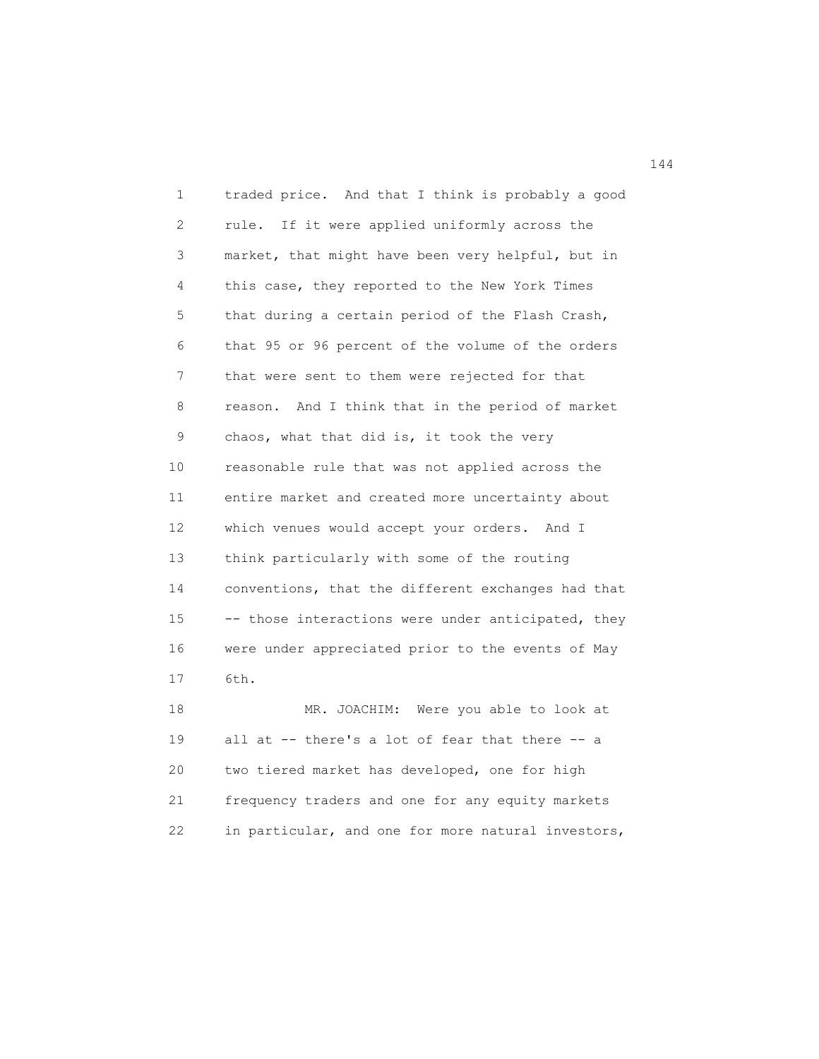traded price. And that I think is probably a good rule. If it were applied uniformly across the market, that might have been very helpful, but in this case, they reported to the New York Times that during a certain period of the Flash Crash, that 95 or 96 percent of the volume of the orders that were sent to them were rejected for that reason. And I think that in the period of market chaos, what that did is, it took the very reasonable rule that was not applied across the entire market and created more uncertainty about which venues would accept your orders. And I think particularly with some of the routing conventions, that the different exchanges had that -- those interactions were under anticipated, they were under appreciated prior to the events of May 6th.

MR. JOACHIM: Were you able to look at all at -- there's a lot of fear that there -- a two tiered market has developed, one for high frequency traders and one for any equity markets in particular, and one for more natural investors,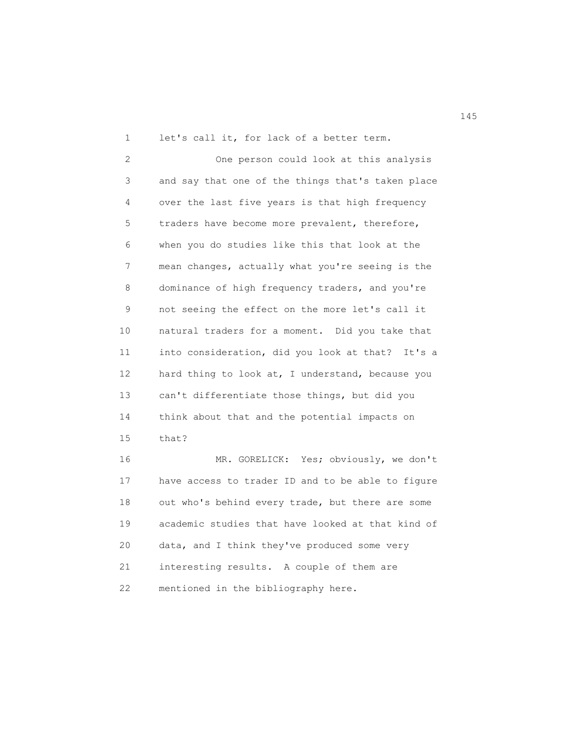let's call it, for lack of a better term.

One person could look at this analysis and say that one of the things that's taken place over the last five years is that high frequency traders have become more prevalent, therefore, when you do studies like this that look at the mean changes, actually what you're seeing is the dominance of high frequency traders, and you're not seeing the effect on the more let's call it natural traders for a moment. Did you take that into consideration, did you look at that? It's a hard thing to look at, I understand, because you can't differentiate those things, but did you think about that and the potential impacts on that?

MR. GORELICK: Yes; obviously, we don't have access to trader ID and to be able to figure out who's behind every trade, but there are some academic studies that have looked at that kind of data, and I think they've produced some very interesting results. A couple of them are mentioned in the bibliography here.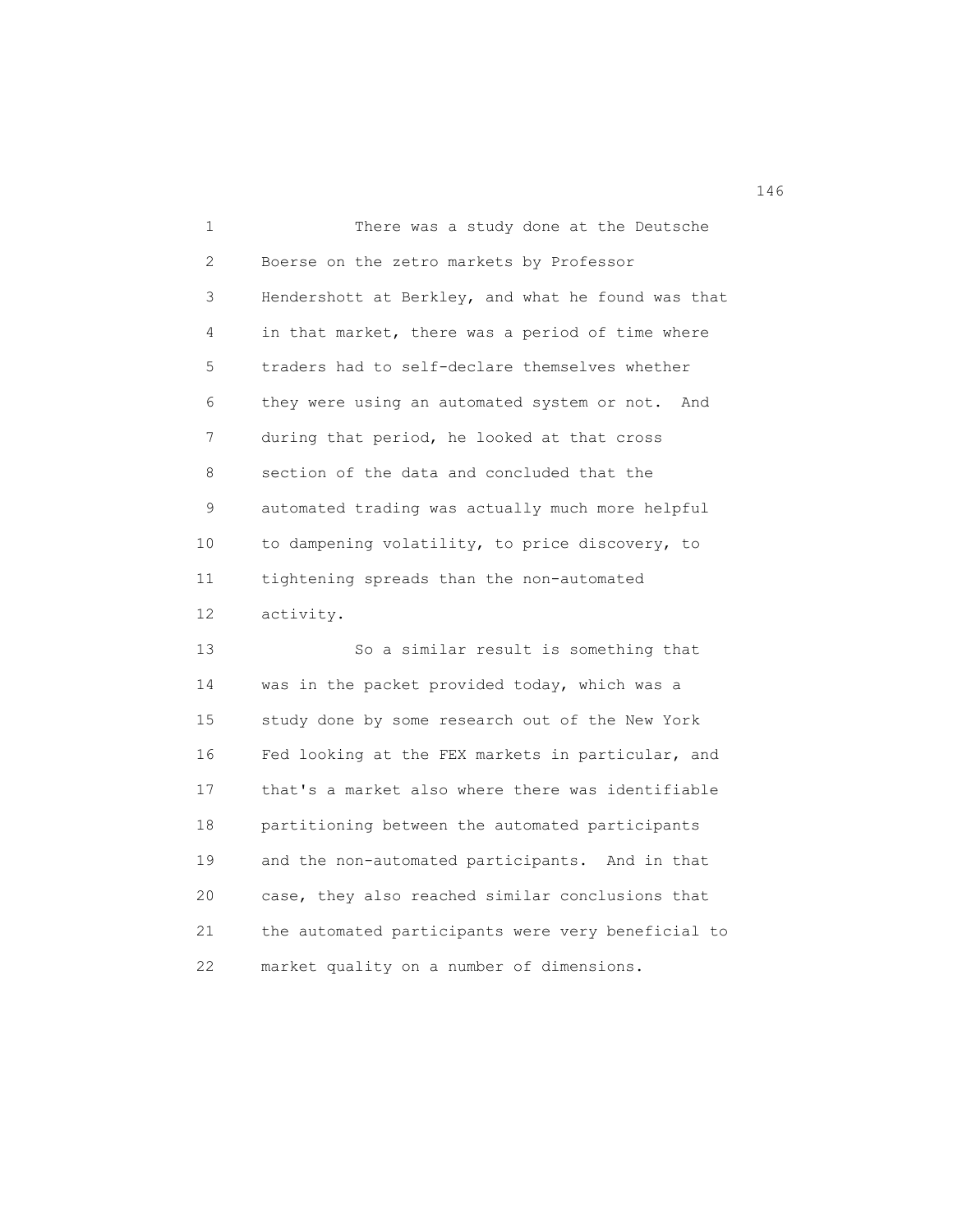There was a study done at the Deutsche Boerse on the zetro markets by Professor Hendershott at Berkley, and what he found was that in that market, there was a period of time where traders had to self-declare themselves whether they were using an automated system or not. And during that period, he looked at that cross section of the data and concluded that the automated trading was actually much more helpful to dampening volatility, to price discovery, to tightening spreads than the non-automated activity.

So a similar result is something that was in the packet provided today, which was a study done by some research out of the New York Fed looking at the FEX markets in particular, and that's a market also where there was identifiable partitioning between the automated participants and the non-automated participants. And in that case, they also reached similar conclusions that the automated participants were very beneficial to market quality on a number of dimensions.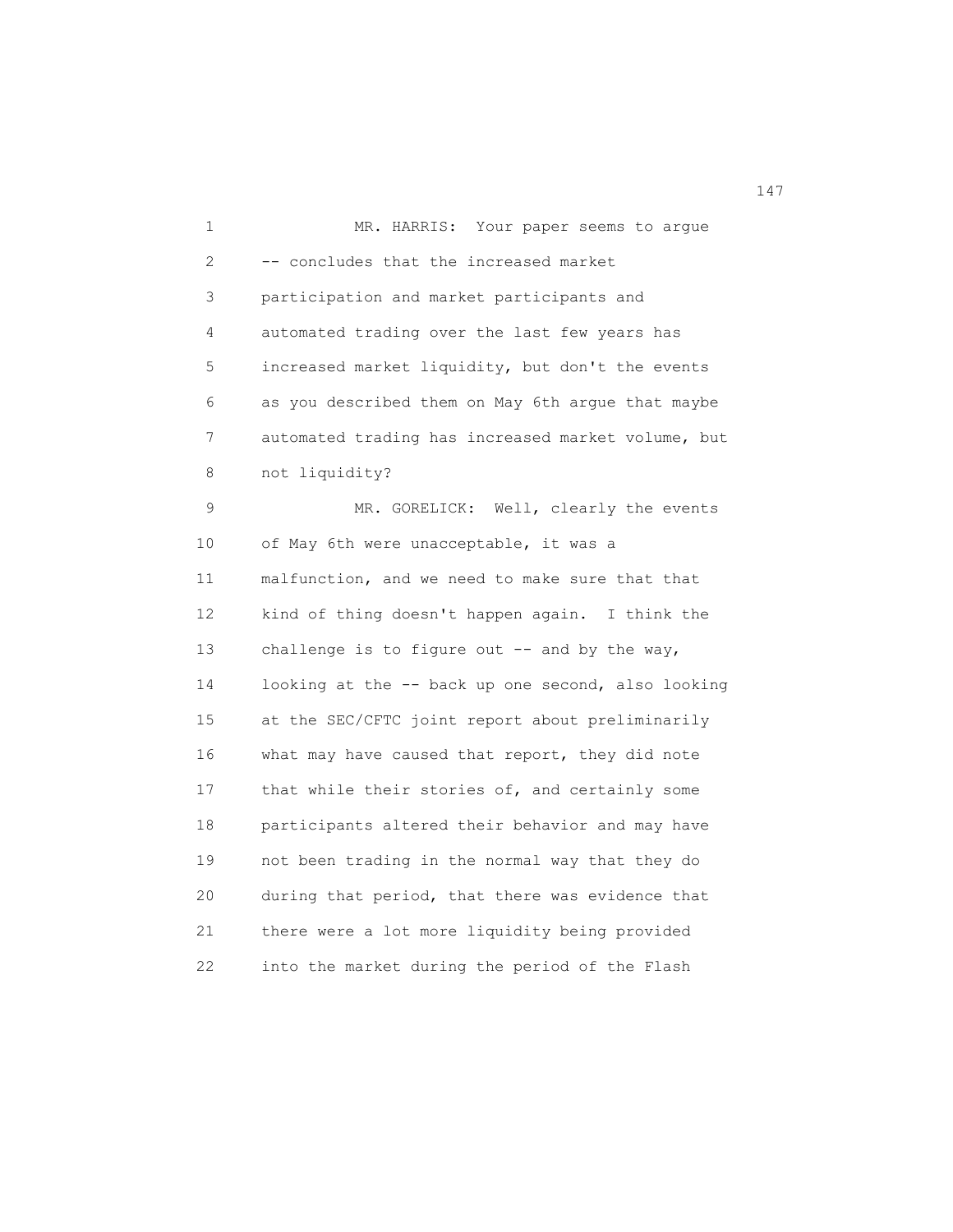MR. HARRIS: Your paper seems to argue -- concludes that the increased market participation and market participants and automated trading over the last few years has increased market liquidity, but don't the events as you described them on May 6th argue that maybe automated trading has increased market volume, but not liquidity?

MR. GORELICK: Well, clearly the events of May 6th were unacceptable, it was a malfunction, and we need to make sure that that kind of thing doesn't happen again. I think the challenge is to figure out -- and by the way, looking at the -- back up one second, also looking at the SEC/CFTC joint report about preliminarily what may have caused that report, they did note that while their stories of, and certainly some participants altered their behavior and may have not been trading in the normal way that they do during that period, that there was evidence that there were a lot more liquidity being provided into the market during the period of the Flash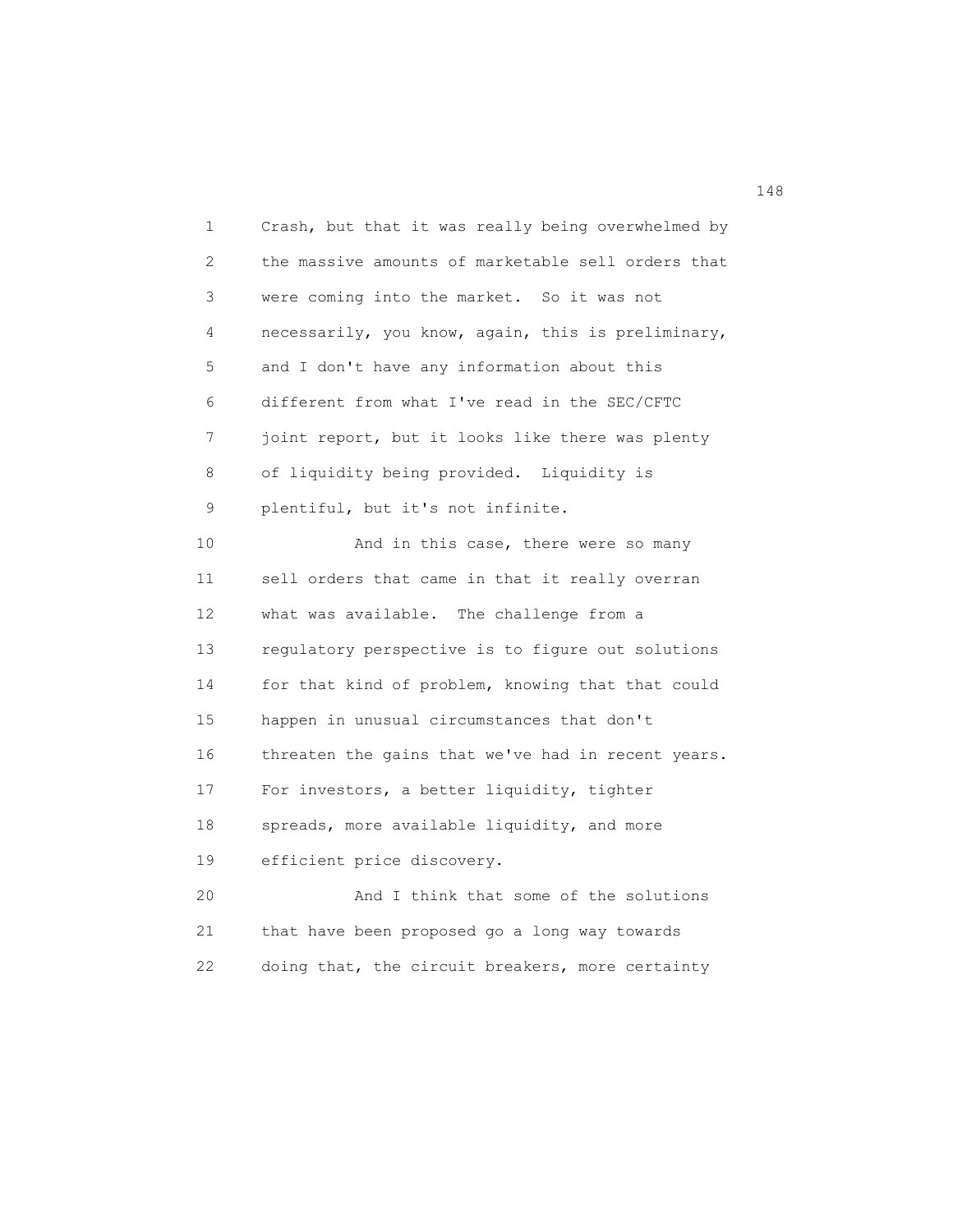Crash, but that it was really being overwhelmed by the massive amounts of marketable sell orders that were coming into the market. So it was not necessarily, you know, again, this is preliminary, and I don't have any information about this different from what I've read in the SEC/CFTC joint report, but it looks like there was plenty of liquidity being provided. Liquidity is plentiful, but it's not infinite.

And in this case, there were so many sell orders that came in that it really overran what was available. The challenge from a regulatory perspective is to figure out solutions for that kind of problem, knowing that that could happen in unusual circumstances that don't threaten the gains that we've had in recent years. For investors, a better liquidity, tighter spreads, more available liquidity, and more efficient price discovery.

And I think that some of the solutions that have been proposed go a long way towards doing that, the circuit breakers, more certainty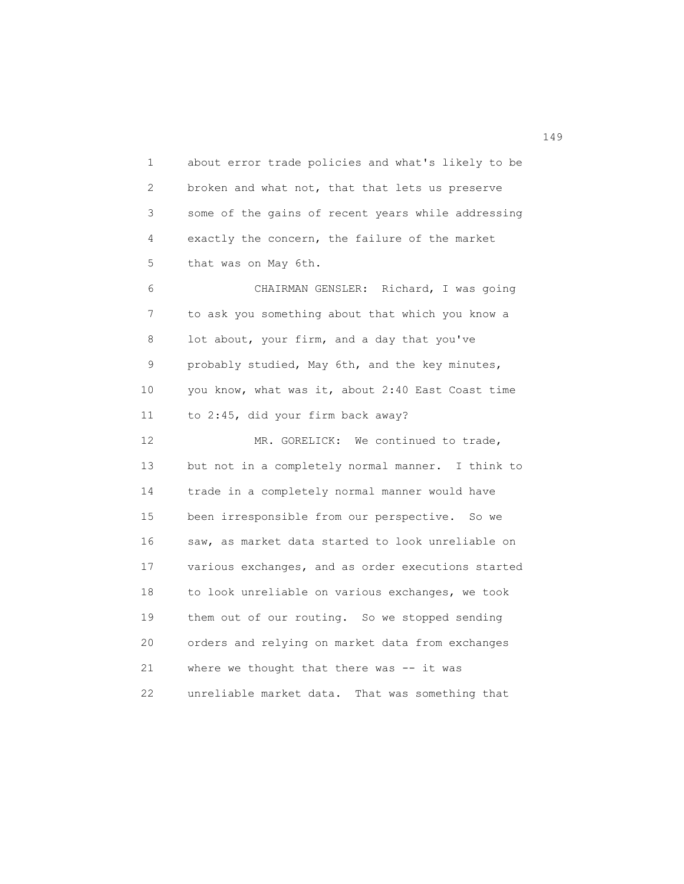about error trade policies and what's likely to be broken and what not, that that lets us preserve some of the gains of recent years while addressing exactly the concern, the failure of the market that was on May 6th.

CHAIRMAN GENSLER: Richard, I was going to ask you something about that which you know a lot about, your firm, and a day that you've probably studied, May 6th, and the key minutes, you know, what was it, about 2:40 East Coast time to 2:45, did your firm back away?

MR. GORELICK: We continued to trade, but not in a completely normal manner. I think to trade in a completely normal manner would have been irresponsible from our perspective. So we saw, as market data started to look unreliable on various exchanges, and as order executions started to look unreliable on various exchanges, we took them out of our routing. So we stopped sending orders and relying on market data from exchanges where we thought that there was -- it was unreliable market data. That was something that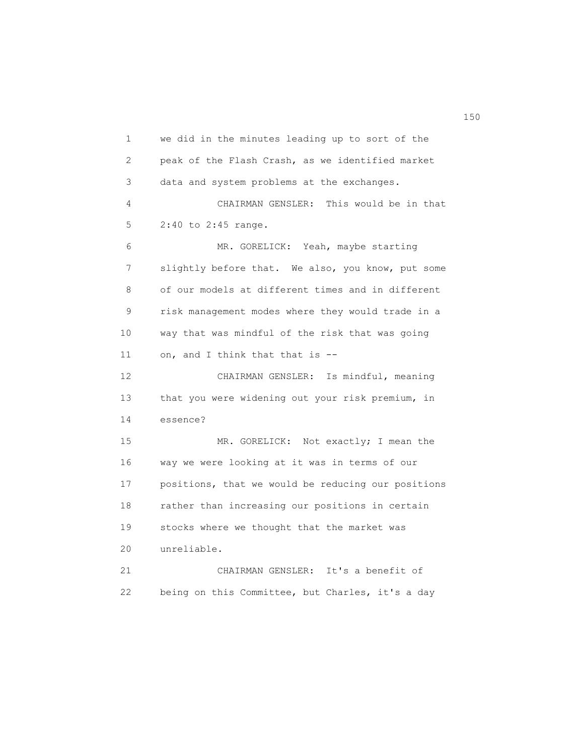we did in the minutes leading up to sort of the peak of the Flash Crash, as we identified market data and system problems at the exchanges.

CHAIRMAN GENSLER: This would be in that 2:40 to 2:45 range.

MR. GORELICK: Yeah, maybe starting slightly before that. We also, you know, put some of our models at different times and in different risk management modes where they would trade in a way that was mindful of the risk that was going on, and I think that that is --

CHAIRMAN GENSLER: Is mindful, meaning that you were widening out your risk premium, in essence?

MR. GORELICK: Not exactly; I mean the way we were looking at it was in terms of our positions, that we would be reducing our positions rather than increasing our positions in certain stocks where we thought that the market was unreliable.

CHAIRMAN GENSLER: It's a benefit of being on this Committee, but Charles, it's a day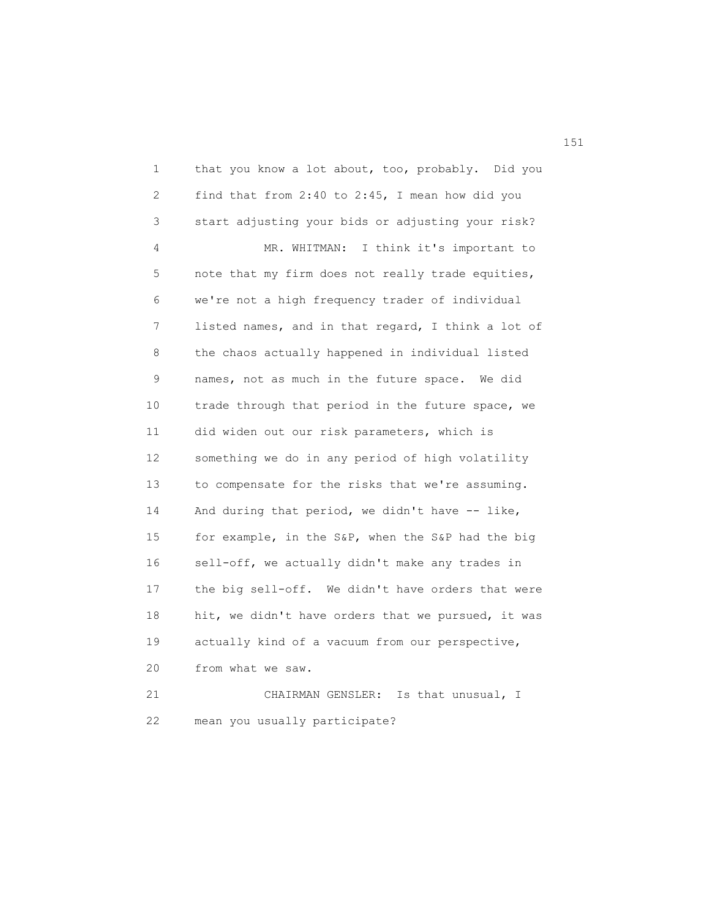that you know a lot about, too, probably. Did you find that from 2:40 to 2:45, I mean how did you start adjusting your bids or adjusting your risk?

MR. WHITMAN: I think it's important to note that my firm does not really trade equities, we're not a high frequency trader of individual listed names, and in that regard, I think a lot of the chaos actually happened in individual listed names, not as much in the future space. We did trade through that period in the future space, we did widen out our risk parameters, which is something we do in any period of high volatility to compensate for the risks that we're assuming. And during that period, we didn't have -- like, for example, in the S&P, when the S&P had the big sell-off, we actually didn't make any trades in the big sell-off. We didn't have orders that were hit, we didn't have orders that we pursued, it was actually kind of a vacuum from our perspective, from what we saw.

CHAIRMAN GENSLER: Is that unusual, I mean you usually participate?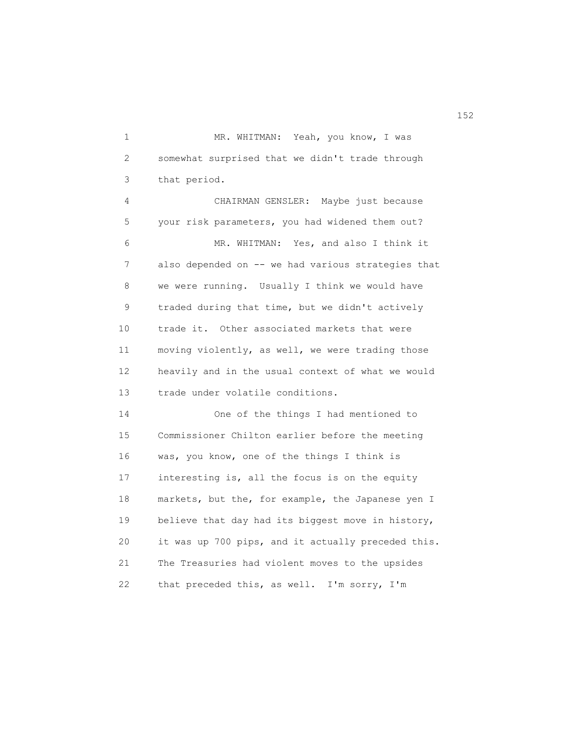MR. WHITMAN: Yeah, you know, I was somewhat surprised that we didn't trade through that period.

CHAIRMAN GENSLER: Maybe just because your risk parameters, you had widened them out?

MR. WHITMAN: Yes, and also I think it also depended on -- we had various strategies that we were running. Usually I think we would have traded during that time, but we didn't actively trade it. Other associated markets that were moving violently, as well, we were trading those heavily and in the usual context of what we would trade under volatile conditions.

One of the things I had mentioned to Commissioner Chilton earlier before the meeting was, you know, one of the things I think is interesting is, all the focus is on the equity markets, but the, for example, the Japanese yen I believe that day had its biggest move in history, it was up 700 pips, and it actually preceded this. The Treasuries had violent moves to the upsides that preceded this, as well. I'm sorry, I'm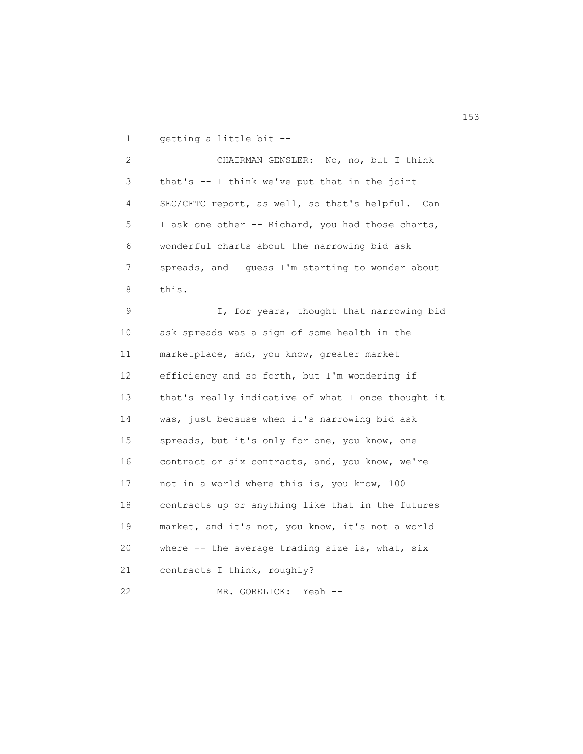getting a little bit --

CHAIRMAN GENSLER: No, no, but I think that's -- I think we've put that in the joint SEC/CFTC report, as well, so that's helpful. Can I ask one other -- Richard, you had those charts, wonderful charts about the narrowing bid ask spreads, and I guess I'm starting to wonder about this.

I, for years, thought that narrowing bid ask spreads was a sign of some health in the marketplace, and, you know, greater market efficiency and so forth, but I'm wondering if that's really indicative of what I once thought it was, just because when it's narrowing bid ask spreads, but it's only for one, you know, one contract or six contracts, and, you know, we're not in a world where this is, you know, 100 contracts up or anything like that in the futures market, and it's not, you know, it's not a world where -- the average trading size is, what, six contracts I think, roughly?

MR. GORELICK: Yeah --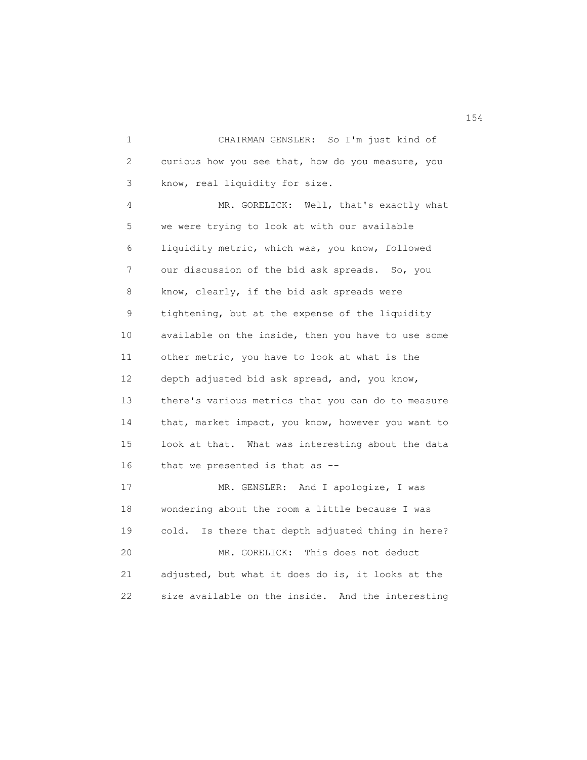CHAIRMAN GENSLER: So I'm just kind of curious how you see that, how do you measure, you know, real liquidity for size.

MR. GORELICK: Well, that's exactly what we were trying to look at with our available liquidity metric, which was, you know, followed our discussion of the bid ask spreads. So, you know, clearly, if the bid ask spreads were tightening, but at the expense of the liquidity available on the inside, then you have to use some other metric, you have to look at what is the depth adjusted bid ask spread, and, you know, there's various metrics that you can do to measure that, market impact, you know, however you want to look at that. What was interesting about the data that we presented is that as --

MR. GENSLER: And I apologize, I was wondering about the room a little because I was cold. Is there that depth adjusted thing in here?

MR. GORELICK: This does not deduct adjusted, but what it does do is, it looks at the size available on the inside. And the interesting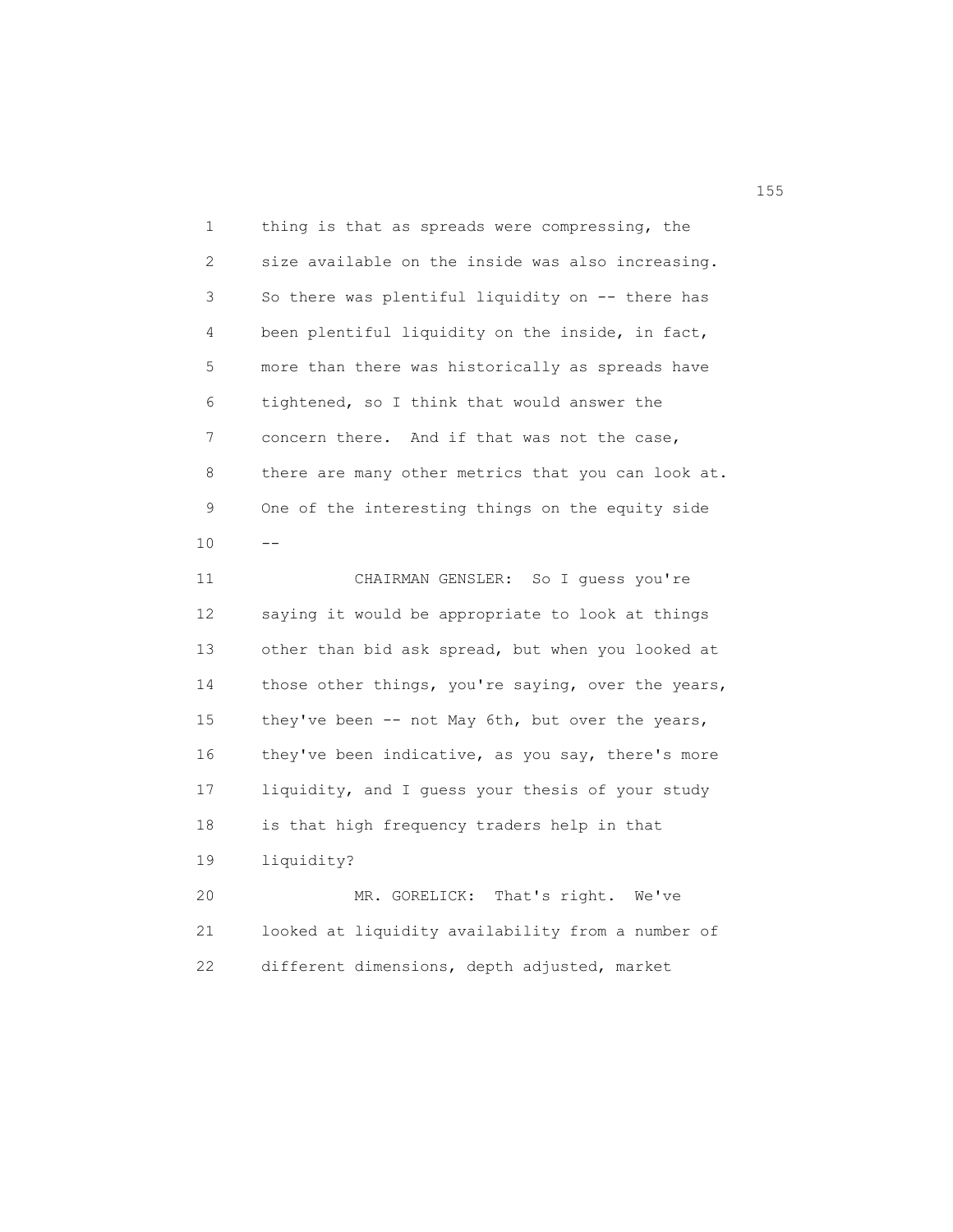thing is that as spreads were compressing, the size available on the inside was also increasing. So there was plentiful liquidity on -- there has been plentiful liquidity on the inside, in fact, more than there was historically as spreads have tightened, so I think that would answer the concern there. And if that was not the case, there are many other metrics that you can look at. One of the interesting things on the equity side --

CHAIRMAN GENSLER: So I guess you're saying it would be appropriate to look at things other than bid ask spread, but when you looked at those other things, you're saying, over the years, they've been -- not May 6th, but over the years, they've been indicative, as you say, there's more liquidity, and I guess your thesis of your study is that high frequency traders help in that liquidity?

MR. GORELICK: That's right. We've looked at liquidity availability from a number of different dimensions, depth adjusted, market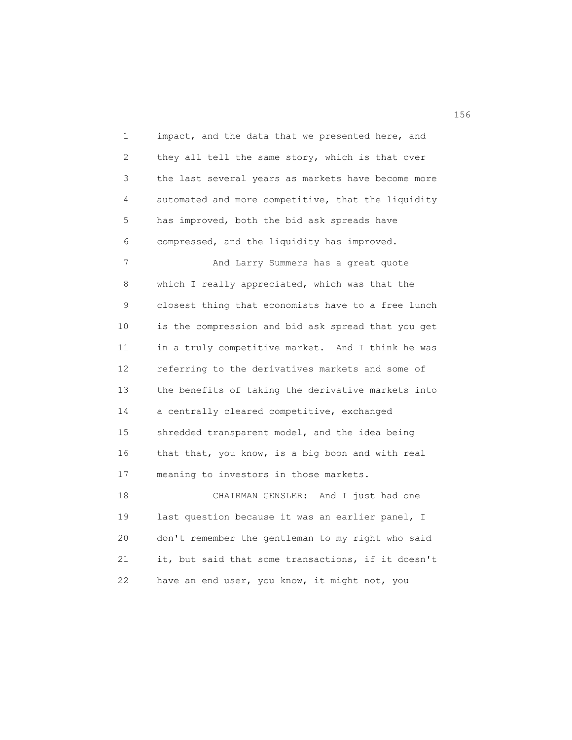impact, and the data that we presented here, and they all tell the same story, which is that over the last several years as markets have become more automated and more competitive, that the liquidity has improved, both the bid ask spreads have compressed, and the liquidity has improved.

And Larry Summers has a great quote which I really appreciated, which was that the closest thing that economists have to a free lunch is the compression and bid ask spread that you get in a truly competitive market. And I think he was referring to the derivatives markets and some of the benefits of taking the derivative markets into a centrally cleared competitive, exchanged shredded transparent model, and the idea being that that, you know, is a big boon and with real meaning to investors in those markets.

CHAIRMAN GENSLER: And I just had one last question because it was an earlier panel, I don't remember the gentleman to my right who said it, but said that some transactions, if it doesn't have an end user, you know, it might not, you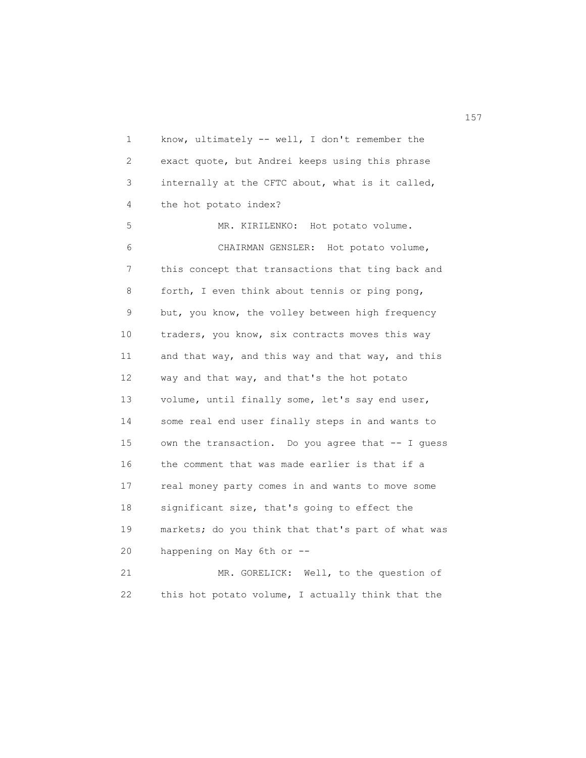know, ultimately -- well, I don't remember the exact quote, but Andrei keeps using this phrase internally at the CFTC about, what is it called, the hot potato index?

MR. KIRILENKO: Hot potato volume.

CHAIRMAN GENSLER: Hot potato volume, this concept that transactions that ting back and forth, I even think about tennis or ping pong, but, you know, the volley between high frequency traders, you know, six contracts moves this way and that way, and this way and that way, and this way and that way, and that's the hot potato volume, until finally some, let's say end user, some real end user finally steps in and wants to own the transaction. Do you agree that -- I guess the comment that was made earlier is that if a real money party comes in and wants to move some significant size, that's going to effect the markets; do you think that that's part of what was happening on May 6th or --

MR. GORELICK: Well, to the question of this hot potato volume, I actually think that the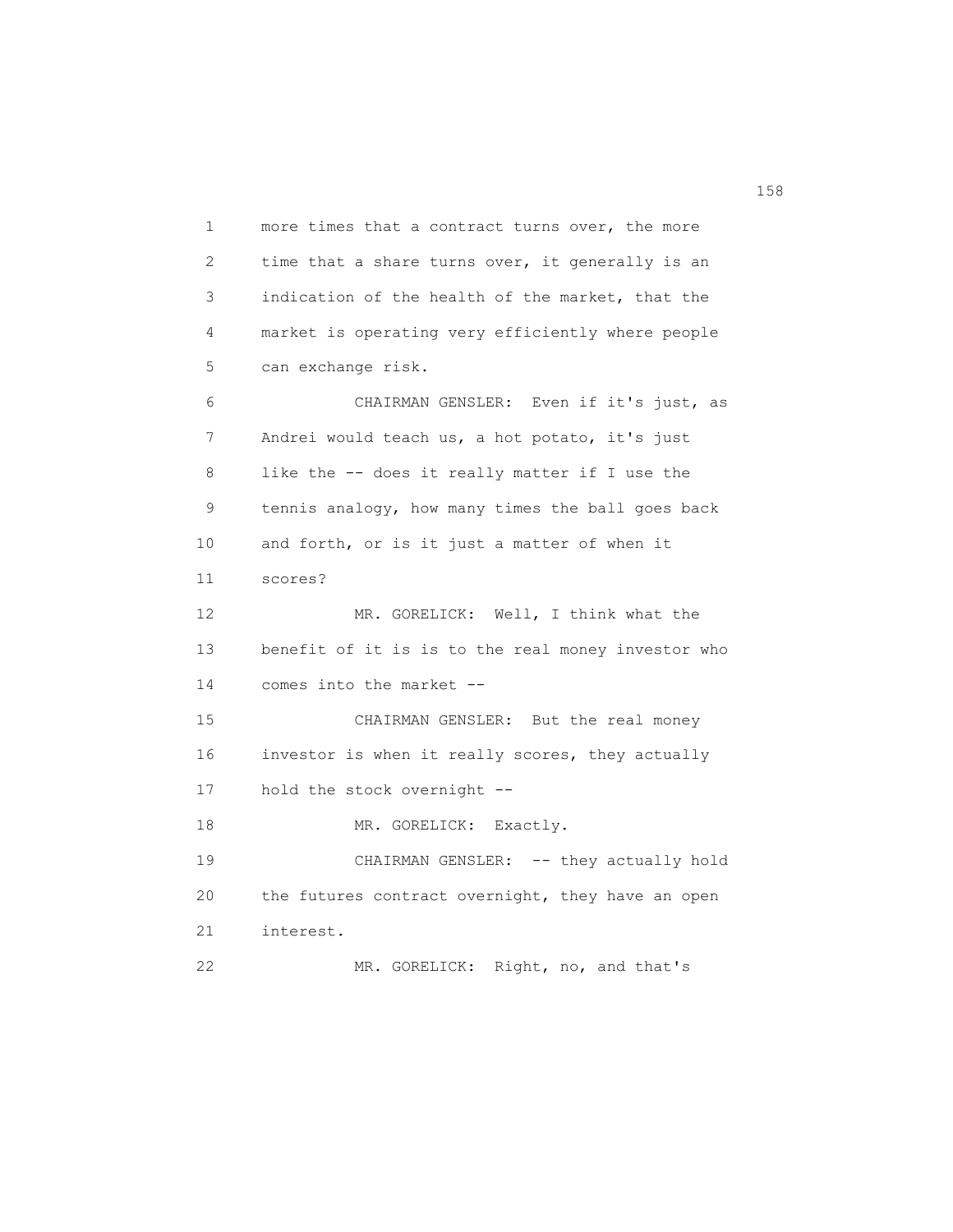more times that a contract turns over, the more time that a share turns over, it generally is an indication of the health of the market, that the market is operating very efficiently where people can exchange risk.

CHAIRMAN GENSLER: Even if it's just, as Andrei would teach us, a hot potato, it's just like the -- does it really matter if I use the tennis analogy, how many times the ball goes back and forth, or is it just a matter of when it scores?

MR. GORELICK: Well, I think what the benefit of it is is to the real money investor who comes into the market --

CHAIRMAN GENSLER: But the real money investor is when it really scores, they actually hold the stock overnight --

MR. GORELICK: Exactly.

CHAIRMAN GENSLER: -- they actually hold the futures contract overnight, they have an open interest.

MR. GORELICK: Right, no, and that's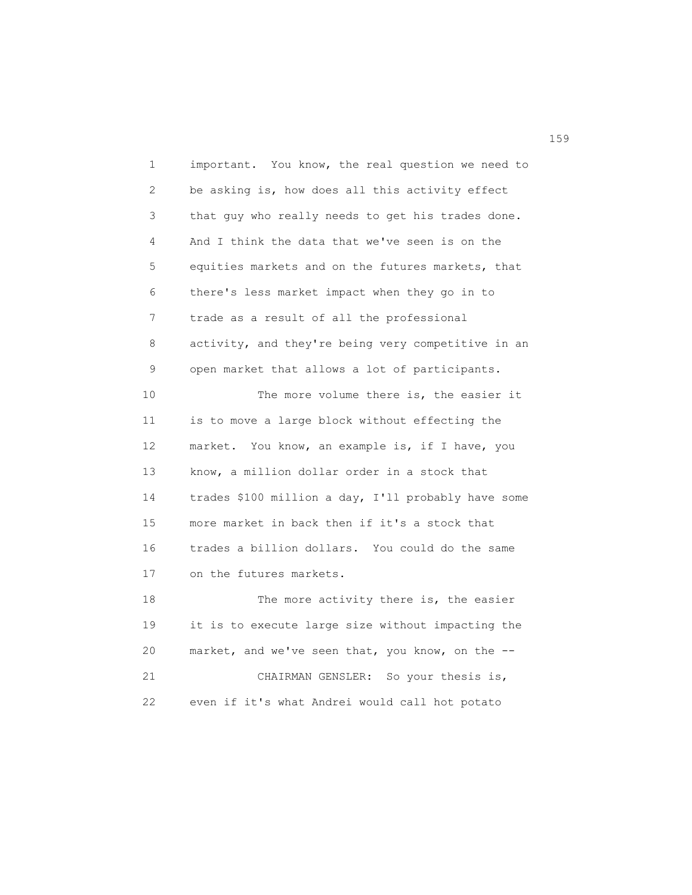important. You know, the real question we need to be asking is, how does all this activity effect that guy who really needs to get his trades done. And I think the data that we've seen is on the equities markets and on the futures markets, that there's less market impact when they go in to trade as a result of all the professional activity, and they're being very competitive in an open market that allows a lot of participants.

The more volume there is, the easier it is to move a large block without effecting the market. You know, an example is, if I have, you know, a million dollar order in a stock that trades $100 million a day, I'll probably have some more market in back then if it's a stock that trades a billion dollars. You could do the same on the futures markets.

The more activity there is, the easier it is to execute large size without impacting the market, and we've seen that, you know, on the --

CHAIRMAN GENSLER: So your thesis is, even if it's what Andrei would call hot potato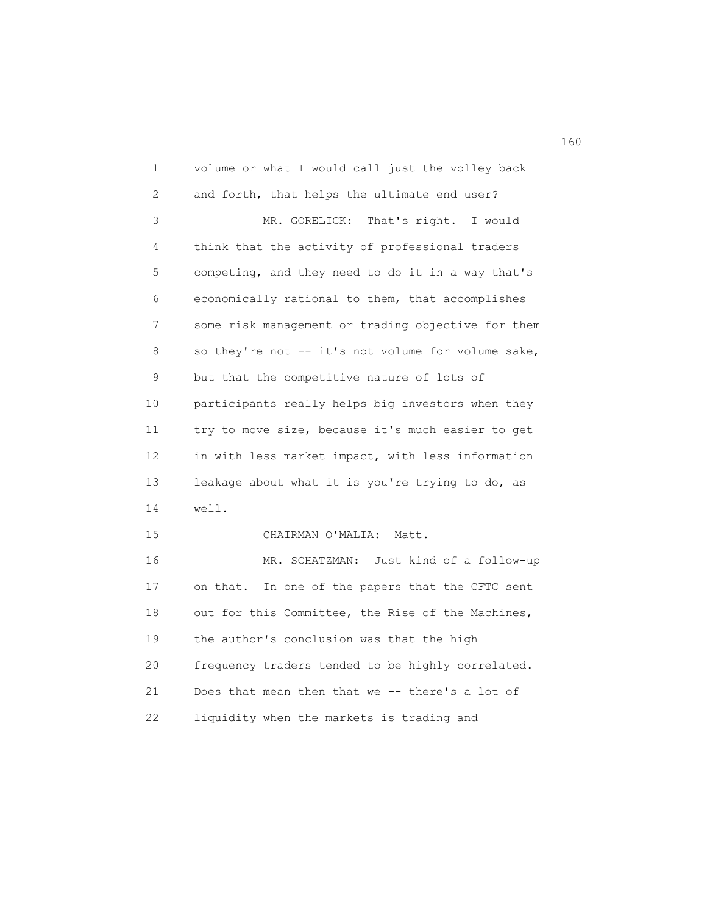volume or what I would call just the volley back and forth, that helps the ultimate end user?

MR. GORELICK: That's right. I would think that the activity of professional traders competing, and they need to do it in a way that's economically rational to them, that accomplishes some risk management or trading objective for them so they're not -- it's not volume for volume sake, but that the competitive nature of lots of participants really helps big investors when they try to move size, because it's much easier to get in with less market impact, with less information leakage about what it is you're trying to do, as well.

CHAIRMAN O'MALIA: Matt.

MR. SCHATZMAN: Just kind of a follow-up on that. In one of the papers that the CFTC sent out for this Committee, the Rise of the Machines, the author's conclusion was that the high frequency traders tended to be highly correlated. Does that mean then that we -- there's a lot of liquidity when the markets is trading and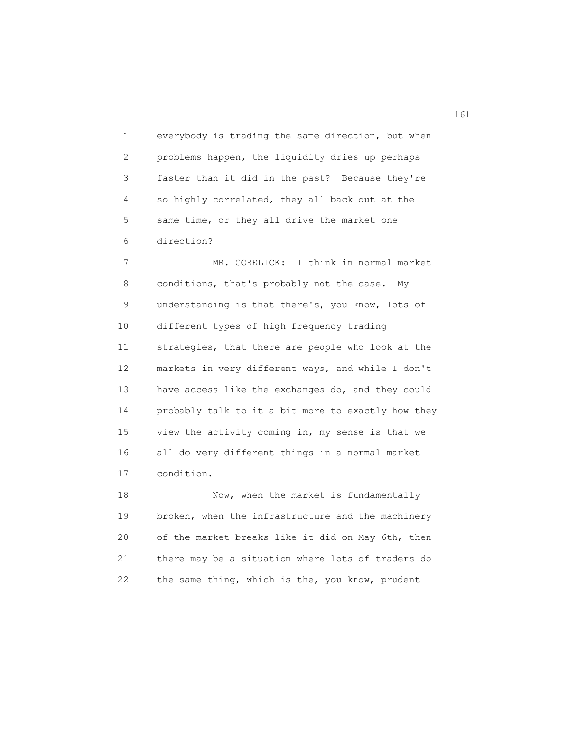everybody is trading the same direction, but when problems happen, the liquidity dries up perhaps faster than it did in the past? Because they're so highly correlated, they all back out at the same time, or they all drive the market one direction?

MR. GORELICK: I think in normal market conditions, that's probably not the case. My understanding is that there's, you know, lots of different types of high frequency trading strategies, that there are people who look at the markets in very different ways, and while I don't have access like the exchanges do, and they could probably talk to it a bit more to exactly how they view the activity coming in, my sense is that we all do very different things in a normal market condition.

Now, when the market is fundamentally broken, when the infrastructure and the machinery of the market breaks like it did on May 6th, then there may be a situation where lots of traders do the same thing, which is the, you know, prudent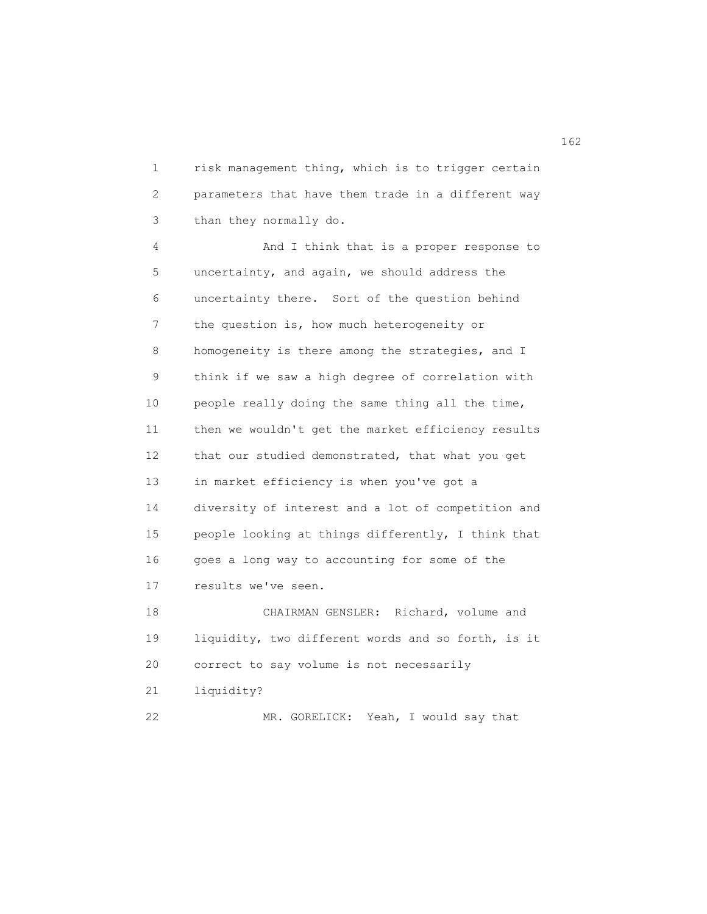risk management thing, which is to trigger certain parameters that have them trade in a different way than they normally do.

And I think that is a proper response to uncertainty, and again, we should address the uncertainty there. Sort of the question behind the question is, how much heterogeneity or homogeneity is there among the strategies, and I think if we saw a high degree of correlation with people really doing the same thing all the time, then we wouldn't get the market efficiency results that our studied demonstrated, that what you get in market efficiency is when you've got a diversity of interest and a lot of competition and people looking at things differently, I think that goes a long way to accounting for some of the results we've seen.

CHAIRMAN GENSLER: Richard, volume and liquidity, two different words and so forth, is it correct to say volume is not necessarily liquidity?

MR. GORELICK: Yeah, I would say that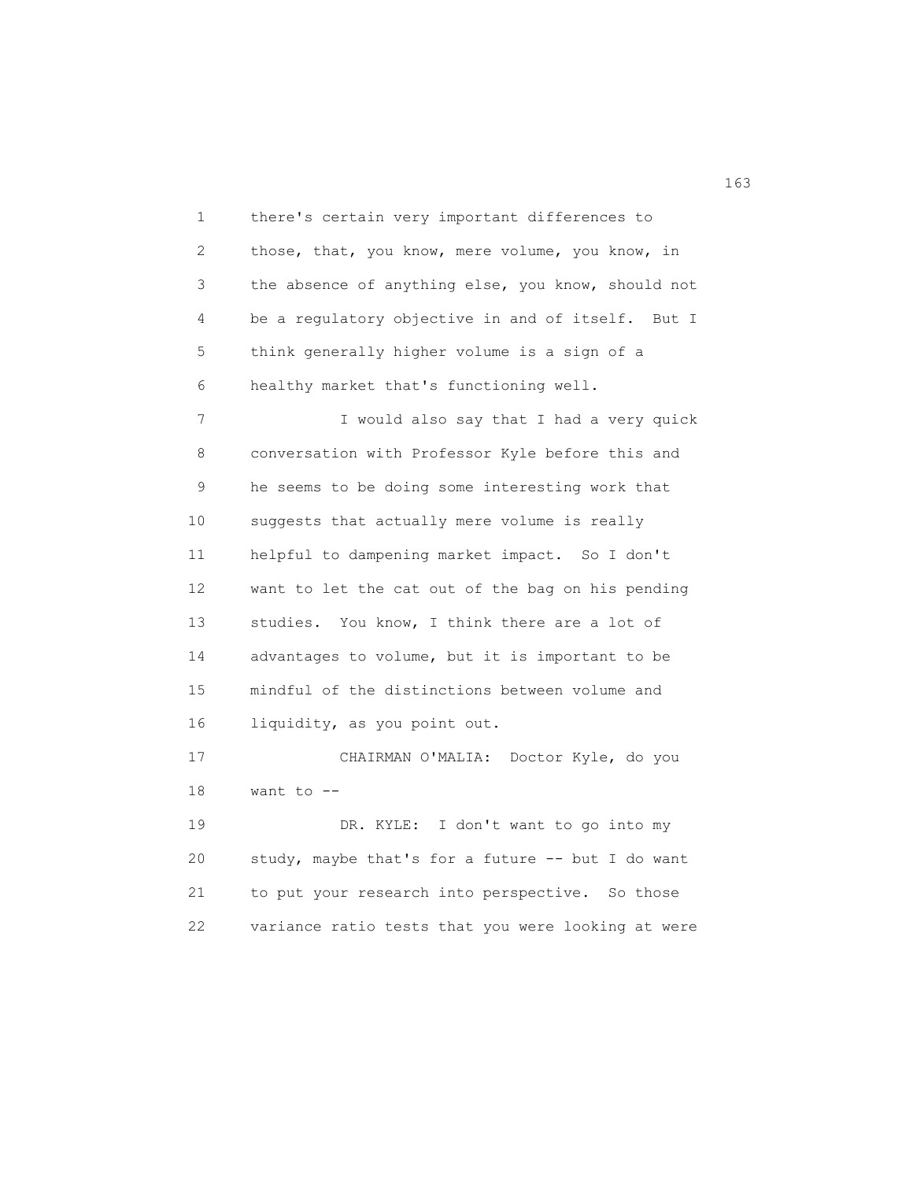there's certain very important differences to those, that, you know, mere volume, you know, in the absence of anything else, you know, should not be a regulatory objective in and of itself. But I think generally higher volume is a sign of a healthy market that's functioning well.

I would also say that I had a very quick conversation with Professor Kyle before this and he seems to be doing some interesting work that suggests that actually mere volume is really helpful to dampening market impact. So I don't want to let the cat out of the bag on his pending studies. You know, I think there are a lot of advantages to volume, but it is important to be mindful of the distinctions between volume and liquidity, as you point out.

CHAIRMAN O'MALIA: Doctor Kyle, do you want to --

DR. KYLE: I don't want to go into my study, maybe that's for a future -- but I do want to put your research into perspective. So those variance ratio tests that you were looking at were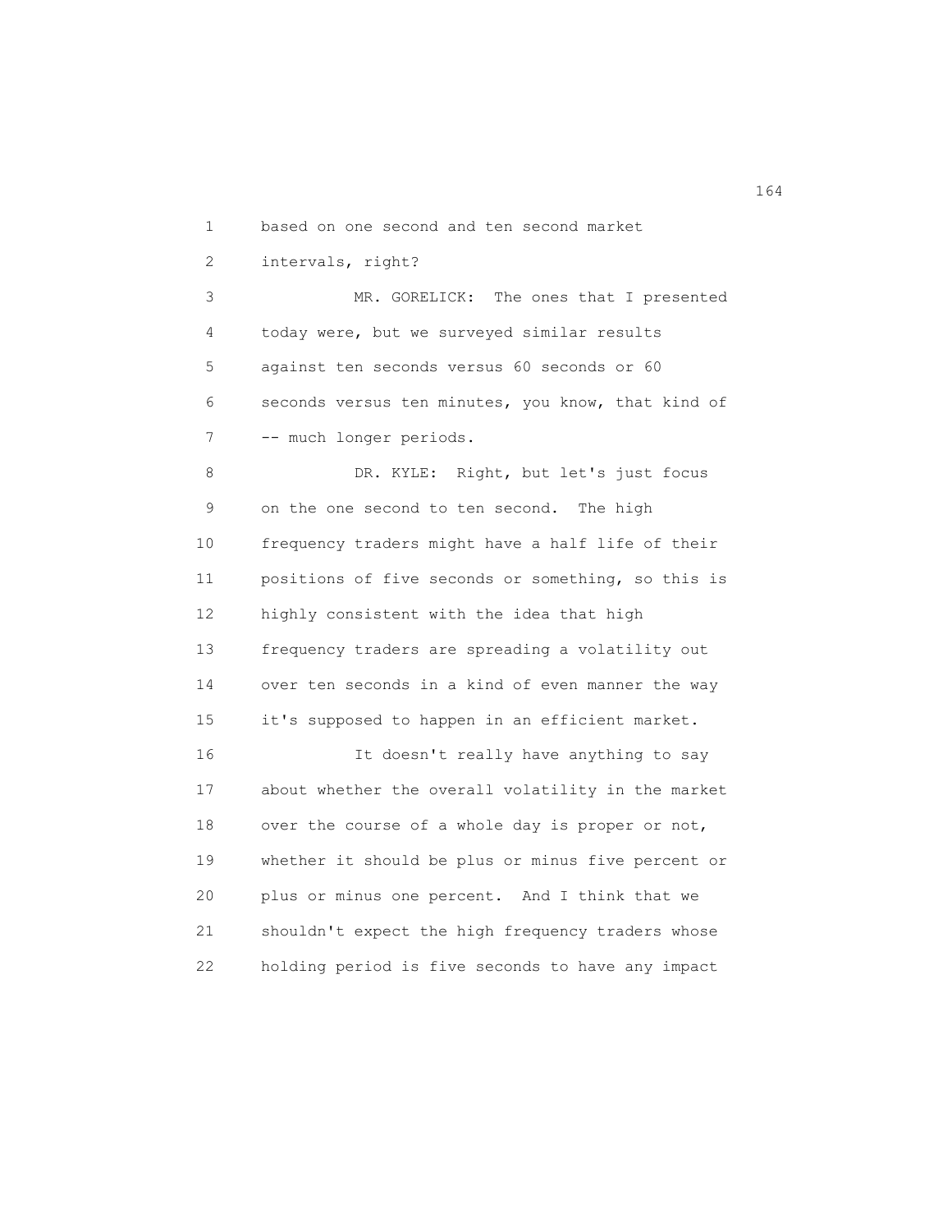based on one second and ten second market intervals, right?

MR. GORELICK: The ones that I presented today were, but we surveyed similar results against ten seconds versus 60 seconds or 60 seconds versus ten minutes, you know, that kind of -- much longer periods.

DR. KYLE: Right, but let's just focus on the one second to ten second. The high frequency traders might have a half life of their positions of five seconds or something, so this is highly consistent with the idea that high frequency traders are spreading a volatility out over ten seconds in a kind of even manner the way it's supposed to happen in an efficient market.

It doesn't really have anything to say about whether the overall volatility in the market over the course of a whole day is proper or not, whether it should be plus or minus five percent or plus or minus one percent. And I think that we shouldn't expect the high frequency traders whose holding period is five seconds to have any impact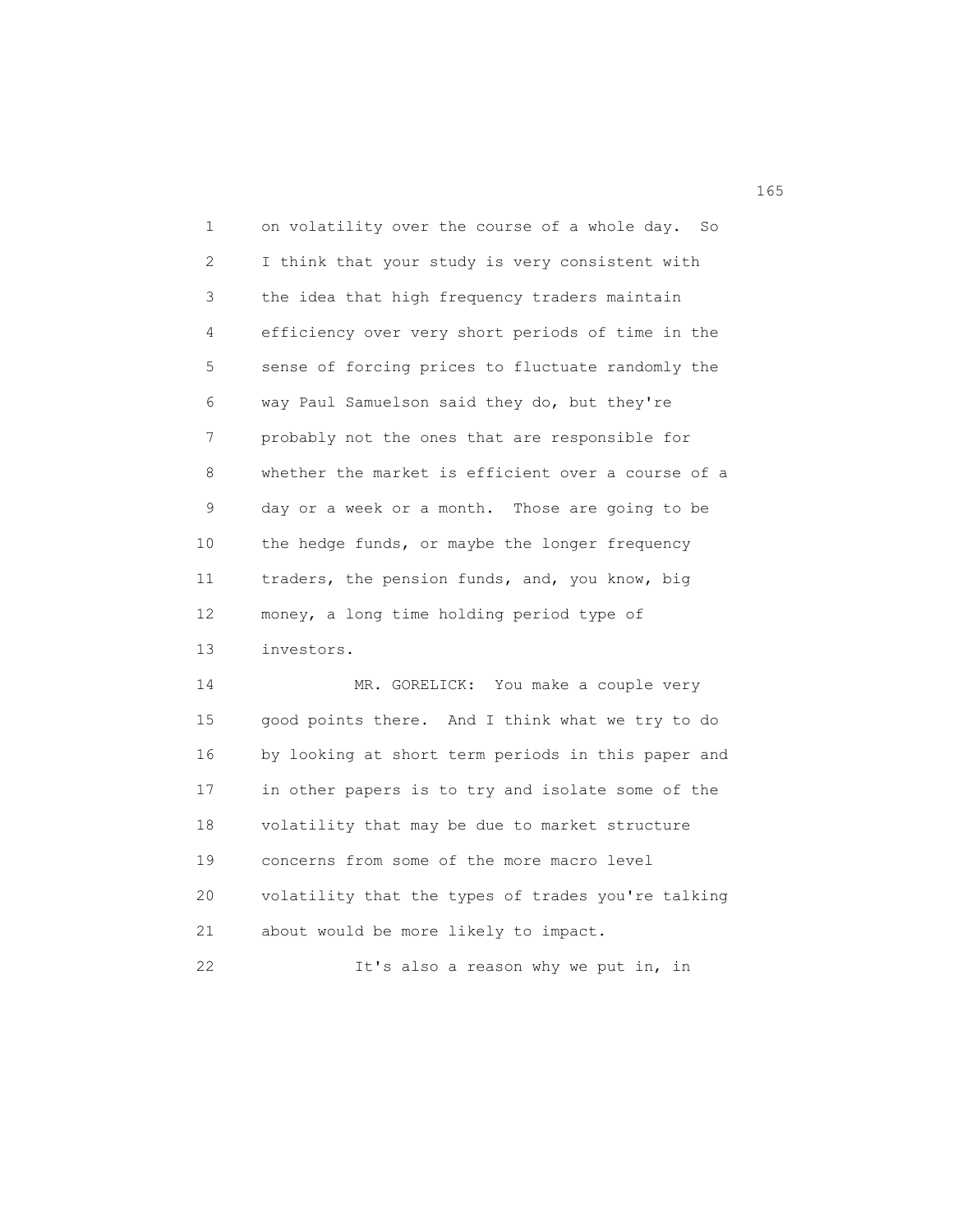on volatility over the course of a whole day. So I think that your study is very consistent with the idea that high frequency traders maintain efficiency over very short periods of time in the sense of forcing prices to fluctuate randomly the way Paul Samuelson said they do, but they're probably not the ones that are responsible for whether the market is efficient over a course of a day or a week or a month. Those are going to be the hedge funds, or maybe the longer frequency traders, the pension funds, and, you know, big money, a long time holding period type of investors.

MR. GORELICK: You make a couple very good points there. And I think what we try to do by looking at short term periods in this paper and in other papers is to try and isolate some of the volatility that may be due to market structure concerns from some of the more macro level volatility that the types of trades you're talking about would be more likely to impact.

It's also a reason why we put in, in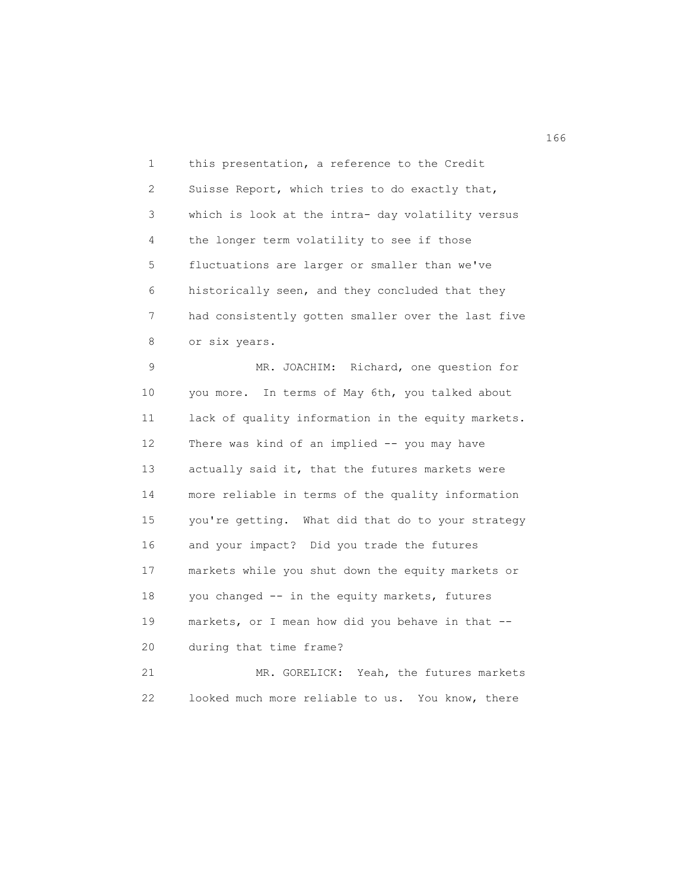this presentation, a reference to the Credit Suisse Report, which tries to do exactly that, which is look at the intra- day volatility versus the longer term volatility to see if those fluctuations are larger or smaller than we've historically seen, and they concluded that they had consistently gotten smaller over the last five or six years.

MR. JOACHIM: Richard, one question for you more. In terms of May 6th, you talked about lack of quality information in the equity markets. There was kind of an implied -- you may have actually said it, that the futures markets were more reliable in terms of the quality information you're getting. What did that do to your strategy and your impact? Did you trade the futures markets while you shut down the equity markets or you changed -- in the equity markets, futures markets, or I mean how did you behave in that -- during that time frame?

MR. GORELICK: Yeah, the futures markets looked much more reliable to us. You know, there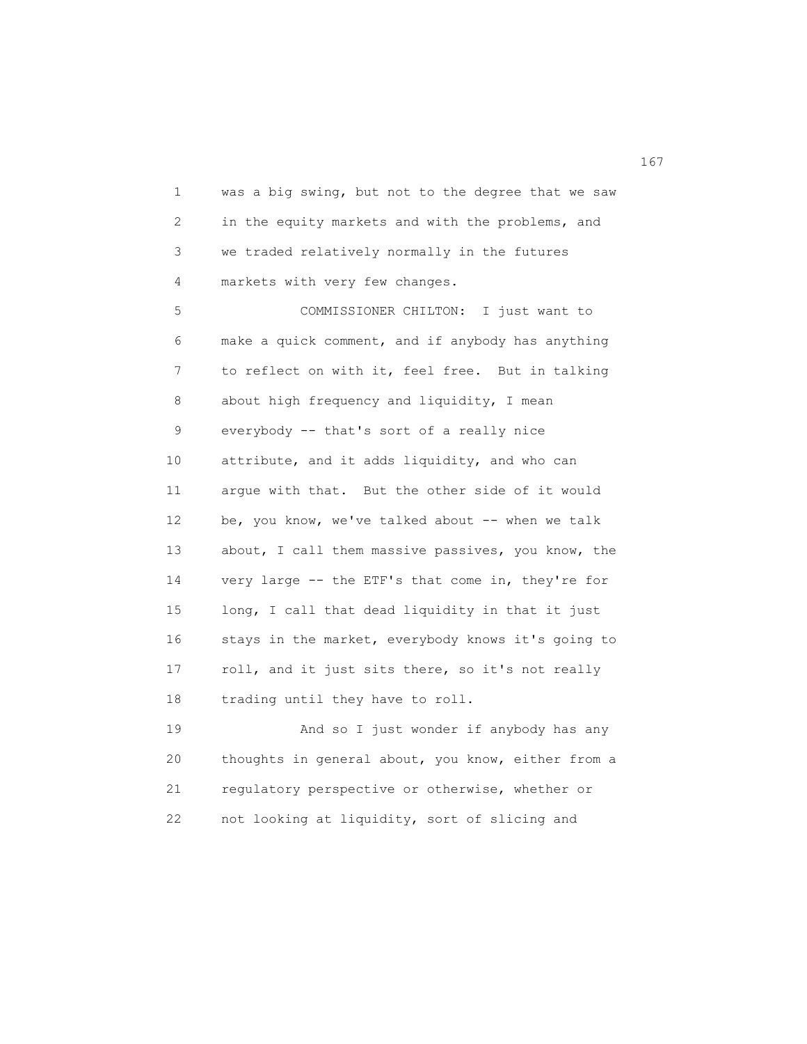was a big swing, but not to the degree that we saw in the equity markets and with the problems, and we traded relatively normally in the futures markets with very few changes.

COMMISSIONER CHILTON: I just want to make a quick comment, and if anybody has anything to reflect on with it, feel free. But in talking about high frequency and liquidity, I mean everybody -- that's sort of a really nice attribute, and it adds liquidity, and who can argue with that. But the other side of it would be, you know, we've talked about -- when we talk about, I call them massive passives, you know, the very large -- the ETF's that come in, they're for long, I call that dead liquidity in that it just stays in the market, everybody knows it's going to roll, and it just sits there, so it's not really trading until they have to roll.

And so I just wonder if anybody has any thoughts in general about, you know, either from a regulatory perspective or otherwise, whether or not looking at liquidity, sort of slicing and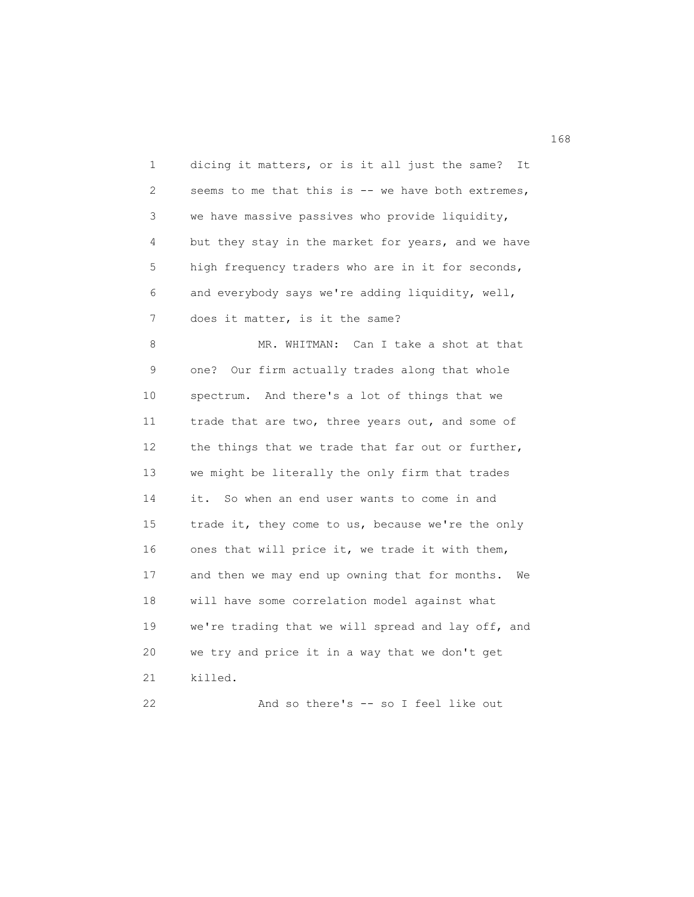dicing it matters, or is it all just the same? It seems to me that this is -- we have both extremes, we have massive passives who provide liquidity, but they stay in the market for years, and we have high frequency traders who are in it for seconds, and everybody says we're adding liquidity, well, does it matter, is it the same?

MR. WHITMAN: Can I take a shot at that one? Our firm actually trades along that whole spectrum. And there's a lot of things that we trade that are two, three years out, and some of the things that we trade that far out or further, we might be literally the only firm that trades it. So when an end user wants to come in and trade it, they come to us, because we're the only ones that will price it, we trade it with them, and then we may end up owning that for months. We will have some correlation model against what we're trading that we will spread and lay off, and we try and price it in a way that we don't get killed.

And so there's -- so I feel like out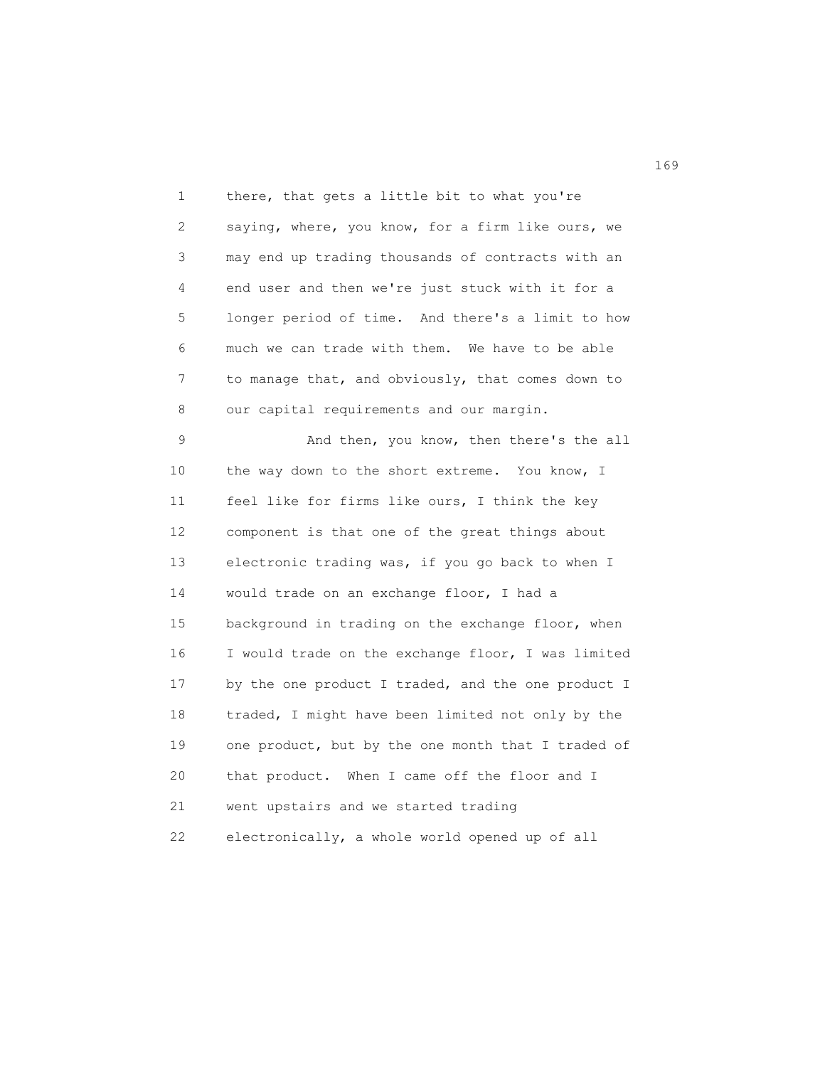there, that gets a little bit to what you're saying, where, you know, for a firm like ours, we may end up trading thousands of contracts with an end user and then we're just stuck with it for a longer period of time. And there's a limit to how much we can trade with them. We have to be able to manage that, and obviously, that comes down to our capital requirements and our margin.

And then, you know, then there's the all the way down to the short extreme. You know, I feel like for firms like ours, I think the key component is that one of the great things about electronic trading was, if you go back to when I would trade on an exchange floor, I had a background in trading on the exchange floor, when I would trade on the exchange floor, I was limited by the one product I traded, and the one product I traded, I might have been limited not only by the one product, but by the one month that I traded of that product. When I came off the floor and I went upstairs and we started trading electronically, a whole world opened up of all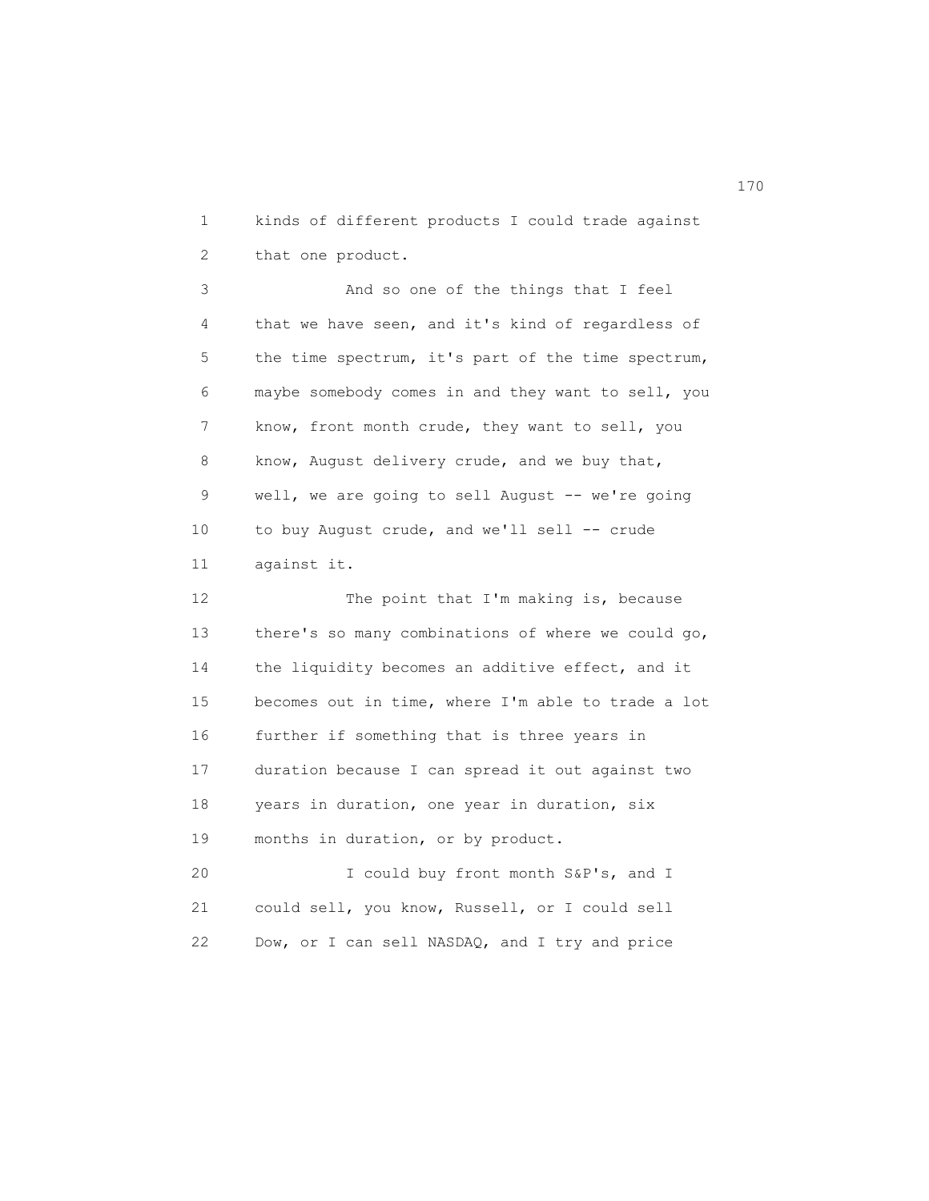kinds of different products I could trade against that one product.

And so one of the things that I feel that we have seen, and it's kind of regardless of the time spectrum, it's part of the time spectrum, maybe somebody comes in and they want to sell, you know, front month crude, they want to sell, you know, August delivery crude, and we buy that, well, we are going to sell August -- we're going to buy August crude, and we'll sell -- crude against it.

The point that I'm making is, because there's so many combinations of where we could go, the liquidity becomes an additive effect, and it becomes out in time, where I'm able to trade a lot further if something that is three years in duration because I can spread it out against two years in duration, one year in duration, six months in duration, or by product.

I could buy front month S&P's, and I could sell, you know, Russell, or I could sell Dow, or I can sell NASDAQ, and I try and price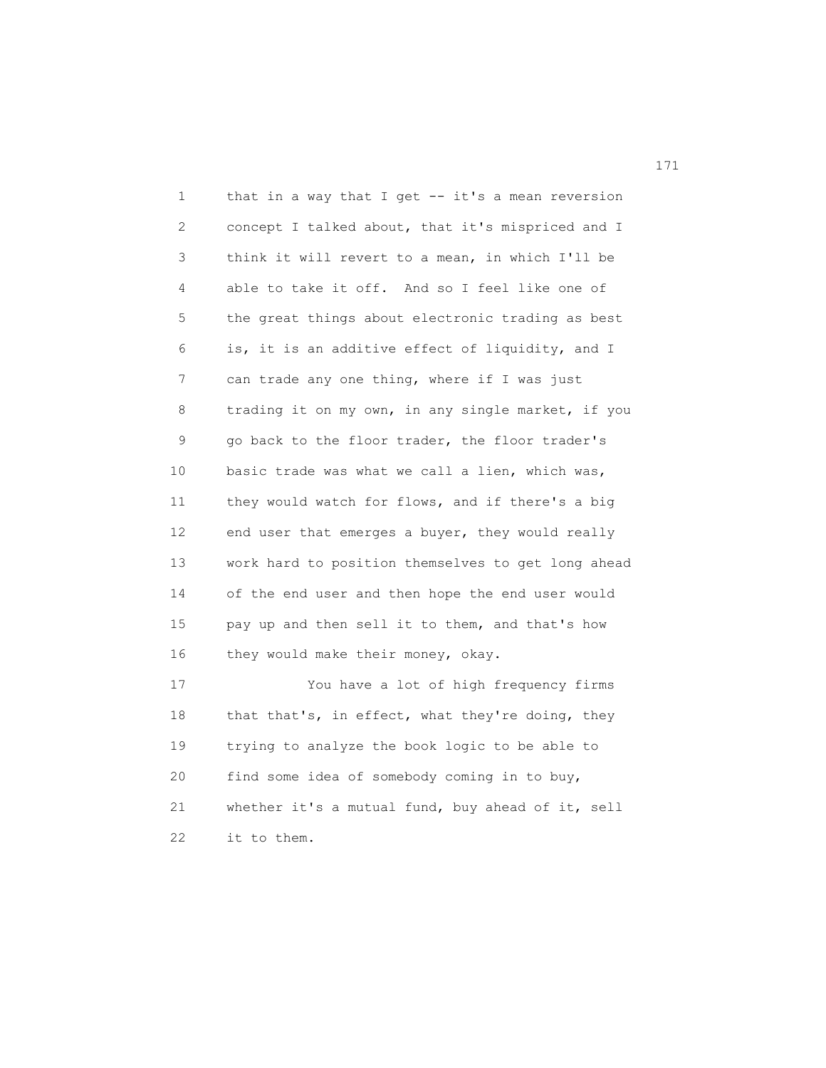that in a way that I get -- it's a mean reversion concept I talked about, that it's mispriced and I think it will revert to a mean, in which I'll be able to take it off. And so I feel like one of the great things about electronic trading as best is, it is an additive effect of liquidity, and I can trade any one thing, where if I was just trading it on my own, in any single market, if you go back to the floor trader, the floor trader's basic trade was what we call a lien, which was, they would watch for flows, and if there's a big end user that emerges a buyer, they would really work hard to position themselves to get long ahead of the end user and then hope the end user would pay up and then sell it to them, and that's how they would make their money, okay.

You have a lot of high frequency firms that that's, in effect, what they're doing, they trying to analyze the book logic to be able to find some idea of somebody coming in to buy, whether it's a mutual fund, buy ahead of it, sell it to them.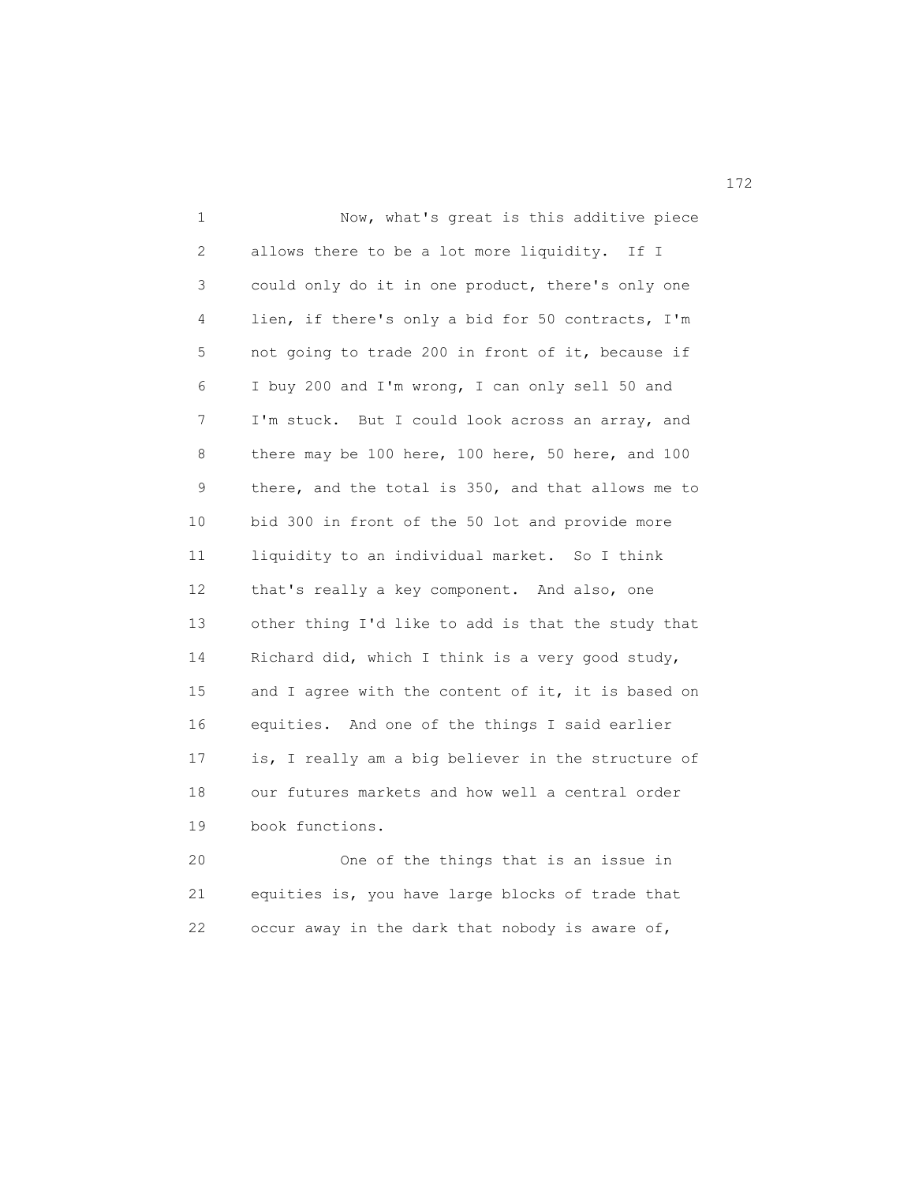Now, what's great is this additive piece allows there to be a lot more liquidity. If I could only do it in one product, there's only one lien, if there's only a bid for 50 contracts, I'm not going to trade 200 in front of it, because if I buy 200 and I'm wrong, I can only sell 50 and I'm stuck. But I could look across an array, and there may be 100 here, 100 here, 50 here, and 100 there, and the total is 350, and that allows me to bid 300 in front of the 50 lot and provide more liquidity to an individual market. So I think that's really a key component. And also, one other thing I'd like to add is that the study that Richard did, which I think is a very good study, and I agree with the content of it, it is based on equities. And one of the things I said earlier is, I really am a big believer in the structure of our futures markets and how well a central order book functions.

One of the things that is an issue in equities is, you have large blocks of trade that occur away in the dark that nobody is aware of,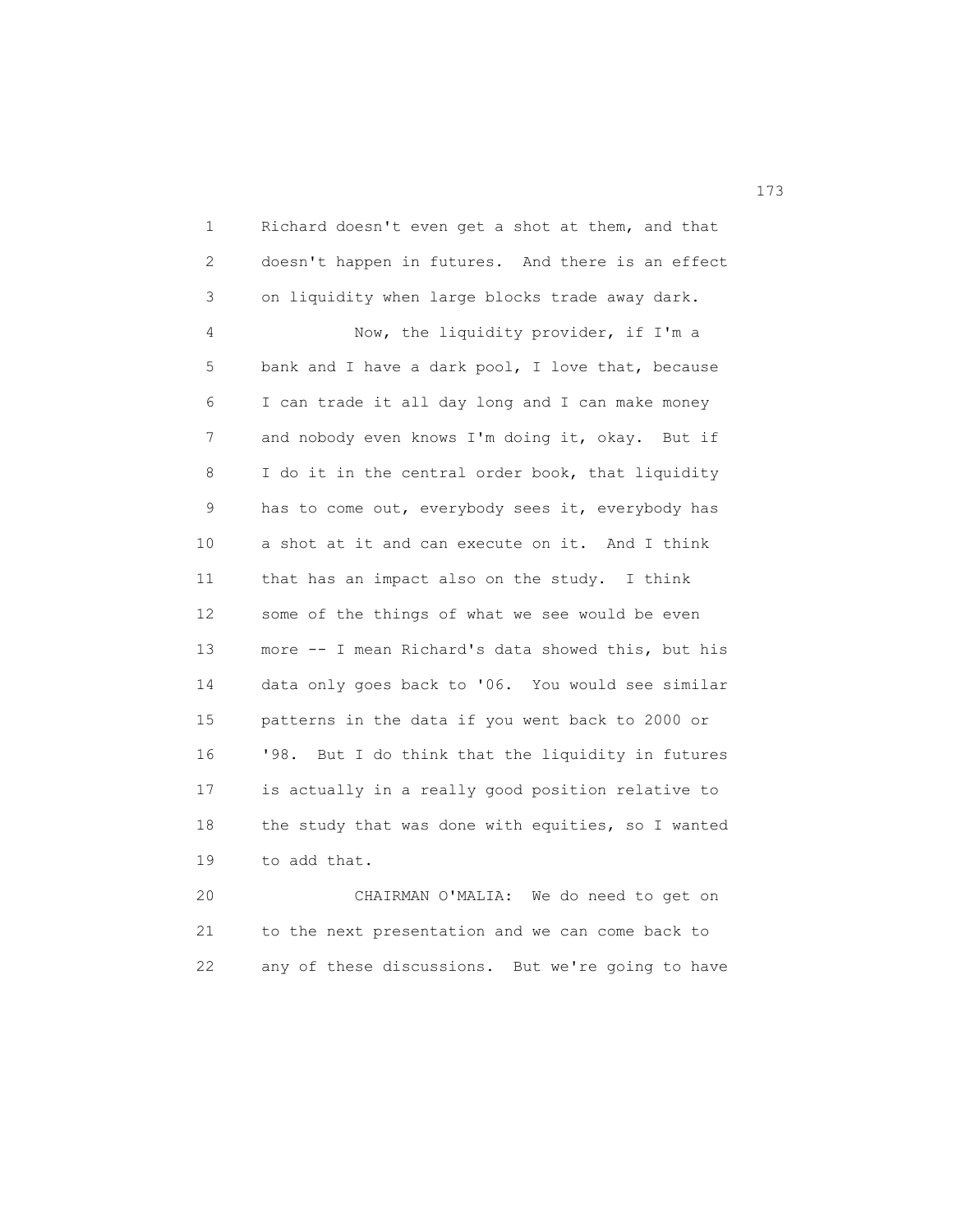Richard doesn't even get a shot at them, and that doesn't happen in futures. And there is an effect on liquidity when large blocks trade away dark.

Now, the liquidity provider, if I'm a bank and I have a dark pool, I love that, because I can trade it all day long and I can make money and nobody even knows I'm doing it, okay. But if I do it in the central order book, that liquidity has to come out, everybody sees it, everybody has a shot at it and can execute on it. And I think that has an impact also on the study. I think some of the things of what we see would be even more -- I mean Richard's data showed this, but his data only goes back to '06. You would see similar patterns in the data if you went back to 2000 or '98. But I do think that the liquidity in futures is actually in a really good position relative to the study that was done with equities, so I wanted to add that.

CHAIRMAN O'MALIA: We do need to get on to the next presentation and we can come back to any of these discussions. But we're going to have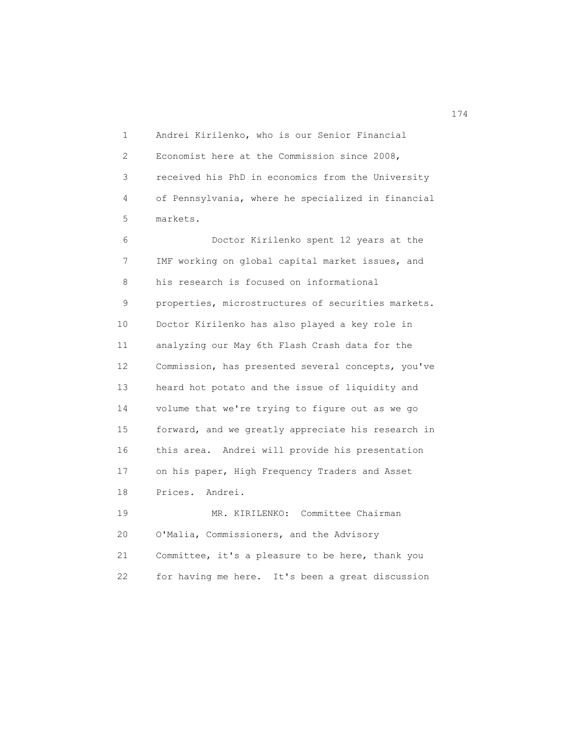Andrei Kirilenko, who is our Senior Financial Economist here at the Commission since 2008, received his PhD in economics from the University of Pennsylvania, where he specialized in financial markets.

Doctor Kirilenko spent 12 years at the IMF working on global capital market issues, and his research is focused on informational properties, microstructures of securities markets. Doctor Kirilenko has also played a key role in analyzing our May 6th Flash Crash data for the Commission, has presented several concepts, you've heard hot potato and the issue of liquidity and volume that we're trying to figure out as we go forward, and we greatly appreciate his research in this area. Andrei will provide his presentation on his paper, High Frequency Traders and Asset Prices. Andrei.

MR. KIRILENKO: Committee Chairman O'Malia, Commissioners, and the Advisory Committee, it's a pleasure to be here, thank you for having me here. It's been a great discussion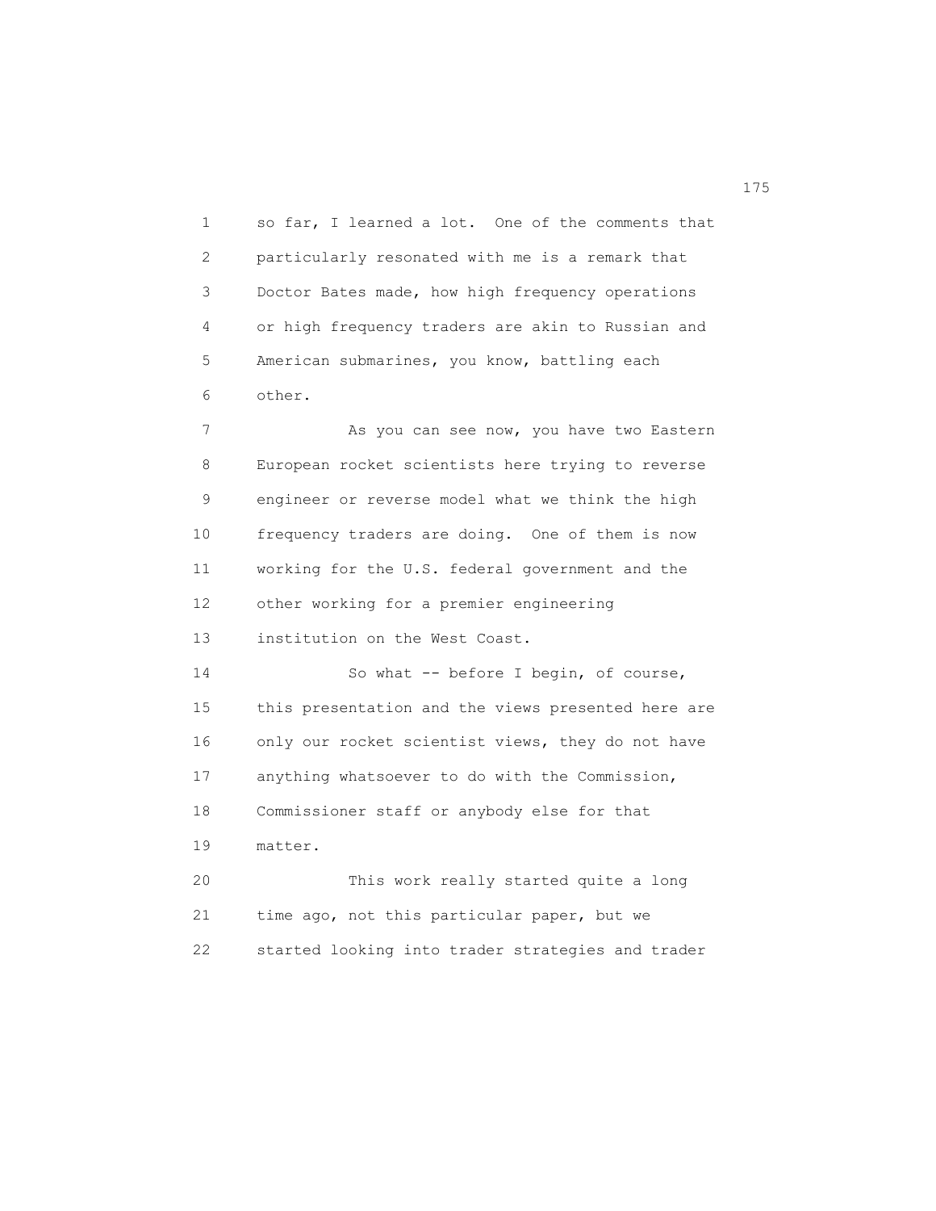so far, I learned a lot. One of the comments that particularly resonated with me is a remark that Doctor Bates made, how high frequency operations or high frequency traders are akin to Russian and American submarines, you know, battling each other.

As you can see now, you have two Eastern European rocket scientists here trying to reverse engineer or reverse model what we think the high frequency traders are doing. One of them is now working for the U.S. federal government and the other working for a premier engineering institution on the West Coast.

So what -- before I begin, of course, this presentation and the views presented here are only our rocket scientist views, they do not have anything whatsoever to do with the Commission, Commissioner staff or anybody else for that matter.

This work really started quite a long time ago, not this particular paper, but we started looking into trader strategies and trader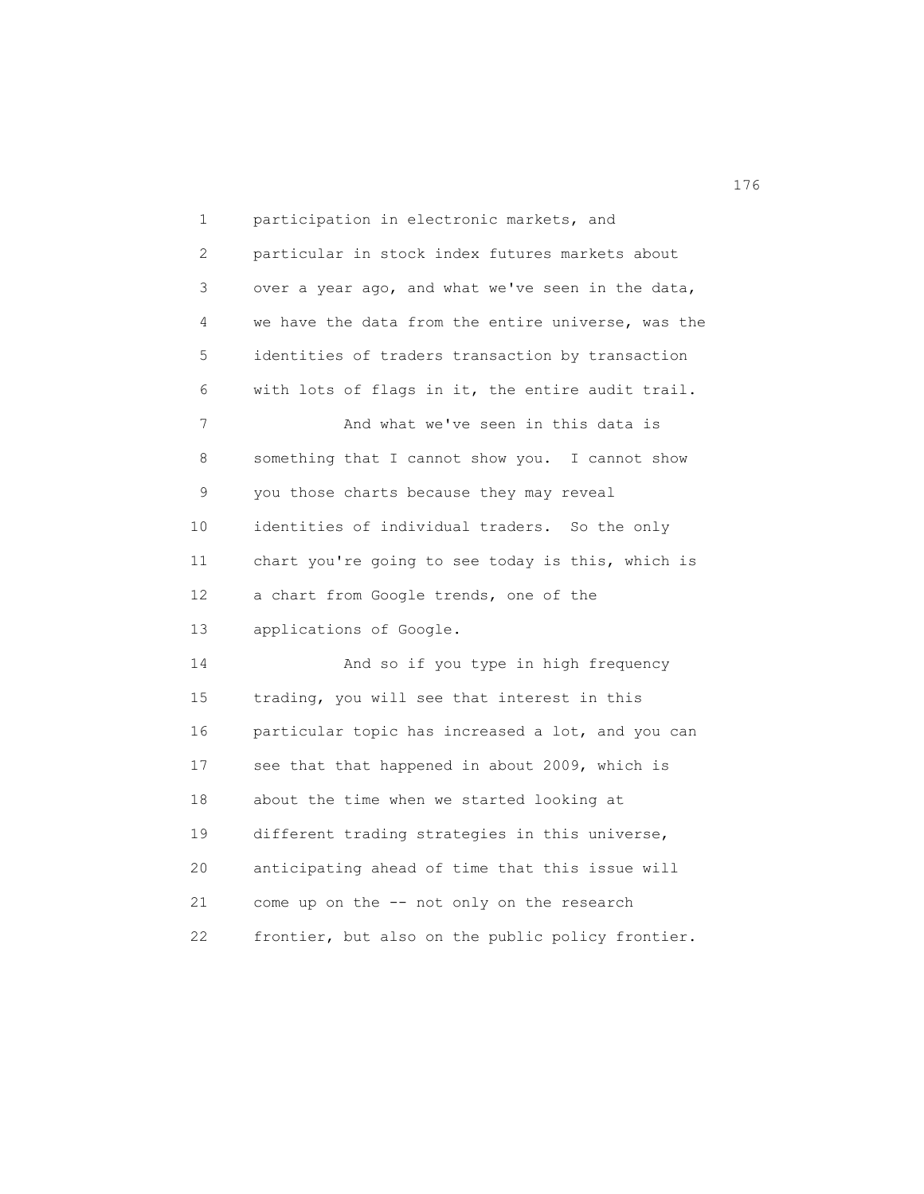participation in electronic markets, and particular in stock index futures markets about over a year ago, and what we've seen in the data, we have the data from the entire universe, was the identities of traders transaction by transaction with lots of flags in it, the entire audit trail.

And what we've seen in this data is something that I cannot show you. I cannot show you those charts because they may reveal identities of individual traders. So the only chart you're going to see today is this, which is a chart from Google trends, one of the applications of Google.

And so if you type in high frequency trading, you will see that interest in this particular topic has increased a lot, and you can see that that happened in about 2009, which is about the time when we started looking at different trading strategies in this universe, anticipating ahead of time that this issue will come up on the -- not only on the research frontier, but also on the public policy frontier.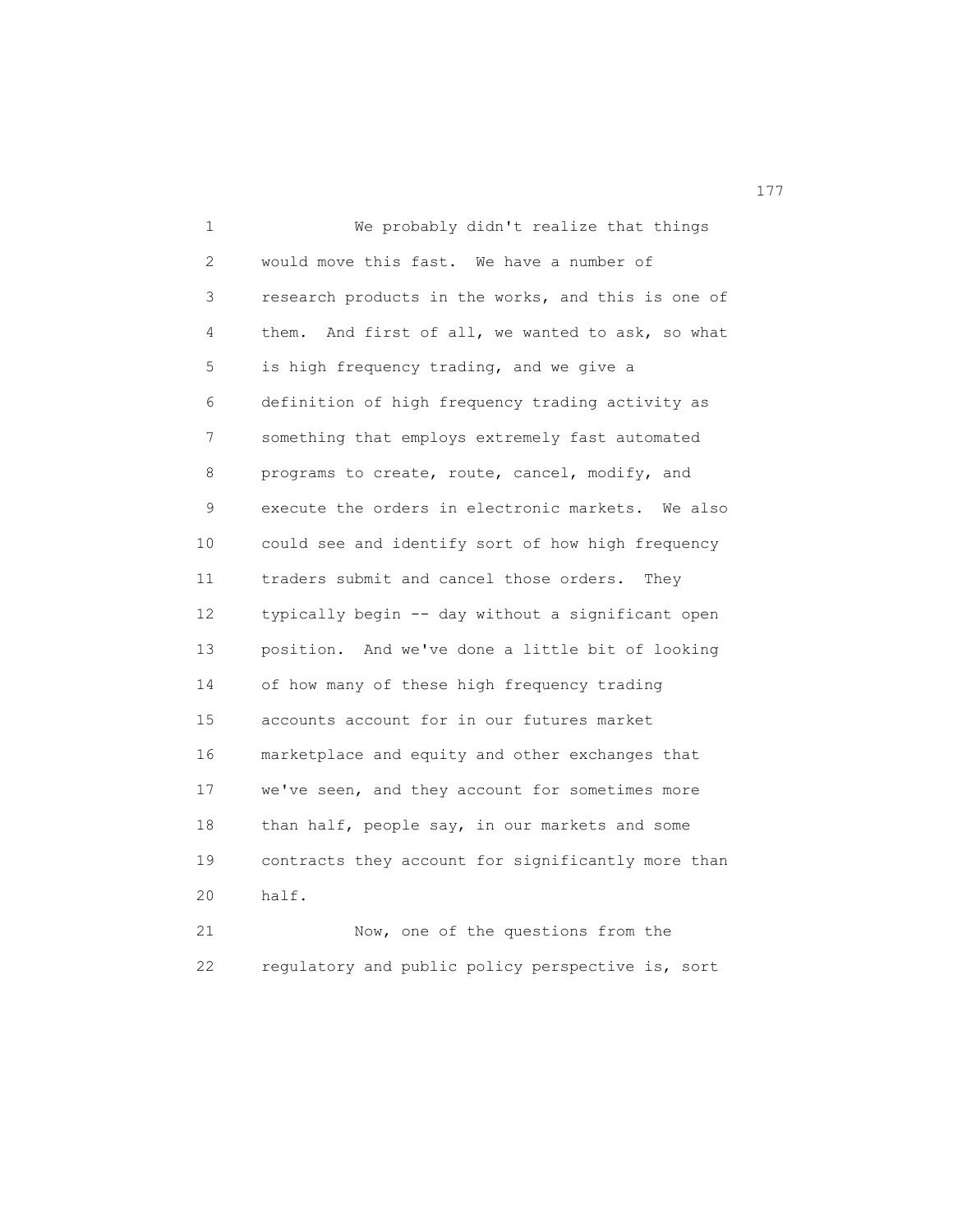We probably didn't realize that things would move this fast. We have a number of research products in the works, and this is one of them. And first of all, we wanted to ask, so what is high frequency trading, and we give a definition of high frequency trading activity as something that employs extremely fast automated programs to create, route, cancel, modify, and execute the orders in electronic markets. We also could see and identify sort of how high frequency traders submit and cancel those orders. They typically begin -- day without a significant open position. And we've done a little bit of looking of how many of these high frequency trading accounts account for in our futures market marketplace and equity and other exchanges that we've seen, and they account for sometimes more than half, people say, in our markets and some contracts they account for significantly more than half.

Now, one of the questions from the regulatory and public policy perspective is, sort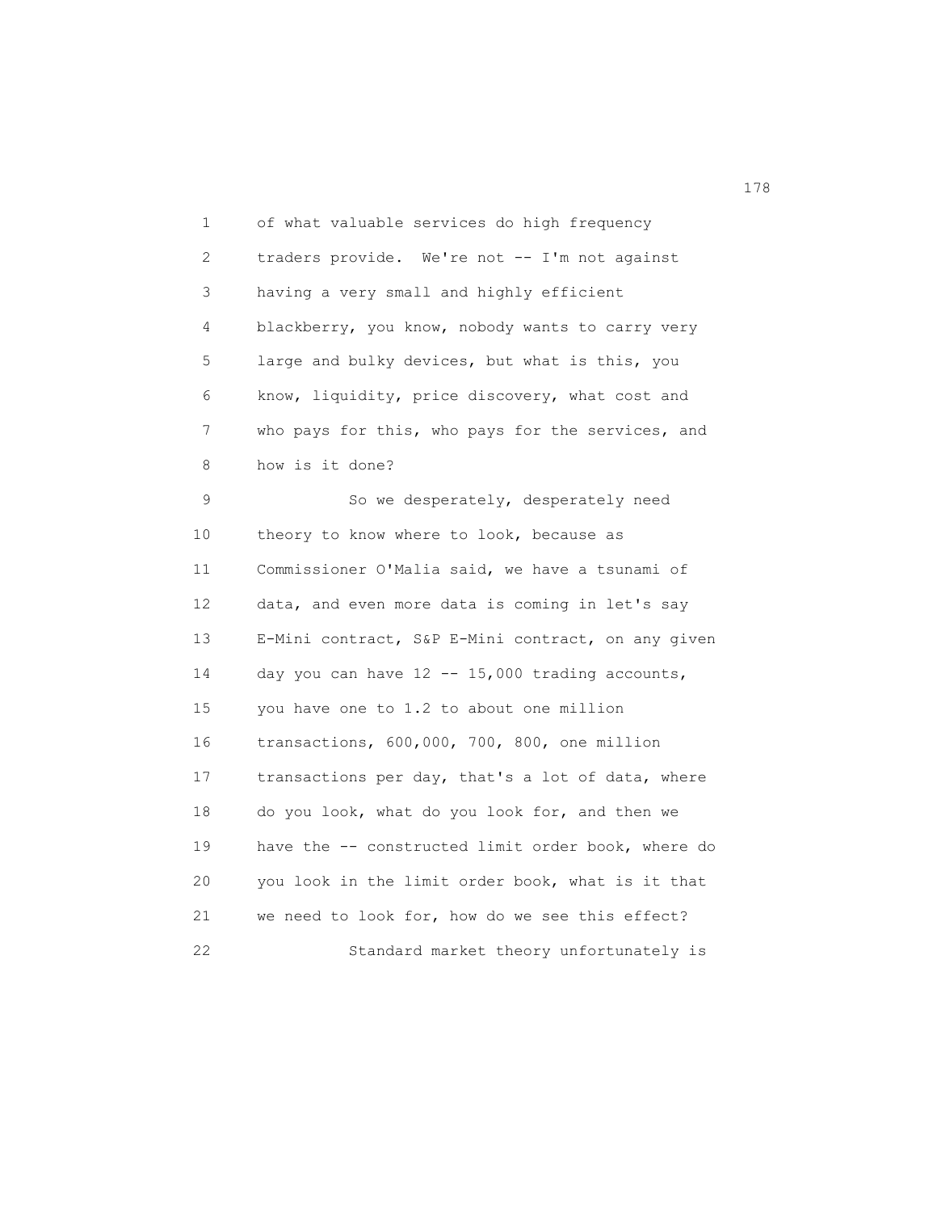of what valuable services do high frequency traders provide. We're not -- I'm not against having a very small and highly efficient blackberry, you know, nobody wants to carry very large and bulky devices, but what is this, you know, liquidity, price discovery, what cost and who pays for this, who pays for the services, and how is it done?

So we desperately, desperately need theory to know where to look, because as Commissioner O'Malia said, we have a tsunami of data, and even more data is coming in let's say E-Mini contract, S&P E-Mini contract, on any given day you can have 12 -- 15,000 trading accounts, you have one to 1.2 to about one million transactions, 600,000, 700, 800, one million transactions per day, that's a lot of data, where do you look, what do you look for, and then we have the -- constructed limit order book, where do you look in the limit order book, what is it that we need to look for, how do we see this effect?

Standard market theory unfortunately is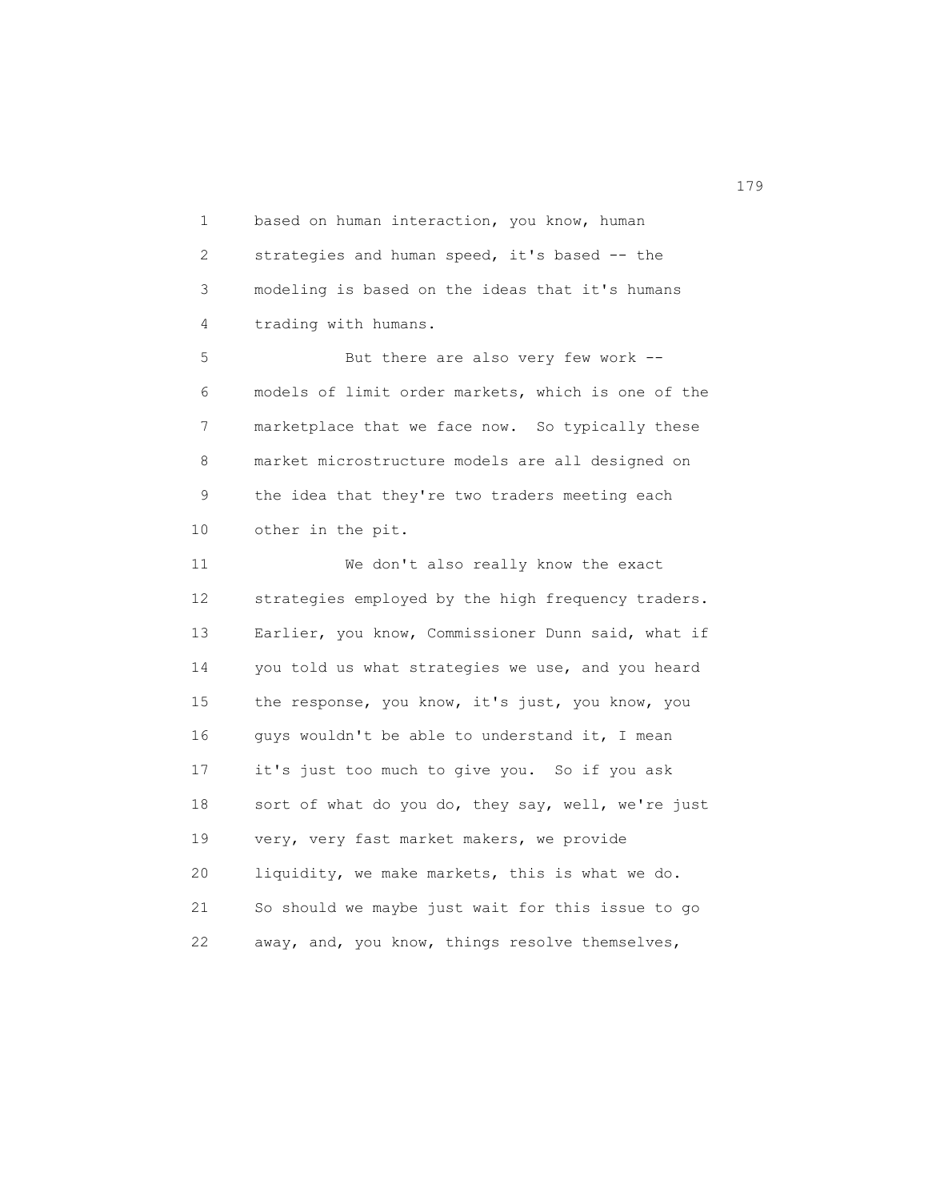based on human interaction, you know, human strategies and human speed, it's based -- the modeling is based on the ideas that it's humans trading with humans.

But there are also very few work -- models of limit order markets, which is one of the marketplace that we face now. So typically these market microstructure models are all designed on the idea that they're two traders meeting each other in the pit.

We don't also really know the exact strategies employed by the high frequency traders. Earlier, you know, Commissioner Dunn said, what if you told us what strategies we use, and you heard the response, you know, it's just, you know, you guys wouldn't be able to understand it, I mean it's just too much to give you. So if you ask sort of what do you do, they say, well, we're just very, very fast market makers, we provide liquidity, we make markets, this is what we do. So should we maybe just wait for this issue to go away, and, you know, things resolve themselves,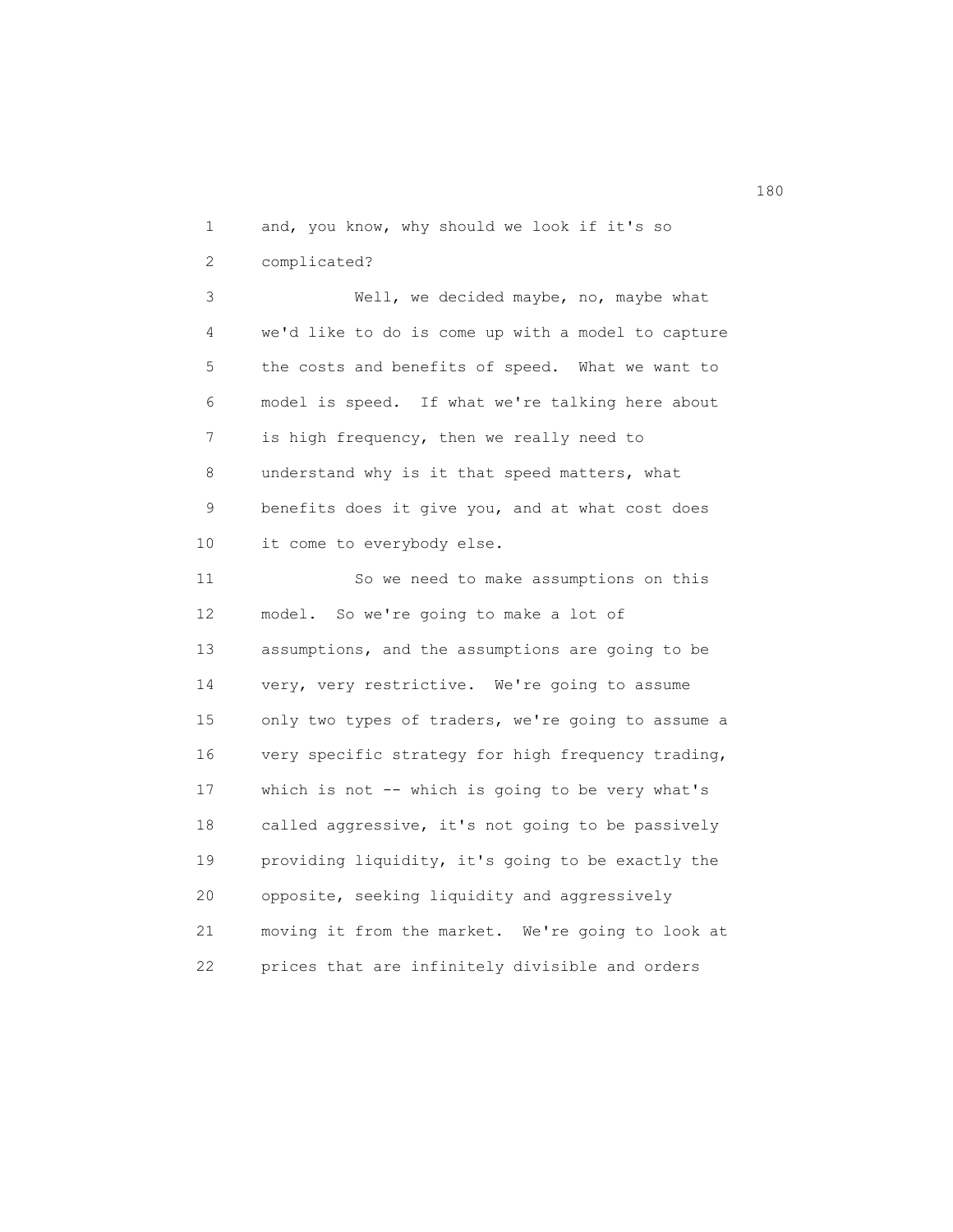and, you know, why should we look if it's so complicated?

Well, we decided maybe, no, maybe what we'd like to do is come up with a model to capture the costs and benefits of speed. What we want to model is speed. If what we're talking here about is high frequency, then we really need to understand why is it that speed matters, what benefits does it give you, and at what cost does it come to everybody else.

So we need to make assumptions on this model. So we're going to make a lot of assumptions, and the assumptions are going to be very, very restrictive. We're going to assume only two types of traders, we're going to assume a very specific strategy for high frequency trading, which is not -- which is going to be very what's called aggressive, it's not going to be passively providing liquidity, it's going to be exactly the opposite, seeking liquidity and aggressively moving it from the market. We're going to look at prices that are infinitely divisible and orders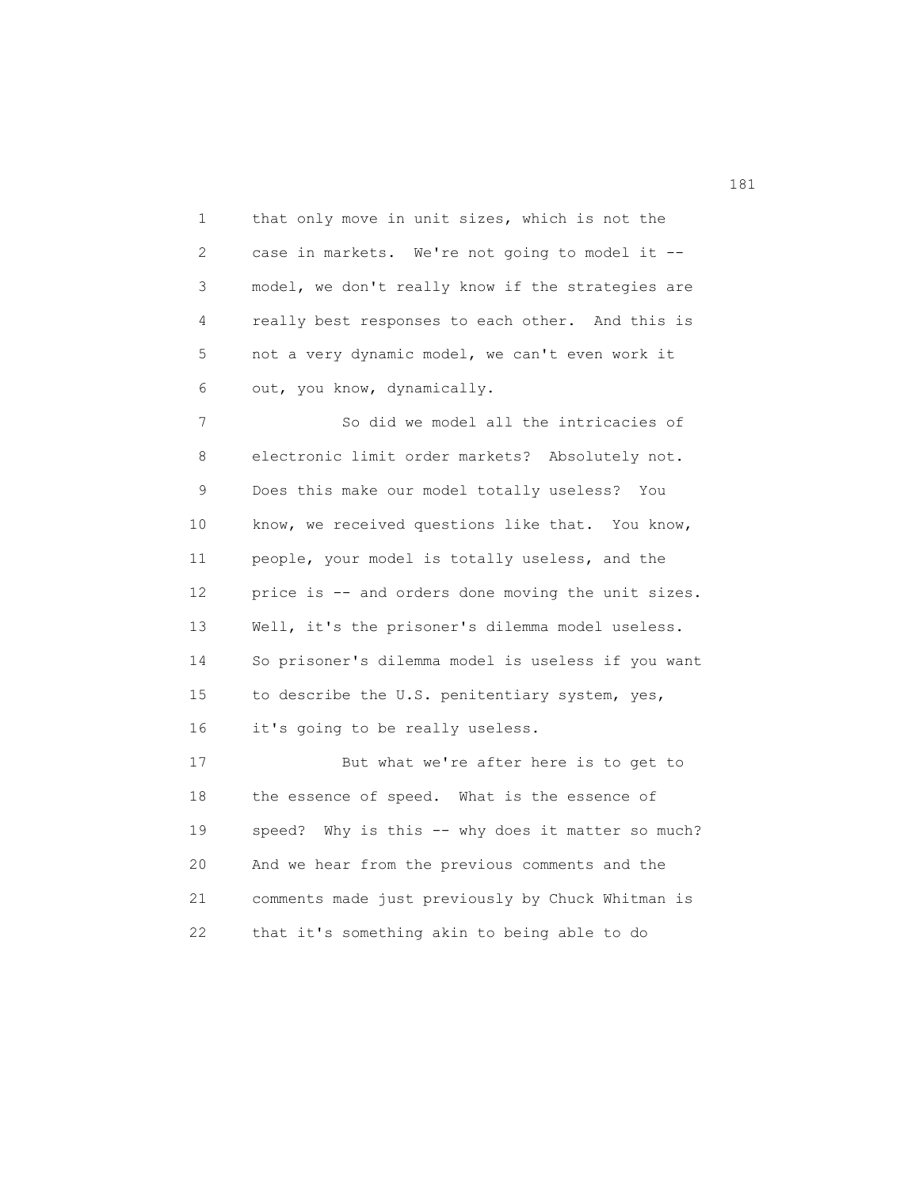that only move in unit sizes, which is not the case in markets. We're not going to model it -- model, we don't really know if the strategies are really best responses to each other. And this is not a very dynamic model, we can't even work it out, you know, dynamically.

So did we model all the intricacies of electronic limit order markets? Absolutely not. Does this make our model totally useless? You know, we received questions like that. You know, people, your model is totally useless, and the price is -- and orders done moving the unit sizes. Well, it's the prisoner's dilemma model useless. So prisoner's dilemma model is useless if you want to describe the U.S. penitentiary system, yes, it's going to be really useless.

But what we're after here is to get to the essence of speed. What is the essence of speed? Why is this -- why does it matter so much? And we hear from the previous comments and the comments made just previously by Chuck Whitman is that it's something akin to being able to do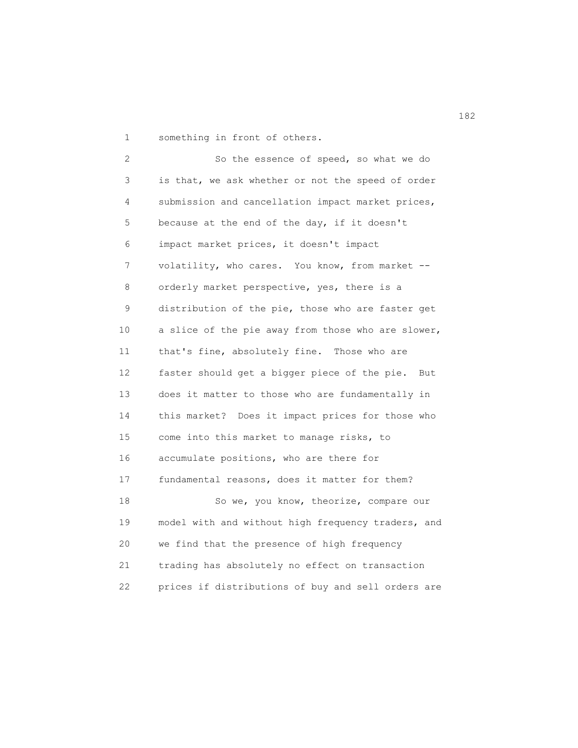something in front of others.

So the essence of speed, so what we do is that, we ask whether or not the speed of order submission and cancellation impact market prices, because at the end of the day, if it doesn't impact market prices, it doesn't impact volatility, who cares. You know, from market -- orderly market perspective, yes, there is a distribution of the pie, those who are faster get a slice of the pie away from those who are slower, that's fine, absolutely fine. Those who are faster should get a bigger piece of the pie. But does it matter to those who are fundamentally in this market? Does it impact prices for those who come into this market to manage risks, to accumulate positions, who are there for fundamental reasons, does it matter for them?

So we, you know, theorize, compare our model with and without high frequency traders, and we find that the presence of high frequency trading has absolutely no effect on transaction prices if distributions of buy and sell orders are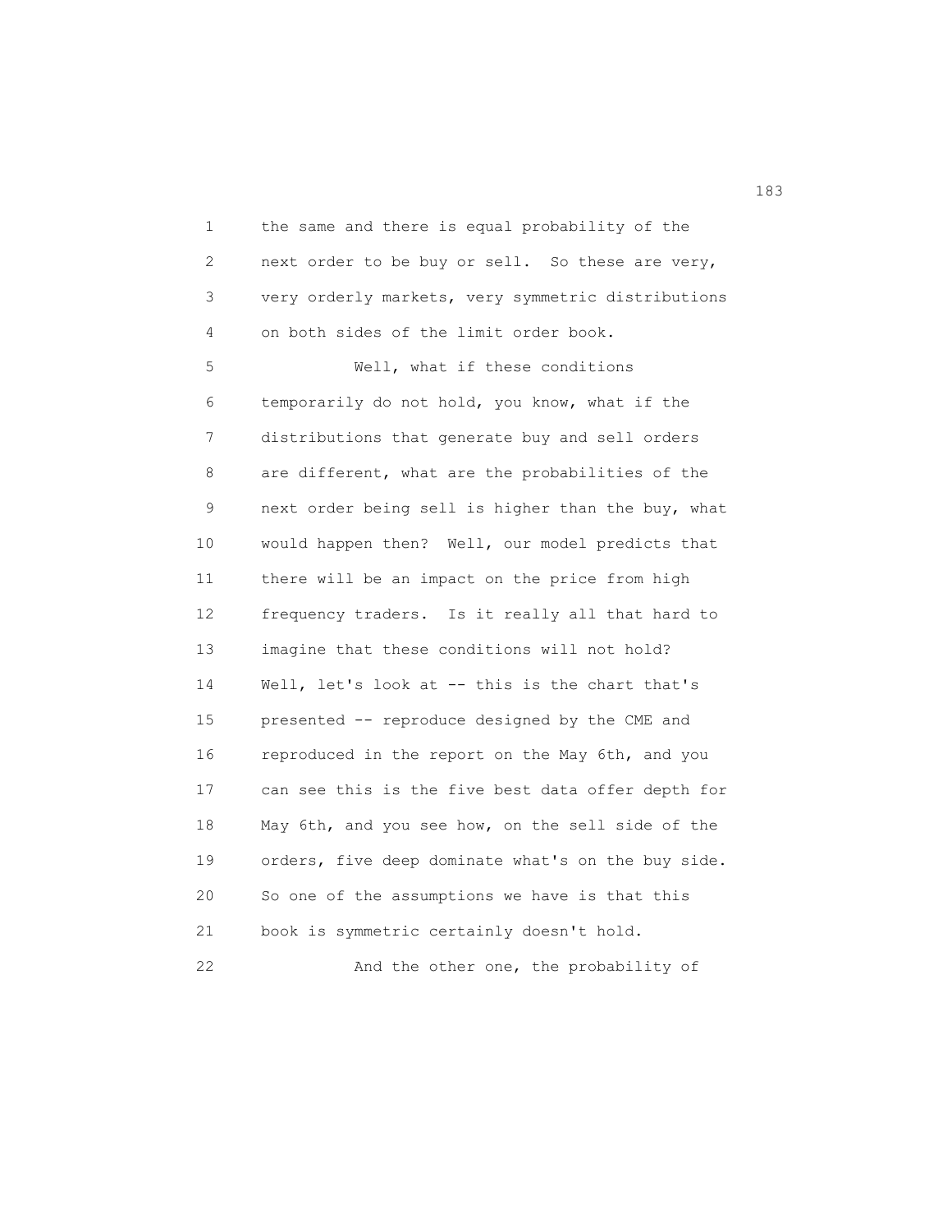the same and there is equal probability of the next order to be buy or sell. So these are very, very orderly markets, very symmetric distributions on both sides of the limit order book.

Well, what if these conditions temporarily do not hold, you know, what if the distributions that generate buy and sell orders are different, what are the probabilities of the next order being sell is higher than the buy, what would happen then? Well, our model predicts that there will be an impact on the price from high frequency traders. Is it really all that hard to imagine that these conditions will not hold? Well, let's look at -- this is the chart that's presented -- reproduce designed by the CME and reproduced in the report on the May 6th, and you can see this is the five best data offer depth for May 6th, and you see how, on the sell side of the orders, five deep dominate what's on the buy side. So one of the assumptions we have is that this book is symmetric certainly doesn't hold.

And the other one, the probability of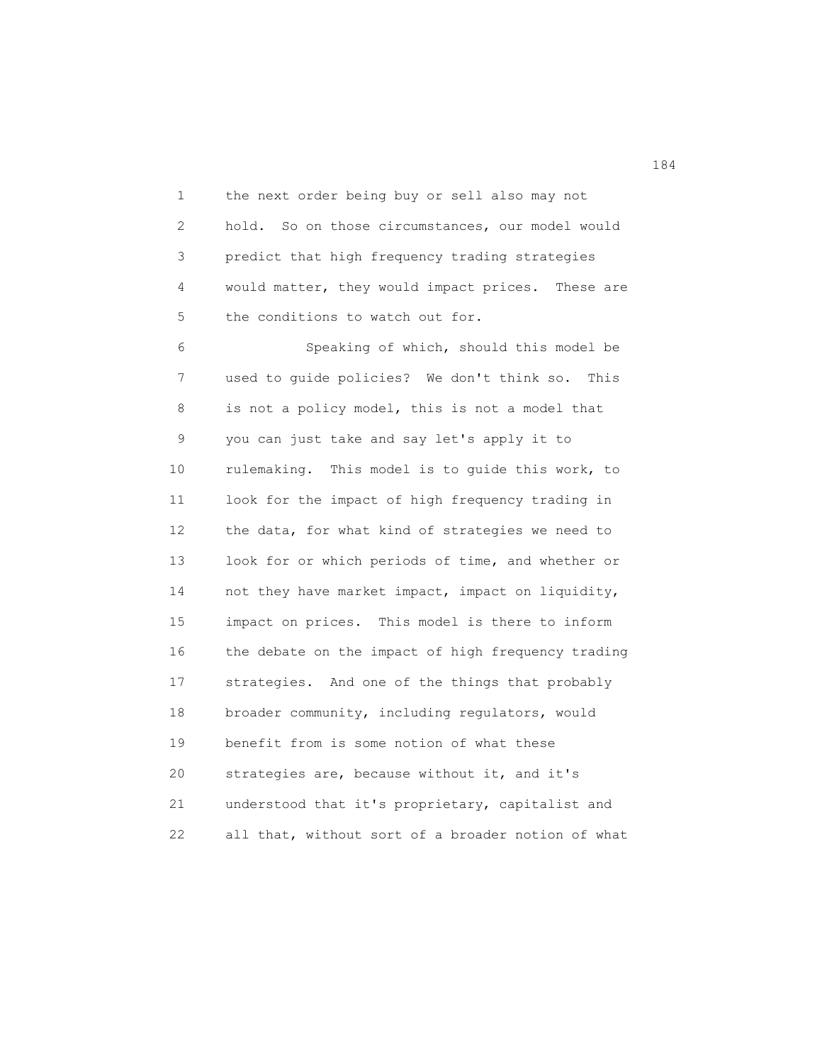the next order being buy or sell also may not hold. So on those circumstances, our model would predict that high frequency trading strategies would matter, they would impact prices. These are the conditions to watch out for.

Speaking of which, should this model be used to guide policies? We don't think so. This is not a policy model, this is not a model that you can just take and say let's apply it to rulemaking. This model is to guide this work, to look for the impact of high frequency trading in the data, for what kind of strategies we need to look for or which periods of time, and whether or not they have market impact, impact on liquidity, impact on prices. This model is there to inform the debate on the impact of high frequency trading strategies. And one of the things that probably broader community, including regulators, would benefit from is some notion of what these strategies are, because without it, and it's understood that it's proprietary, capitalist and all that, without sort of a broader notion of what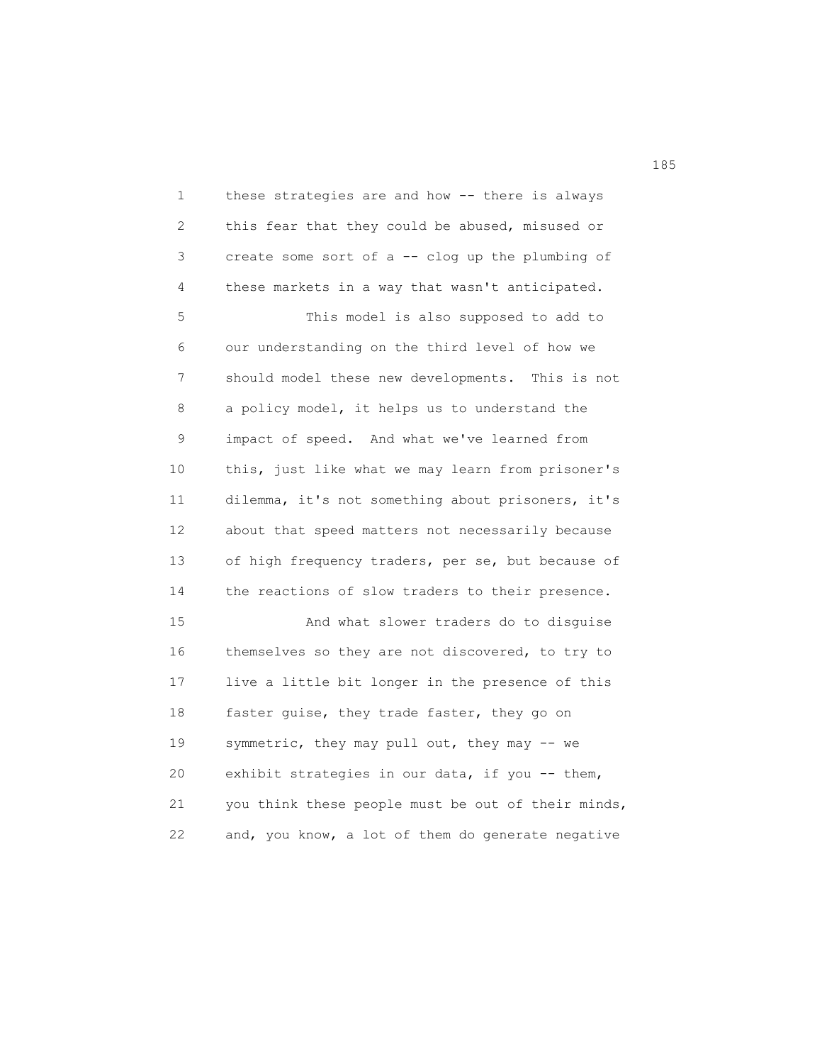these strategies are and how -- there is always this fear that they could be abused, misused or create some sort of a -- clog up the plumbing of these markets in a way that wasn't anticipated.

This model is also supposed to add to our understanding on the third level of how we should model these new developments. This is not a policy model, it helps us to understand the impact of speed. And what we've learned from this, just like what we may learn from prisoner's dilemma, it's not something about prisoners, it's about that speed matters not necessarily because of high frequency traders, per se, but because of the reactions of slow traders to their presence.

And what slower traders do to disguise themselves so they are not discovered, to try to live a little bit longer in the presence of this faster guise, they trade faster, they go on symmetric, they may pull out, they may -- we exhibit strategies in our data, if you -- them, you think these people must be out of their minds, and, you know, a lot of them do generate negative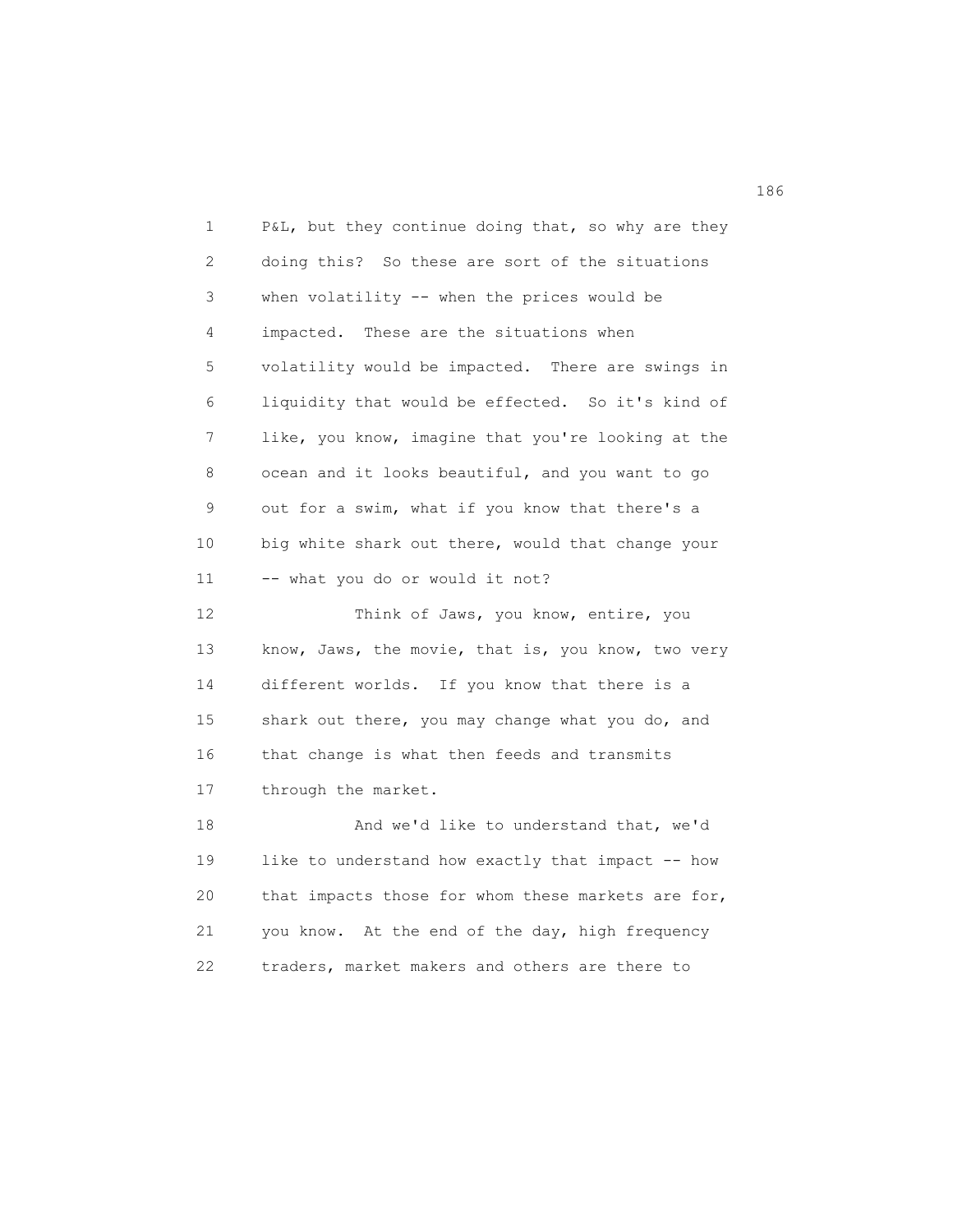P&L, but they continue doing that, so why are they doing this? So these are sort of the situations when volatility -- when the prices would be impacted. These are the situations when volatility would be impacted. There are swings in liquidity that would be effected. So it's kind of like, you know, imagine that you're looking at the ocean and it looks beautiful, and you want to go out for a swim, what if you know that there's a big white shark out there, would that change your -- what you do or would it not?

Think of Jaws, you know, entire, you know, Jaws, the movie, that is, you know, two very different worlds. If you know that there is a shark out there, you may change what you do, and that change is what then feeds and transmits through the market.

And we'd like to understand that, we'd like to understand how exactly that impact -- how that impacts those for whom these markets are for, you know. At the end of the day, high frequency traders, market makers and others are there to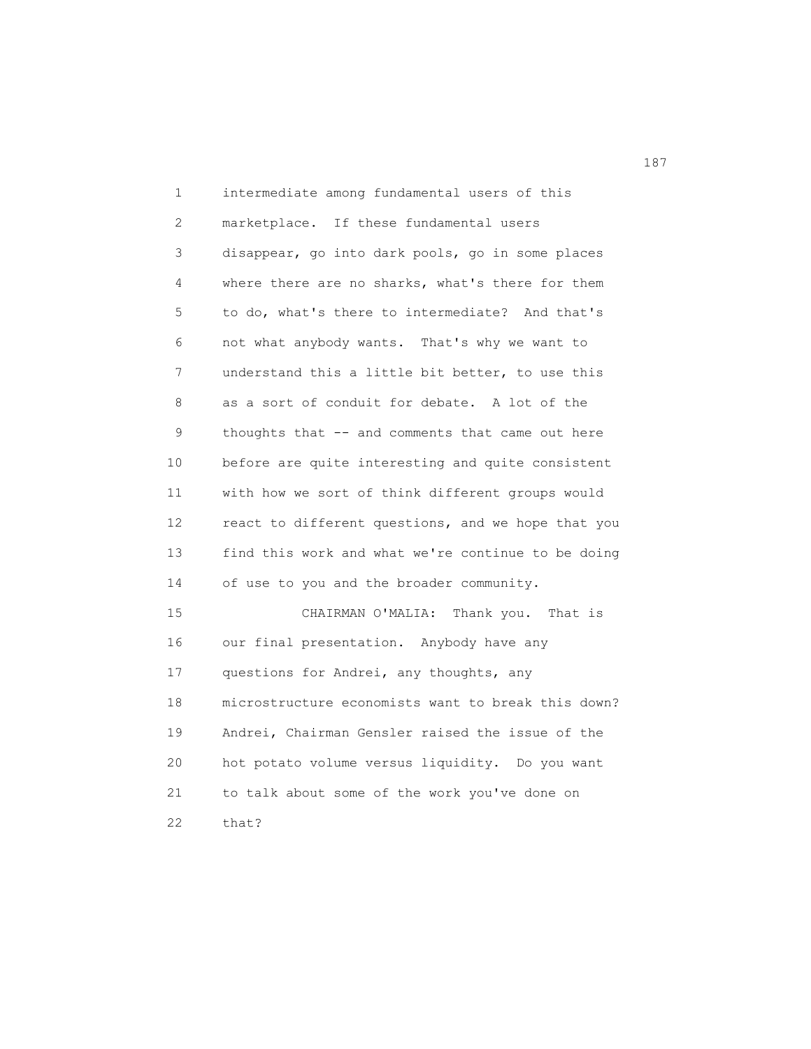intermediate among fundamental users of this marketplace. If these fundamental users disappear, go into dark pools, go in some places where there are no sharks, what's there for them to do, what's there to intermediate? And that's not what anybody wants. That's why we want to understand this a little bit better, to use this as a sort of conduit for debate. A lot of the thoughts that -- and comments that came out here before are quite interesting and quite consistent with how we sort of think different groups would react to different questions, and we hope that you find this work and what we're continue to be doing of use to you and the broader community.

CHAIRMAN O'MALIA: Thank you. That is our final presentation. Anybody have any questions for Andrei, any thoughts, any microstructure economists want to break this down? Andrei, Chairman Gensler raised the issue of the hot potato volume versus liquidity. Do you want to talk about some of the work you've done on that?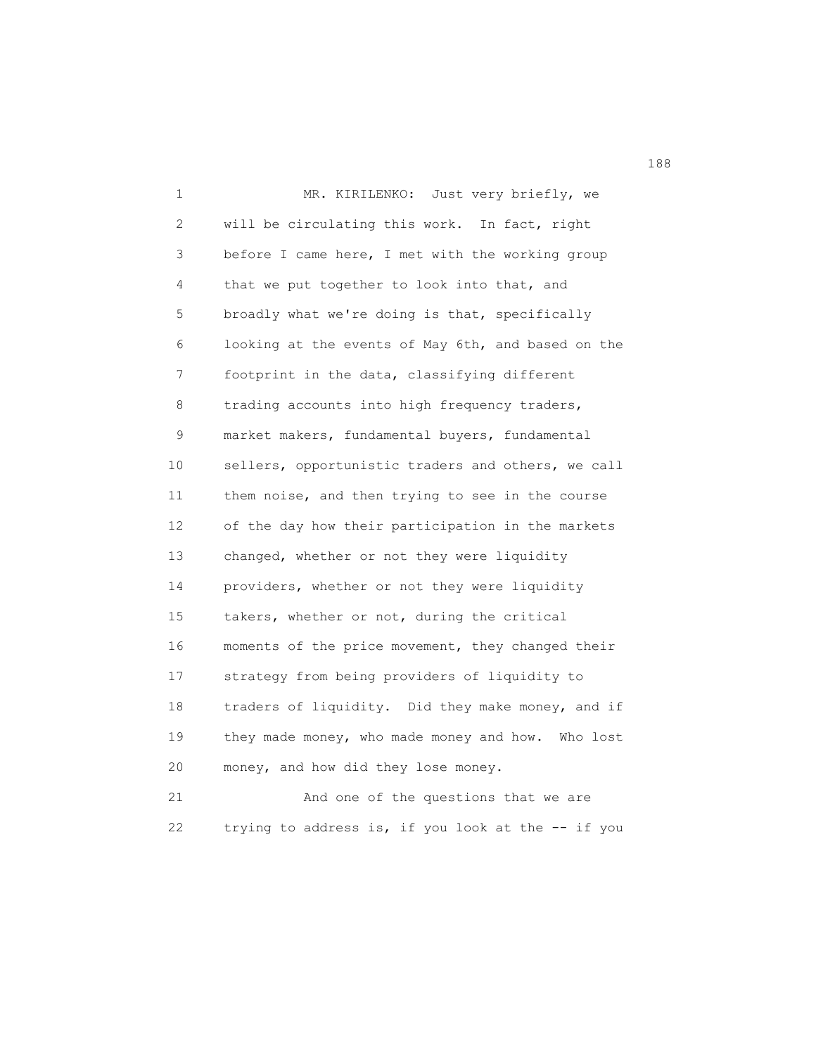MR. KIRILENKO: Just very briefly, we will be circulating this work. In fact, right before I came here, I met with the working group that we put together to look into that, and broadly what we're doing is that, specifically looking at the events of May 6th, and based on the footprint in the data, classifying different trading accounts into high frequency traders, market makers, fundamental buyers, fundamental sellers, opportunistic traders and others, we call them noise, and then trying to see in the course of the day how their participation in the markets changed, whether or not they were liquidity providers, whether or not they were liquidity takers, whether or not, during the critical moments of the price movement, they changed their strategy from being providers of liquidity to traders of liquidity. Did they make money, and if they made money, who made money and how. Who lost money, and how did they lose money.

And one of the questions that we are trying to address is, if you look at the -- if you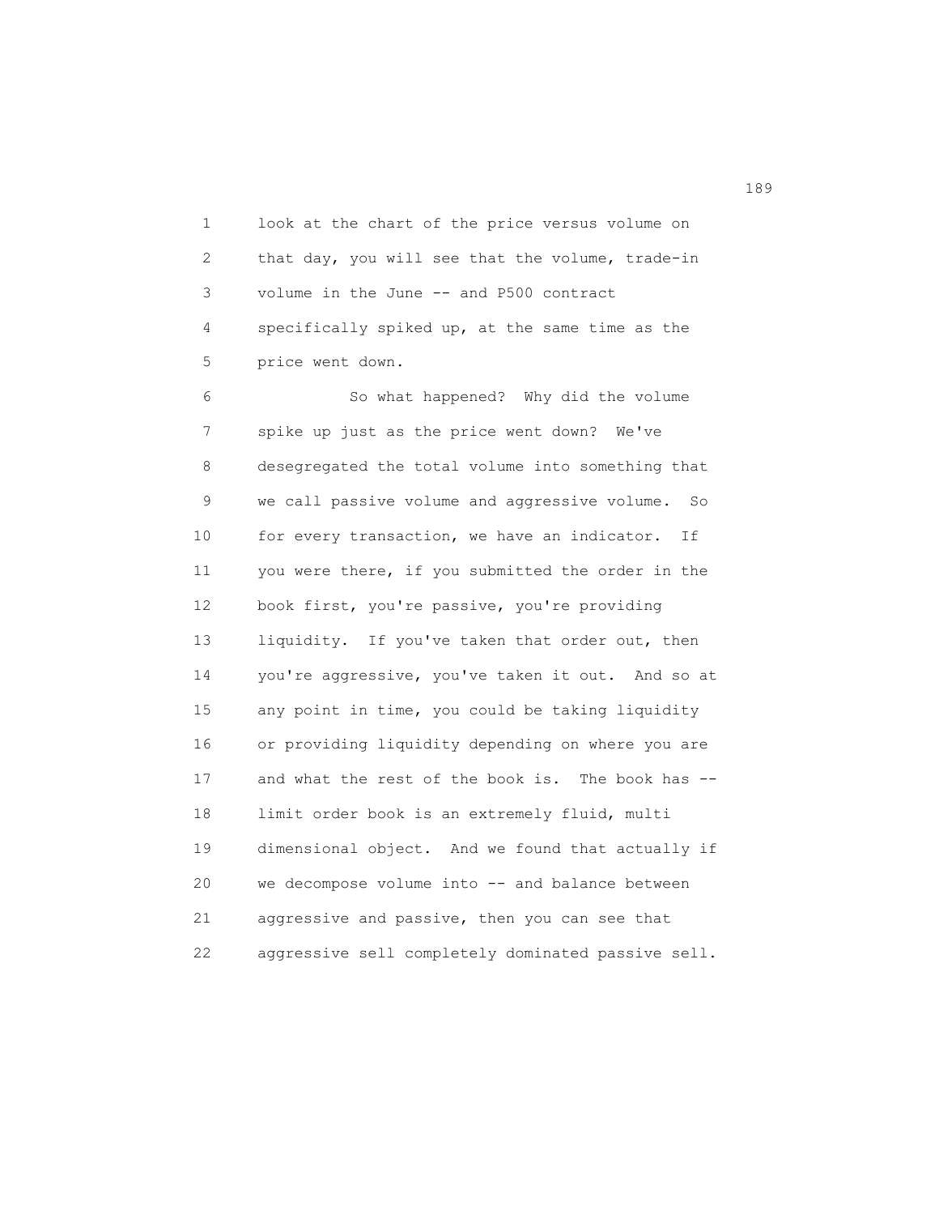look at the chart of the price versus volume on that day, you will see that the volume, trade-in volume in the June -- and P500 contract specifically spiked up, at the same time as the price went down.

So what happened? Why did the volume spike up just as the price went down? We've desegregated the total volume into something that we call passive volume and aggressive volume. So for every transaction, we have an indicator. If you were there, if you submitted the order in the book first, you're passive, you're providing liquidity. If you've taken that order out, then you're aggressive, you've taken it out. And so at any point in time, you could be taking liquidity or providing liquidity depending on where you are and what the rest of the book is. The book has -- limit order book is an extremely fluid, multi dimensional object. And we found that actually if we decompose volume into -- and balance between aggressive and passive, then you can see that aggressive sell completely dominated passive sell.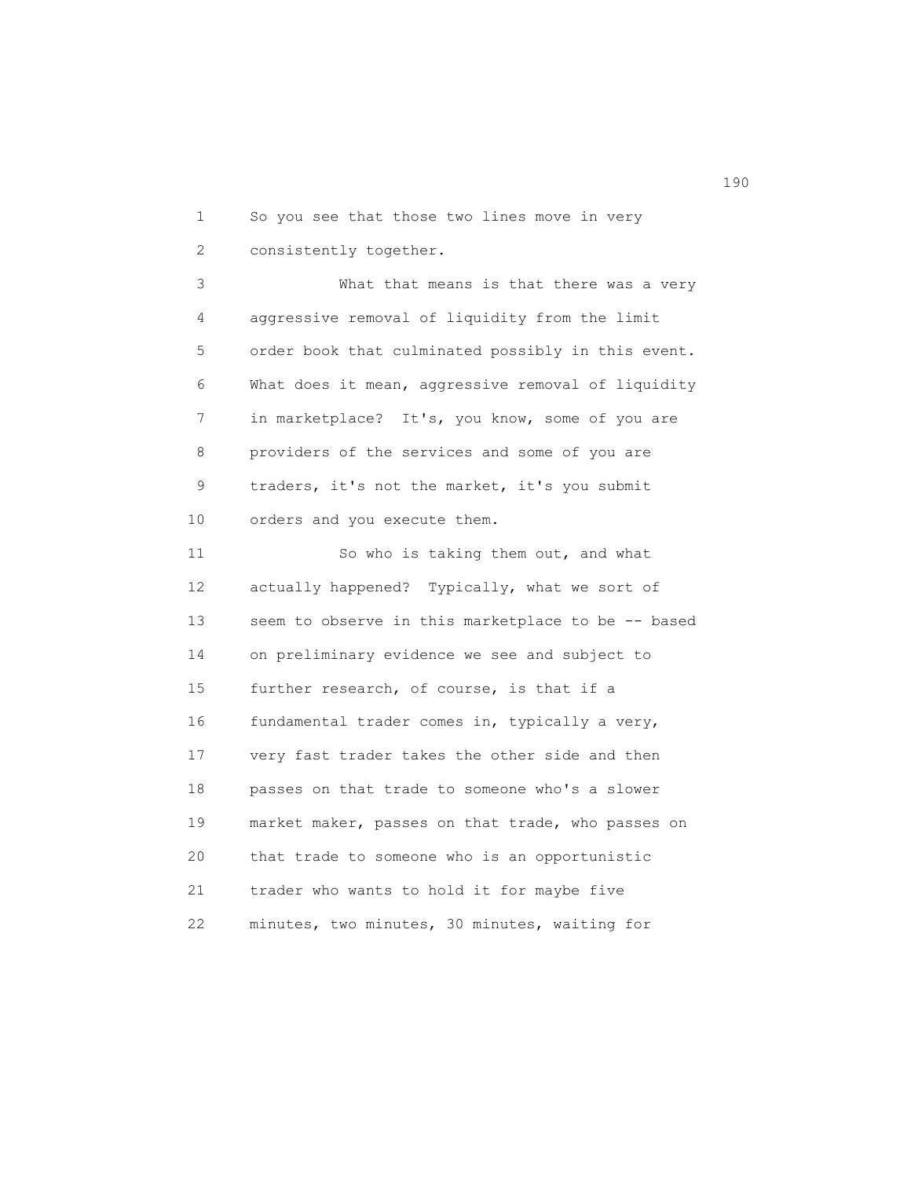So you see that those two lines move in very consistently together.

What that means is that there was a very aggressive removal of liquidity from the limit order book that culminated possibly in this event. What does it mean, aggressive removal of liquidity in marketplace? It's, you know, some of you are providers of the services and some of you are traders, it's not the market, it's you submit orders and you execute them.

So who is taking them out, and what actually happened? Typically, what we sort of seem to observe in this marketplace to be -- based on preliminary evidence we see and subject to further research, of course, is that if a fundamental trader comes in, typically a very, very fast trader takes the other side and then passes on that trade to someone who's a slower market maker, passes on that trade, who passes on that trade to someone who is an opportunistic trader who wants to hold it for maybe five minutes, two minutes, 30 minutes, waiting for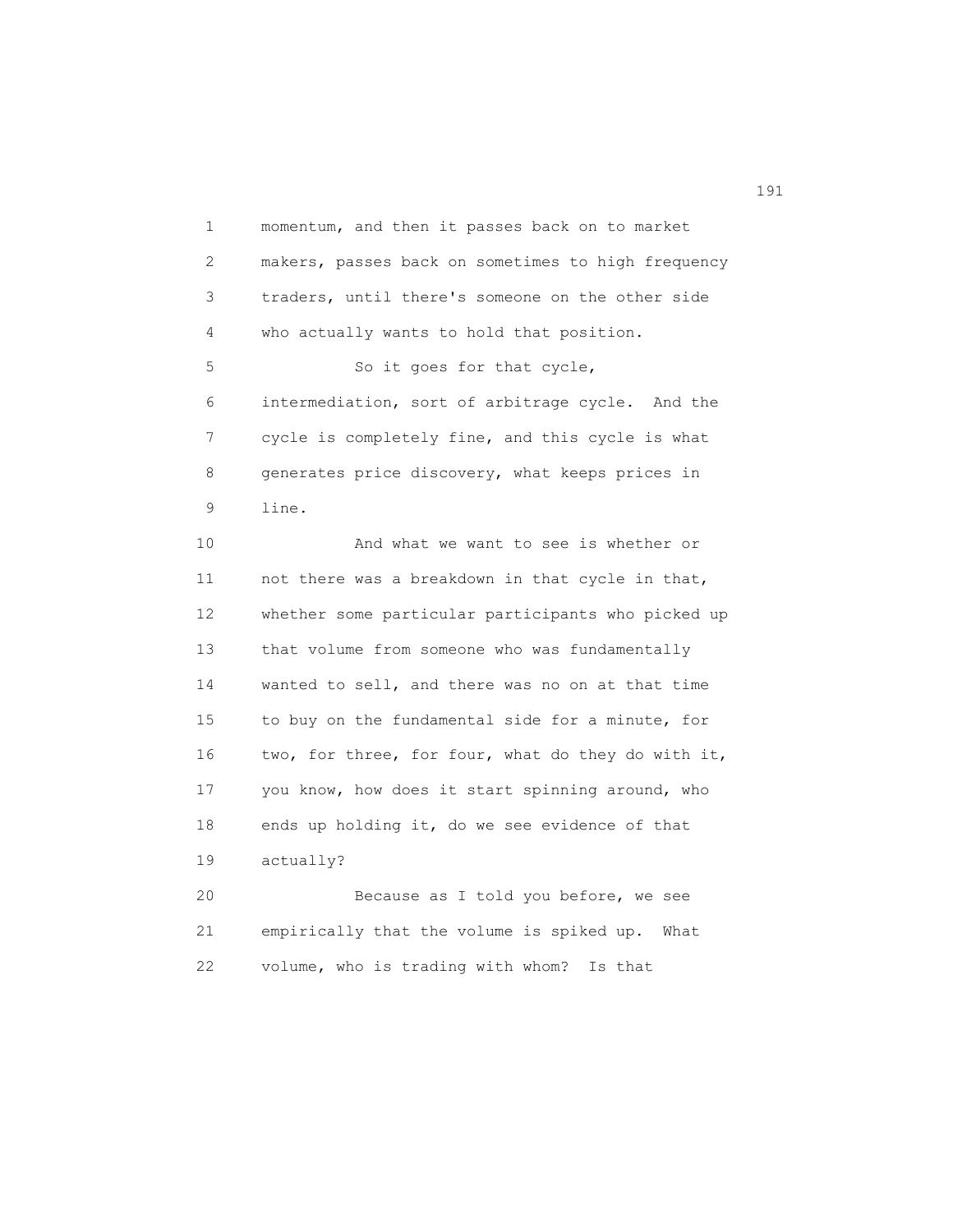momentum, and then it passes back on to market makers, passes back on sometimes to high frequency traders, until there's someone on the other side who actually wants to hold that position.

So it goes for that cycle, intermediation, sort of arbitrage cycle. And the cycle is completely fine, and this cycle is what generates price discovery, what keeps prices in line.

And what we want to see is whether or not there was a breakdown in that cycle in that, whether some particular participants who picked up that volume from someone who was fundamentally wanted to sell, and there was no on at that time to buy on the fundamental side for a minute, for two, for three, for four, what do they do with it, you know, how does it start spinning around, who ends up holding it, do we see evidence of that actually?

Because as I told you before, we see empirically that the volume is spiked up. What volume, who is trading with whom? Is that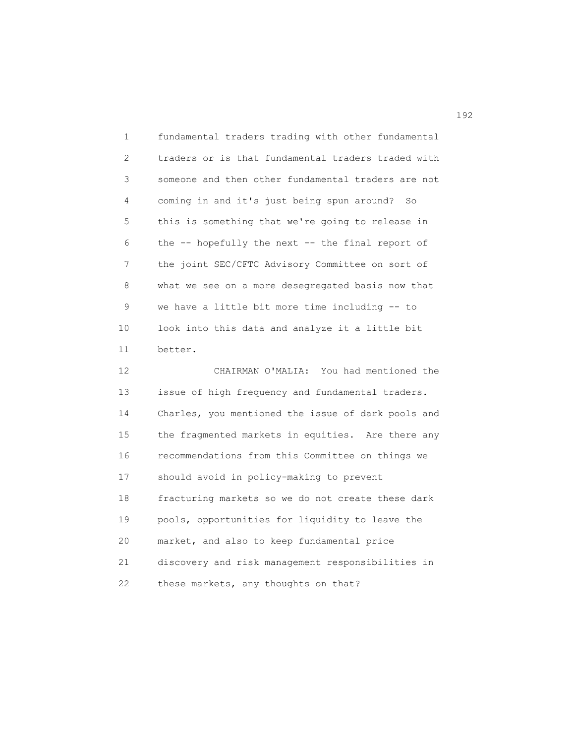fundamental traders trading with other fundamental traders or is that fundamental traders traded with someone and then other fundamental traders are not coming in and it's just being spun around? So this is something that we're going to release in the -- hopefully the next -- the final report of the joint SEC/CFTC Advisory Committee on sort of what we see on a more desegregated basis now that we have a little bit more time including -- to look into this data and analyze it a little bit better.

CHAIRMAN O'MALIA: You had mentioned the issue of high frequency and fundamental traders. Charles, you mentioned the issue of dark pools and the fragmented markets in equities. Are there any recommendations from this Committee on things we should avoid in policy-making to prevent fracturing markets so we do not create these dark pools, opportunities for liquidity to leave the market, and also to keep fundamental price discovery and risk management responsibilities in these markets, any thoughts on that?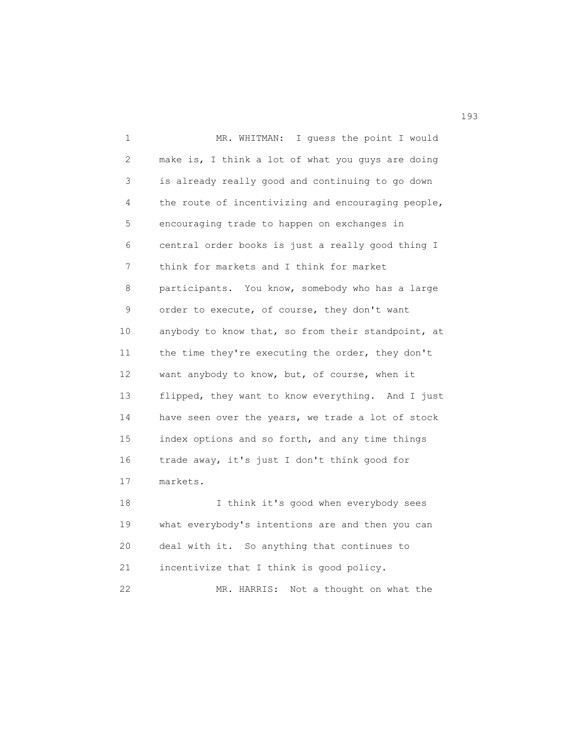MR. WHITMAN: I guess the point I would make is, I think a lot of what you guys are doing is already really good and continuing to go down the route of incentivizing and encouraging people, encouraging trade to happen on exchanges in central order books is just a really good thing I think for markets and I think for market participants. You know, somebody who has a large order to execute, of course, they don't want anybody to know that, so from their standpoint, at the time they're executing the order, they don't want anybody to know, but, of course, when it flipped, they want to know everything. And I just have seen over the years, we trade a lot of stock index options and so forth, and any time things trade away, it's just I don't think good for markets.

I think it's good when everybody sees what everybody's intentions are and then you can deal with it. So anything that continues to incentivize that I think is good policy.

MR. HARRIS: Not a thought on what the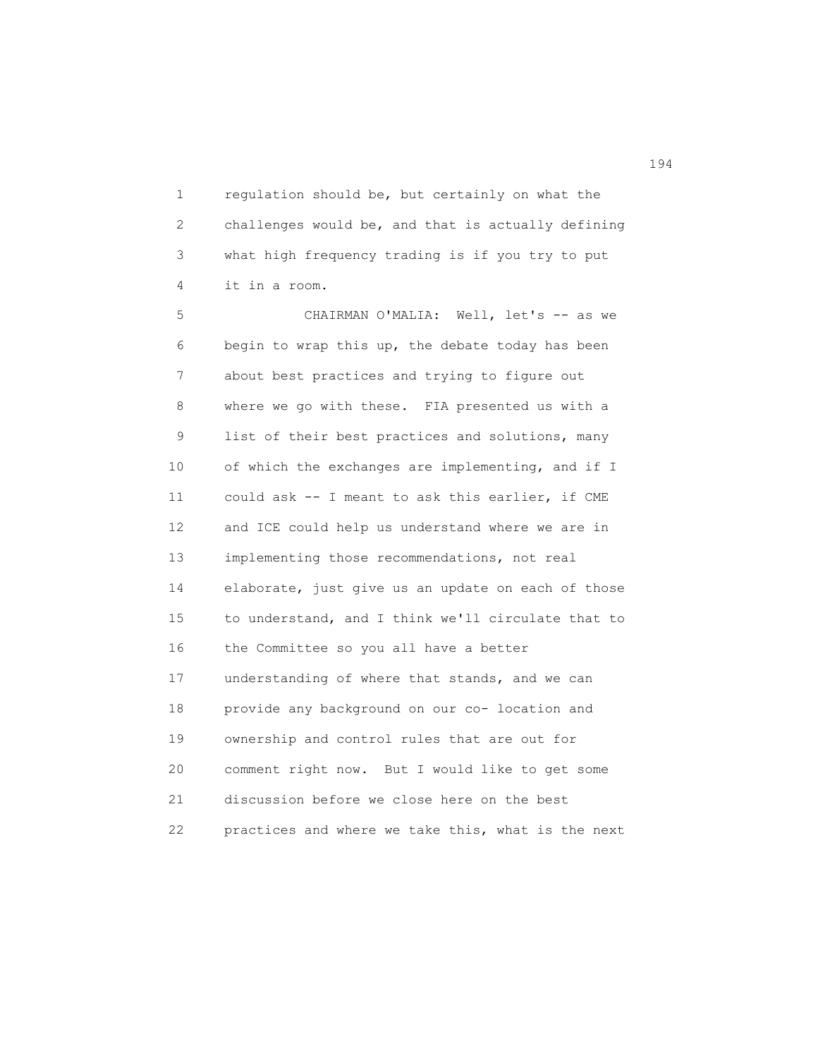regulation should be, but certainly on what the challenges would be, and that is actually defining what high frequency trading is if you try to put it in a room.

CHAIRMAN O'MALIA: Well, let's -- as we begin to wrap this up, the debate today has been about best practices and trying to figure out where we go with these. FIA presented us with a list of their best practices and solutions, many of which the exchanges are implementing, and if I could ask -- I meant to ask this earlier, if CME and ICE could help us understand where we are in implementing those recommendations, not real elaborate, just give us an update on each of those to understand, and I think we'll circulate that to the Committee so you all have a better understanding of where that stands, and we can provide any background on our co- location and ownership and control rules that are out for comment right now. But I would like to get some discussion before we close here on the best practices and where we take this, what is the next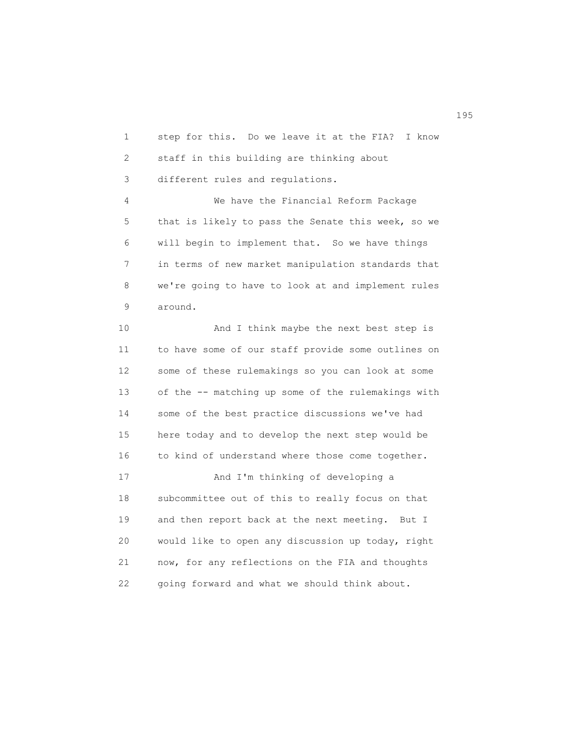step for this. Do we leave it at the FIA? I know staff in this building are thinking about different rules and regulations.

We have the Financial Reform Package that is likely to pass the Senate this week, so we will begin to implement that. So we have things in terms of new market manipulation standards that we're going to have to look at and implement rules around.

And I think maybe the next best step is to have some of our staff provide some outlines on some of these rulemakings so you can look at some of the -- matching up some of the rulemakings with some of the best practice discussions we've had here today and to develop the next step would be to kind of understand where those come together.

And I'm thinking of developing a subcommittee out of this to really focus on that and then report back at the next meeting. But I would like to open any discussion up today, right now, for any reflections on the FIA and thoughts going forward and what we should think about.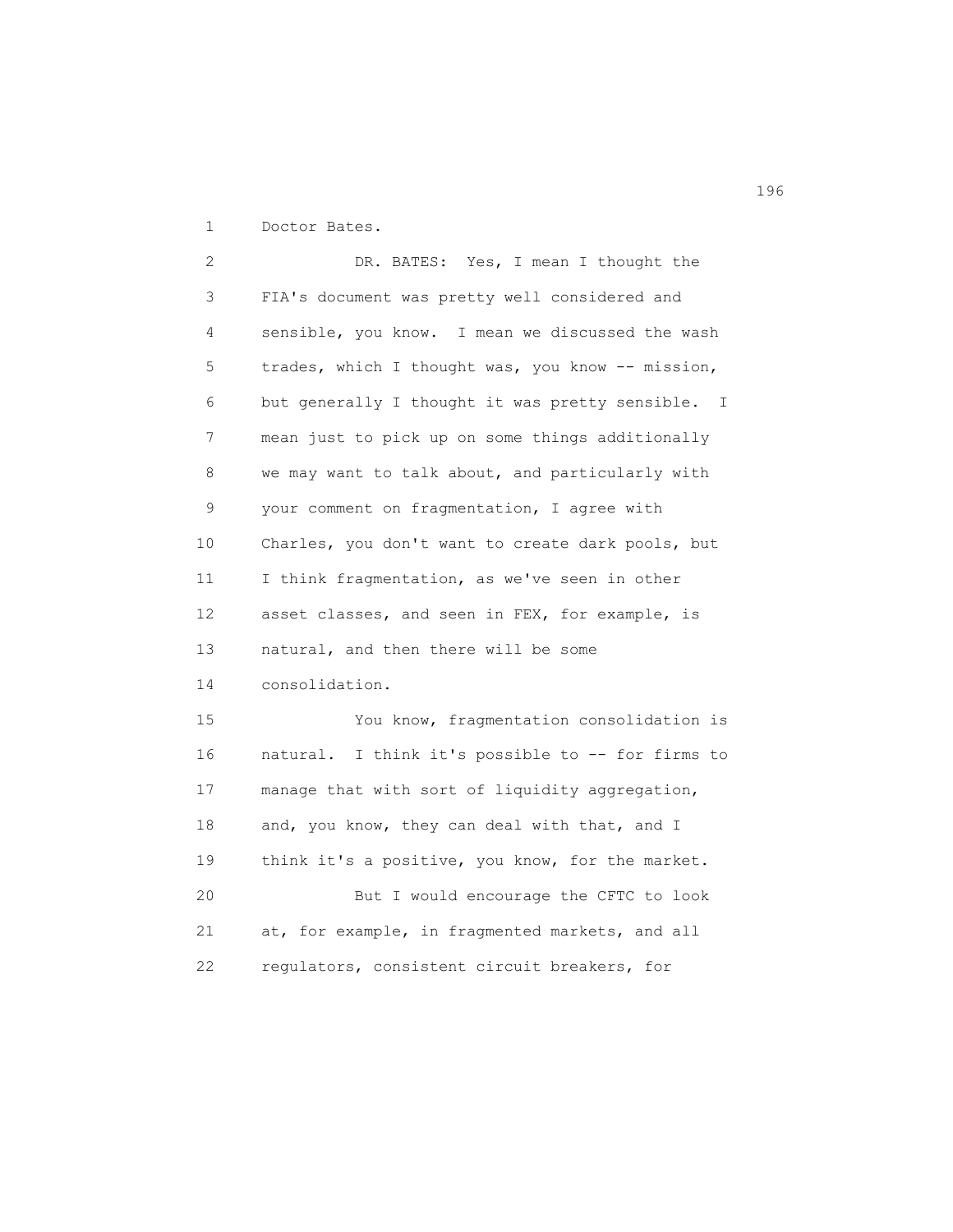Doctor Bates.

DR. BATES: Yes, I mean I thought the FIA's document was pretty well considered and sensible, you know. I mean we discussed the wash trades, which I thought was, you know -- mission, but generally I thought it was pretty sensible. I mean just to pick up on some things additionally we may want to talk about, and particularly with your comment on fragmentation, I agree with Charles, you don't want to create dark pools, but I think fragmentation, as we've seen in other asset classes, and seen in FEX, for example, is natural, and then there will be some consolidation.

You know, fragmentation consolidation is natural. I think it's possible to -- for firms to manage that with sort of liquidity aggregation, and, you know, they can deal with that, and I think it's a positive, you know, for the market.

But I would encourage the CFTC to look at, for example, in fragmented markets, and all regulators, consistent circuit breakers, for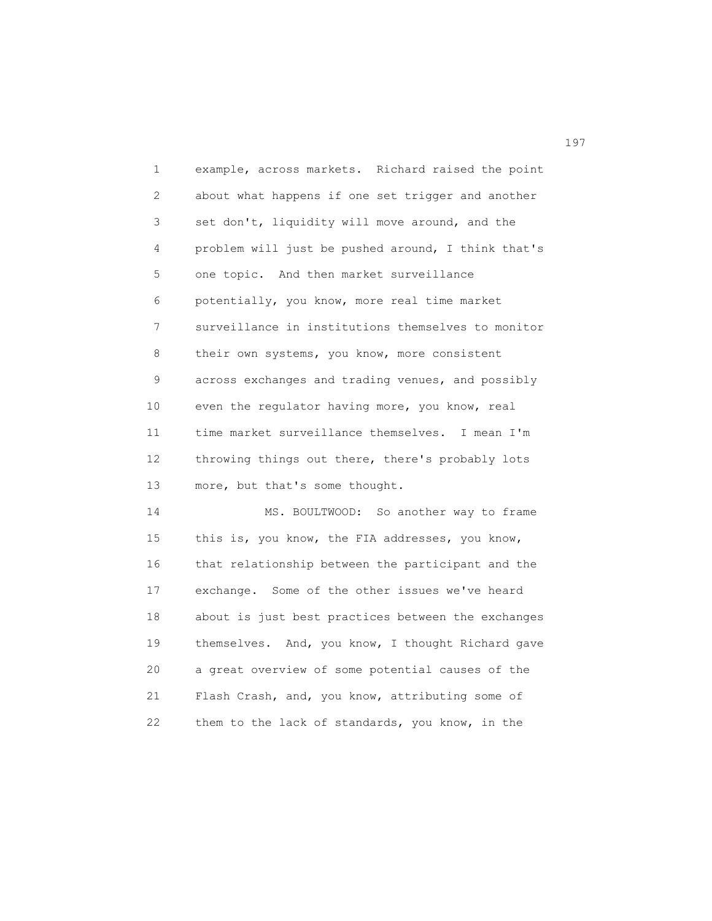example, across markets. Richard raised the point about what happens if one set trigger and another set don't, liquidity will move around, and the problem will just be pushed around, I think that's one topic. And then market surveillance potentially, you know, more real time market surveillance in institutions themselves to monitor their own systems, you know, more consistent across exchanges and trading venues, and possibly even the regulator having more, you know, real time market surveillance themselves. I mean I'm throwing things out there, there's probably lots more, but that's some thought.

MS. BOULTWOOD: So another way to frame this is, you know, the FIA addresses, you know, that relationship between the participant and the exchange. Some of the other issues we've heard about is just best practices between the exchanges themselves. And, you know, I thought Richard gave a great overview of some potential causes of the Flash Crash, and, you know, attributing some of them to the lack of standards, you know, in the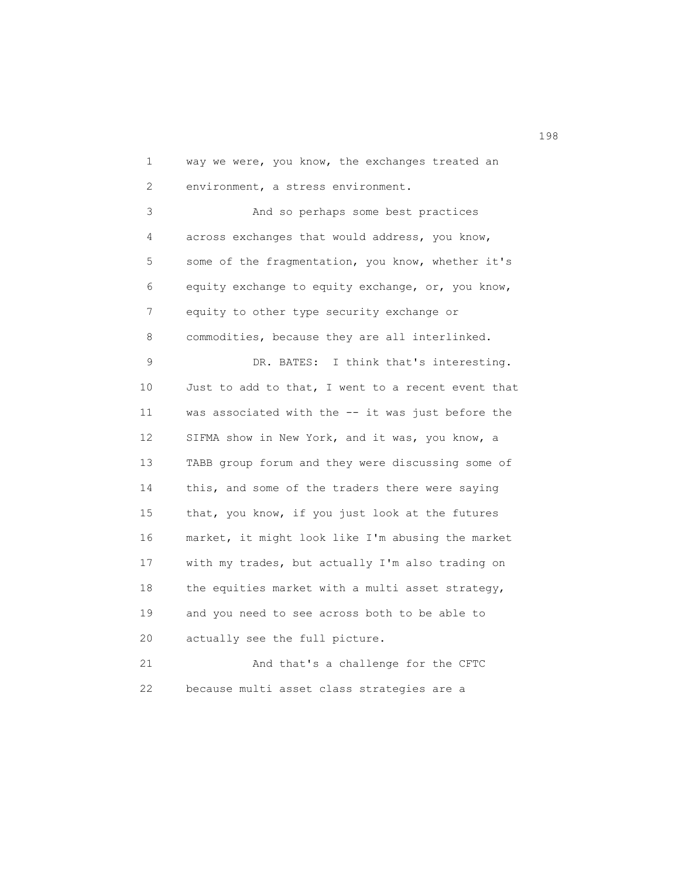way we were, you know, the exchanges treated an environment, a stress environment.

And so perhaps some best practices across exchanges that would address, you know, some of the fragmentation, you know, whether it's equity exchange to equity exchange, or, you know, equity to other type security exchange or commodities, because they are all interlinked.

DR. BATES: I think that's interesting. Just to add to that, I went to a recent event that was associated with the -- it was just before the SIFMA show in New York, and it was, you know, a TABB group forum and they were discussing some of this, and some of the traders there were saying that, you know, if you just look at the futures market, it might look like I'm abusing the market with my trades, but actually I'm also trading on the equities market with a multi asset strategy, and you need to see across both to be able to actually see the full picture.

And that's a challenge for the CFTC because multi asset class strategies are a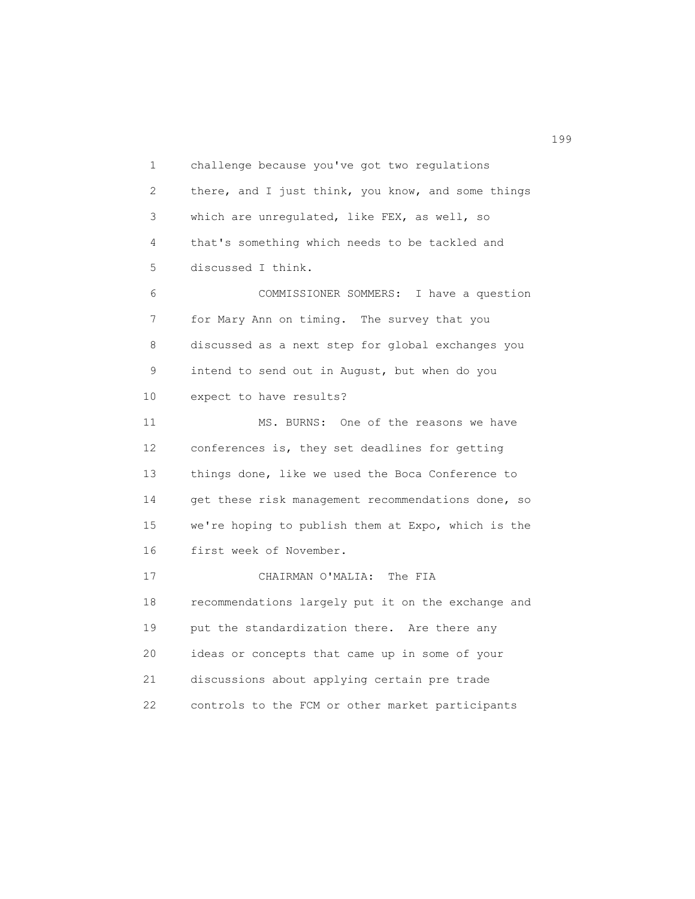challenge because you've got two regulations there, and I just think, you know, and some things which are unregulated, like FEX, as well, so that's something which needs to be tackled and discussed I think.

COMMISSIONER SOMMERS: I have a question for Mary Ann on timing. The survey that you discussed as a next step for global exchanges you intend to send out in August, but when do you expect to have results?

MS. BURNS: One of the reasons we have conferences is, they set deadlines for getting things done, like we used the Boca Conference to get these risk management recommendations done, so we're hoping to publish them at Expo, which is the first week of November.

CHAIRMAN O'MALIA: The FIA recommendations largely put it on the exchange and put the standardization there. Are there any ideas or concepts that came up in some of your discussions about applying certain pre trade controls to the FCM or other market participants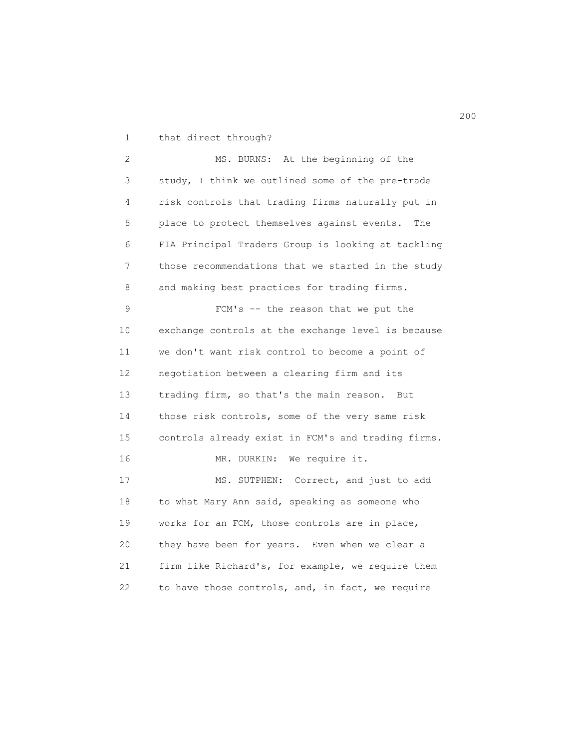that direct through?

MS. BURNS: At the beginning of the study, I think we outlined some of the pre-trade risk controls that trading firms naturally put in place to protect themselves against events. The FIA Principal Traders Group is looking at tackling those recommendations that we started in the study and making best practices for trading firms.

FCM's -- the reason that we put the exchange controls at the exchange level is because we don't want risk control to become a point of negotiation between a clearing firm and its trading firm, so that's the main reason. But those risk controls, some of the very same risk controls already exist in FCM's and trading firms.

MR. DURKIN: We require it.

MS. SUTPHEN: Correct, and just to add to what Mary Ann said, speaking as someone who works for an FCM, those controls are in place, they have been for years. Even when we clear a firm like Richard's, for example, we require them to have those controls, and, in fact, we require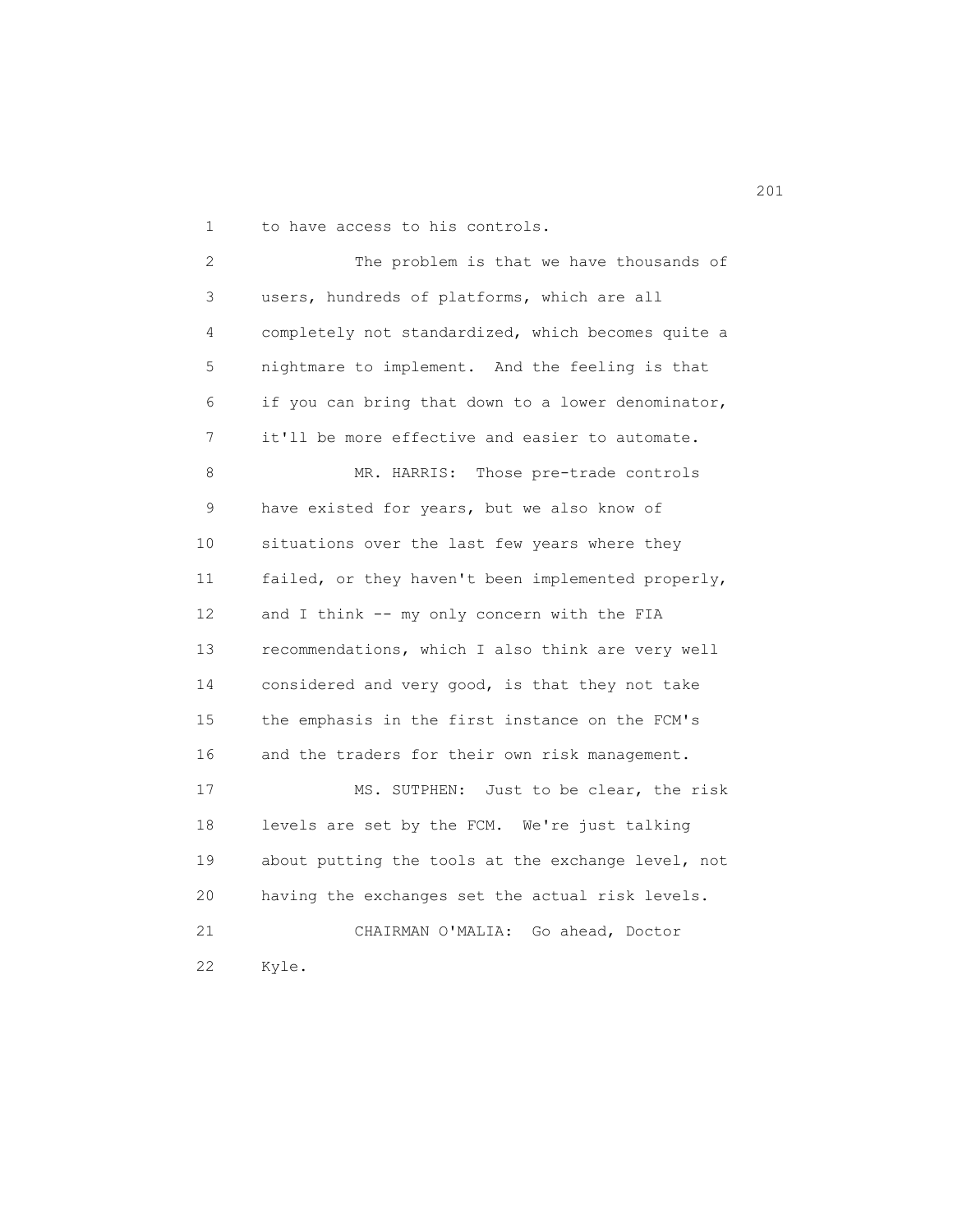to have access to his controls.

The problem is that we have thousands of users, hundreds of platforms, which are all completely not standardized, which becomes quite a nightmare to implement. And the feeling is that if you can bring that down to a lower denominator, it'll be more effective and easier to automate.

MR. HARRIS: Those pre-trade controls have existed for years, but we also know of situations over the last few years where they failed, or they haven't been implemented properly, and I think -- my only concern with the FIA recommendations, which I also think are very well considered and very good, is that they not take the emphasis in the first instance on the FCM's and the traders for their own risk management.

MS. SUTPHEN: Just to be clear, the risk levels are set by the FCM. We're just talking about putting the tools at the exchange level, not having the exchanges set the actual risk levels.

CHAIRMAN O'MALIA: Go ahead, Doctor Kyle.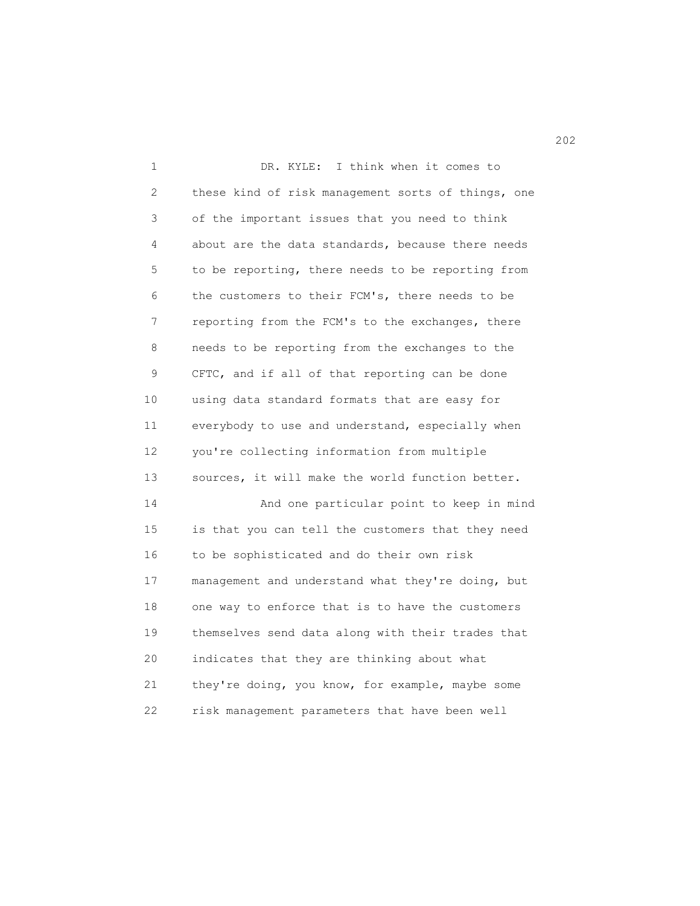DR. KYLE: I think when it comes to these kind of risk management sorts of things, one of the important issues that you need to think about are the data standards, because there needs to be reporting, there needs to be reporting from the customers to their FCM's, there needs to be reporting from the FCM's to the exchanges, there needs to be reporting from the exchanges to the CFTC, and if all of that reporting can be done using data standard formats that are easy for everybody to use and understand, especially when you're collecting information from multiple sources, it will make the world function better.

And one particular point to keep in mind is that you can tell the customers that they need to be sophisticated and do their own risk management and understand what they're doing, but one way to enforce that is to have the customers themselves send data along with their trades that indicates that they are thinking about what they're doing, you know, for example, maybe some risk management parameters that have been well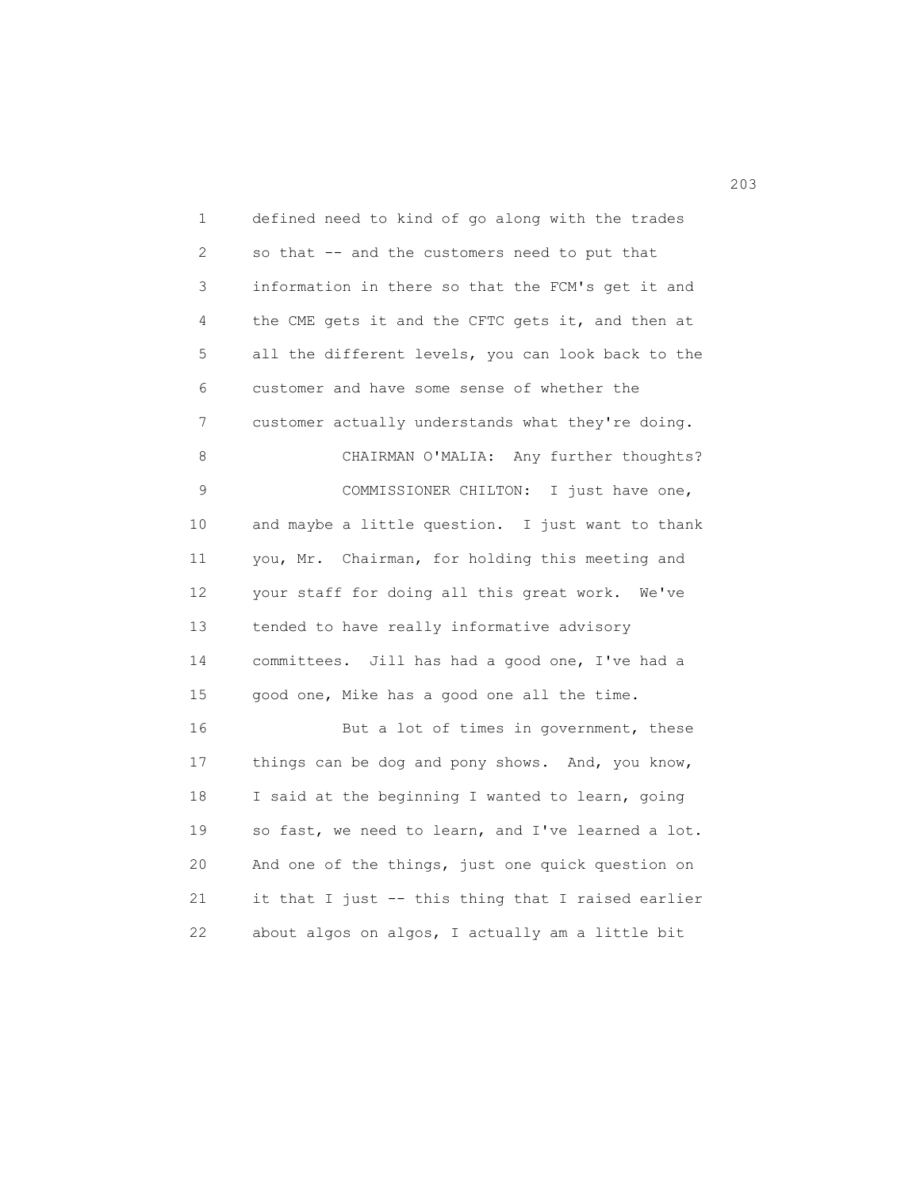defined need to kind of go along with the trades so that -- and the customers need to put that information in there so that the FCM's get it and the CME gets it and the CFTC gets it, and then at all the different levels, you can look back to the customer and have some sense of whether the customer actually understands what they're doing.

CHAIRMAN O'MALIA: Any further thoughts?

COMMISSIONER CHILTON: I just have one, and maybe a little question. I just want to thank you, Mr. Chairman, for holding this meeting and your staff for doing all this great work. We've tended to have really informative advisory committees. Jill has had a good one, I've had a good one, Mike has a good one all the time.

But a lot of times in government, these things can be dog and pony shows. And, you know, I said at the beginning I wanted to learn, going so fast, we need to learn, and I've learned a lot. And one of the things, just one quick question on it that I just -- this thing that I raised earlier about algos on algos, I actually am a little bit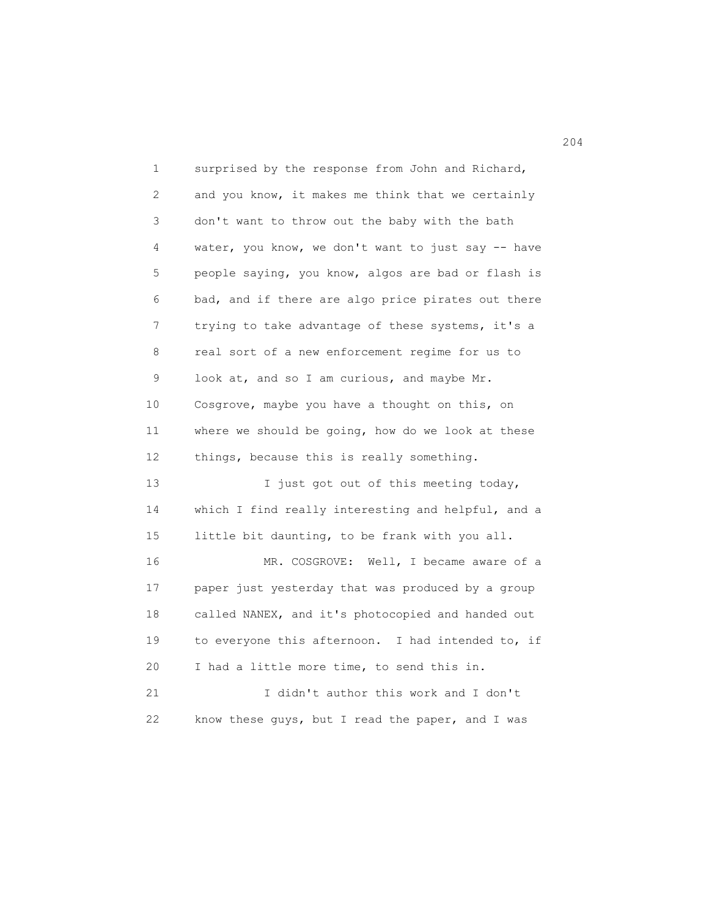surprised by the response from John and Richard, and you know, it makes me think that we certainly don't want to throw out the baby with the bath water, you know, we don't want to just say -- have people saying, you know, algos are bad or flash is bad, and if there are algo price pirates out there trying to take advantage of these systems, it's a real sort of a new enforcement regime for us to look at, and so I am curious, and maybe Mr. Cosgrove, maybe you have a thought on this, on where we should be going, how do we look at these things, because this is really something.

I just got out of this meeting today, which I find really interesting and helpful, and a little bit daunting, to be frank with you all.

MR. COSGROVE: Well, I became aware of a paper just yesterday that was produced by a group called NANEX, and it's photocopied and handed out to everyone this afternoon. I had intended to, if I had a little more time, to send this in.

I didn't author this work and I don't know these guys, but I read the paper, and I was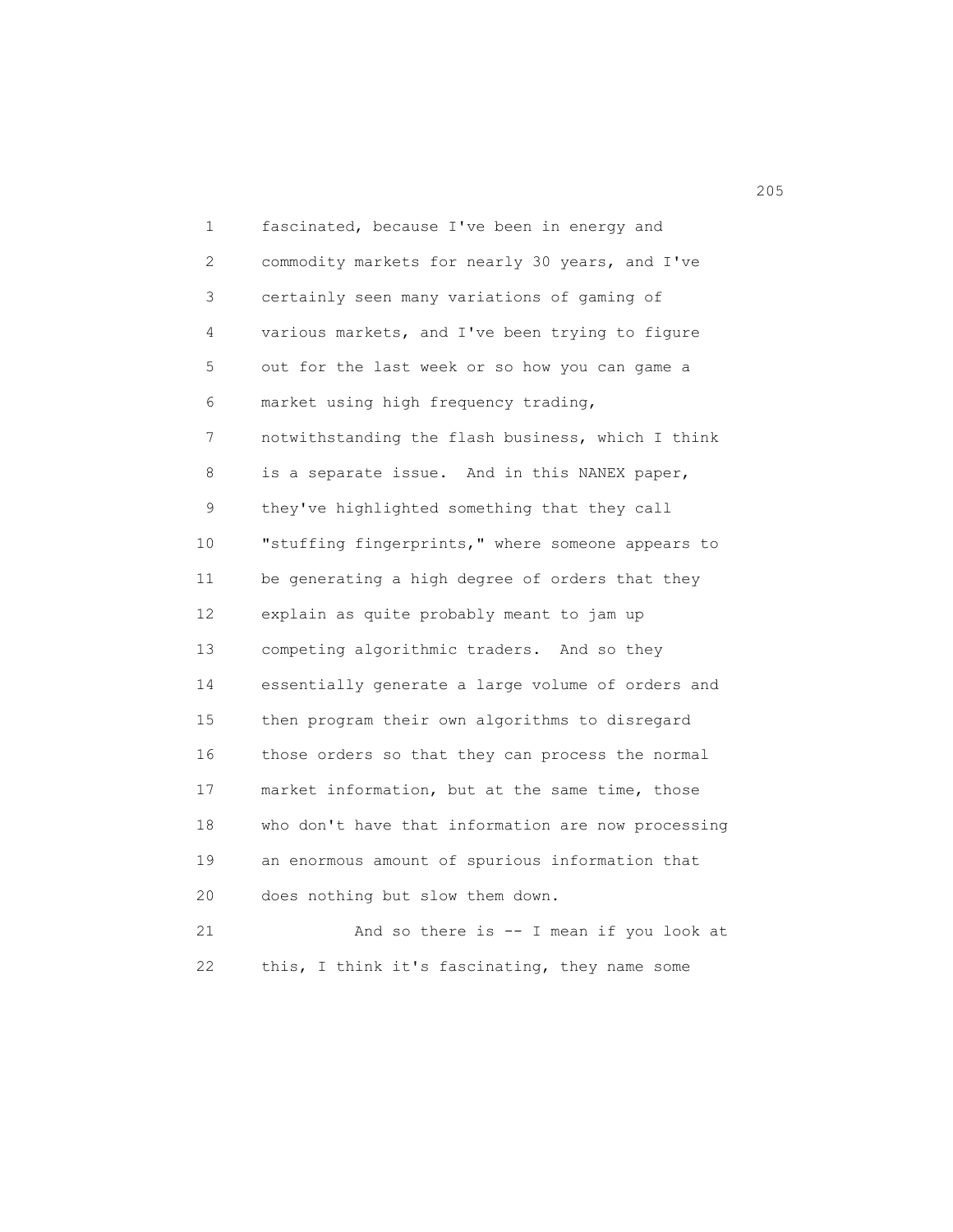fascinated, because I've been in energy and commodity markets for nearly 30 years, and I've certainly seen many variations of gaming of various markets, and I've been trying to figure out for the last week or so how you can game a market using high frequency trading, notwithstanding the flash business, which I think is a separate issue. And in this NANEX paper, they've highlighted something that they call "stuffing fingerprints," where someone appears to be generating a high degree of orders that they explain as quite probably meant to jam up competing algorithmic traders. And so they essentially generate a large volume of orders and then program their own algorithms to disregard those orders so that they can process the normal market information, but at the same time, those who don't have that information are now processing an enormous amount of spurious information that does nothing but slow them down.

And so there is -- I mean if you look at this, I think it's fascinating, they name some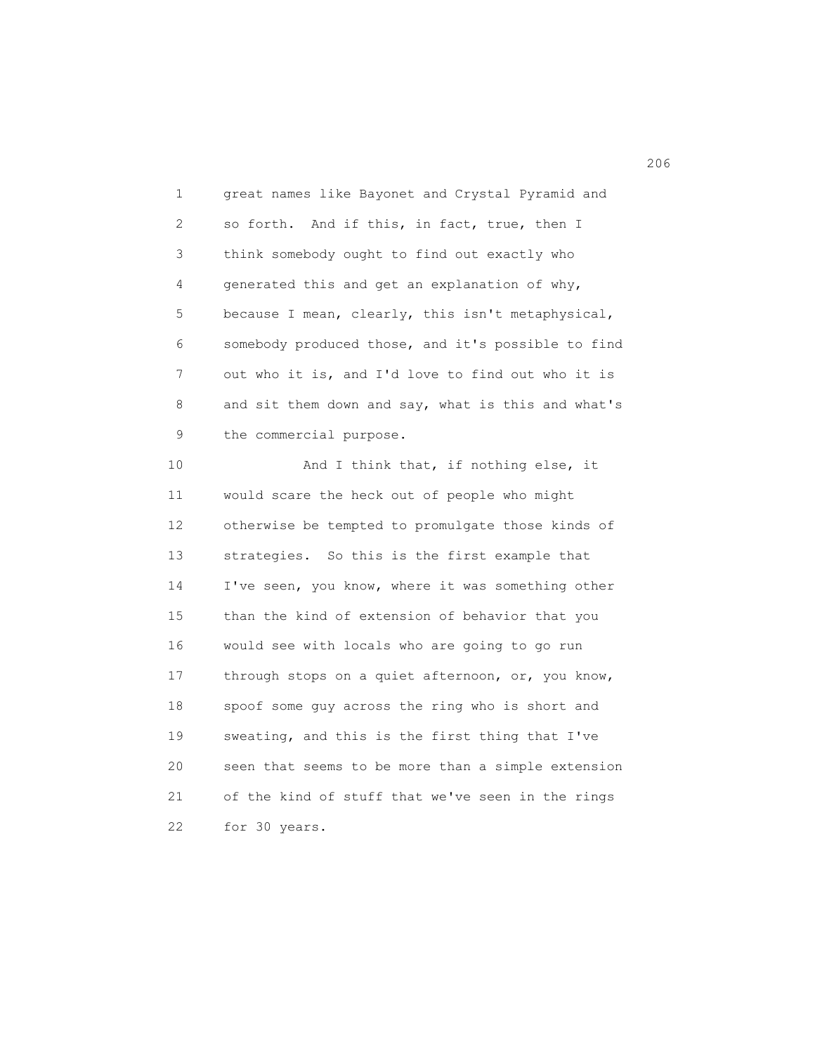great names like Bayonet and Crystal Pyramid and so forth. And if this, in fact, true, then I think somebody ought to find out exactly who generated this and get an explanation of why, because I mean, clearly, this isn't metaphysical, somebody produced those, and it's possible to find out who it is, and I'd love to find out who it is and sit them down and say, what is this and what's the commercial purpose.

And I think that, if nothing else, it would scare the heck out of people who might otherwise be tempted to promulgate those kinds of strategies. So this is the first example that I've seen, you know, where it was something other than the kind of extension of behavior that you would see with locals who are going to go run through stops on a quiet afternoon, or, you know, spoof some guy across the ring who is short and sweating, and this is the first thing that I've seen that seems to be more than a simple extension of the kind of stuff that we've seen in the rings for 30 years.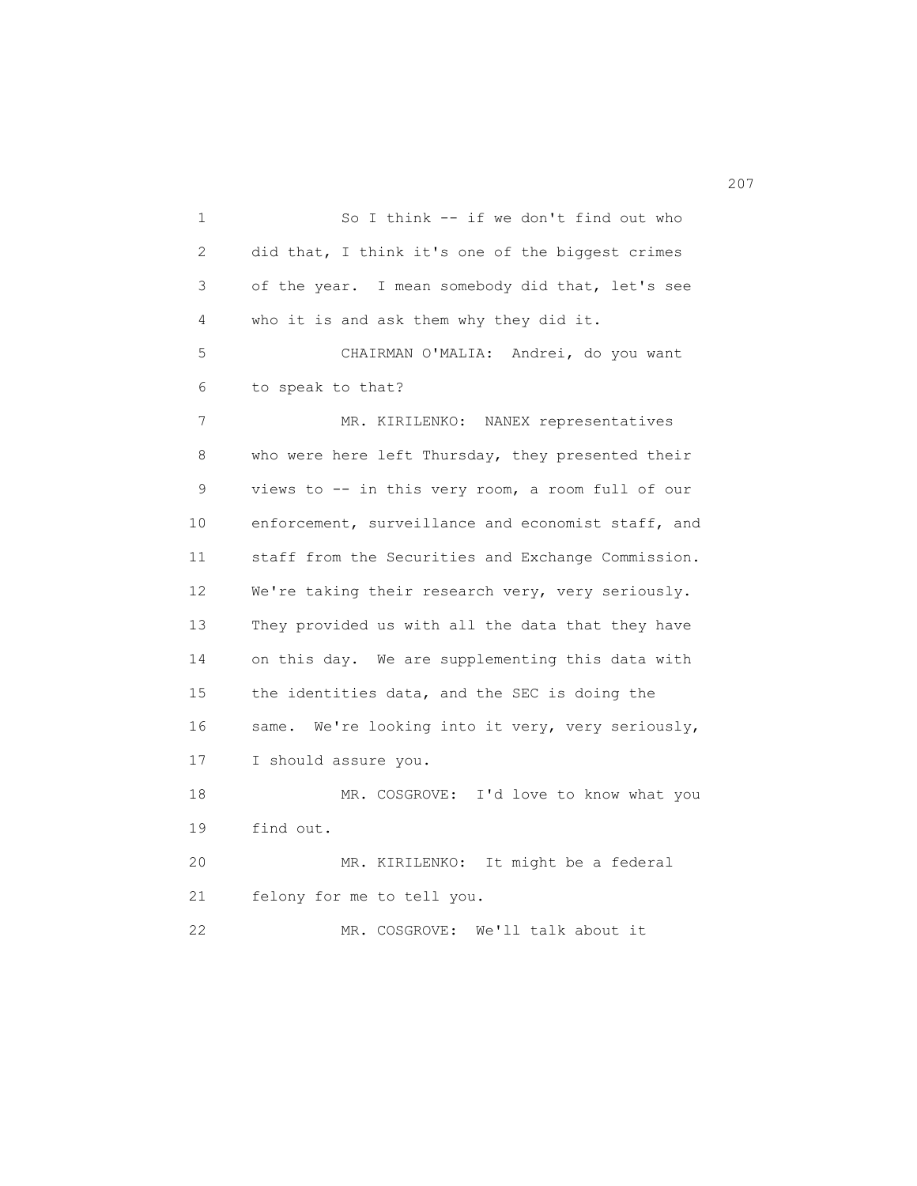So I think -- if we don't find out who did that, I think it's one of the biggest crimes of the year. I mean somebody did that, let's see who it is and ask them why they did it.

CHAIRMAN O'MALIA: Andrei, do you want to speak to that?

MR. KIRILENKO: NANEX representatives who were here left Thursday, they presented their views to -- in this very room, a room full of our enforcement, surveillance and economist staff, and staff from the Securities and Exchange Commission. We're taking their research very, very seriously. They provided us with all the data that they have on this day. We are supplementing this data with the identities data, and the SEC is doing the same. We're looking into it very, very seriously, I should assure you.

MR. COSGROVE: I'd love to know what you find out.

MR. KIRILENKO: It might be a federal felony for me to tell you.

MR. COSGROVE: We'll talk about it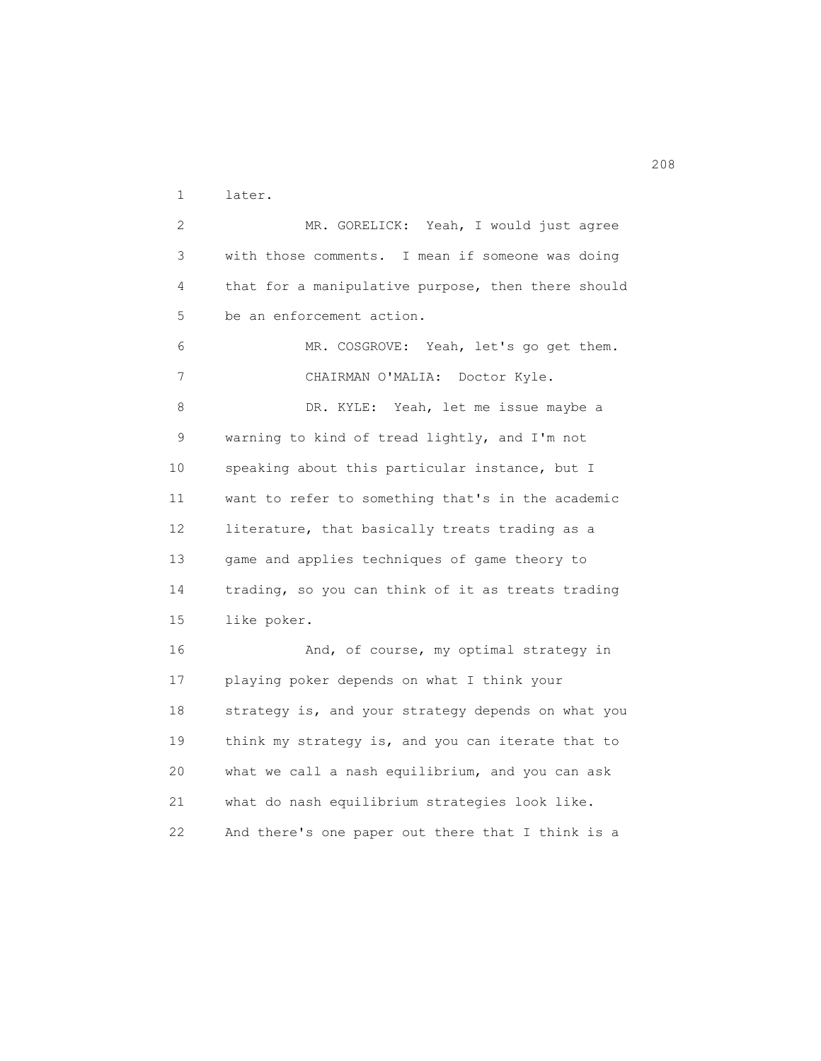later.

MR. GORELICK: Yeah, I would just agree with those comments. I mean if someone was doing that for a manipulative purpose, then there should be an enforcement action.

MR. COSGROVE: Yeah, let's go get them.

CHAIRMAN O'MALIA: Doctor Kyle.

DR. KYLE: Yeah, let me issue maybe a warning to kind of tread lightly, and I'm not speaking about this particular instance, but I want to refer to something that's in the academic literature, that basically treats trading as a game and applies techniques of game theory to trading, so you can think of it as treats trading like poker.

And, of course, my optimal strategy in playing poker depends on what I think your strategy is, and your strategy depends on what you think my strategy is, and you can iterate that to what we call a nash equilibrium, and you can ask what do nash equilibrium strategies look like. And there's one paper out there that I think is a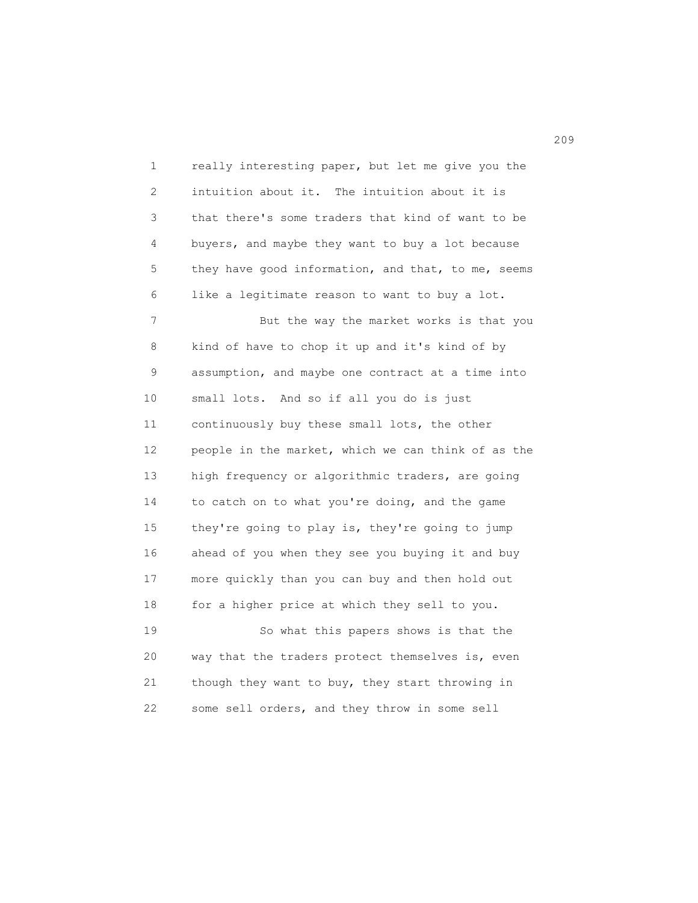really interesting paper, but let me give you the intuition about it. The intuition about it is that there's some traders that kind of want to be buyers, and maybe they want to buy a lot because they have good information, and that, to me, seems like a legitimate reason to want to buy a lot.

But the way the market works is that you kind of have to chop it up and it's kind of by assumption, and maybe one contract at a time into small lots. And so if all you do is just continuously buy these small lots, the other people in the market, which we can think of as the high frequency or algorithmic traders, are going to catch on to what you're doing, and the game they're going to play is, they're going to jump ahead of you when they see you buying it and buy more quickly than you can buy and then hold out for a higher price at which they sell to you.

So what this papers shows is that the way that the traders protect themselves is, even though they want to buy, they start throwing in some sell orders, and they throw in some sell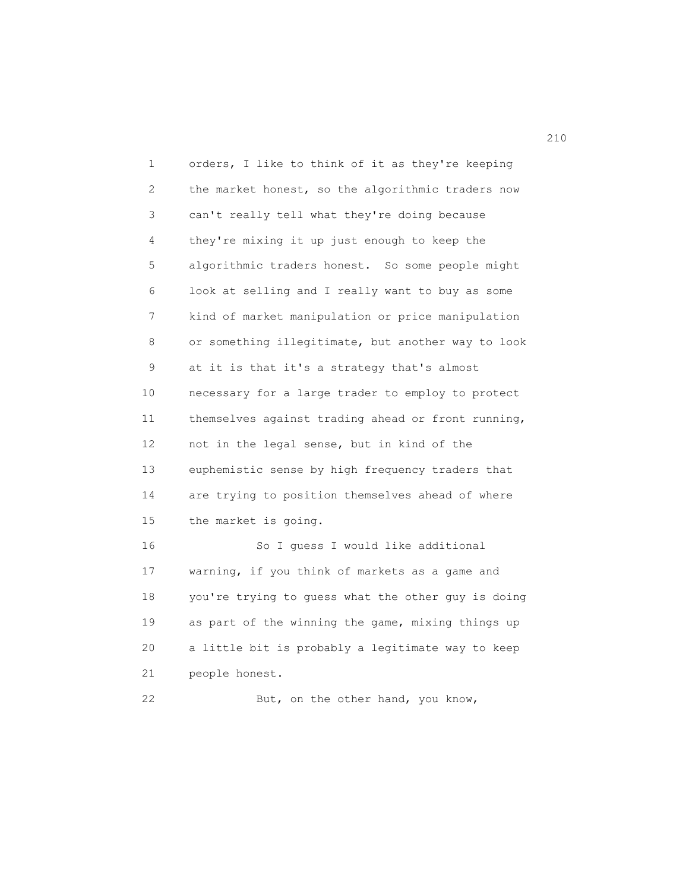orders, I like to think of it as they're keeping the market honest, so the algorithmic traders now can't really tell what they're doing because they're mixing it up just enough to keep the algorithmic traders honest. So some people might look at selling and I really want to buy as some kind of market manipulation or price manipulation or something illegitimate, but another way to look at it is that it's a strategy that's almost necessary for a large trader to employ to protect themselves against trading ahead or front running, not in the legal sense, but in kind of the euphemistic sense by high frequency traders that are trying to position themselves ahead of where the market is going.

So I guess I would like additional warning, if you think of markets as a game and you're trying to guess what the other guy is doing as part of the winning the game, mixing things up a little bit is probably a legitimate way to keep people honest.

But, on the other hand, you know,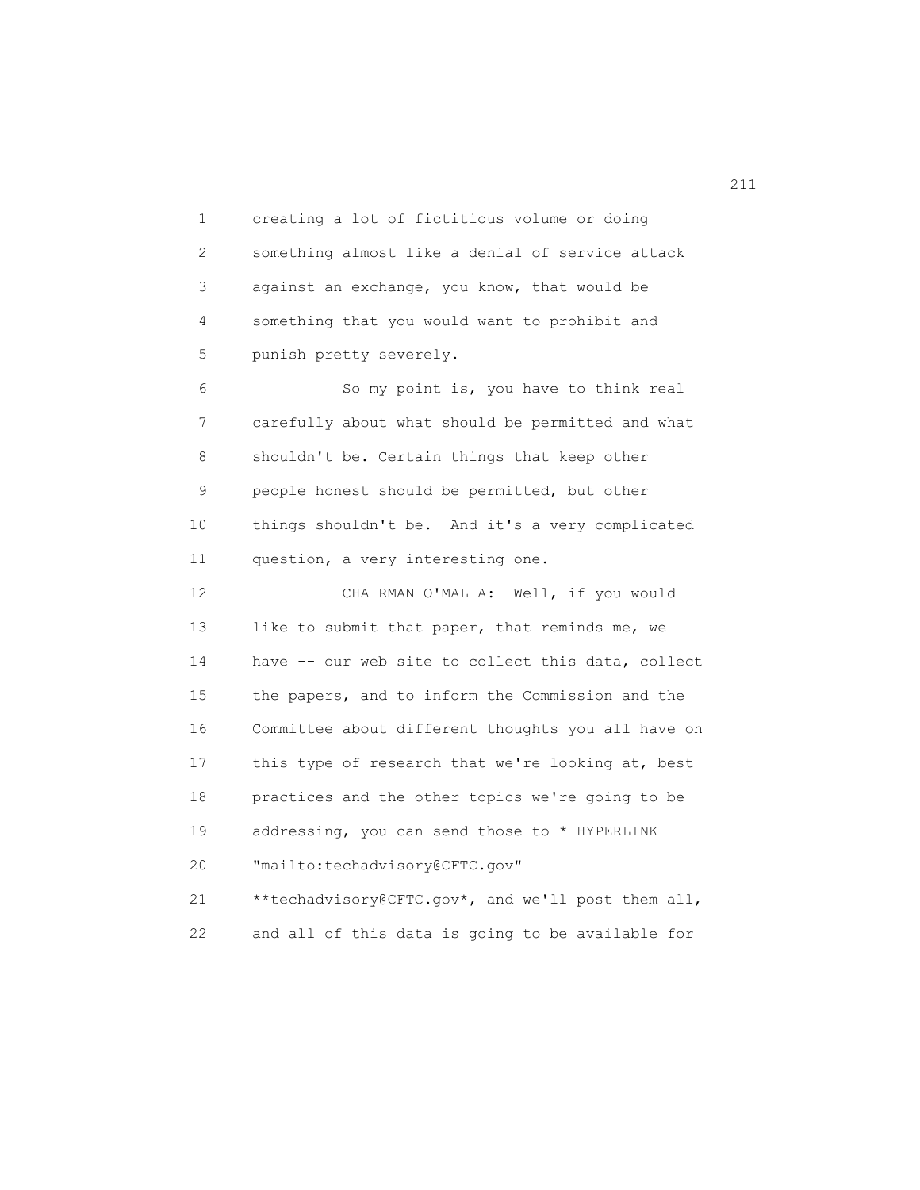creating a lot of fictitious volume or doing something almost like a denial of service attack against an exchange, you know, that would be something that you would want to prohibit and punish pretty severely.

So my point is, you have to think real carefully about what should be permitted and what shouldn't be. Certain things that keep other people honest should be permitted, but other things shouldn't be. And it's a very complicated question, a very interesting one.

CHAIRMAN O'MALIA: Well, if you would like to submit that paper, that reminds me, we have -- our web site to collect this data, collect the papers, and to inform the Commission and the Committee about different thoughts you all have on this type of research that we're looking at, best practices and the other topics we're going to be addressing, you can send those to * HYPERLINK "mailto:techadvisory@CFTC.gov" **techadvisory@CFTC.gov*, and we'll post them all, and all of this data is going to be available for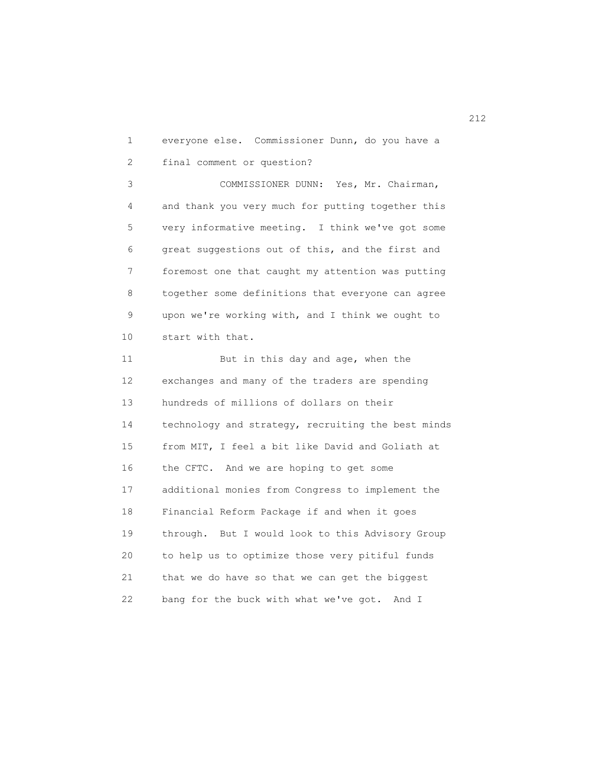everyone else. Commissioner Dunn, do you have a final comment or question?

COMMISSIONER DUNN: Yes, Mr. Chairman, and thank you very much for putting together this very informative meeting. I think we've got some great suggestions out of this, and the first and foremost one that caught my attention was putting together some definitions that everyone can agree upon we're working with, and I think we ought to start with that.

But in this day and age, when the exchanges and many of the traders are spending hundreds of millions of dollars on their technology and strategy, recruiting the best minds from MIT, I feel a bit like David and Goliath at the CFTC. And we are hoping to get some additional monies from Congress to implement the Financial Reform Package if and when it goes through. But I would look to this Advisory Group to help us to optimize those very pitiful funds that we do have so that we can get the biggest bang for the buck with what we've got. And I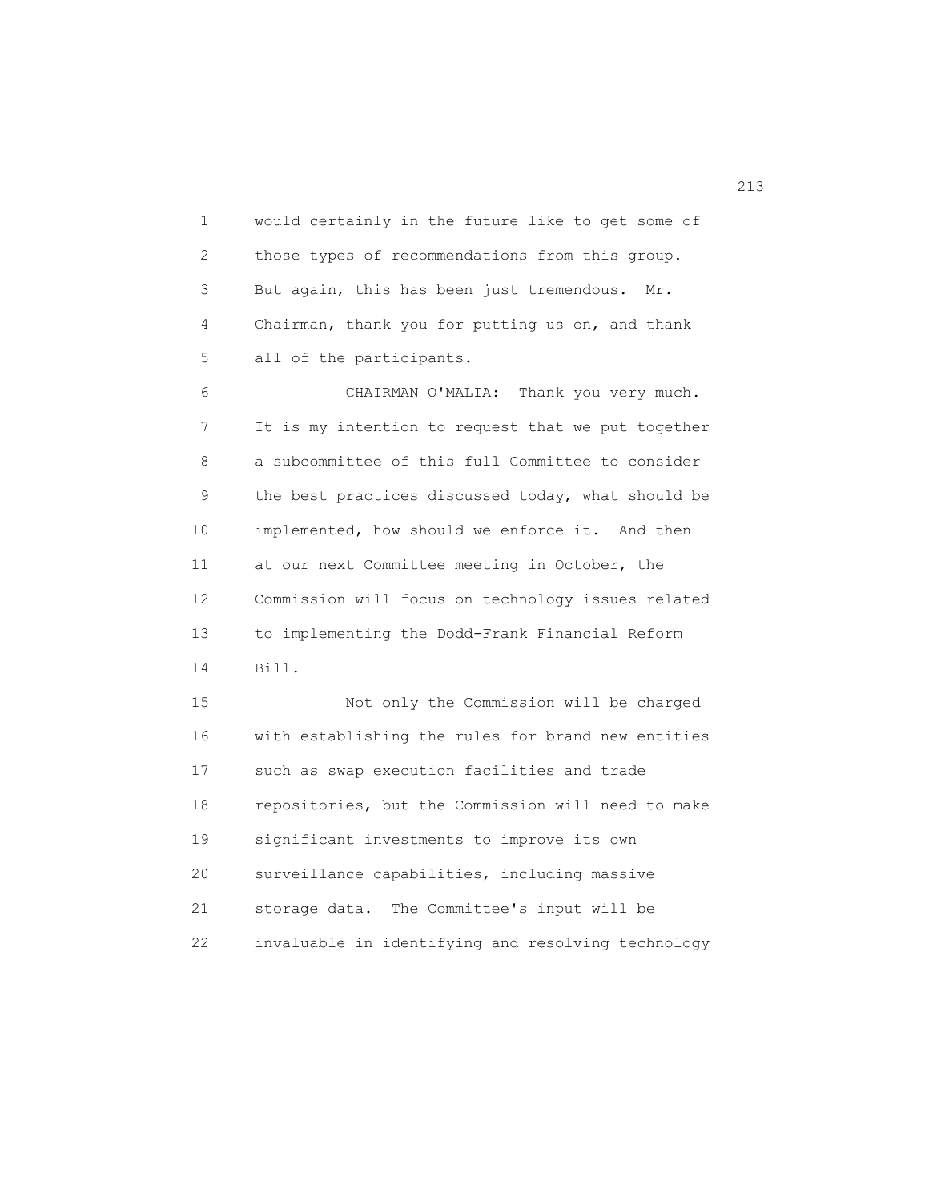would certainly in the future like to get some of those types of recommendations from this group. But again, this has been just tremendous. Mr. Chairman, thank you for putting us on, and thank all of the participants.

CHAIRMAN O'MALIA: Thank you very much. It is my intention to request that we put together a subcommittee of this full Committee to consider the best practices discussed today, what should be implemented, how should we enforce it. And then at our next Committee meeting in October, the Commission will focus on technology issues related to implementing the Dodd-Frank Financial Reform Bill.

Not only the Commission will be charged with establishing the rules for brand new entities such as swap execution facilities and trade repositories, but the Commission will need to make significant investments to improve its own surveillance capabilities, including massive storage data. The Committee's input will be invaluable in identifying and resolving technology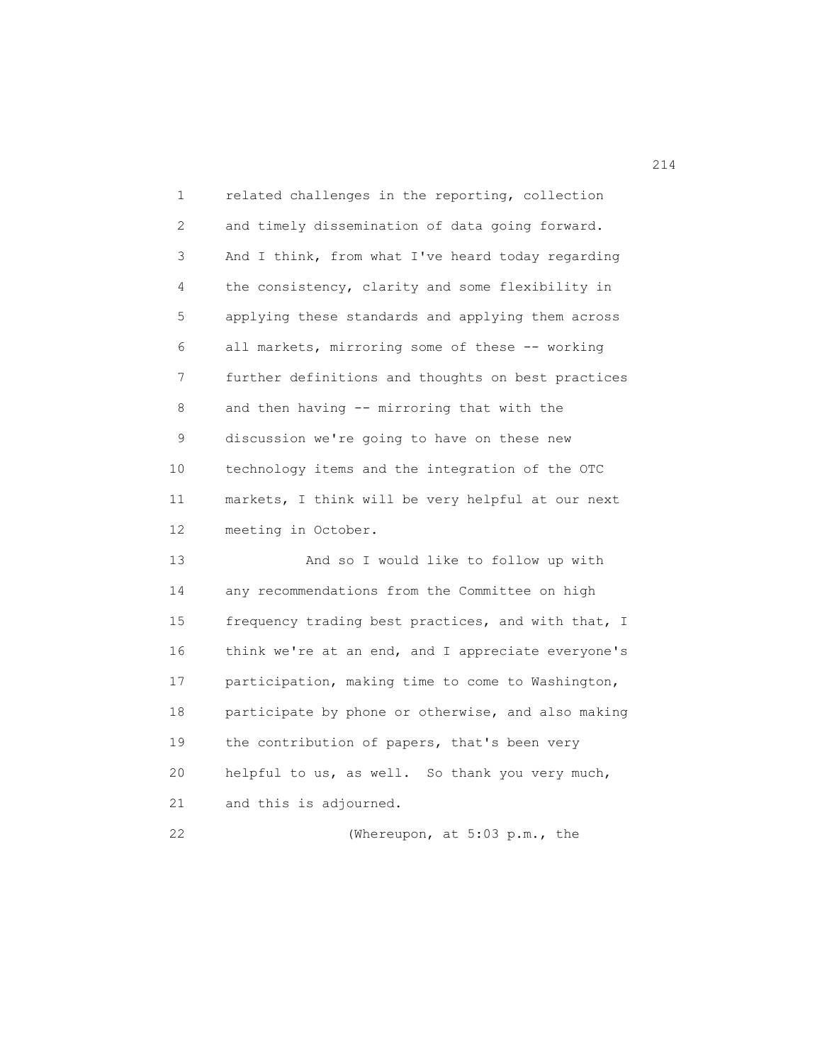related challenges in the reporting, collection and timely dissemination of data going forward. And I think, from what I've heard today regarding the consistency, clarity and some flexibility in applying these standards and applying them across all markets, mirroring some of these -- working further definitions and thoughts on best practices and then having -- mirroring that with the discussion we're going to have on these new technology items and the integration of the OTC markets, I think will be very helpful at our next meeting in October.

And so I would like to follow up with any recommendations from the Committee on high frequency trading best practices, and with that, I think we're at an end, and I appreciate everyone's participation, making time to come to Washington, participate by phone or otherwise, and also making the contribution of papers, that's been very helpful to us, as well. So thank you very much, and this is adjourned.

(Whereupon, at 5:03 p.m., the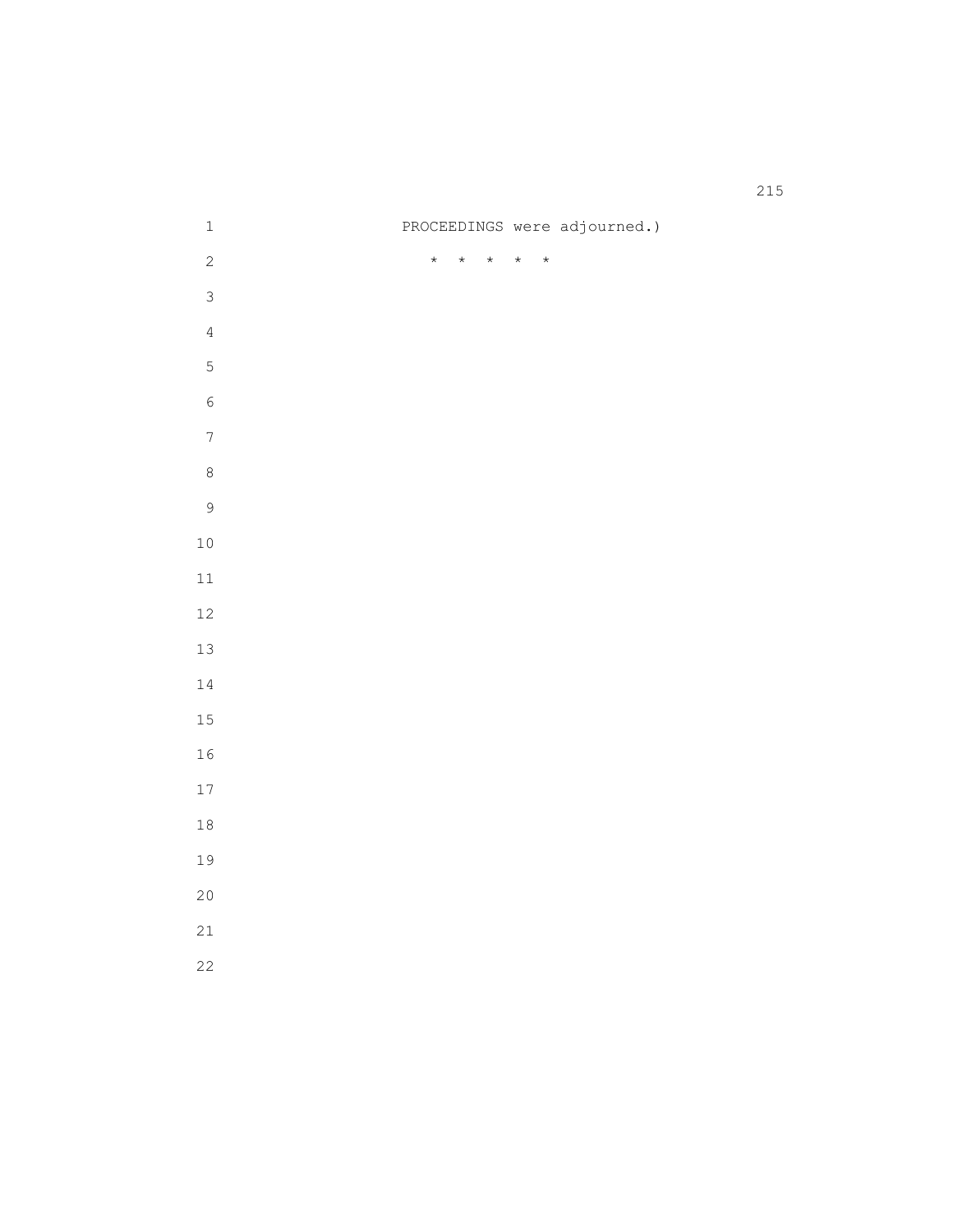PROCEEDINGS were adjourned.)

* * * * *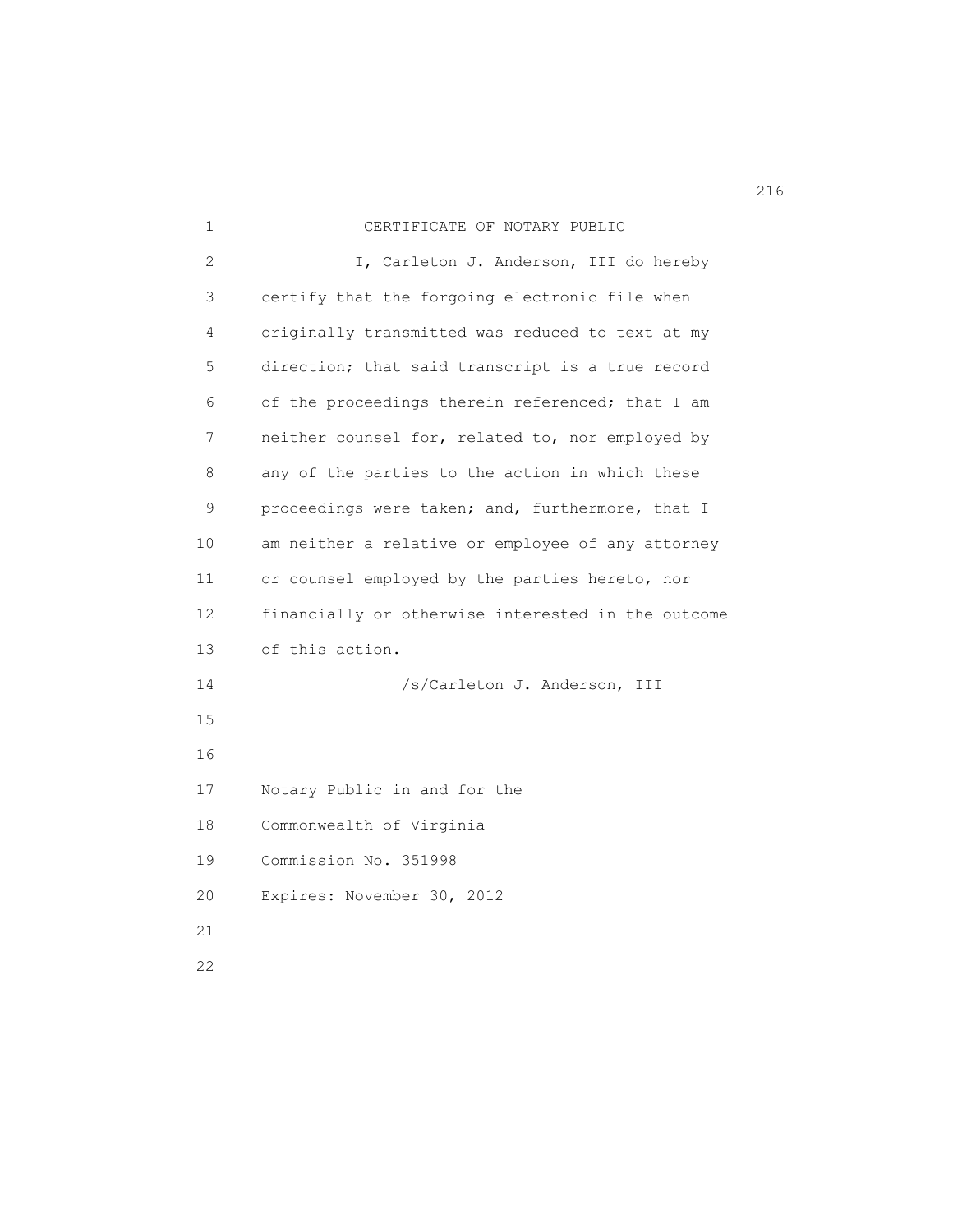# CERTIFICATE OF NOTARY PUBLIC

I, Carleton J. Anderson, III do hereby certify that the forgoing electronic file when originally transmitted was reduced to text at my direction; that said transcript is a true record of the proceedings therein referenced; that I am neither counsel for, related to, nor employed by any of the parties to the action in which these proceedings were taken; and, furthermore, that I am neither a relative or employee of any attorney or counsel employed by the parties hereto, nor financially or otherwise interested in the outcome of this action.

/s/Carleton J. Anderson, III

Notary Public in and for the
Commonwealth of Virginia
Commission No. 351998
Expires: November 30, 2012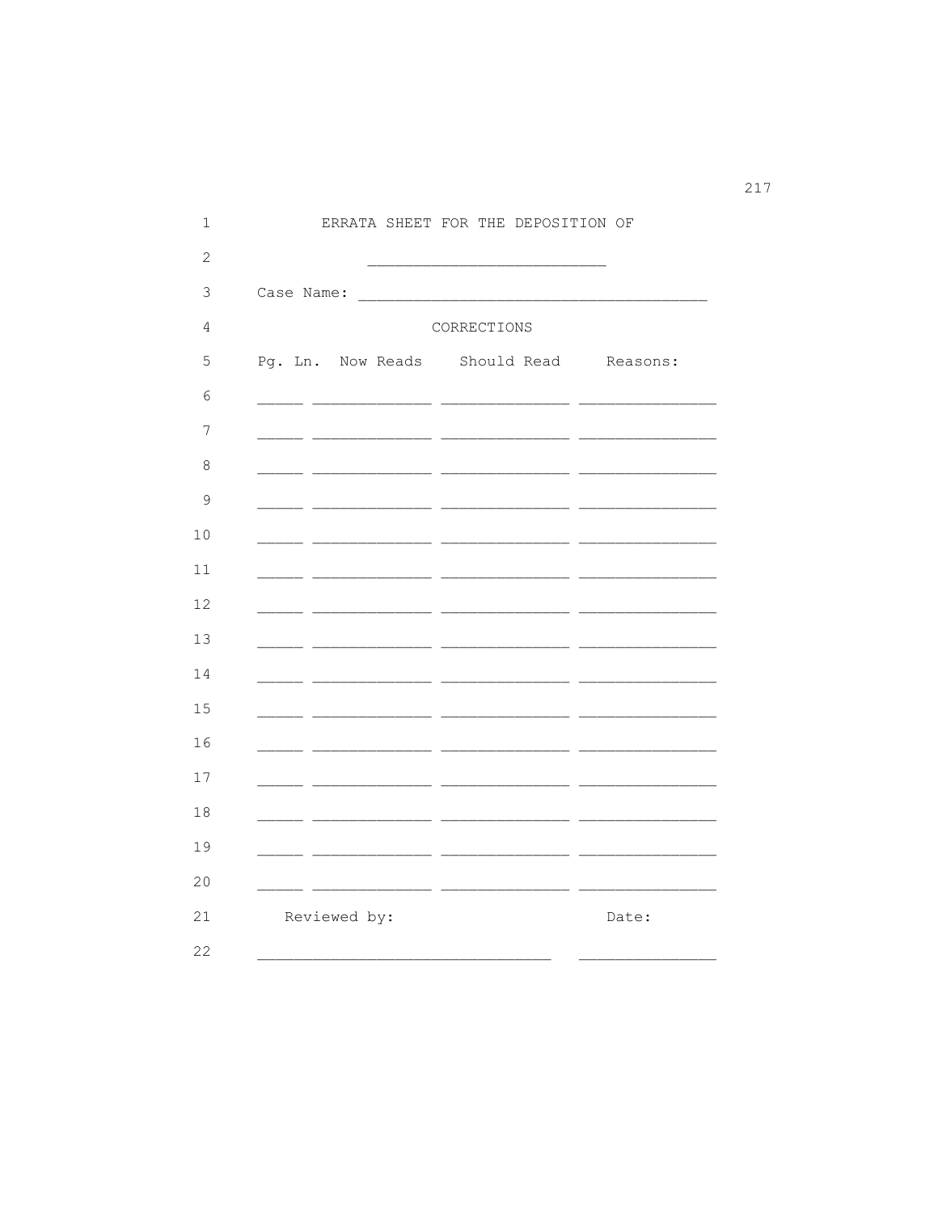ERRATA SHEET FOR THE DEPOSITION OF

\_\_\_\_\_\_\_\_\_\_\_\_\_\_\_\_\_\_\_\_\_\_\_\_\_\_

Case Name: \_\_\_\_\_\_\_\_\_\_\_\_\_\_\_\_\_\_\_\_\_\_\_\_\_\_\_\_\_\_\_\_\_\_\_\_\_\_

CORRECTIONS

| Pg. Ln. | Now Reads | Should Read | Reasons: |
|---|---|---|---|
| _____ | _____________ | ______________ | _______________ |
| _____ | _____________ | ______________ | _______________ |
| _____ | _____________ | ______________ | _______________ |
| _____ | _____________ | ______________ | _______________ |
| _____ | _____________ | ______________ | _______________ |
| _____ | _____________ | ______________ | _______________ |
| _____ | _____________ | ______________ | _______________ |
| _____ | _____________ | ______________ | _______________ |
| _____ | _____________ | ______________ | _______________ |
| _____ | _____________ | ______________ | _______________ |
| _____ | _____________ | ______________ | _______________ |
| _____ | _____________ | ______________ | _______________ |
| _____ | _____________ | ______________ | _______________ |
| _____ | _____________ | ______________ | _______________ |
| _____ | _____________ | ______________ | _______________ |

Reviewed by: Date:

\_\_\_\_\_\_\_\_\_\_\_\_\_\_\_\_\_\_\_\_\_\_\_\_\_\_\_\_\_\_\_\_ \_\_\_\_\_\_\_\_\_\_\_\_\_\_\_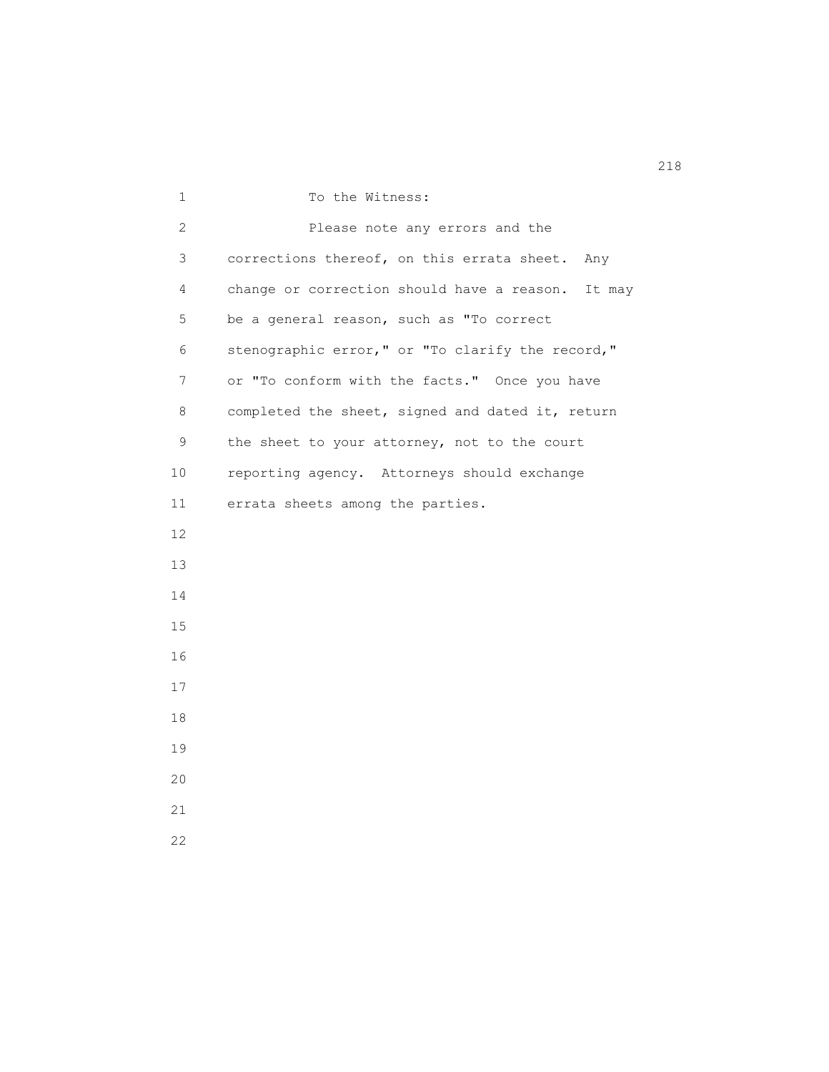To the Witness:

Please note any errors and the corrections thereof, on this errata sheet. Any change or correction should have a reason. It may be a general reason, such as "To correct stenographic error," or "To clarify the record," or "To conform with the facts." Once you have completed the sheet, signed and dated it, return the sheet to your attorney, not to the court reporting agency. Attorneys should exchange errata sheets among the parties.